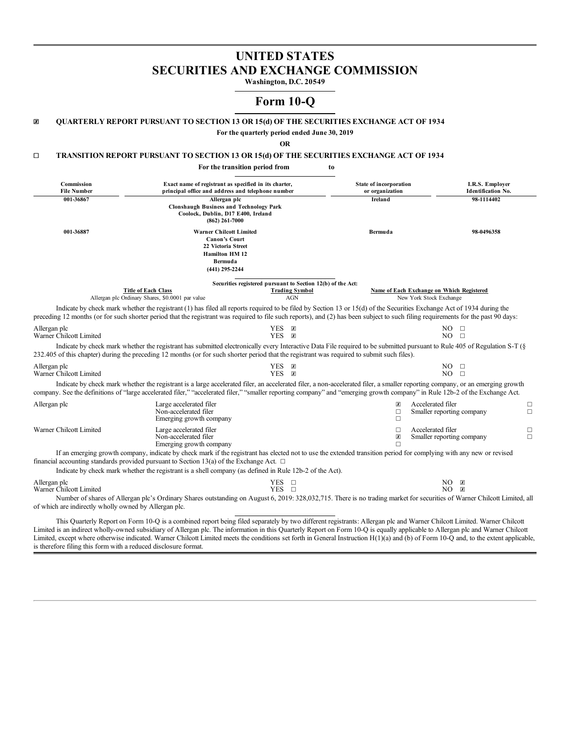# UNITED STATES
# SECURITIES AND EXCHANGE COMMISSION

**Washington, D.C. 20549**

# Form 10-Q

☒ **QUARTERLY REPORT PURSUANT TO SECTION 13 OR 15(d) OF THE SECURITIES EXCHANGE ACT OF 1934**

**For the quarterly period ended June 30, 2019**

**OR**

☐ **TRANSITION REPORT PURSUANT TO SECTION 13 OR 15(d) OF THE SECURITIES EXCHANGE ACT OF 1934**

**For the transition period from to**

| Commission File Number | Exact name of registrant as specified in its charter, principal office and address and telephone number | State of incorporation or organization | I.R.S. Employer Identification No. |
|---|---|---|---|
| 001-36867 | **Allergan plc**<br>**Clonshaugh Business and Technology Park**<br>**Coolock, Dublin, D17 E400, Ireland**<br>**(862) 261-7000** | Ireland | 98-1114402 |
| 001-36887 | **Warner Chilcott Limited**<br>**Canon's Court**<br>**22 Victoria Street**<br>**Hamilton HM 12**<br>**Bermuda**<br>**(441) 295-2244** | Bermuda | 98-0496358 |

**Securities registered pursuant to Section 12(b) of the Act:**

| Title of Each Class | Trading Symbol | Name of Each Exchange on Which Registered |
|---|---|---|
| Allergan plc Ordinary Shares, $0.0001 par value | AGN | New York Stock Exchange |

Indicate by check mark whether the registrant (1) has filed all reports required to be filed by Section 13 or 15(d) of the Securities Exchange Act of 1934 during the preceding 12 months (or for such shorter period that the registrant was required to file such reports), and (2) has been subject to such filing requirements for the past 90 days:

| | | |
|---|---|---|
| Allergan plc | YES ☒ | NO ☐ |
| Warner Chilcott Limited | YES ☒ | NO ☐ |

Indicate by check mark whether the registrant has submitted electronically every Interactive Data File required to be submitted pursuant to Rule 405 of Regulation S-T (§ 232.405 of this chapter) during the preceding 12 months (or for such shorter period that the registrant was required to submit such files).

| | | |
|---|---|---|
| Allergan plc | YES ☒ | NO ☐ |
| Warner Chilcott Limited | YES ☒ | NO ☐ |

Indicate by check mark whether the registrant is a large accelerated filer, an accelerated filer, a non-accelerated filer, a smaller reporting company, or an emerging growth company. See the definitions of "large accelerated filer," "accelerated filer," "smaller reporting company" and "emerging growth company" in Rule 12b-2 of the Exchange Act.

| | | | | |
|---|---|---|---|---|
| Allergan plc | Large accelerated filer | ☒ | Accelerated filer | ☐ |
| | Non-accelerated filer | ☐ | Smaller reporting company | ☐ |
| | Emerging growth company | ☐ | | |
| Warner Chilcott Limited | Large accelerated filer | ☐ | Accelerated filer | ☐ |
| | Non-accelerated filer | ☒ | Smaller reporting company | ☐ |
| | Emerging growth company | ☐ | | |

If an emerging growth company, indicate by check mark if the registrant has elected not to use the extended transition period for complying with any new or revised financial accounting standards provided pursuant to Section 13(a) of the Exchange Act. ☐

Indicate by check mark whether the registrant is a shell company (as defined in Rule 12b-2 of the Act).

| | | |
|---|---|---|
| Allergan plc | YES ☐ | NO ☒ |
| Warner Chilcott Limited | YES ☐ | NO ☒ |

Number of shares of Allergan plc's Ordinary Shares outstanding on August 6, 2019: 328,032,715. There is no trading market for securities of Warner Chilcott Limited, all of which are indirectly wholly owned by Allergan plc.

This Quarterly Report on Form 10-Q is a combined report being filed separately by two different registrants: Allergan plc and Warner Chilcott Limited. Warner Chilcott Limited is an indirect wholly-owned subsidiary of Allergan plc. The information in this Quarterly Report on Form 10-Q is equally applicable to Allergan plc and Warner Chilcott Limited, except where otherwise indicated. Warner Chilcott Limited meets the conditions set forth in General Instruction H(1)(a) and (b) of Form 10-Q and, to the extent applicable, is therefore filing this form with a reduced disclosure format.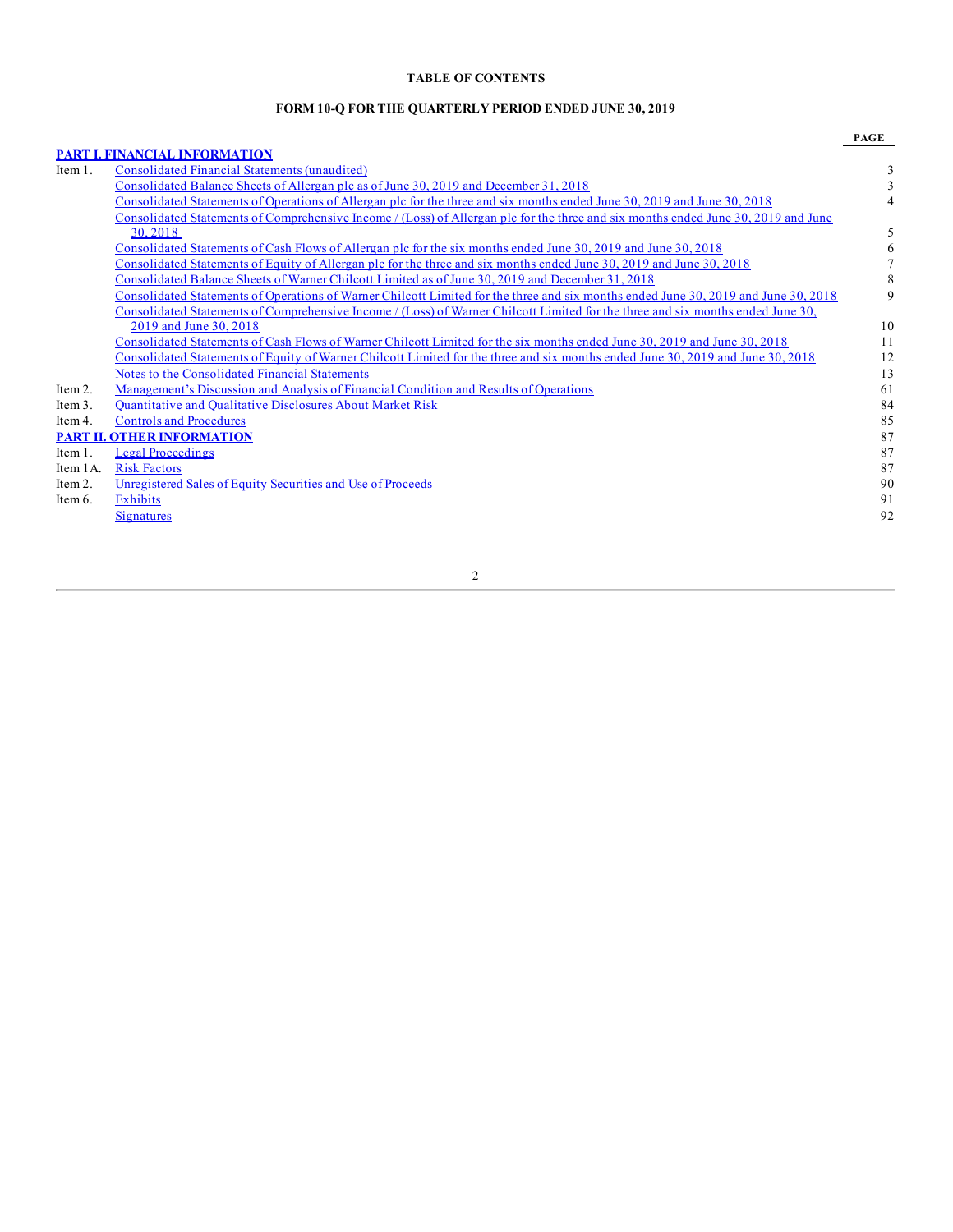**TABLE OF CONTENTS**

**FORM 10-Q FOR THE QUARTERLY PERIOD ENDED JUNE 30, 2019**

| | | **PAGE** |
|---|---|---|
| **PART I. FINANCIAL INFORMATION** | | |
| Item 1. | Consolidated Financial Statements (unaudited) | 3 |
| | Consolidated Balance Sheets of Allergan plc as of June 30, 2019 and December 31, 2018 | 3 |
| | Consolidated Statements of Operations of Allergan plc for the three and six months ended June 30, 2019 and June 30, 2018 | 4 |
| | Consolidated Statements of Comprehensive Income / (Loss) of Allergan plc for the three and six months ended June 30, 2019 and June 30, 2018 | 5 |
| | Consolidated Statements of Cash Flows of Allergan plc for the six months ended June 30, 2019 and June 30, 2018 | 6 |
| | Consolidated Statements of Equity of Allergan plc for the three and six months ended June 30, 2019 and June 30, 2018 | 7 |
| | Consolidated Balance Sheets of Warner Chilcott Limited as of June 30, 2019 and December 31, 2018 | 8 |
| | Consolidated Statements of Operations of Warner Chilcott Limited for the three and six months ended June 30, 2019 and June 30, 2018 | 9 |
| | Consolidated Statements of Comprehensive Income / (Loss) of Warner Chilcott Limited for the three and six months ended June 30, 2019 and June 30, 2018 | 10 |
| | Consolidated Statements of Cash Flows of Warner Chilcott Limited for the six months ended June 30, 2019 and June 30, 2018 | 11 |
| | Consolidated Statements of Equity of Warner Chilcott Limited for the three and six months ended June 30, 2019 and June 30, 2018 | 12 |
| | Notes to the Consolidated Financial Statements | 13 |
| Item 2. | Management's Discussion and Analysis of Financial Condition and Results of Operations | 61 |
| Item 3. | Quantitative and Qualitative Disclosures About Market Risk | 84 |
| Item 4. | Controls and Procedures | 85 |
| **PART II. OTHER INFORMATION** | | 87 |
| Item 1. | Legal Proceedings | 87 |
| Item 1A. | Risk Factors | 87 |
| Item 2. | Unregistered Sales of Equity Securities and Use of Proceeds | 90 |
| Item 6. | Exhibits | 91 |
| | Signatures | 92 |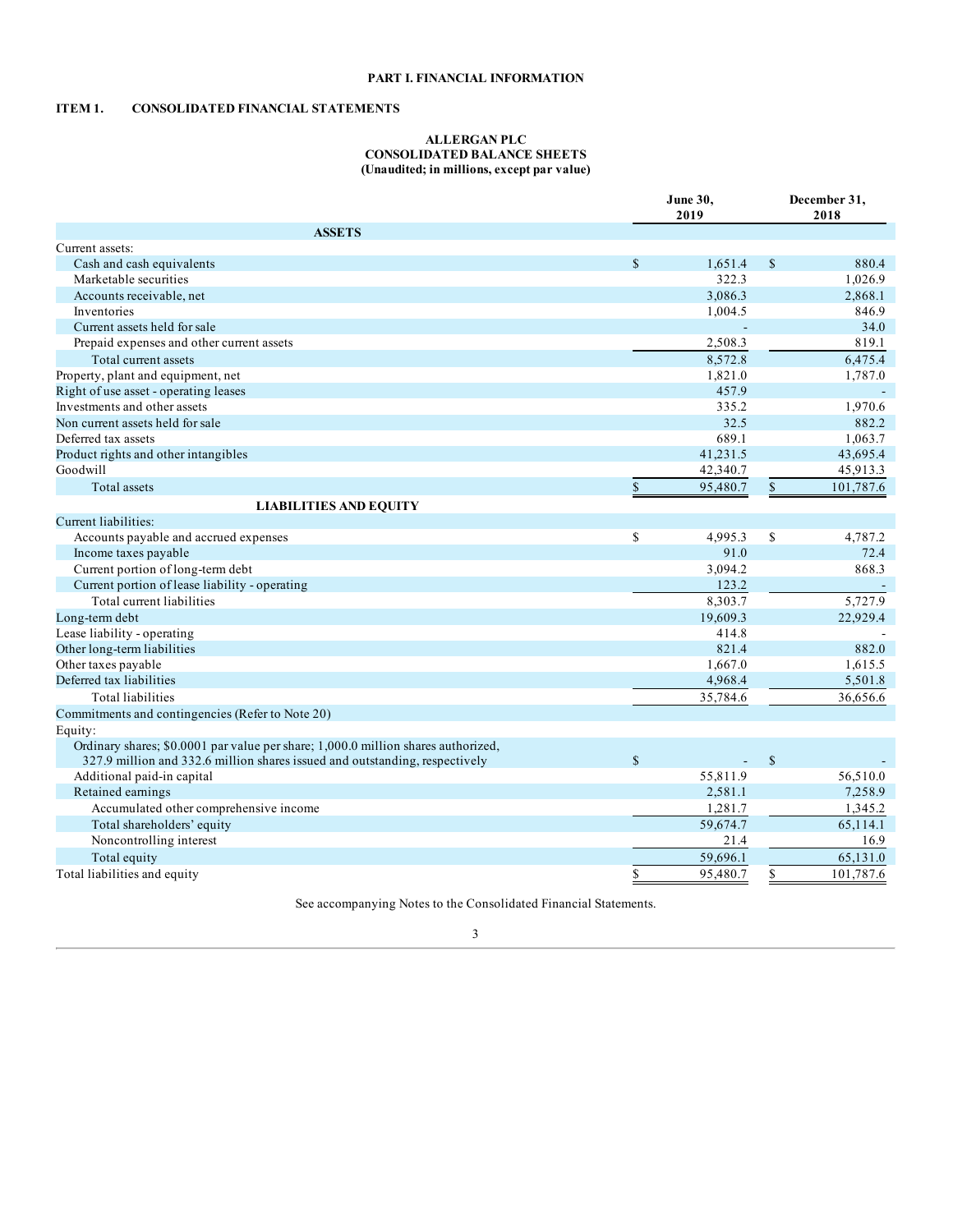# PART I. FINANCIAL INFORMATION

## ITEM 1. CONSOLIDATED FINANCIAL STATEMENTS

### ALLERGAN PLC
### CONSOLIDATED BALANCE SHEETS
### (Unaudited; in millions, except par value)

| | June 30, 2019 | December 31, 2018 |
|---|---|---|
| **ASSETS** | | |
| Current assets: | | |
| Cash and cash equivalents | $ 1,651.4 | $ 880.4 |
| Marketable securities | 322.3 | 1,026.9 |
| Accounts receivable, net | 3,086.3 | 2,868.1 |
| Inventories | 1,004.5 | 846.9 |
| Current assets held for sale | - | 34.0 |
| Prepaid expenses and other current assets | 2,508.3 | 819.1 |
| Total current assets | 8,572.8 | 6,475.4 |
| Property, plant and equipment, net | 1,821.0 | 1,787.0 |
| Right of use asset - operating leases | 457.9 | - |
| Investments and other assets | 335.2 | 1,970.6 |
| Non current assets held for sale | 32.5 | 882.2 |
| Deferred tax assets | 689.1 | 1,063.7 |
| Product rights and other intangibles | 41,231.5 | 43,695.4 |
| Goodwill | 42,340.7 | 45,913.3 |
| Total assets | $ 95,480.7 | $ 101,787.6 |
| **LIABILITIES AND EQUITY** | | |
| Current liabilities: | | |
| Accounts payable and accrued expenses | $ 4,995.3 | $ 4,787.2 |
| Income taxes payable | 91.0 | 72.4 |
| Current portion of long-term debt | 3,094.2 | 868.3 |
| Current portion of lease liability - operating | 123.2 | - |
| Total current liabilities | 8,303.7 | 5,727.9 |
| Long-term debt | 19,609.3 | 22,929.4 |
| Lease liability - operating | 414.8 | - |
| Other long-term liabilities | 821.4 | 882.0 |
| Other taxes payable | 1,667.0 | 1,615.5 |
| Deferred tax liabilities | 4,968.4 | 5,501.8 |
| Total liabilities | 35,784.6 | 36,656.6 |
| Commitments and contingencies (Refer to Note 20) | | |
| Equity: | | |
| Ordinary shares; $0.0001 par value per share; 1,000.0 million shares authorized, 327.9 million and 332.6 million shares issued and outstanding, respectively | $ - | $ - |
| Additional paid-in capital | 55,811.9 | 56,510.0 |
| Retained earnings | 2,581.1 | 7,258.9 |
| Accumulated other comprehensive income | 1,281.7 | 1,345.2 |
| Total shareholders' equity | 59,674.7 | 65,114.1 |
| Noncontrolling interest | 21.4 | 16.9 |
| Total equity | 59,696.1 | 65,131.0 |
| Total liabilities and equity | $ 95,480.7 | $ 101,787.6 |

See accompanying Notes to the Consolidated Financial Statements.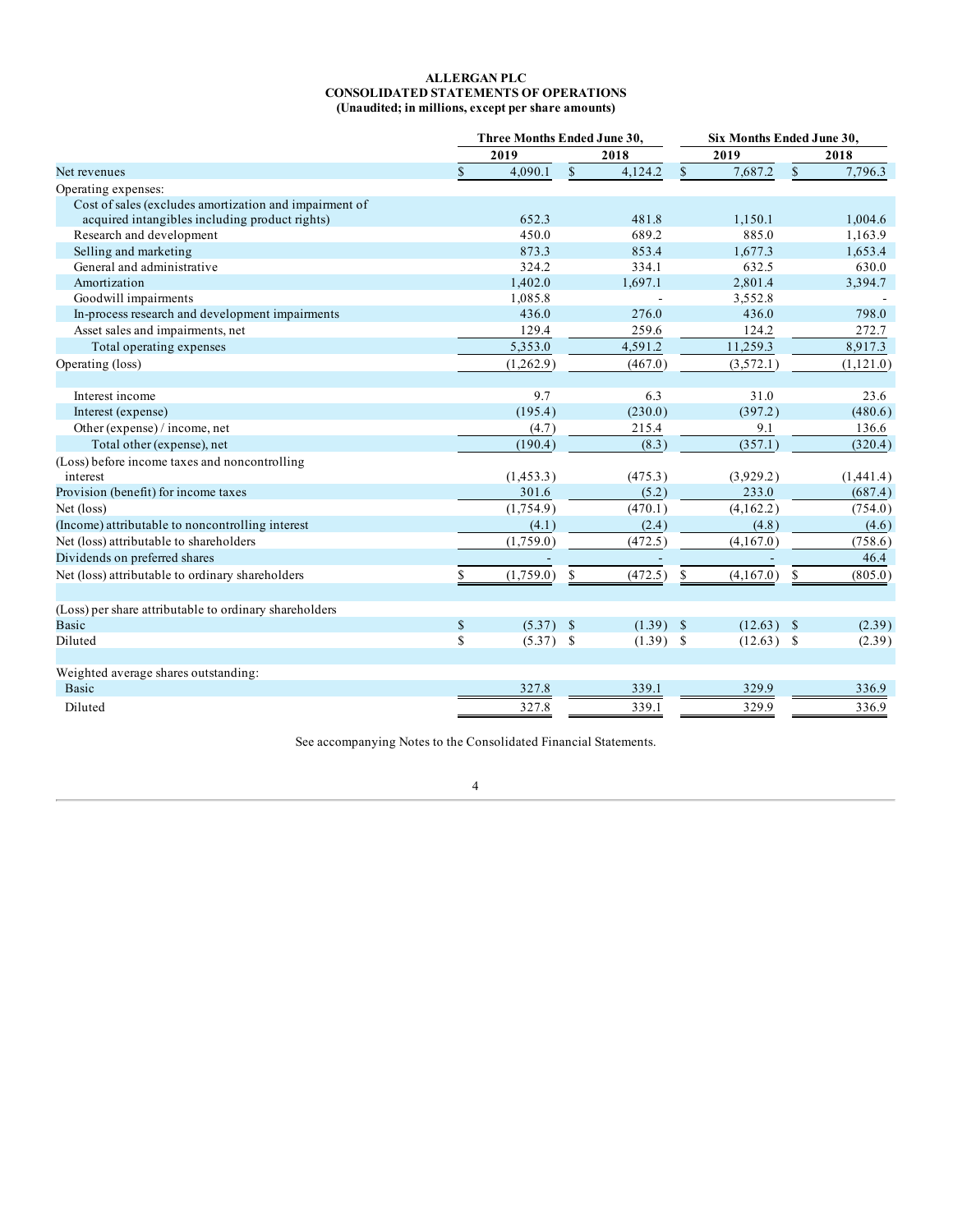**ALLERGAN PLC**
**CONSOLIDATED STATEMENTS OF OPERATIONS**
**(Unaudited; in millions, except per share amounts)**

| | Three Months Ended June 30, | | Six Months Ended June 30, | |
|---|---|---|---|---|
| | 2019 | 2018 | 2019 | 2018 |
| Net revenues | $ 4,090.1 | $ 4,124.2 | $ 7,687.2 | $ 7,796.3 |
| Operating expenses: | | | | |
| Cost of sales (excludes amortization and impairment of acquired intangibles including product rights) | 652.3 | 481.8 | 1,150.1 | 1,004.6 |
| Research and development | 450.0 | 689.2 | 885.0 | 1,163.9 |
| Selling and marketing | 873.3 | 853.4 | 1,677.3 | 1,653.4 |
| General and administrative | 324.2 | 334.1 | 632.5 | 630.0 |
| Amortization | 1,402.0 | 1,697.1 | 2,801.4 | 3,394.7 |
| Goodwill impairments | 1,085.8 | - | 3,552.8 | - |
| In-process research and development impairments | 436.0 | 276.0 | 436.0 | 798.0 |
| Asset sales and impairments, net | 129.4 | 259.6 | 124.2 | 272.7 |
| Total operating expenses | 5,353.0 | 4,591.2 | 11,259.3 | 8,917.3 |
| Operating (loss) | (1,262.9) | (467.0) | (3,572.1) | (1,121.0) |
| | | | | |
| Interest income | 9.7 | 6.3 | 31.0 | 23.6 |
| Interest (expense) | (195.4) | (230.0) | (397.2) | (480.6) |
| Other (expense) / income, net | (4.7) | 215.4 | 9.1 | 136.6 |
| Total other (expense), net | (190.4) | (8.3) | (357.1) | (320.4) |
| (Loss) before income taxes and noncontrolling interest | (1,453.3) | (475.3) | (3,929.2) | (1,441.4) |
| Provision (benefit) for income taxes | 301.6 | (5.2) | 233.0 | (687.4) |
| Net (loss) | (1,754.9) | (470.1) | (4,162.2) | (754.0) |
| (Income) attributable to noncontrolling interest | (4.1) | (2.4) | (4.8) | (4.6) |
| Net (loss) attributable to shareholders | (1,759.0) | (472.5) | (4,167.0) | (758.6) |
| Dividends on preferred shares | - | - | - | 46.4 |
| Net (loss) attributable to ordinary shareholders | $ (1,759.0) | $ (472.5) | $ (4,167.0) | $ (805.0) |
| | | | | |
| (Loss) per share attributable to ordinary shareholders | | | | |
| Basic | $ (5.37) | $ (1.39) | $ (12.63) | $ (2.39) |
| Diluted | $ (5.37) | $ (1.39) | $ (12.63) | $ (2.39) |
| | | | | |
| Weighted average shares outstanding: | | | | |
| Basic | 327.8 | 339.1 | 329.9 | 336.9 |
| Diluted | 327.8 | 339.1 | 329.9 | 336.9 |

See accompanying Notes to the Consolidated Financial Statements.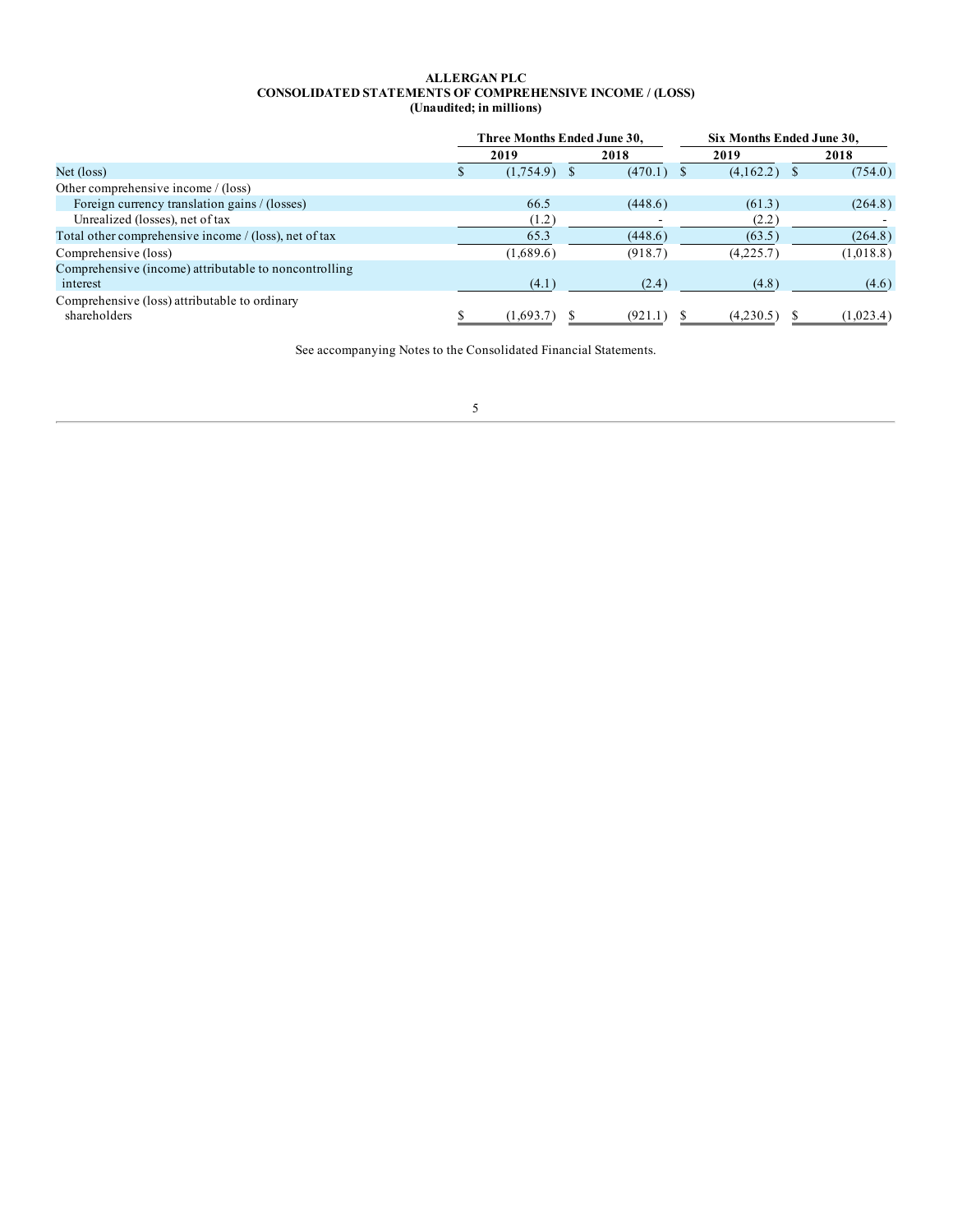**ALLERGAN PLC**
**CONSOLIDATED STATEMENTS OF COMPREHENSIVE INCOME / (LOSS)**
**(Unaudited; in millions)**

| | Three Months Ended June 30, | | Six Months Ended June 30, | |
|---|---|---|---|---|
| | 2019 | 2018 | 2019 | 2018 |
| Net (loss) | $ (1,754.9) | $ (470.1) | $ (4,162.2) | $ (754.0) |
| Other comprehensive income / (loss) | | | | |
| Foreign currency translation gains / (losses) | 66.5 | (448.6) | (61.3) | (264.8) |
| Unrealized (losses), net of tax | (1.2) | - | (2.2) | - |
| Total other comprehensive income / (loss), net of tax | 65.3 | (448.6) | (63.5) | (264.8) |
| Comprehensive (loss) | (1,689.6) | (918.7) | (4,225.7) | (1,018.8) |
| Comprehensive (income) attributable to noncontrolling interest | (4.1) | (2.4) | (4.8) | (4.6) |
| Comprehensive (loss) attributable to ordinary shareholders | $ (1,693.7) | $ (921.1) | $ (4,230.5) | $ (1,023.4) |

See accompanying Notes to the Consolidated Financial Statements.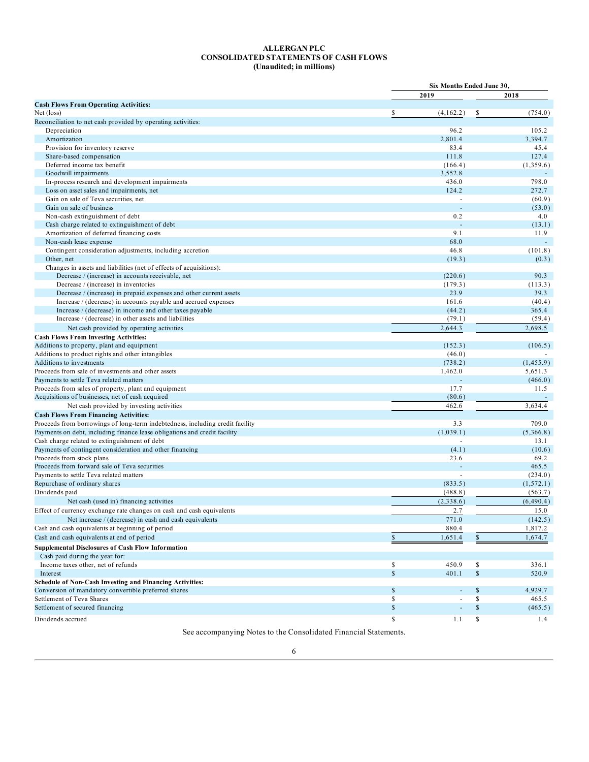# ALLERGAN PLC
## CONSOLIDATED STATEMENTS OF CASH FLOWS
### (Unaudited; in millions)

| | Six Months Ended June 30, | |
|---|---|---|
| | 2019 | 2018 |
| **Cash Flows From Operating Activities:** | | |
| Net (loss) | $ (4,162.2) | $ (754.0) |
| Reconciliation to net cash provided by operating activities: | | |
| Depreciation | 96.2 | 105.2 |
| Amortization | 2,801.4 | 3,394.7 |
| Provision for inventory reserve | 83.4 | 45.4 |
| Share-based compensation | 111.8 | 127.4 |
| Deferred income tax benefit | (166.4) | (1,359.6) |
| Goodwill impairments | 3,552.8 | - |
| In-process research and development impairments | 436.0 | 798.0 |
| Loss on asset sales and impairments, net | 124.2 | 272.7 |
| Gain on sale of Teva securities, net | - | (60.9) |
| Gain on sale of business | - | (53.0) |
| Non-cash extinguishment of debt | 0.2 | 4.0 |
| Cash charge related to extinguishment of debt | - | (13.1) |
| Amortization of deferred financing costs | 9.1 | 11.9 |
| Non-cash lease expense | 68.0 | - |
| Contingent consideration adjustments, including accretion | 46.8 | (101.8) |
| Other, net | (19.3) | (0.3) |
| Changes in assets and liabilities (net of effects of acquisitions): | | |
| Decrease / (increase) in accounts receivable, net | (220.6) | 90.3 |
| Decrease / (increase) in inventories | (179.3) | (113.3) |
| Decrease / (increase) in prepaid expenses and other current assets | 23.9 | 39.3 |
| Increase / (decrease) in accounts payable and accrued expenses | 161.6 | (40.4) |
| Increase / (decrease) in income and other taxes payable | (44.2) | 365.4 |
| Increase / (decrease) in other assets and liabilities | (79.1) | (59.4) |
| Net cash provided by operating activities | 2,644.3 | 2,698.5 |
| **Cash Flows From Investing Activities:** | | |
| Additions to property, plant and equipment | (152.3) | (106.5) |
| Additions to product rights and other intangibles | (46.0) | - |
| Additions to investments | (738.2) | (1,455.9) |
| Proceeds from sale of investments and other assets | 1,462.0 | 5,651.3 |
| Payments to settle Teva related matters | - | (466.0) |
| Proceeds from sales of property, plant and equipment | 17.7 | 11.5 |
| Acquisitions of businesses, net of cash acquired | (80.6) | - |
| Net cash provided by investing activities | 462.6 | 3,634.4 |
| **Cash Flows From Financing Activities:** | | |
| Proceeds from borrowings of long-term indebtedness, including credit facility | 3.3 | 709.0 |
| Payments on debt, including finance lease obligations and credit facility | (1,039.1) | (5,366.8) |
| Cash charge related to extinguishment of debt | - | 13.1 |
| Payments of contingent consideration and other financing | (4.1) | (10.6) |
| Proceeds from stock plans | 23.6 | 69.2 |
| Proceeds from forward sale of Teva securities | - | 465.5 |
| Payments to settle Teva related matters | - | (234.0) |
| Repurchase of ordinary shares | (833.5) | (1,572.1) |
| Dividends paid | (488.8) | (563.7) |
| Net cash (used in) financing activities | (2,338.6) | (6,490.4) |
| Effect of currency exchange rate changes on cash and cash equivalents | 2.7 | 15.0 |
| Net increase / (decrease) in cash and cash equivalents | 771.0 | (142.5) |
| Cash and cash equivalents at beginning of period | 880.4 | 1,817.2 |
| Cash and cash equivalents at end of period | $ 1,651.4 | $ 1,674.7 |
| **Supplemental Disclosures of Cash Flow Information** | | |
| Cash paid during the year for: | | |
| Income taxes other, net of refunds | $ 450.9 | $ 336.1 |
| Interest | $ 401.1 | $ 520.9 |
| **Schedule of Non-Cash Investing and Financing Activities:** | | |
| Conversion of mandatory convertible preferred shares | $ - | $ 4,929.7 |
| Settlement of Teva Shares | $ - | $ 465.5 |
| Settlement of secured financing | $ - | $ (465.5) |
| Dividends accrued | $ 1.1 | $ 1.4 |

See accompanying Notes to the Consolidated Financial Statements.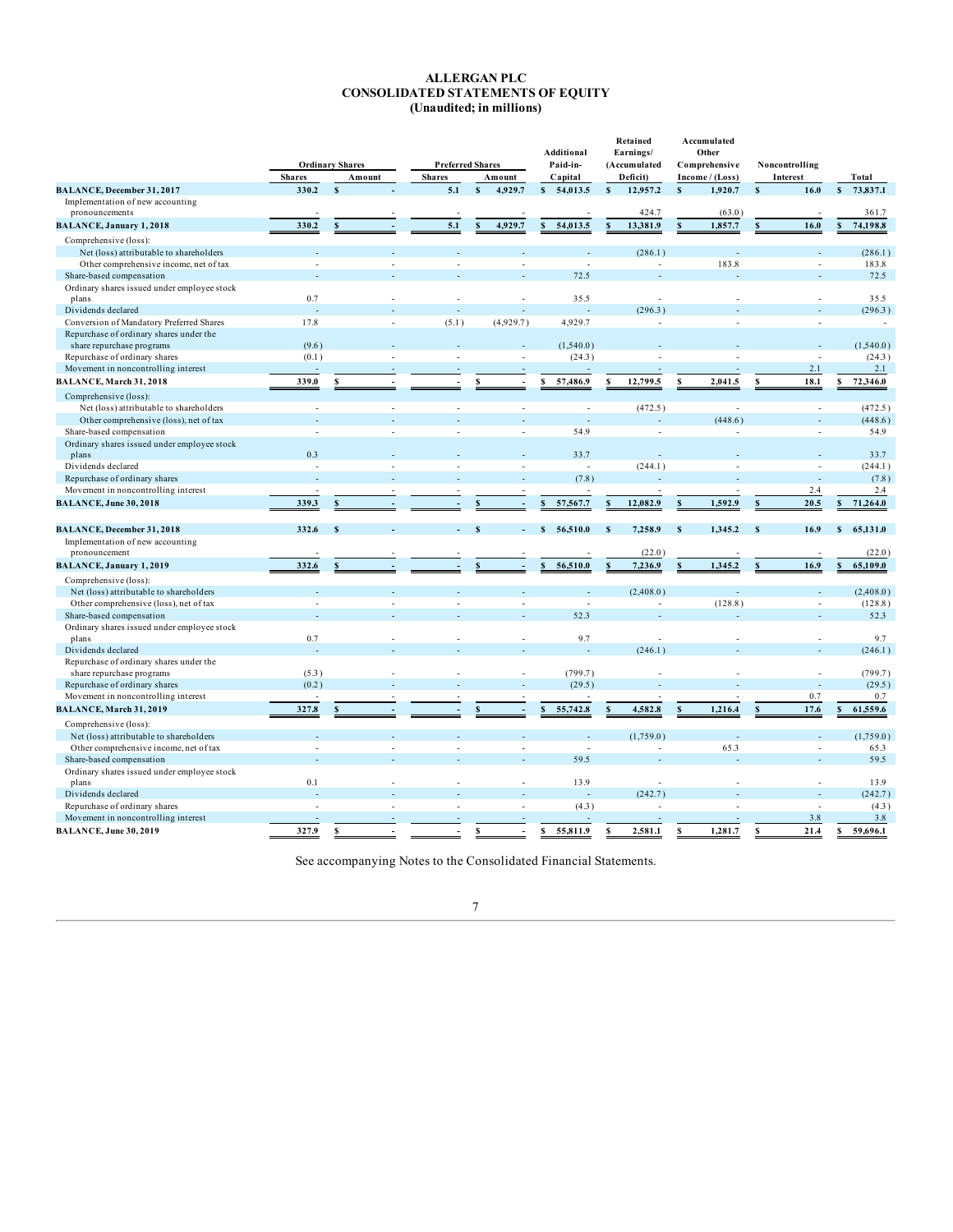# ALLERGAN PLC
## CONSOLIDATED STATEMENTS OF EQUITY
### (Unaudited; in millions)

| | Ordinary Shares | | Preferred Shares | | Additional Paid-in-Capital | Retained Earnings/ (Accumulated Deficit) | Accumulated Other Comprehensive Income / (Loss) | Noncontrolling Interest | Total |
|---|---|---|---|---|---|---|---|---|---|
| | Shares | Amount | Shares | Amount | | | | | |
| **BALANCE, December 31, 2017** | **330.2** | **$ -** | **5.1** | **$ 4,929.7** | **$ 54,013.5** | **$ 12,957.2** | **$ 1,920.7** | **$ 16.0** | **$ 73,837.1** |
| Implementation of new accounting pronouncements | - | - | - | - | - | 424.7 | (63.0) | - | 361.7 |
| **BALANCE, January 1, 2018** | **330.2** | **$ -** | **5.1** | **$ 4,929.7** | **$ 54,013.5** | **$ 13,381.9** | **$ 1,857.7** | **$ 16.0** | **$ 74,198.8** |
| Comprehensive (loss): | | | | | | | | | |
| Net (loss) attributable to shareholders | - | - | - | - | - | (286.1) | - | - | (286.1) |
| Other comprehensive income, net of tax | - | - | - | - | - | - | 183.8 | - | 183.8 |
| Share-based compensation | - | - | - | - | 72.5 | - | - | - | 72.5 |
| Ordinary shares issued under employee stock plans | 0.7 | - | - | - | 35.5 | - | - | - | 35.5 |
| Dividends declared | - | - | - | - | - | (296.3) | - | - | (296.3) |
| Conversion of Mandatory Preferred Shares | 17.8 | - | (5.1) | (4,929.7) | 4,929.7 | - | - | - | - |
| Repurchase of ordinary shares under the share repurchase programs | (9.6) | - | - | - | (1,540.0) | - | - | - | (1,540.0) |
| Repurchase of ordinary shares | (0.1) | - | - | - | (24.3) | - | - | - | (24.3) |
| Movement in noncontrolling interest | - | - | - | - | - | - | - | 2.1 | 2.1 |
| **BALANCE, March 31, 2018** | **339.0** | **$ -** | **-** | **$ -** | **$ 57,486.9** | **$ 12,799.5** | **$ 2,041.5** | **$ 18.1** | **$ 72,346.0** |
| Comprehensive (loss): | | | | | | | | | |
| Net (loss) attributable to shareholders | - | - | - | - | - | (472.5) | - | - | (472.5) |
| Other comprehensive (loss), net of tax | - | - | - | - | - | - | (448.6) | - | (448.6) |
| Share-based compensation | - | - | - | - | 54.9 | - | - | - | 54.9 |
| Ordinary shares issued under employee stock plans | 0.3 | - | - | - | 33.7 | - | - | - | 33.7 |
| Dividends declared | - | - | - | - | - | (244.1) | - | - | (244.1) |
| Repurchase of ordinary shares | - | - | - | - | (7.8) | - | - | - | (7.8) |
| Movement in noncontrolling interest | - | - | - | - | - | - | - | 2.4 | 2.4 |
| **BALANCE, June 30, 2018** | **339.3** | **$ -** | **-** | **$ -** | **$ 57,567.7** | **$ 12,082.9** | **$ 1,592.9** | **$ 20.5** | **$ 71,264.0** |
| | | | | | | | | | |
| **BALANCE, December 31, 2018** | **332.6** | **$ -** | **-** | **$ -** | **$ 56,510.0** | **$ 7,258.9** | **$ 1,345.2** | **$ 16.9** | **$ 65,131.0** |
| Implementation of new accounting pronouncement | - | - | - | - | - | (22.0) | - | - | (22.0) |
| **BALANCE, January 1, 2019** | **332.6** | **$ -** | **-** | **$ -** | **$ 56,510.0** | **$ 7,236.9** | **$ 1,345.2** | **$ 16.9** | **$ 65,109.0** |
| Comprehensive (loss): | | | | | | | | | |
| Net (loss) attributable to shareholders | - | - | - | - | - | (2,408.0) | - | - | (2,408.0) |
| Other comprehensive (loss), net of tax | - | - | - | - | - | - | (128.8) | - | (128.8) |
| Share-based compensation | - | - | - | - | 52.3 | - | - | - | 52.3 |
| Ordinary shares issued under employee stock plans | 0.7 | - | - | - | 9.7 | - | - | - | 9.7 |
| Dividends declared | - | - | - | - | - | (246.1) | - | - | (246.1) |
| Repurchase of ordinary shares under the share repurchase programs | (5.3) | - | - | - | (799.7) | - | - | - | (799.7) |
| Repurchase of ordinary shares | (0.2) | - | - | - | (29.5) | - | - | - | (29.5) |
| Movement in noncontrolling interest | - | - | - | - | - | - | - | 0.7 | 0.7 |
| **BALANCE, March 31, 2019** | **327.8** | **$ -** | **-** | **$ -** | **$ 55,742.8** | **$ 4,582.8** | **$ 1,216.4** | **$ 17.6** | **$ 61,559.6** |
| Comprehensive (loss): | | | | | | | | | |
| Net (loss) attributable to shareholders | - | - | - | - | - | (1,759.0) | - | - | (1,759.0) |
| Other comprehensive income, net of tax | - | - | - | - | - | - | 65.3 | - | 65.3 |
| Share-based compensation | - | - | - | - | 59.5 | - | - | - | 59.5 |
| Ordinary shares issued under employee stock plans | 0.1 | - | - | - | 13.9 | - | - | - | 13.9 |
| Dividends declared | - | - | - | - | - | (242.7) | - | - | (242.7) |
| Repurchase of ordinary shares | - | - | - | - | (4.3) | - | - | - | (4.3) |
| Movement in noncontrolling interest | - | - | - | - | - | - | - | 3.8 | 3.8 |
| **BALANCE, June 30, 2019** | **327.9** | **$ -** | **-** | **$ -** | **$ 55,811.9** | **$ 2,581.1** | **$ 1,281.7** | **$ 21.4** | **$ 59,696.1** |

See accompanying Notes to the Consolidated Financial Statements.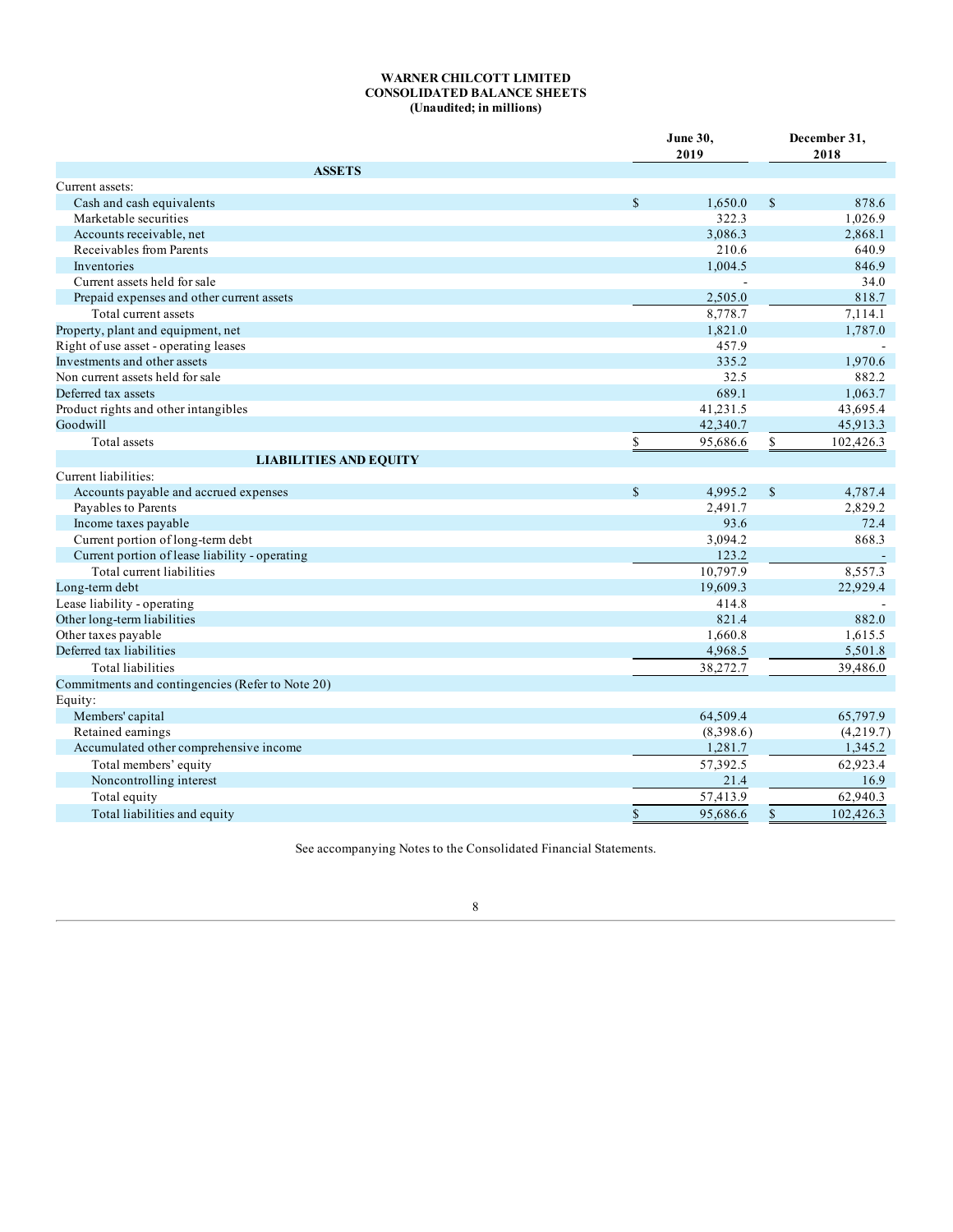**WARNER CHILCOTT LIMITED**
**CONSOLIDATED BALANCE SHEETS**
**(Unaudited; in millions)**

| | June 30, 2019 | December 31, 2018 |
|---|---|---|
| **ASSETS** | | |
| Current assets: | | |
| Cash and cash equivalents | $ 1,650.0 | $ 878.6 |
| Marketable securities | 322.3 | 1,026.9 |
| Accounts receivable, net | 3,086.3 | 2,868.1 |
| Receivables from Parents | 210.6 | 640.9 |
| Inventories | 1,004.5 | 846.9 |
| Current assets held for sale | - | 34.0 |
| Prepaid expenses and other current assets | 2,505.0 | 818.7 |
| Total current assets | 8,778.7 | 7,114.1 |
| Property, plant and equipment, net | 1,821.0 | 1,787.0 |
| Right of use asset - operating leases | 457.9 | - |
| Investments and other assets | 335.2 | 1,970.6 |
| Non current assets held for sale | 32.5 | 882.2 |
| Deferred tax assets | 689.1 | 1,063.7 |
| Product rights and other intangibles | 41,231.5 | 43,695.4 |
| Goodwill | 42,340.7 | 45,913.3 |
| Total assets | $ 95,686.6 | $ 102,426.3 |
| **LIABILITIES AND EQUITY** | | |
| Current liabilities: | | |
| Accounts payable and accrued expenses | $ 4,995.2 | $ 4,787.4 |
| Payables to Parents | 2,491.7 | 2,829.2 |
| Income taxes payable | 93.6 | 72.4 |
| Current portion of long-term debt | 3,094.2 | 868.3 |
| Current portion of lease liability - operating | 123.2 | - |
| Total current liabilities | 10,797.9 | 8,557.3 |
| Long-term debt | 19,609.3 | 22,929.4 |
| Lease liability - operating | 414.8 | - |
| Other long-term liabilities | 821.4 | 882.0 |
| Other taxes payable | 1,660.8 | 1,615.5 |
| Deferred tax liabilities | 4,968.5 | 5,501.8 |
| Total liabilities | 38,272.7 | 39,486.0 |
| Commitments and contingencies (Refer to Note 20) | | |
| Equity: | | |
| Members' capital | 64,509.4 | 65,797.9 |
| Retained earnings | (8,398.6) | (4,219.7) |
| Accumulated other comprehensive income | 1,281.7 | 1,345.2 |
| Total members' equity | 57,392.5 | 62,923.4 |
| Noncontrolling interest | 21.4 | 16.9 |
| Total equity | 57,413.9 | 62,940.3 |
| Total liabilities and equity | $ 95,686.6 | $ 102,426.3 |

See accompanying Notes to the Consolidated Financial Statements.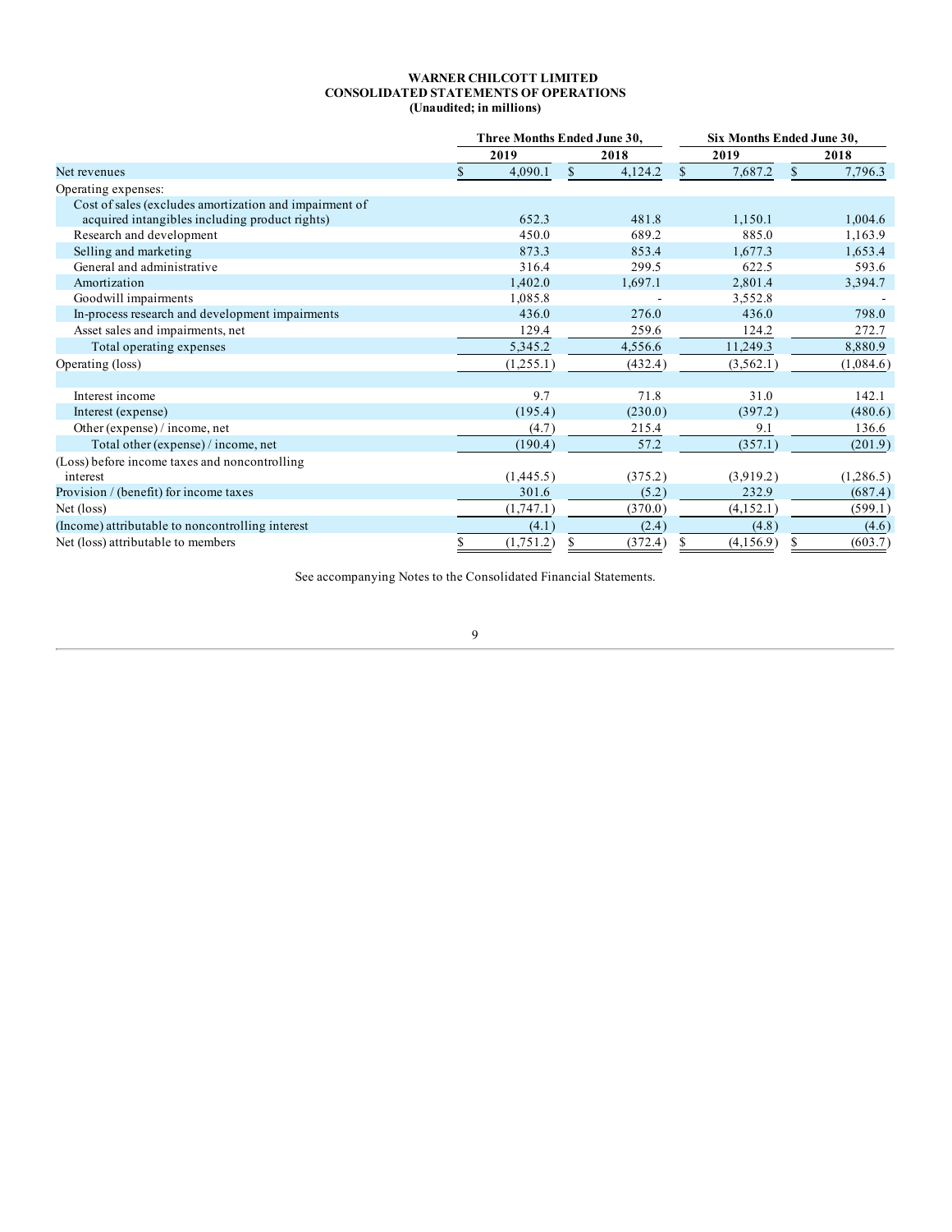**WARNER CHILCOTT LIMITED**
**CONSOLIDATED STATEMENTS OF OPERATIONS**
**(Unaudited; in millions)**

| | Three Months Ended June 30, | | Six Months Ended June 30, | |
|---|---|---|---|---|
| | 2019 | 2018 | 2019 | 2018 |
| Net revenues | $ 4,090.1 | $ 4,124.2 | $ 7,687.2 | $ 7,796.3 |
| Operating expenses: | | | | |
| Cost of sales (excludes amortization and impairment of acquired intangibles including product rights) | 652.3 | 481.8 | 1,150.1 | 1,004.6 |
| Research and development | 450.0 | 689.2 | 885.0 | 1,163.9 |
| Selling and marketing | 873.3 | 853.4 | 1,677.3 | 1,653.4 |
| General and administrative | 316.4 | 299.5 | 622.5 | 593.6 |
| Amortization | 1,402.0 | 1,697.1 | 2,801.4 | 3,394.7 |
| Goodwill impairments | 1,085.8 | - | 3,552.8 | - |
| In-process research and development impairments | 436.0 | 276.0 | 436.0 | 798.0 |
| Asset sales and impairments, net | 129.4 | 259.6 | 124.2 | 272.7 |
| Total operating expenses | 5,345.2 | 4,556.6 | 11,249.3 | 8,880.9 |
| Operating (loss) | (1,255.1) | (432.4) | (3,562.1) | (1,084.6) |
| | | | | |
| Interest income | 9.7 | 71.8 | 31.0 | 142.1 |
| Interest (expense) | (195.4) | (230.0) | (397.2) | (480.6) |
| Other (expense) / income, net | (4.7) | 215.4 | 9.1 | 136.6 |
| Total other (expense) / income, net | (190.4) | 57.2 | (357.1) | (201.9) |
| (Loss) before income taxes and noncontrolling interest | (1,445.5) | (375.2) | (3,919.2) | (1,286.5) |
| Provision / (benefit) for income taxes | 301.6 | (5.2) | 232.9 | (687.4) |
| Net (loss) | (1,747.1) | (370.0) | (4,152.1) | (599.1) |
| (Income) attributable to noncontrolling interest | (4.1) | (2.4) | (4.8) | (4.6) |
| Net (loss) attributable to members | $ (1,751.2) | $ (372.4) | $ (4,156.9) | $ (603.7) |

See accompanying Notes to the Consolidated Financial Statements.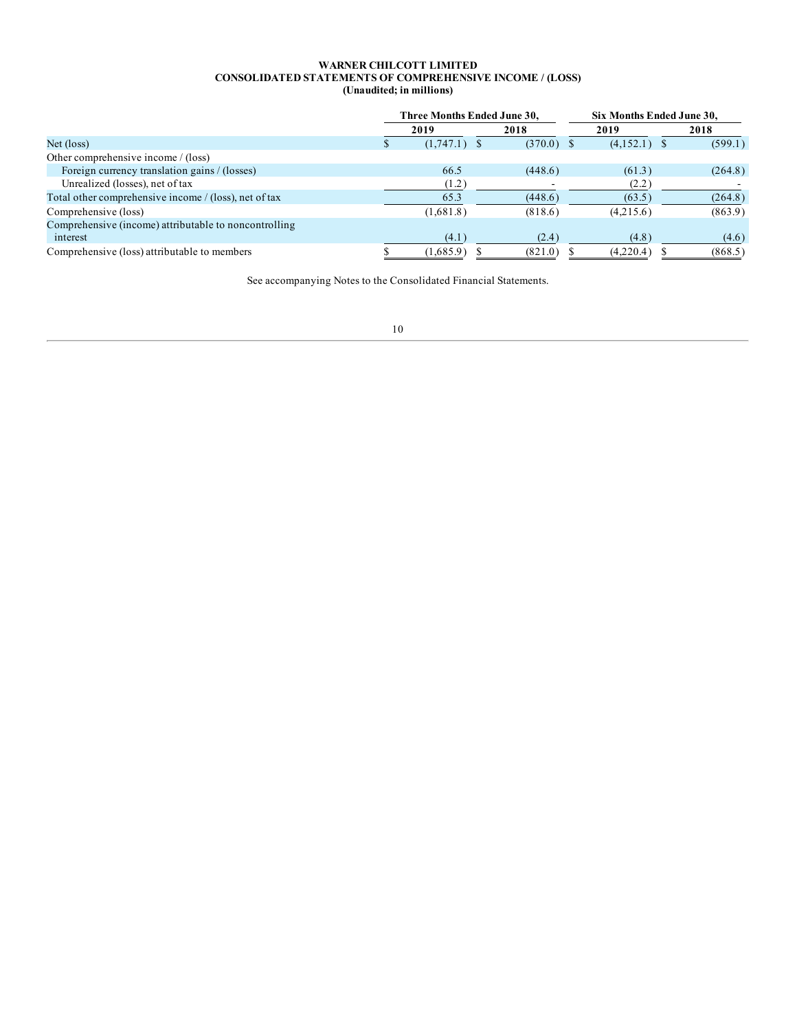**WARNER CHILCOTT LIMITED**
**CONSOLIDATED STATEMENTS OF COMPREHENSIVE INCOME / (LOSS)**
**(Unaudited; in millions)**

| | Three Months Ended June 30, | | Six Months Ended June 30, | |
|---|---|---|---|---|
| | 2019 | 2018 | 2019 | 2018 |
| Net (loss) | $ (1,747.1) | $ (370.0) | $ (4,152.1) | $ (599.1) |
| Other comprehensive income / (loss) | | | | |
| Foreign currency translation gains / (losses) | 66.5 | (448.6) | (61.3) | (264.8) |
| Unrealized (losses), net of tax | (1.2) | - | (2.2) | - |
| Total other comprehensive income / (loss), net of tax | 65.3 | (448.6) | (63.5) | (264.8) |
| Comprehensive (loss) | (1,681.8) | (818.6) | (4,215.6) | (863.9) |
| Comprehensive (income) attributable to noncontrolling interest | (4.1) | (2.4) | (4.8) | (4.6) |
| Comprehensive (loss) attributable to members | $ (1,685.9) | $ (821.0) | $ (4,220.4) | $ (868.5) |

See accompanying Notes to the Consolidated Financial Statements.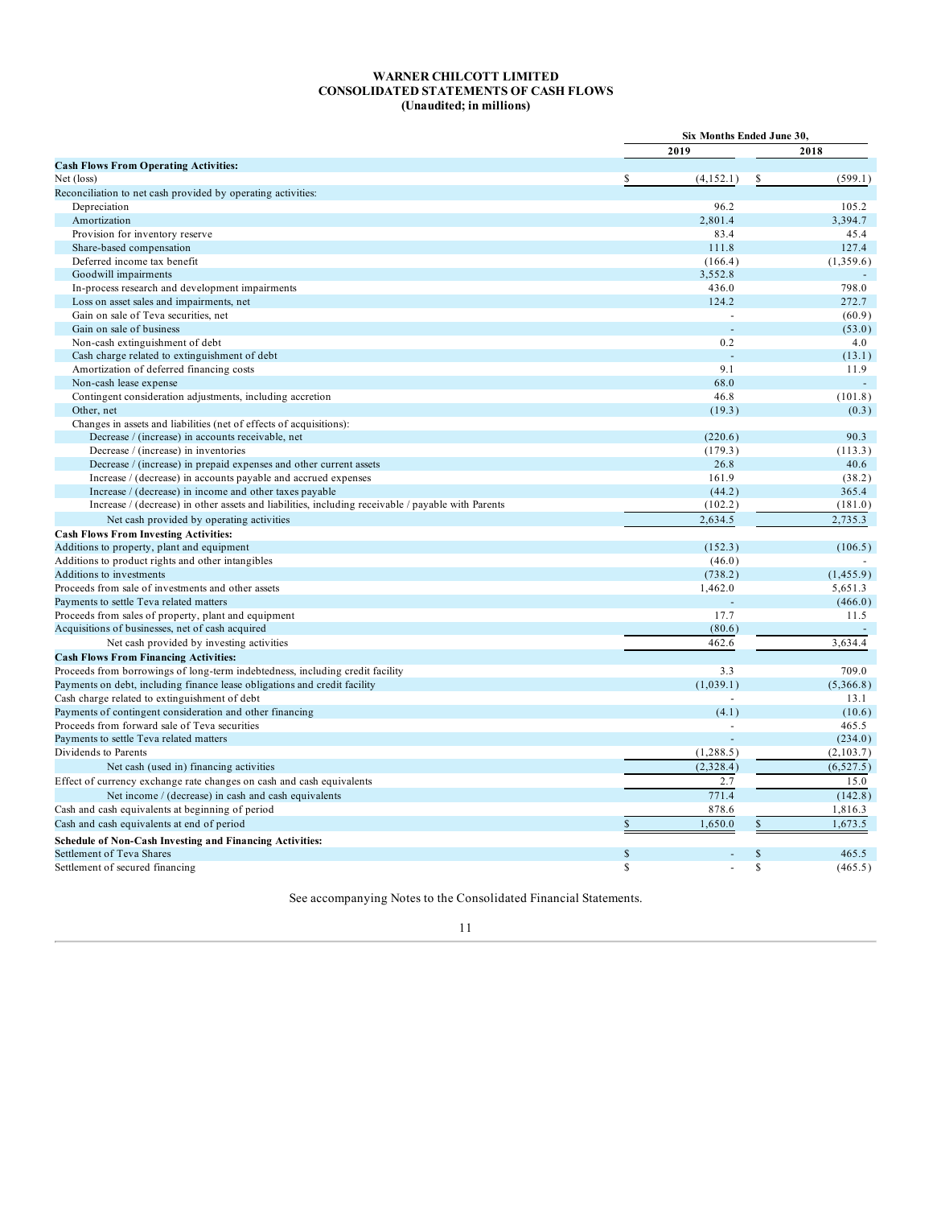**WARNER CHILCOTT LIMITED**
**CONSOLIDATED STATEMENTS OF CASH FLOWS**
**(Unaudited; in millions)**

| | Six Months Ended June 30, | |
|---|---|---|
| | 2019 | 2018 |
| **Cash Flows From Operating Activities:** | | |
| Net (loss) | $ (4,152.1) | $ (599.1) |
| Reconciliation to net cash provided by operating activities: | | |
| Depreciation | 96.2 | 105.2 |
| Amortization | 2,801.4 | 3,394.7 |
| Provision for inventory reserve | 83.4 | 45.4 |
| Share-based compensation | 111.8 | 127.4 |
| Deferred income tax benefit | (166.4) | (1,359.6) |
| Goodwill impairments | 3,552.8 | - |
| In-process research and development impairments | 436.0 | 798.0 |
| Loss on asset sales and impairments, net | 124.2 | 272.7 |
| Gain on sale of Teva securities, net | - | (60.9) |
| Gain on sale of business | - | (53.0) |
| Non-cash extinguishment of debt | 0.2 | 4.0 |
| Cash charge related to extinguishment of debt | - | (13.1) |
| Amortization of deferred financing costs | 9.1 | 11.9 |
| Non-cash lease expense | 68.0 | - |
| Contingent consideration adjustments, including accretion | 46.8 | (101.8) |
| Other, net | (19.3) | (0.3) |
| Changes in assets and liabilities (net of effects of acquisitions): | | |
| Decrease / (increase) in accounts receivable, net | (220.6) | 90.3 |
| Decrease / (increase) in inventories | (179.3) | (113.3) |
| Decrease / (increase) in prepaid expenses and other current assets | 26.8 | 40.6 |
| Increase / (decrease) in accounts payable and accrued expenses | 161.9 | (38.2) |
| Increase / (decrease) in income and other taxes payable | (44.2) | 365.4 |
| Increase / (decrease) in other assets and liabilities, including receivable / payable with Parents | (102.2) | (181.0) |
| Net cash provided by operating activities | 2,634.5 | 2,735.3 |
| **Cash Flows From Investing Activities:** | | |
| Additions to property, plant and equipment | (152.3) | (106.5) |
| Additions to product rights and other intangibles | (46.0) | - |
| Additions to investments | (738.2) | (1,455.9) |
| Proceeds from sale of investments and other assets | 1,462.0 | 5,651.3 |
| Payments to settle Teva related matters | - | (466.0) |
| Proceeds from sales of property, plant and equipment | 17.7 | 11.5 |
| Acquisitions of businesses, net of cash acquired | (80.6) | - |
| Net cash provided by investing activities | 462.6 | 3,634.4 |
| **Cash Flows From Financing Activities:** | | |
| Proceeds from borrowings of long-term indebtedness, including credit facility | 3.3 | 709.0 |
| Payments on debt, including finance lease obligations and credit facility | (1,039.1) | (5,366.8) |
| Cash charge related to extinguishment of debt | - | 13.1 |
| Payments of contingent consideration and other financing | (4.1) | (10.6) |
| Proceeds from forward sale of Teva securities | - | 465.5 |
| Payments to settle Teva related matters | - | (234.0) |
| Dividends to Parents | (1,288.5) | (2,103.7) |
| Net cash (used in) financing activities | (2,328.4) | (6,527.5) |
| Effect of currency exchange rate changes on cash and cash equivalents | 2.7 | 15.0 |
| Net income / (decrease) in cash and cash equivalents | 771.4 | (142.8) |
| Cash and cash equivalents at beginning of period | 878.6 | 1,816.3 |
| Cash and cash equivalents at end of period | $ 1,650.0 | $ 1,673.5 |
| **Schedule of Non-Cash Investing and Financing Activities:** | | |
| Settlement of Teva Shares | $ - | $ 465.5 |
| Settlement of secured financing | $ - | $ (465.5) |

See accompanying Notes to the Consolidated Financial Statements.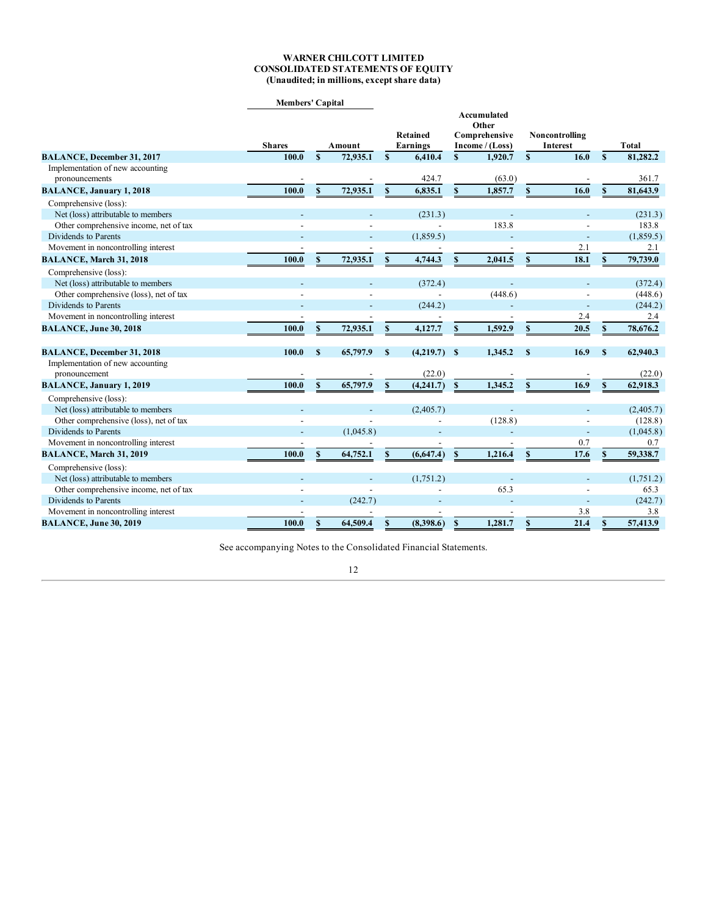**WARNER CHILCOTT LIMITED**
**CONSOLIDATED STATEMENTS OF EQUITY**
**(Unaudited; in millions, except share data)**

| | Members' Capital | | | Accumulated | | |
|---|---|---|---|---|---|---|
| | | | | Other | | |
| | | | Retained | Comprehensive | Noncontrolling | |
| | Shares | Amount | Earnings | Income / (Loss) | Interest | Total |
| **BALANCE, December 31, 2017** | **100.0** | **$ 72,935.1** | **$ 6,410.4** | **$ 1,920.7** | **$ 16.0** | **$ 81,282.2** |
| Implementation of new accounting pronouncements | - | - | 424.7 | (63.0) | - | 361.7 |
| **BALANCE, January 1, 2018** | **100.0** | **$ 72,935.1** | **$ 6,835.1** | **$ 1,857.7** | **$ 16.0** | **$ 81,643.9** |
| Comprehensive (loss): | | | | | | |
| Net (loss) attributable to members | - | - | (231.3) | - | - | (231.3) |
| Other comprehensive income, net of tax | - | - | - | 183.8 | - | 183.8 |
| Dividends to Parents | - | - | (1,859.5) | - | - | (1,859.5) |
| Movement in noncontrolling interest | - | - | - | - | 2.1 | 2.1 |
| **BALANCE, March 31, 2018** | **100.0** | **$ 72,935.1** | **$ 4,744.3** | **$ 2,041.5** | **$ 18.1** | **$ 79,739.0** |
| Comprehensive (loss): | | | | | | |
| Net (loss) attributable to members | - | - | (372.4) | - | - | (372.4) |
| Other comprehensive (loss), net of tax | - | - | - | (448.6) | - | (448.6) |
| Dividends to Parents | - | - | (244.2) | - | - | (244.2) |
| Movement in noncontrolling interest | - | - | - | - | 2.4 | 2.4 |
| **BALANCE, June 30, 2018** | **100.0** | **$ 72,935.1** | **$ 4,127.7** | **$ 1,592.9** | **$ 20.5** | **$ 78,676.2** |
| | | | | | | |
| **BALANCE, December 31, 2018** | **100.0** | **$ 65,797.9** | **$ (4,219.7)** | **$ 1,345.2** | **$ 16.9** | **$ 62,940.3** |
| Implementation of new accounting pronouncement | - | - | (22.0) | - | - | (22.0) |
| **BALANCE, January 1, 2019** | **100.0** | **$ 65,797.9** | **$ (4,241.7)** | **$ 1,345.2** | **$ 16.9** | **$ 62,918.3** |
| Comprehensive (loss): | | | | | | |
| Net (loss) attributable to members | - | - | (2,405.7) | - | - | (2,405.7) |
| Other comprehensive (loss), net of tax | - | - | - | (128.8) | - | (128.8) |
| Dividends to Parents | - | (1,045.8) | - | - | - | (1,045.8) |
| Movement in noncontrolling interest | - | - | - | - | 0.7 | 0.7 |
| **BALANCE, March 31, 2019** | **100.0** | **$ 64,752.1** | **$ (6,647.4)** | **$ 1,216.4** | **$ 17.6** | **$ 59,338.7** |
| Comprehensive (loss): | | | | | | |
| Net (loss) attributable to members | - | - | (1,751.2) | - | - | (1,751.2) |
| Other comprehensive income, net of tax | - | - | - | 65.3 | - | 65.3 |
| Dividends to Parents | - | (242.7) | - | - | - | (242.7) |
| Movement in noncontrolling interest | - | - | - | - | 3.8 | 3.8 |
| **BALANCE, June 30, 2019** | **100.0** | **$ 64,509.4** | **$ (8,398.6)** | **$ 1,281.7** | **$ 21.4** | **$ 57,413.9** |

See accompanying Notes to the Consolidated Financial Statements.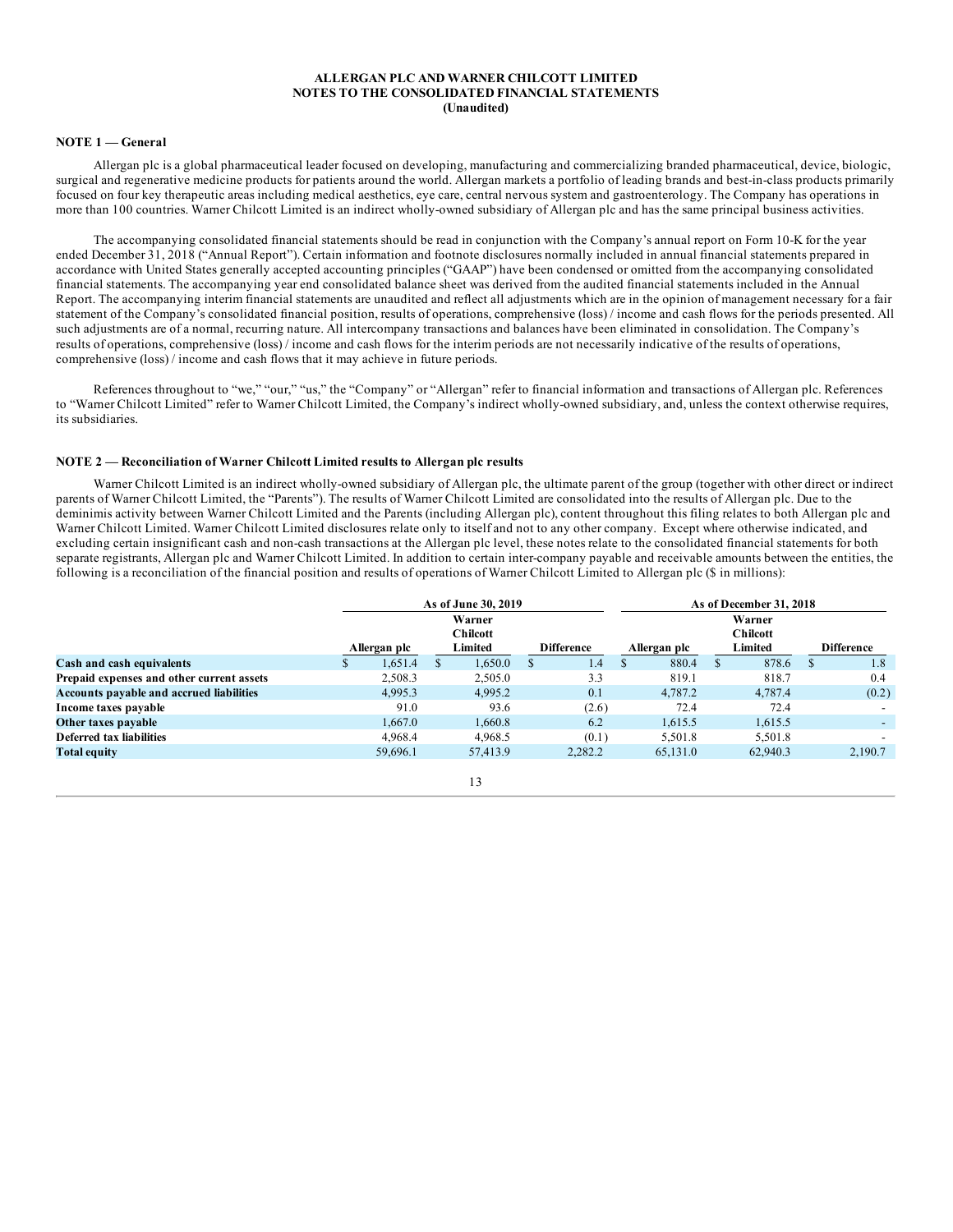**ALLERGAN PLC AND WARNER CHILCOTT LIMITED**
**NOTES TO THE CONSOLIDATED FINANCIAL STATEMENTS**
**(Unaudited)**

### NOTE 1 — General

Allergan plc is a global pharmaceutical leader focused on developing, manufacturing and commercializing branded pharmaceutical, device, biologic, surgical and regenerative medicine products for patients around the world. Allergan markets a portfolio of leading brands and best-in-class products primarily focused on four key therapeutic areas including medical aesthetics, eye care, central nervous system and gastroenterology. The Company has operations in more than 100 countries. Warner Chilcott Limited is an indirect wholly-owned subsidiary of Allergan plc and has the same principal business activities.

The accompanying consolidated financial statements should be read in conjunction with the Company's annual report on Form 10-K for the year ended December 31, 2018 ("Annual Report"). Certain information and footnote disclosures normally included in annual financial statements prepared in accordance with United States generally accepted accounting principles ("GAAP") have been condensed or omitted from the accompanying consolidated financial statements. The accompanying year end consolidated balance sheet was derived from the audited financial statements included in the Annual Report. The accompanying interim financial statements are unaudited and reflect all adjustments which are in the opinion of management necessary for a fair statement of the Company's consolidated financial position, results of operations, comprehensive (loss) / income and cash flows for the periods presented. All such adjustments are of a normal, recurring nature. All intercompany transactions and balances have been eliminated in consolidation. The Company's results of operations, comprehensive (loss) / income and cash flows for the interim periods are not necessarily indicative of the results of operations, comprehensive (loss) / income and cash flows that it may achieve in future periods.

References throughout to "we," "our," "us," the "Company" or "Allergan" refer to financial information and transactions of Allergan plc. References to "Warner Chilcott Limited" refer to Warner Chilcott Limited, the Company's indirect wholly-owned subsidiary, and, unless the context otherwise requires, its subsidiaries.

### NOTE 2 — Reconciliation of Warner Chilcott Limited results to Allergan plc results

Warner Chilcott Limited is an indirect wholly-owned subsidiary of Allergan plc, the ultimate parent of the group (together with other direct or indirect parents of Warner Chilcott Limited, the "Parents"). The results of Warner Chilcott Limited are consolidated into the results of Allergan plc. Due to the deminimis activity between Warner Chilcott Limited and the Parents (including Allergan plc), content throughout this filing relates to both Allergan plc and Warner Chilcott Limited. Warner Chilcott Limited disclosures relate only to itself and not to any other company. Except where otherwise indicated, and excluding certain insignificant cash and non-cash transactions at the Allergan plc level, these notes relate to the consolidated financial statements for both separate registrants, Allergan plc and Warner Chilcott Limited. In addition to certain inter-company payable and receivable amounts between the entities, the following is a reconciliation of the financial position and results of operations of Warner Chilcott Limited to Allergan plc ($ in millions):

| | As of June 30, 2019 | | | As of December 31, 2018 | | |
|---|---|---|---|---|---|---|
| | Allergan plc | Warner Chilcott Limited | Difference | Allergan plc | Warner Chilcott Limited | Difference |
| **Cash and cash equivalents** | $ 1,651.4 | $ 1,650.0 | $ 1.4 | $ 880.4 | $ 878.6 | $ 1.8 |
| **Prepaid expenses and other current assets** | 2,508.3 | 2,505.0 | 3.3 | 819.1 | 818.7 | 0.4 |
| **Accounts payable and accrued liabilities** | 4,995.3 | 4,995.2 | 0.1 | 4,787.2 | 4,787.4 | (0.2) |
| **Income taxes payable** | 91.0 | 93.6 | (2.6) | 72.4 | 72.4 | - |
| **Other taxes payable** | 1,667.0 | 1,660.8 | 6.2 | 1,615.5 | 1,615.5 | - |
| **Deferred tax liabilities** | 4,968.4 | 4,968.5 | (0.1) | 5,501.8 | 5,501.8 | - |
| **Total equity** | 59,696.1 | 57,413.9 | 2,282.2 | 65,131.0 | 62,940.3 | 2,190.7 |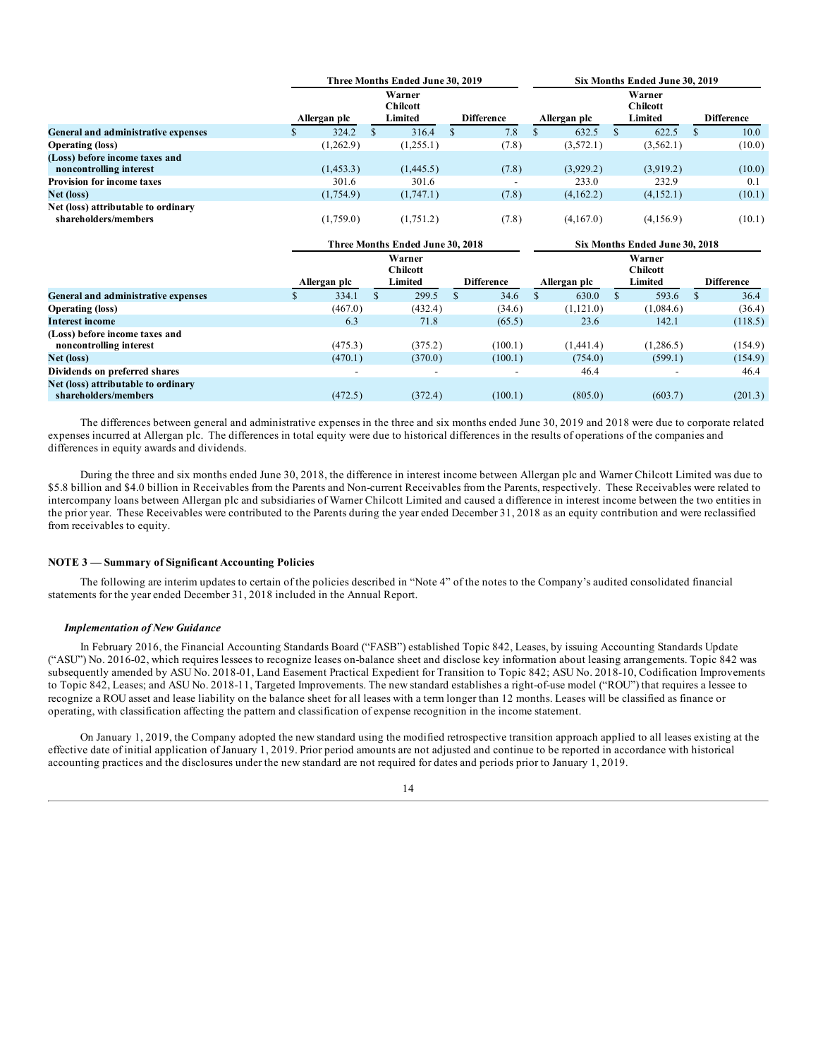| | Three Months Ended June 30, 2019 | | | Six Months Ended June 30, 2019 | | |
|---|---|---|---|---|---|---|
| | Allergan plc | Warner Chilcott Limited | Difference | Allergan plc | Warner Chilcott Limited | Difference |
| **General and administrative expenses** | $ 324.2 | $ 316.4 | $ 7.8 | $ 632.5 | $ 622.5 | $ 10.0 |
| **Operating (loss)** | (1,262.9) | (1,255.1) | (7.8) | (3,572.1) | (3,562.1) | (10.0) |
| **(Loss) before income taxes and noncontrolling interest** | (1,453.3) | (1,445.5) | (7.8) | (3,929.2) | (3,919.2) | (10.0) |
| **Provision for income taxes** | 301.6 | 301.6 | - | 233.0 | 232.9 | 0.1 |
| **Net (loss)** | (1,754.9) | (1,747.1) | (7.8) | (4,162.2) | (4,152.1) | (10.1) |
| **Net (loss) attributable to ordinary shareholders/members** | (1,759.0) | (1,751.2) | (7.8) | (4,167.0) | (4,156.9) | (10.1) |

| | Three Months Ended June 30, 2018 | | | Six Months Ended June 30, 2018 | | |
|---|---|---|---|---|---|---|
| | Allergan plc | Warner Chilcott Limited | Difference | Allergan plc | Warner Chilcott Limited | Difference |
| **General and administrative expenses** | $ 334.1 | $ 299.5 | $ 34.6 | $ 630.0 | $ 593.6 | $ 36.4 |
| **Operating (loss)** | (467.0) | (432.4) | (34.6) | (1,121.0) | (1,084.6) | (36.4) |
| **Interest income** | 6.3 | 71.8 | (65.5) | 23.6 | 142.1 | (118.5) |
| **(Loss) before income taxes and noncontrolling interest** | (475.3) | (375.2) | (100.1) | (1,441.4) | (1,286.5) | (154.9) |
| **Net (loss)** | (470.1) | (370.0) | (100.1) | (754.0) | (599.1) | (154.9) |
| **Dividends on preferred shares** | - | - | - | 46.4 | - | 46.4 |
| **Net (loss) attributable to ordinary shareholders/members** | (472.5) | (372.4) | (100.1) | (805.0) | (603.7) | (201.3) |

The differences between general and administrative expenses in the three and six months ended June 30, 2019 and 2018 were due to corporate related expenses incurred at Allergan plc. The differences in total equity were due to historical differences in the results of operations of the companies and differences in equity awards and dividends.

During the three and six months ended June 30, 2018, the difference in interest income between Allergan plc and Warner Chilcott Limited was due to $5.8 billion and $4.0 billion in Receivables from the Parents and Non-current Receivables from the Parents, respectively. These Receivables were related to intercompany loans between Allergan plc and subsidiaries of Warner Chilcott Limited and caused a difference in interest income between the two entities in the prior year. These Receivables were contributed to the Parents during the year ended December 31, 2018 as an equity contribution and were reclassified from receivables to equity.

## NOTE 3 — Summary of Significant Accounting Policies

The following are interim updates to certain of the policies described in "Note 4" of the notes to the Company's audited consolidated financial statements for the year ended December 31, 2018 included in the Annual Report.

### *Implementation of New Guidance*

In February 2016, the Financial Accounting Standards Board ("FASB") established Topic 842, Leases, by issuing Accounting Standards Update ("ASU") No. 2016-02, which requires lessees to recognize leases on-balance sheet and disclose key information about leasing arrangements. Topic 842 was subsequently amended by ASU No. 2018-01, Land Easement Practical Expedient for Transition to Topic 842; ASU No. 2018-10, Codification Improvements to Topic 842, Leases; and ASU No. 2018-11, Targeted Improvements. The new standard establishes a right-of-use model ("ROU") that requires a lessee to recognize a ROU asset and lease liability on the balance sheet for all leases with a term longer than 12 months. Leases will be classified as finance or operating, with classification affecting the pattern and classification of expense recognition in the income statement.

On January 1, 2019, the Company adopted the new standard using the modified retrospective transition approach applied to all leases existing at the effective date of initial application of January 1, 2019. Prior period amounts are not adjusted and continue to be reported in accordance with historical accounting practices and the disclosures under the new standard are not required for dates and periods prior to January 1, 2019.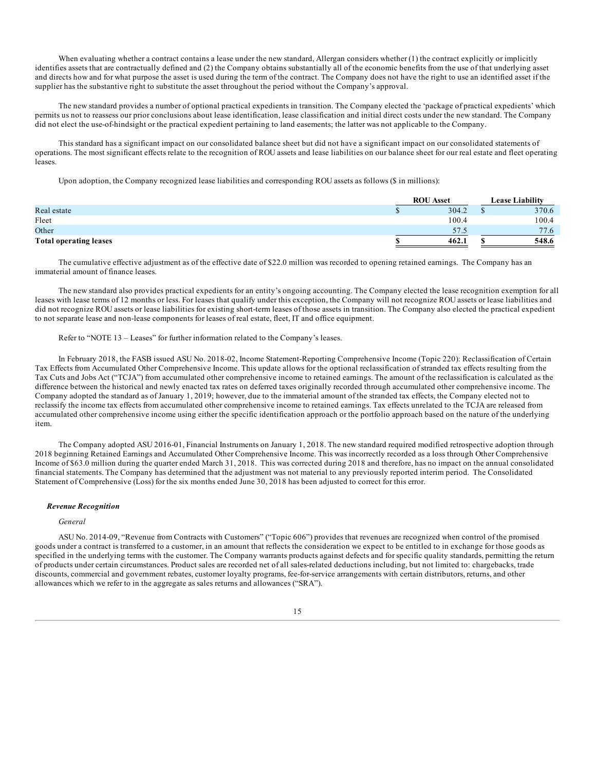When evaluating whether a contract contains a lease under the new standard, Allergan considers whether (1) the contract explicitly or implicitly identifies assets that are contractually defined and (2) the Company obtains substantially all of the economic benefits from the use of that underlying asset and directs how and for what purpose the asset is used during the term of the contract. The Company does not have the right to use an identified asset if the supplier has the substantive right to substitute the asset throughout the period without the Company's approval.

The new standard provides a number of optional practical expedients in transition. The Company elected the 'package of practical expedients' which permits us not to reassess our prior conclusions about lease identification, lease classification and initial direct costs under the new standard. The Company did not elect the use-of-hindsight or the practical expedient pertaining to land easements; the latter was not applicable to the Company.

This standard has a significant impact on our consolidated balance sheet but did not have a significant impact on our consolidated statements of operations. The most significant effects relate to the recognition of ROU assets and lease liabilities on our balance sheet for our real estate and fleet operating leases.

Upon adoption, the Company recognized lease liabilities and corresponding ROU assets as follows ($ in millions):

| | ROU Asset | Lease Liability |
|---|---|---|
| Real estate | $ 304.2 | $ 370.6 |
| Fleet | 100.4 | 100.4 |
| Other | 57.5 | 77.6 |
| **Total operating leases** | **$ 462.1** | **$ 548.6** |

The cumulative effective adjustment as of the effective date of $22.0 million was recorded to opening retained earnings. The Company has an immaterial amount of finance leases.

The new standard also provides practical expedients for an entity's ongoing accounting. The Company elected the lease recognition exemption for all leases with lease terms of 12 months or less. For leases that qualify under this exception, the Company will not recognize ROU assets or lease liabilities and did not recognize ROU assets or lease liabilities for existing short-term leases of those assets in transition. The Company also elected the practical expedient to not separate lease and non-lease components for leases of real estate, fleet, IT and office equipment.

Refer to "NOTE 13 – Leases" for further information related to the Company's leases.

In February 2018, the FASB issued ASU No. 2018-02, Income Statement-Reporting Comprehensive Income (Topic 220): Reclassification of Certain Tax Effects from Accumulated Other Comprehensive Income. This update allows for the optional reclassification of stranded tax effects resulting from the Tax Cuts and Jobs Act ("TCJA") from accumulated other comprehensive income to retained earnings. The amount of the reclassification is calculated as the difference between the historical and newly enacted tax rates on deferred taxes originally recorded through accumulated other comprehensive income. The Company adopted the standard as of January 1, 2019; however, due to the immaterial amount of the stranded tax effects, the Company elected not to reclassify the income tax effects from accumulated other comprehensive income to retained earnings. Tax effects unrelated to the TCJA are released from accumulated other comprehensive income using either the specific identification approach or the portfolio approach based on the nature of the underlying item.

The Company adopted ASU 2016-01, Financial Instruments on January 1, 2018. The new standard required modified retrospective adoption through 2018 beginning Retained Earnings and Accumulated Other Comprehensive Income. This was incorrectly recorded as a loss through Other Comprehensive Income of $63.0 million during the quarter ended March 31, 2018. This was corrected during 2018 and therefore, has no impact on the annual consolidated financial statements. The Company has determined that the adjustment was not material to any previously reported interim period. The Consolidated Statement of Comprehensive (Loss) for the six months ended June 30, 2018 has been adjusted to correct for this error.

***Revenue Recognition***

*General*

ASU No. 2014-09, "Revenue from Contracts with Customers" ("Topic 606") provides that revenues are recognized when control of the promised goods under a contract is transferred to a customer, in an amount that reflects the consideration we expect to be entitled to in exchange for those goods as specified in the underlying terms with the customer. The Company warrants products against defects and for specific quality standards, permitting the return of products under certain circumstances. Product sales are recorded net of all sales-related deductions including, but not limited to: chargebacks, trade discounts, commercial and government rebates, customer loyalty programs, fee-for-service arrangements with certain distributors, returns, and other allowances which we refer to in the aggregate as sales returns and allowances ("SRA").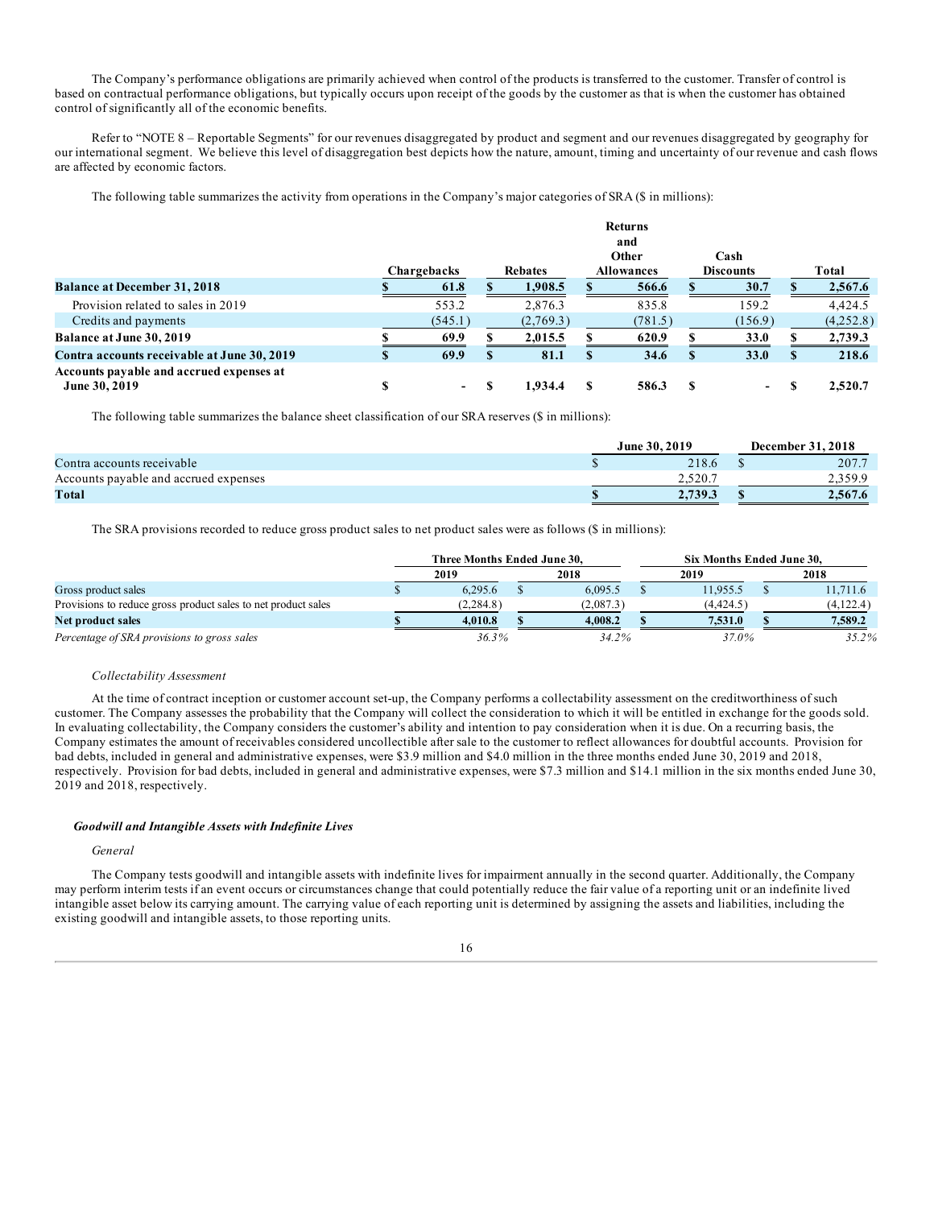The Company's performance obligations are primarily achieved when control of the products is transferred to the customer. Transfer of control is based on contractual performance obligations, but typically occurs upon receipt of the goods by the customer as that is when the customer has obtained control of significantly all of the economic benefits.

Refer to "NOTE 8 – Reportable Segments" for our revenues disaggregated by product and segment and our revenues disaggregated by geography for our international segment. We believe this level of disaggregation best depicts how the nature, amount, timing and uncertainty of our revenue and cash flows are affected by economic factors.

The following table summarizes the activity from operations in the Company's major categories of SRA ($ in millions):

| | Chargebacks | Rebates | Returns and Other Allowances | Cash Discounts | Total |
|---|---|---|---|---|---|
| **Balance at December 31, 2018** | **$ 61.8** | **$ 1,908.5** | **$ 566.6** | **$ 30.7** | **$ 2,567.6** |
| Provision related to sales in 2019 | 553.2 | 2,876.3 | 835.8 | 159.2 | 4,424.5 |
| Credits and payments | (545.1) | (2,769.3) | (781.5) | (156.9) | (4,252.8) |
| **Balance at June 30, 2019** | **$ 69.9** | **$ 2,015.5** | **$ 620.9** | **$ 33.0** | **$ 2,739.3** |
| **Contra accounts receivable at June 30, 2019** | **$ 69.9** | **$ 81.1** | **$ 34.6** | **$ 33.0** | **$ 218.6** |
| **Accounts payable and accrued expenses at June 30, 2019** | **$ -** | **$ 1,934.4** | **$ 586.3** | **$ -** | **$ 2,520.7** |

The following table summarizes the balance sheet classification of our SRA reserves ($ in millions):

| | June 30, 2019 | December 31, 2018 |
|---|---|---|
| Contra accounts receivable | $ 218.6 | $ 207.7 |
| Accounts payable and accrued expenses | 2,520.7 | 2,359.9 |
| **Total** | **$ 2,739.3** | **$ 2,567.6** |

The SRA provisions recorded to reduce gross product sales to net product sales were as follows ($ in millions):

| | Three Months Ended June 30, | | Six Months Ended June 30, | |
|---|---|---|---|---|
| | 2019 | 2018 | 2019 | 2018 |
| Gross product sales | $ 6,295.6 | $ 6,095.5 | $ 11,955.5 | $ 11,711.6 |
| Provisions to reduce gross product sales to net product sales | (2,284.8) | (2,087.3) | (4,424.5) | (4,122.4) |
| **Net product sales** | **$ 4,010.8** | **$ 4,008.2** | **$ 7,531.0** | **$ 7,589.2** |
| *Percentage of SRA provisions to gross sales* | *36.3%* | *34.2%* | *37.0%* | *35.2%* |

*Collectability Assessment*

At the time of contract inception or customer account set-up, the Company performs a collectability assessment on the creditworthiness of such customer. The Company assesses the probability that the Company will collect the consideration to which it will be entitled in exchange for the goods sold. In evaluating collectability, the Company considers the customer's ability and intention to pay consideration when it is due. On a recurring basis, the Company estimates the amount of receivables considered uncollectible after sale to the customer to reflect allowances for doubtful accounts. Provision for bad debts, included in general and administrative expenses, were $3.9 million and $4.0 million in the three months ended June 30, 2019 and 2018, respectively. Provision for bad debts, included in general and administrative expenses, were $7.3 million and $14.1 million in the six months ended June 30, 2019 and 2018, respectively.

***Goodwill and Intangible Assets with Indefinite Lives***

*General*

The Company tests goodwill and intangible assets with indefinite lives for impairment annually in the second quarter. Additionally, the Company may perform interim tests if an event occurs or circumstances change that could potentially reduce the fair value of a reporting unit or an indefinite lived intangible asset below its carrying amount. The carrying value of each reporting unit is determined by assigning the assets and liabilities, including the existing goodwill and intangible assets, to those reporting units.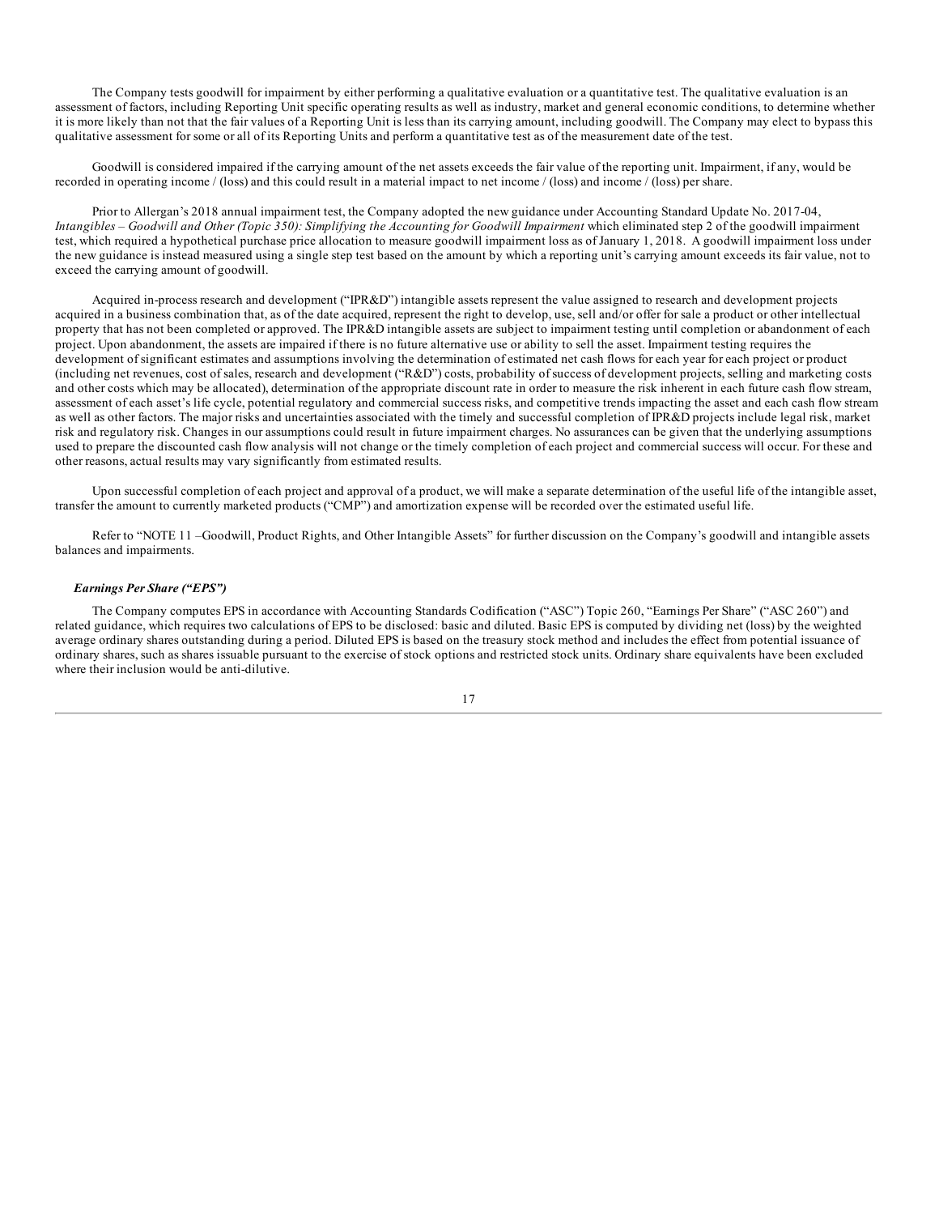The Company tests goodwill for impairment by either performing a qualitative evaluation or a quantitative test. The qualitative evaluation is an assessment of factors, including Reporting Unit specific operating results as well as industry, market and general economic conditions, to determine whether it is more likely than not that the fair values of a Reporting Unit is less than its carrying amount, including goodwill. The Company may elect to bypass this qualitative assessment for some or all of its Reporting Units and perform a quantitative test as of the measurement date of the test.

Goodwill is considered impaired if the carrying amount of the net assets exceeds the fair value of the reporting unit. Impairment, if any, would be recorded in operating income / (loss) and this could result in a material impact to net income / (loss) and income / (loss) per share.

Prior to Allergan's 2018 annual impairment test, the Company adopted the new guidance under Accounting Standard Update No. 2017-04, *Intangibles – Goodwill and Other (Topic 350): Simplifying the Accounting for Goodwill Impairment* which eliminated step 2 of the goodwill impairment test, which required a hypothetical purchase price allocation to measure goodwill impairment loss as of January 1, 2018. A goodwill impairment loss under the new guidance is instead measured using a single step test based on the amount by which a reporting unit's carrying amount exceeds its fair value, not to exceed the carrying amount of goodwill.

Acquired in-process research and development ("IPR&D") intangible assets represent the value assigned to research and development projects acquired in a business combination that, as of the date acquired, represent the right to develop, use, sell and/or offer for sale a product or other intellectual property that has not been completed or approved. The IPR&D intangible assets are subject to impairment testing until completion or abandonment of each project. Upon abandonment, the assets are impaired if there is no future alternative use or ability to sell the asset. Impairment testing requires the development of significant estimates and assumptions involving the determination of estimated net cash flows for each year for each project or product (including net revenues, cost of sales, research and development ("R&D") costs, probability of success of development projects, selling and marketing costs and other costs which may be allocated), determination of the appropriate discount rate in order to measure the risk inherent in each future cash flow stream, assessment of each asset's life cycle, potential regulatory and commercial success risks, and competitive trends impacting the asset and each cash flow stream as well as other factors. The major risks and uncertainties associated with the timely and successful completion of IPR&D projects include legal risk, market risk and regulatory risk. Changes in our assumptions could result in future impairment charges. No assurances can be given that the underlying assumptions used to prepare the discounted cash flow analysis will not change or the timely completion of each project and commercial success will occur. For these and other reasons, actual results may vary significantly from estimated results.

Upon successful completion of each project and approval of a product, we will make a separate determination of the useful life of the intangible asset, transfer the amount to currently marketed products ("CMP") and amortization expense will be recorded over the estimated useful life.

Refer to "NOTE 11 –Goodwill, Product Rights, and Other Intangible Assets" for further discussion on the Company's goodwill and intangible assets balances and impairments.

***Earnings Per Share ("EPS")***

The Company computes EPS in accordance with Accounting Standards Codification ("ASC") Topic 260, "Earnings Per Share" ("ASC 260") and related guidance, which requires two calculations of EPS to be disclosed: basic and diluted. Basic EPS is computed by dividing net (loss) by the weighted average ordinary shares outstanding during a period. Diluted EPS is based on the treasury stock method and includes the effect from potential issuance of ordinary shares, such as shares issuable pursuant to the exercise of stock options and restricted stock units. Ordinary share equivalents have been excluded where their inclusion would be anti-dilutive.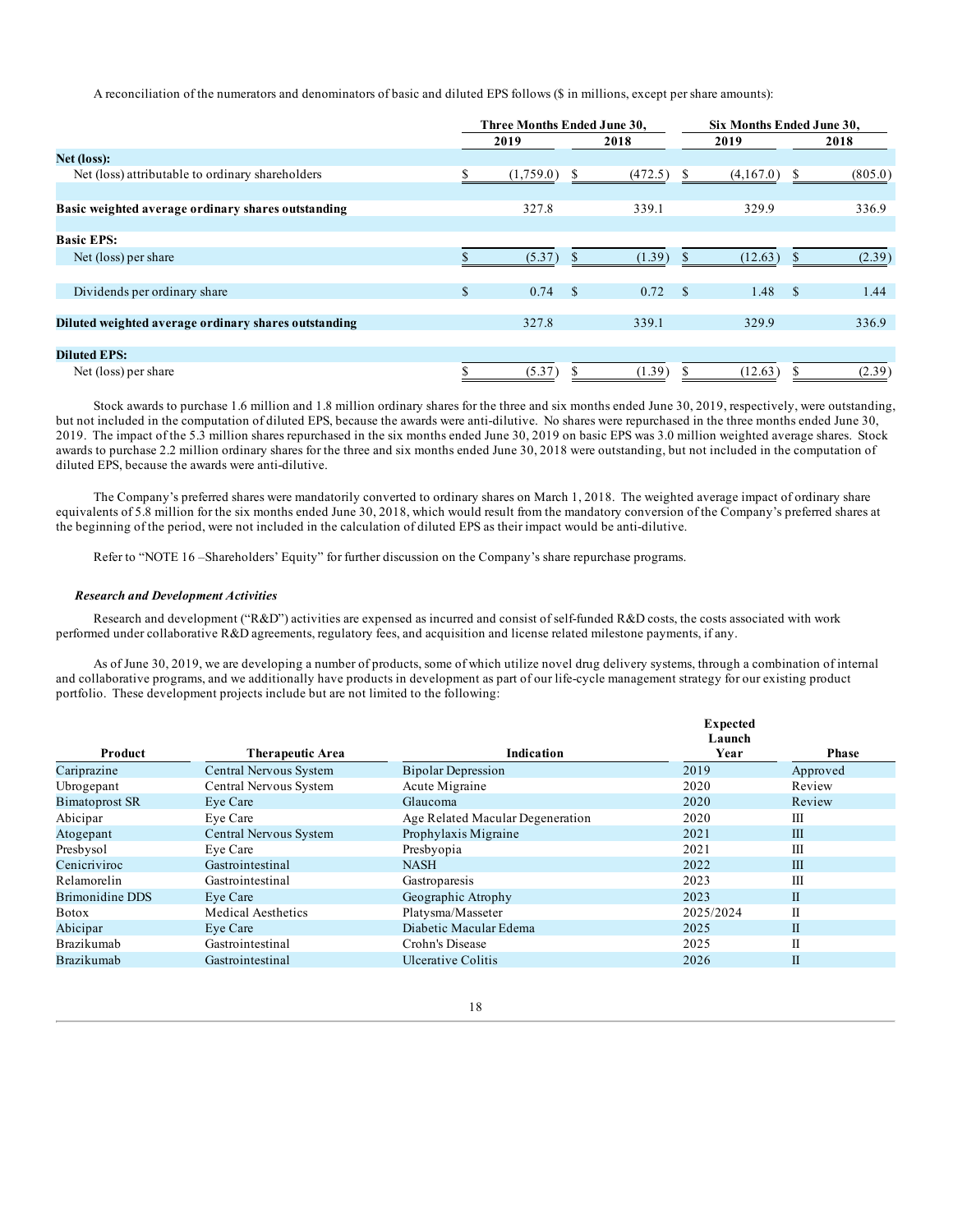A reconciliation of the numerators and denominators of basic and diluted EPS follows ($ in millions, except per share amounts):

| | Three Months Ended June 30, | | Six Months Ended June 30, | |
|---|---|---|---|---|
| | 2019 | 2018 | 2019 | 2018 |
| **Net (loss):** | | | | |
| Net (loss) attributable to ordinary shareholders | $ (1,759.0) | $ (472.5) | $ (4,167.0) | $ (805.0) |
| **Basic weighted average ordinary shares outstanding** | 327.8 | 339.1 | 329.9 | 336.9 |
| **Basic EPS:** | | | | |
| Net (loss) per share | $ (5.37) | $ (1.39) | $ (12.63) | $ (2.39) |
| Dividends per ordinary share | $ 0.74 | $ 0.72 | $ 1.48 | $ 1.44 |
| **Diluted weighted average ordinary shares outstanding** | 327.8 | 339.1 | 329.9 | 336.9 |
| **Diluted EPS:** | | | | |
| Net (loss) per share | $ (5.37) | $ (1.39) | $ (12.63) | $ (2.39) |

Stock awards to purchase 1.6 million and 1.8 million ordinary shares for the three and six months ended June 30, 2019, respectively, were outstanding, but not included in the computation of diluted EPS, because the awards were anti-dilutive. No shares were repurchased in the three months ended June 30, 2019. The impact of the 5.3 million shares repurchased in the six months ended June 30, 2019 on basic EPS was 3.0 million weighted average shares. Stock awards to purchase 2.2 million ordinary shares for the three and six months ended June 30, 2018 were outstanding, but not included in the computation of diluted EPS, because the awards were anti-dilutive.

The Company's preferred shares were mandatorily converted to ordinary shares on March 1, 2018. The weighted average impact of ordinary share equivalents of 5.8 million for the six months ended June 30, 2018, which would result from the mandatory conversion of the Company's preferred shares at the beginning of the period, were not included in the calculation of diluted EPS as their impact would be anti-dilutive.

Refer to "NOTE 16 –Shareholders' Equity" for further discussion on the Company's share repurchase programs.

***Research and Development Activities***

Research and development ("R&D") activities are expensed as incurred and consist of self-funded R&D costs, the costs associated with work performed under collaborative R&D agreements, regulatory fees, and acquisition and license related milestone payments, if any.

As of June 30, 2019, we are developing a number of products, some of which utilize novel drug delivery systems, through a combination of internal and collaborative programs, and we additionally have products in development as part of our life-cycle management strategy for our existing product portfolio. These development projects include but are not limited to the following:

| Product | Therapeutic Area | Indication | Expected Launch Year | Phase |
|---|---|---|---|---|
| Cariprazine | Central Nervous System | Bipolar Depression | 2019 | Approved |
| Ubrogepant | Central Nervous System | Acute Migraine | 2020 | Review |
| Bimatoprost SR | Eye Care | Glaucoma | 2020 | Review |
| Abicipar | Eye Care | Age Related Macular Degeneration | 2020 | III |
| Atogepant | Central Nervous System | Prophylaxis Migraine | 2021 | III |
| Presbysol | Eye Care | Presbyopia | 2021 | III |
| Cenicriviroc | Gastrointestinal | NASH | 2022 | III |
| Relamorelin | Gastrointestinal | Gastroparesis | 2023 | III |
| Brimonidine DDS | Eye Care | Geographic Atrophy | 2023 | II |
| Botox | Medical Aesthetics | Platysma/Masseter | 2025/2024 | II |
| Abicipar | Eye Care | Diabetic Macular Edema | 2025 | II |
| Brazikumab | Gastrointestinal | Crohn's Disease | 2025 | II |
| Brazikumab | Gastrointestinal | Ulcerative Colitis | 2026 | II |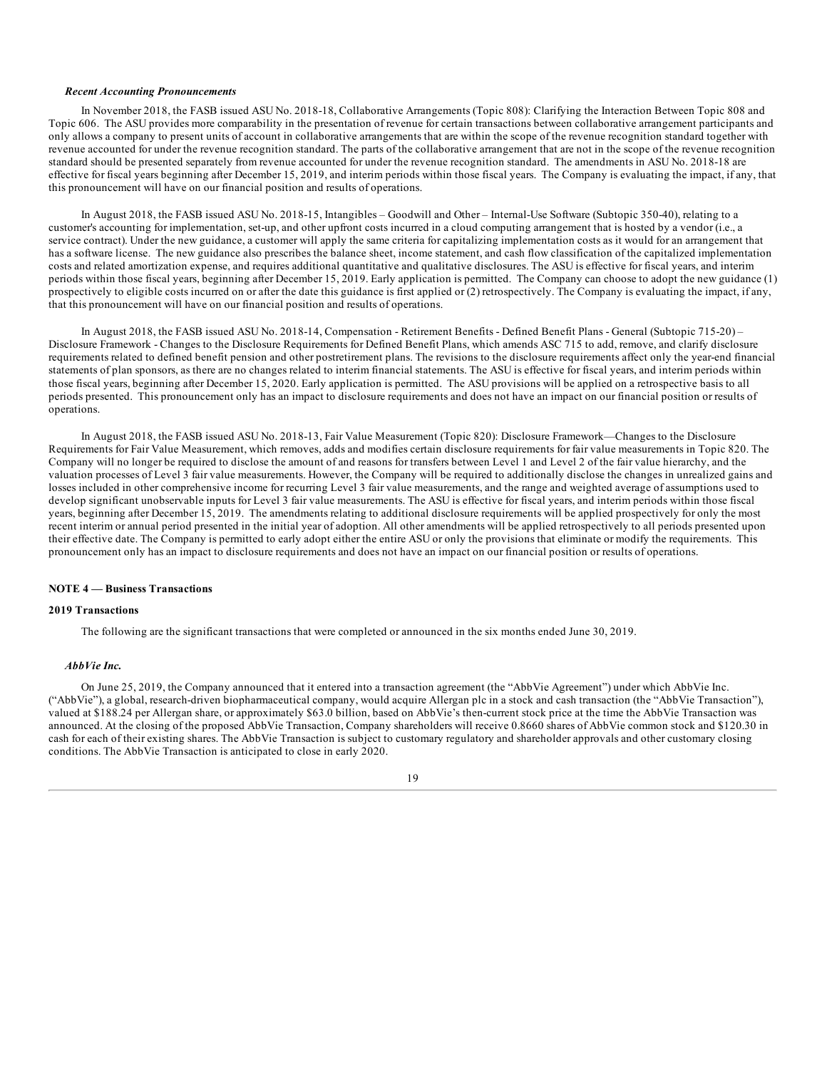***Recent Accounting Pronouncements***

In November 2018, the FASB issued ASU No. 2018-18, Collaborative Arrangements (Topic 808): Clarifying the Interaction Between Topic 808 and Topic 606. The ASU provides more comparability in the presentation of revenue for certain transactions between collaborative arrangement participants and only allows a company to present units of account in collaborative arrangements that are within the scope of the revenue recognition standard together with revenue accounted for under the revenue recognition standard. The parts of the collaborative arrangement that are not in the scope of the revenue recognition standard should be presented separately from revenue accounted for under the revenue recognition standard. The amendments in ASU No. 2018-18 are effective for fiscal years beginning after December 15, 2019, and interim periods within those fiscal years. The Company is evaluating the impact, if any, that this pronouncement will have on our financial position and results of operations.

In August 2018, the FASB issued ASU No. 2018-15, Intangibles – Goodwill and Other – Internal-Use Software (Subtopic 350-40), relating to a customer's accounting for implementation, set-up, and other upfront costs incurred in a cloud computing arrangement that is hosted by a vendor (i.e., a service contract). Under the new guidance, a customer will apply the same criteria for capitalizing implementation costs as it would for an arrangement that has a software license. The new guidance also prescribes the balance sheet, income statement, and cash flow classification of the capitalized implementation costs and related amortization expense, and requires additional quantitative and qualitative disclosures. The ASU is effective for fiscal years, and interim periods within those fiscal years, beginning after December 15, 2019. Early application is permitted. The Company can choose to adopt the new guidance (1) prospectively to eligible costs incurred on or after the date this guidance is first applied or (2) retrospectively. The Company is evaluating the impact, if any, that this pronouncement will have on our financial position and results of operations.

In August 2018, the FASB issued ASU No. 2018-14, Compensation - Retirement Benefits - Defined Benefit Plans - General (Subtopic 715-20) – Disclosure Framework - Changes to the Disclosure Requirements for Defined Benefit Plans, which amends ASC 715 to add, remove, and clarify disclosure requirements related to defined benefit pension and other postretirement plans. The revisions to the disclosure requirements affect only the year-end financial statements of plan sponsors, as there are no changes related to interim financial statements. The ASU is effective for fiscal years, and interim periods within those fiscal years, beginning after December 15, 2020. Early application is permitted. The ASU provisions will be applied on a retrospective basis to all periods presented. This pronouncement only has an impact to disclosure requirements and does not have an impact on our financial position or results of operations.

In August 2018, the FASB issued ASU No. 2018-13, Fair Value Measurement (Topic 820): Disclosure Framework—Changes to the Disclosure Requirements for Fair Value Measurement, which removes, adds and modifies certain disclosure requirements for fair value measurements in Topic 820. The Company will no longer be required to disclose the amount of and reasons for transfers between Level 1 and Level 2 of the fair value hierarchy, and the valuation processes of Level 3 fair value measurements. However, the Company will be required to additionally disclose the changes in unrealized gains and losses included in other comprehensive income for recurring Level 3 fair value measurements, and the range and weighted average of assumptions used to develop significant unobservable inputs for Level 3 fair value measurements. The ASU is effective for fiscal years, and interim periods within those fiscal years, beginning after December 15, 2019. The amendments relating to additional disclosure requirements will be applied prospectively for only the most recent interim or annual period presented in the initial year of adoption. All other amendments will be applied retrospectively to all periods presented upon their effective date. The Company is permitted to early adopt either the entire ASU or only the provisions that eliminate or modify the requirements. This pronouncement only has an impact to disclosure requirements and does not have an impact on our financial position or results of operations.

## NOTE 4 — Business Transactions

### 2019 Transactions

The following are the significant transactions that were completed or announced in the six months ended June 30, 2019.

***AbbVie Inc.***

On June 25, 2019, the Company announced that it entered into a transaction agreement (the "AbbVie Agreement") under which AbbVie Inc. ("AbbVie"), a global, research-driven biopharmaceutical company, would acquire Allergan plc in a stock and cash transaction (the "AbbVie Transaction"), valued at $188.24 per Allergan share, or approximately $63.0 billion, based on AbbVie's then-current stock price at the time the AbbVie Transaction was announced. At the closing of the proposed AbbVie Transaction, Company shareholders will receive 0.8660 shares of AbbVie common stock and $120.30 in cash for each of their existing shares. The AbbVie Transaction is subject to customary regulatory and shareholder approvals and other customary closing conditions. The AbbVie Transaction is anticipated to close in early 2020.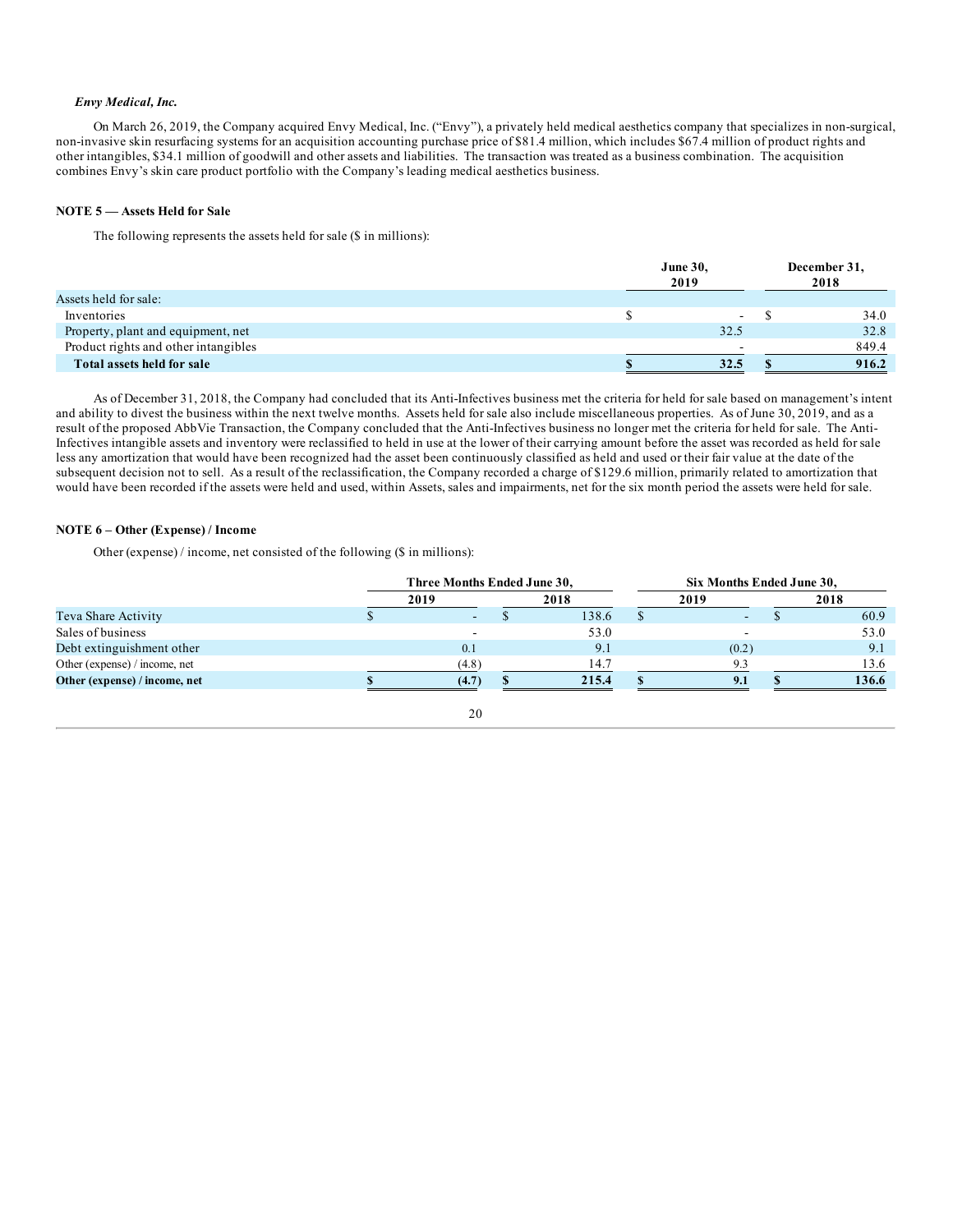***Envy Medical, Inc.***

On March 26, 2019, the Company acquired Envy Medical, Inc. ("Envy"), a privately held medical aesthetics company that specializes in non-surgical, non-invasive skin resurfacing systems for an acquisition accounting purchase price of $81.4 million, which includes $67.4 million of product rights and other intangibles, $34.1 million of goodwill and other assets and liabilities. The transaction was treated as a business combination. The acquisition combines Envy's skin care product portfolio with the Company's leading medical aesthetics business.

**NOTE 5 — Assets Held for Sale**

The following represents the assets held for sale ($ in millions):

| | June 30, 2019 | December 31, 2018 |
|---|---|---|
| Assets held for sale: | | |
| Inventories | $ - | $ 34.0 |
| Property, plant and equipment, net | 32.5 | 32.8 |
| Product rights and other intangibles | - | 849.4 |
| **Total assets held for sale** | **$ 32.5** | **$ 916.2** |

As of December 31, 2018, the Company had concluded that its Anti-Infectives business met the criteria for held for sale based on management's intent and ability to divest the business within the next twelve months. Assets held for sale also include miscellaneous properties. As of June 30, 2019, and as a result of the proposed AbbVie Transaction, the Company concluded that the Anti-Infectives business no longer met the criteria for held for sale. The Anti-Infectives intangible assets and inventory were reclassified to held in use at the lower of their carrying amount before the asset was recorded as held for sale less any amortization that would have been recognized had the asset been continuously classified as held and used or their fair value at the date of the subsequent decision not to sell. As a result of the reclassification, the Company recorded a charge of $129.6 million, primarily related to amortization that would have been recorded if the assets were held and used, within Assets, sales and impairments, net for the six month period the assets were held for sale.

**NOTE 6 – Other (Expense) / Income**

Other (expense) / income, net consisted of the following ($ in millions):

| | Three Months Ended June 30, | | Six Months Ended June 30, | |
|---|---|---|---|---|
| | 2019 | 2018 | 2019 | 2018 |
| Teva Share Activity | $ - | $ 138.6 | $ - | $ 60.9 |
| Sales of business | - | 53.0 | - | 53.0 |
| Debt extinguishment other | 0.1 | 9.1 | (0.2) | 9.1 |
| Other (expense) / income, net | (4.8) | 14.7 | 9.3 | 13.6 |
| **Other (expense) / income, net** | **$ (4.7)** | **$ 215.4** | **$ 9.1** | **$ 136.6** |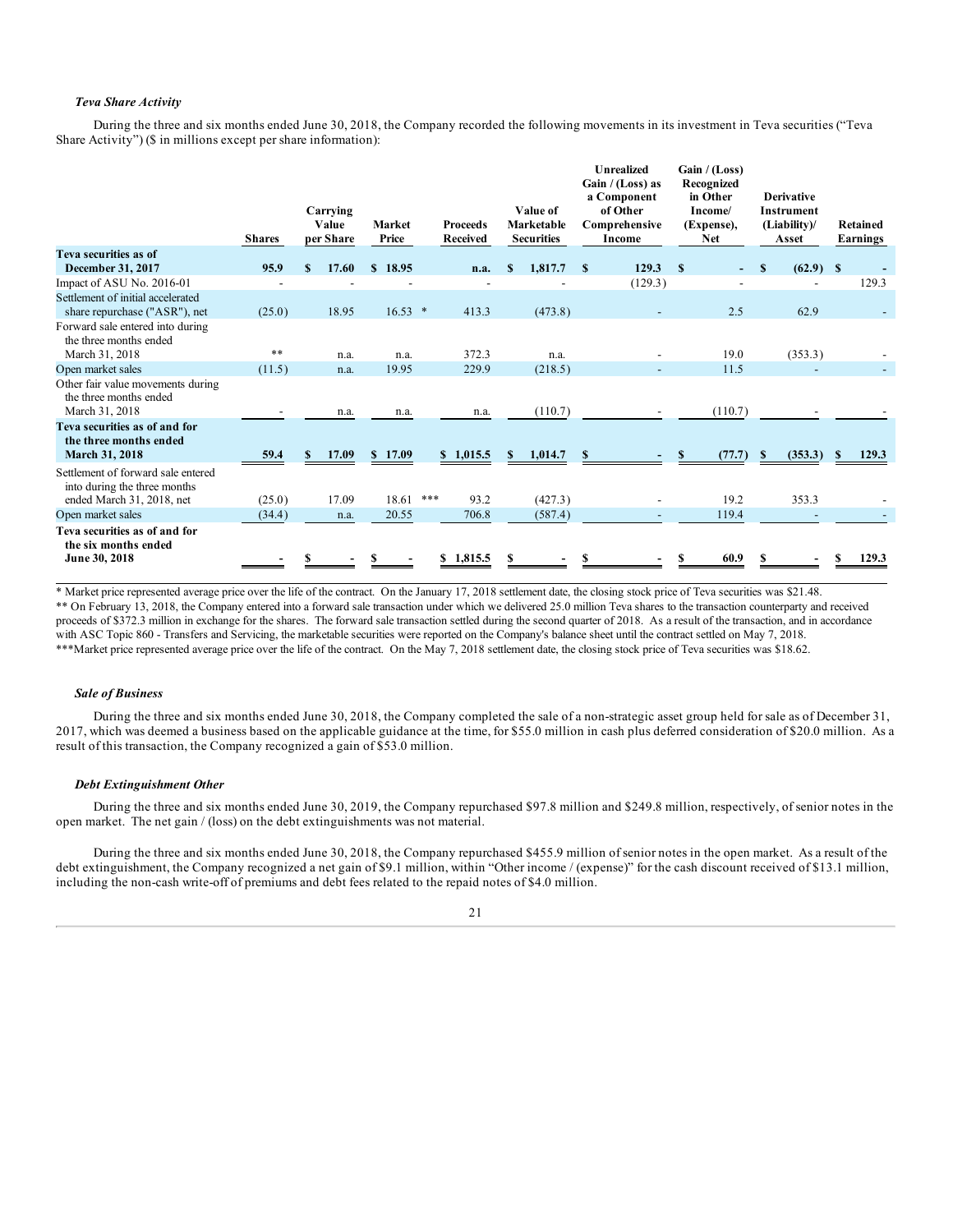### *Teva Share Activity*

During the three and six months ended June 30, 2018, the Company recorded the following movements in its investment in Teva securities ("Teva Share Activity") ($ in millions except per share information):

| | Shares | Carrying Value per Share | Market Price | Proceeds Received | Value of Marketable Securities | Unrealized Gain / (Loss) as a Component of Other Comprehensive Income | Gain / (Loss) Recognized in Other Income/ (Expense), Net | Derivative Instrument (Liability)/ Asset | Retained Earnings |
|---|---|---|---|---|---|---|---|---|---|
| **Teva securities as of December 31, 2017** | **95.9** | **$ 17.60** | **$ 18.95** | **n.a.** | **$ 1,817.7** | **$ 129.3** | **$ -** | **$ (62.9)** | **$ -** |
| Impact of ASU No. 2016-01 | - | - | - | - | - | (129.3) | - | - | 129.3 |
| Settlement of initial accelerated share repurchase ("ASR"), net | (25.0) | 18.95 | 16.53 * | 413.3 | (473.8) | - | 2.5 | 62.9 | - |
| Forward sale entered into during the three months ended March 31, 2018 | ** | n.a. | n.a. | 372.3 | n.a. | - | 19.0 | (353.3) | - |
| Open market sales | (11.5) | n.a. | 19.95 | 229.9 | (218.5) | - | 11.5 | - | - |
| Other fair value movements during the three months ended March 31, 2018 | - | n.a. | n.a. | n.a. | (110.7) | - | (110.7) | - | - |
| **Teva securities as of and for the three months ended March 31, 2018** | **59.4** | **$ 17.09** | **$ 17.09** | **$ 1,015.5** | **$ 1,014.7** | **$ -** | **$ (77.7)** | **$ (353.3)** | **$ 129.3** |
| Settlement of forward sale entered into during the three months ended March 31, 2018, net | (25.0) | 17.09 | 18.61 *** | 93.2 | (427.3) | - | 19.2 | 353.3 | - |
| Open market sales | (34.4) | n.a. | 20.55 | 706.8 | (587.4) | - | 119.4 | - | - |
| **Teva securities as of and for the six months ended June 30, 2018** | **-** | **$ -** | **$ -** | **$ 1,815.5** | **$ -** | **$ -** | **$ 60.9** | **$ -** | **$ 129.3** |

\* Market price represented average price over the life of the contract. On the January 17, 2018 settlement date, the closing stock price of Teva securities was $21.48.

\*\* On February 13, 2018, the Company entered into a forward sale transaction under which we delivered 25.0 million Teva shares to the transaction counterparty and received proceeds of $372.3 million in exchange for the shares. The forward sale transaction settled during the second quarter of 2018. As a result of the transaction, and in accordance with ASC Topic 860 - Transfers and Servicing, the marketable securities were reported on the Company's balance sheet until the contract settled on May 7, 2018.

\*\*\*Market price represented average price over the life of the contract. On the May 7, 2018 settlement date, the closing stock price of Teva securities was $18.62.

### *Sale of Business*

During the three and six months ended June 30, 2018, the Company completed the sale of a non-strategic asset group held for sale as of December 31, 2017, which was deemed a business based on the applicable guidance at the time, for $55.0 million in cash plus deferred consideration of $20.0 million. As a result of this transaction, the Company recognized a gain of $53.0 million.

### *Debt Extinguishment Other*

During the three and six months ended June 30, 2019, the Company repurchased $97.8 million and $249.8 million, respectively, of senior notes in the open market. The net gain / (loss) on the debt extinguishments was not material.

During the three and six months ended June 30, 2018, the Company repurchased $455.9 million of senior notes in the open market. As a result of the debt extinguishment, the Company recognized a net gain of $9.1 million, within "Other income / (expense)" for the cash discount received of $13.1 million, including the non-cash write-off of premiums and debt fees related to the repaid notes of $4.0 million.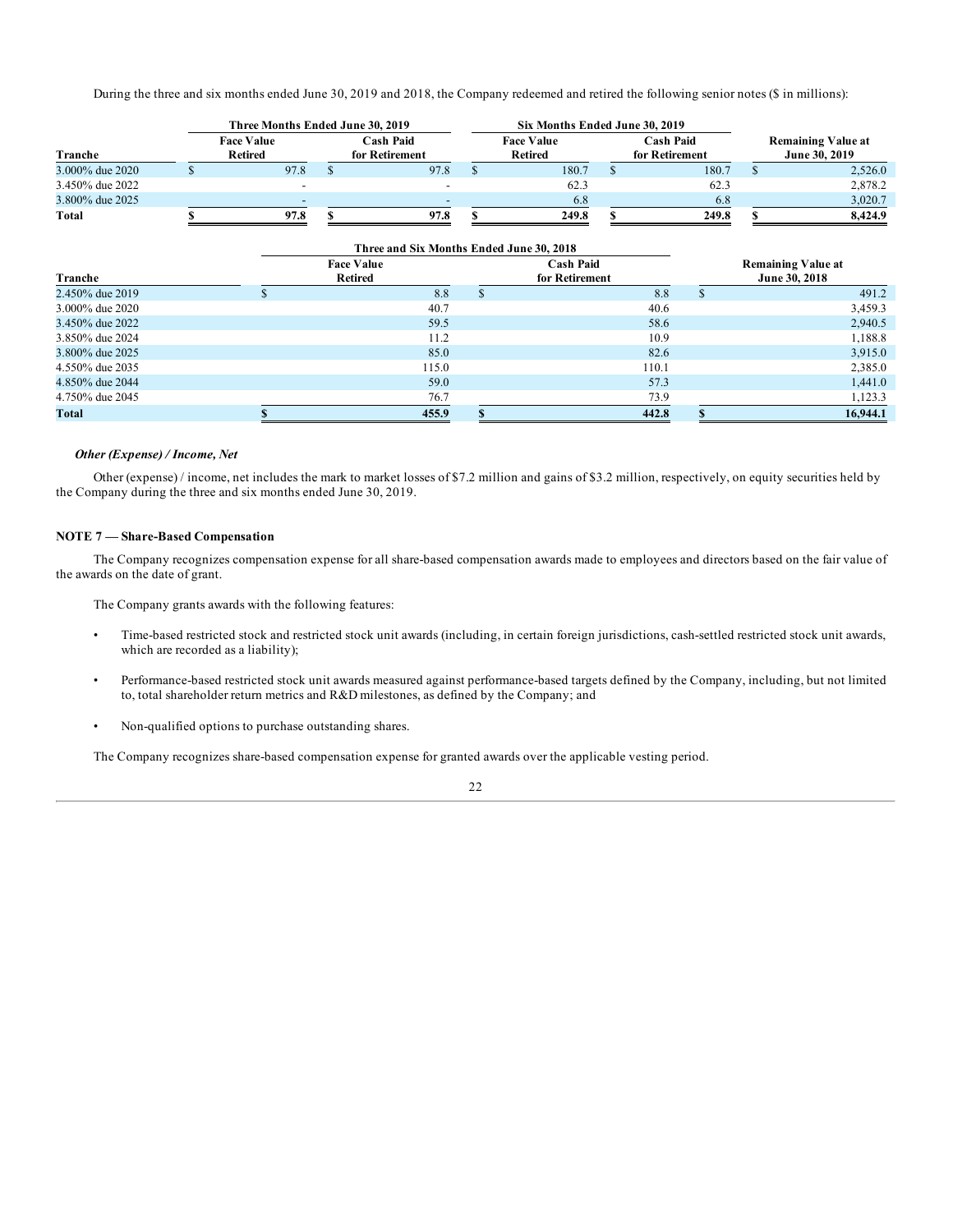During the three and six months ended June 30, 2019 and 2018, the Company redeemed and retired the following senior notes ($ in millions):

| | Three Months Ended June 30, 2019 | | Six Months Ended June 30, 2019 | | |
|---|---|---|---|---|---|
| Tranche | Face Value Retired | Cash Paid for Retirement | Face Value Retired | Cash Paid for Retirement | Remaining Value at June 30, 2019 |
| 3.000% due 2020 | $ 97.8 | $ 97.8 | $ 180.7 | $ 180.7 | $ 2,526.0 |
| 3.450% due 2022 | - | - | 62.3 | 62.3 | 2,878.2 |
| 3.800% due 2025 | - | - | 6.8 | 6.8 | 3,020.7 |
| **Total** | **$ 97.8** | **$ 97.8** | **$ 249.8** | **$ 249.8** | **$ 8,424.9** |

| | Three and Six Months Ended June 30, 2018 | | |
|---|---|---|---|
| Tranche | Face Value Retired | Cash Paid for Retirement | Remaining Value at June 30, 2018 |
| 2.450% due 2019 | $ 8.8 | $ 8.8 | $ 491.2 |
| 3.000% due 2020 | 40.7 | 40.6 | 3,459.3 |
| 3.450% due 2022 | 59.5 | 58.6 | 2,940.5 |
| 3.850% due 2024 | 11.2 | 10.9 | 1,188.8 |
| 3.800% due 2025 | 85.0 | 82.6 | 3,915.0 |
| 4.550% due 2035 | 115.0 | 110.1 | 2,385.0 |
| 4.850% due 2044 | 59.0 | 57.3 | 1,441.0 |
| 4.750% due 2045 | 76.7 | 73.9 | 1,123.3 |
| **Total** | **$ 455.9** | **$ 442.8** | **$ 16,944.1** |

***Other (Expense) / Income, Net***

Other (expense) / income, net includes the mark to market losses of $7.2 million and gains of $3.2 million, respectively, on equity securities held by the Company during the three and six months ended June 30, 2019.

### NOTE 7 — Share-Based Compensation

The Company recognizes compensation expense for all share-based compensation awards made to employees and directors based on the fair value of the awards on the date of grant.

The Company grants awards with the following features:

- Time-based restricted stock and restricted stock unit awards (including, in certain foreign jurisdictions, cash-settled restricted stock unit awards, which are recorded as a liability);
- Performance-based restricted stock unit awards measured against performance-based targets defined by the Company, including, but not limited to, total shareholder return metrics and R&D milestones, as defined by the Company; and
- Non-qualified options to purchase outstanding shares.

The Company recognizes share-based compensation expense for granted awards over the applicable vesting period.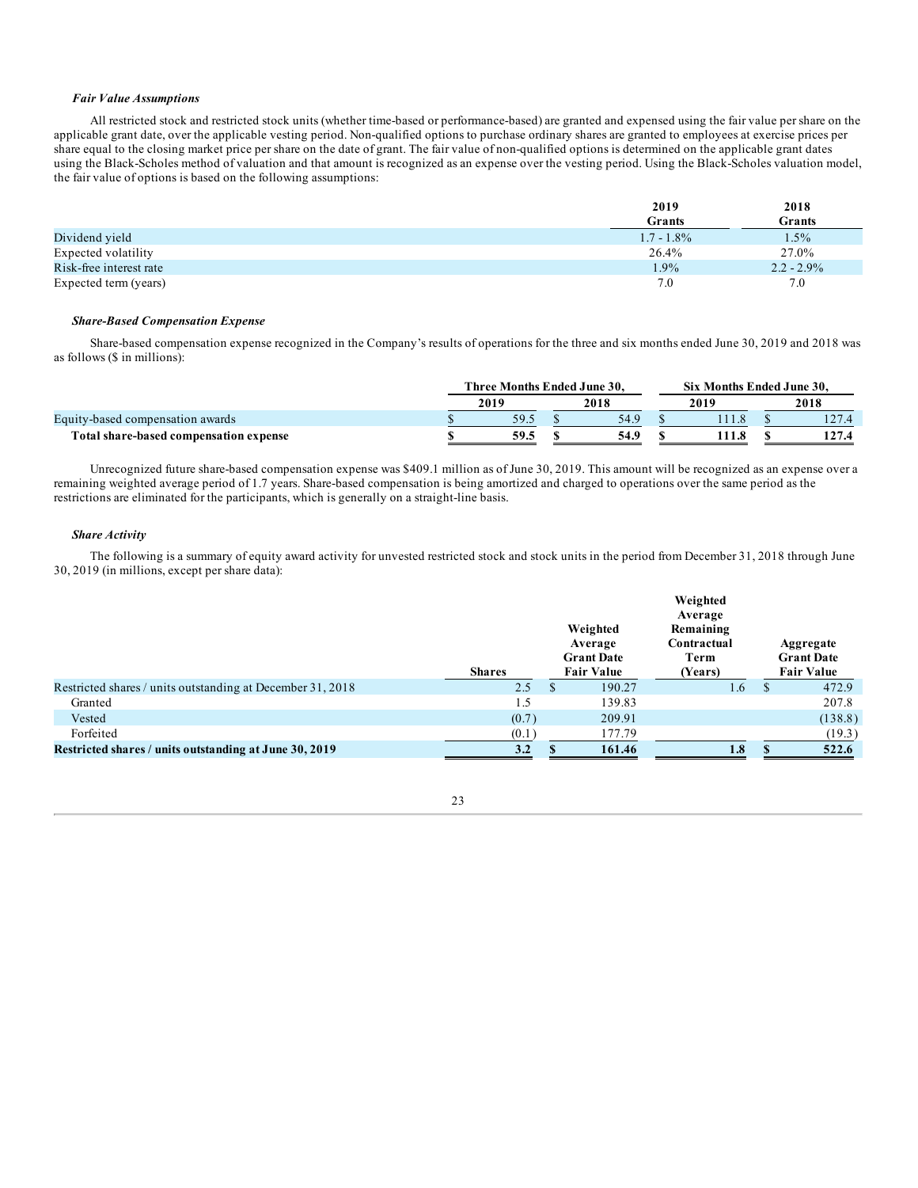***Fair Value Assumptions***

All restricted stock and restricted stock units (whether time-based or performance-based) are granted and expensed using the fair value per share on the applicable grant date, over the applicable vesting period. Non-qualified options to purchase ordinary shares are granted to employees at exercise prices per share equal to the closing market price per share on the date of grant. The fair value of non-qualified options is determined on the applicable grant dates using the Black-Scholes method of valuation and that amount is recognized as an expense over the vesting period. Using the Black-Scholes valuation model, the fair value of options is based on the following assumptions:

| | 2019 Grants | 2018 Grants |
|---|---|---|
| Dividend yield | 1.7 - 1.8% | 1.5% |
| Expected volatility | 26.4% | 27.0% |
| Risk-free interest rate | 1.9% | 2.2 - 2.9% |
| Expected term (years) | 7.0 | 7.0 |

***Share-Based Compensation Expense***

Share-based compensation expense recognized in the Company's results of operations for the three and six months ended June 30, 2019 and 2018 was as follows ($ in millions):

| | Three Months Ended June 30, | | Six Months Ended June 30, | |
|---|---|---|---|---|
| | 2019 | 2018 | 2019 | 2018 |
| Equity-based compensation awards | $ 59.5 | $ 54.9 | $ 111.8 | $ 127.4 |
| **Total share-based compensation expense** | **$ 59.5** | **$ 54.9** | **$ 111.8** | **$ 127.4** |

Unrecognized future share-based compensation expense was $409.1 million as of June 30, 2019. This amount will be recognized as an expense over a remaining weighted average period of 1.7 years. Share-based compensation is being amortized and charged to operations over the same period as the restrictions are eliminated for the participants, which is generally on a straight-line basis.

***Share Activity***

The following is a summary of equity award activity for unvested restricted stock and stock units in the period from December 31, 2018 through June 30, 2019 (in millions, except per share data):

| | Shares | Weighted Average Grant Date Fair Value | Weighted Average Remaining Contractual Term (Years) | Aggregate Grant Date Fair Value |
|---|---|---|---|---|
| Restricted shares / units outstanding at December 31, 2018 | 2.5 | $ 190.27 | 1.6 | $ 472.9 |
| Granted | 1.5 | 139.83 | | 207.8 |
| Vested | (0.7) | 209.91 | | (138.8) |
| Forfeited | (0.1) | 177.79 | | (19.3) |
| **Restricted shares / units outstanding at June 30, 2019** | **3.2** | **$ 161.46** | **1.8** | **$ 522.6** |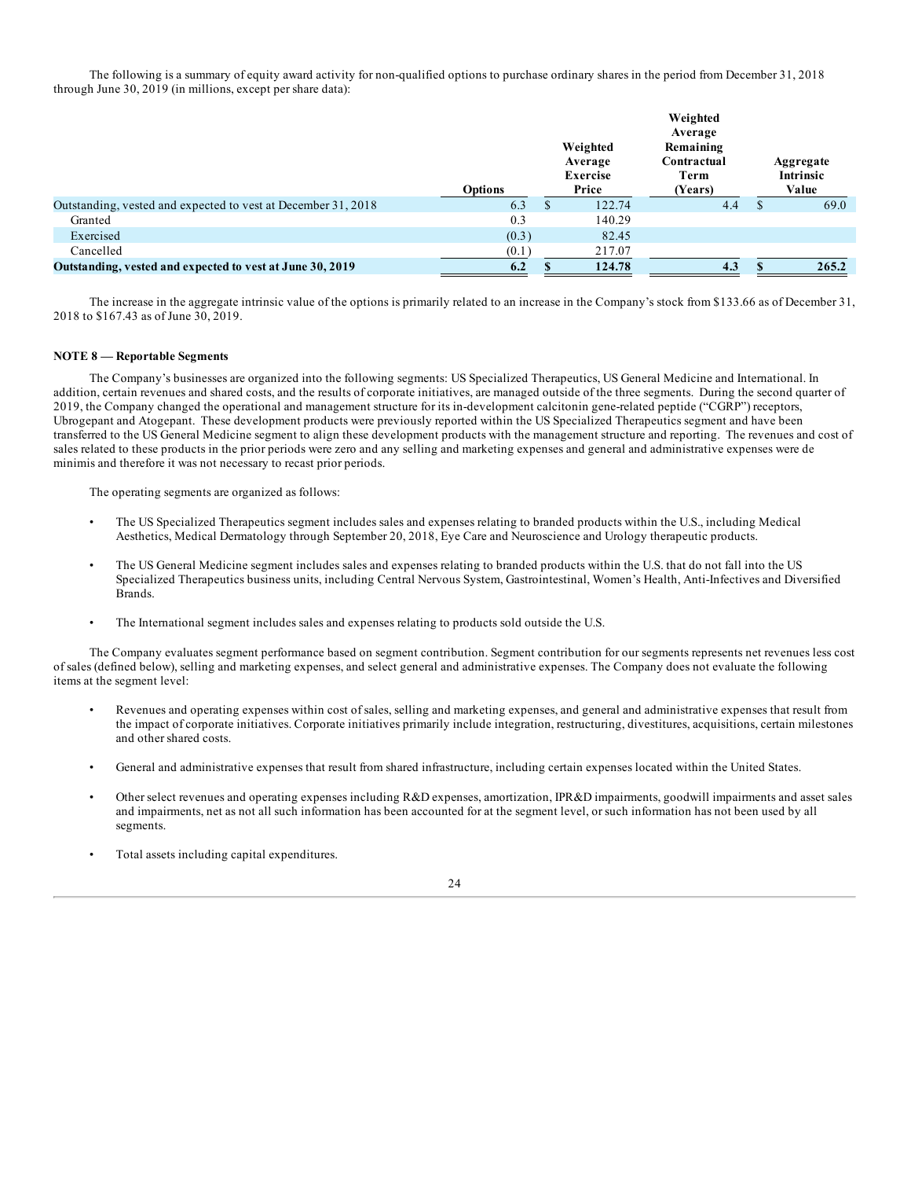The following is a summary of equity award activity for non-qualified options to purchase ordinary shares in the period from December 31, 2018 through June 30, 2019 (in millions, except per share data):

| | Options | Weighted Average Exercise Price | Weighted Average Remaining Contractual Term (Years) | Aggregate Intrinsic Value |
|---|---|---|---|---|
| Outstanding, vested and expected to vest at December 31, 2018 | 6.3 | $ 122.74 | 4.4 | $ 69.0 |
| Granted | 0.3 | 140.29 | | |
| Exercised | (0.3) | 82.45 | | |
| Cancelled | (0.1) | 217.07 | | |
| **Outstanding, vested and expected to vest at June 30, 2019** | **6.2** | **$ 124.78** | **4.3** | **$ 265.2** |

The increase in the aggregate intrinsic value of the options is primarily related to an increase in the Company's stock from $133.66 as of December 31, 2018 to $167.43 as of June 30, 2019.

**NOTE 8 — Reportable Segments**

The Company's businesses are organized into the following segments: US Specialized Therapeutics, US General Medicine and International. In addition, certain revenues and shared costs, and the results of corporate initiatives, are managed outside of the three segments. During the second quarter of 2019, the Company changed the operational and management structure for its in-development calcitonin gene-related peptide ("CGRP") receptors, Ubrogepant and Atogepant. These development products were previously reported within the US Specialized Therapeutics segment and have been transferred to the US General Medicine segment to align these development products with the management structure and reporting. The revenues and cost of sales related to these products in the prior periods were zero and any selling and marketing expenses and general and administrative expenses were de minimis and therefore it was not necessary to recast prior periods.

The operating segments are organized as follows:

- The US Specialized Therapeutics segment includes sales and expenses relating to branded products within the U.S., including Medical Aesthetics, Medical Dermatology through September 20, 2018, Eye Care and Neuroscience and Urology therapeutic products.
- The US General Medicine segment includes sales and expenses relating to branded products within the U.S. that do not fall into the US Specialized Therapeutics business units, including Central Nervous System, Gastrointestinal, Women's Health, Anti-Infectives and Diversified Brands.
- The International segment includes sales and expenses relating to products sold outside the U.S.

The Company evaluates segment performance based on segment contribution. Segment contribution for our segments represents net revenues less cost of sales (defined below), selling and marketing expenses, and select general and administrative expenses. The Company does not evaluate the following items at the segment level:

- Revenues and operating expenses within cost of sales, selling and marketing expenses, and general and administrative expenses that result from the impact of corporate initiatives. Corporate initiatives primarily include integration, restructuring, divestitures, acquisitions, certain milestones and other shared costs.
- General and administrative expenses that result from shared infrastructure, including certain expenses located within the United States.
- Other select revenues and operating expenses including R&D expenses, amortization, IPR&D impairments, goodwill impairments and asset sales and impairments, net as not all such information has been accounted for at the segment level, or such information has not been used by all segments.
- Total assets including capital expenditures.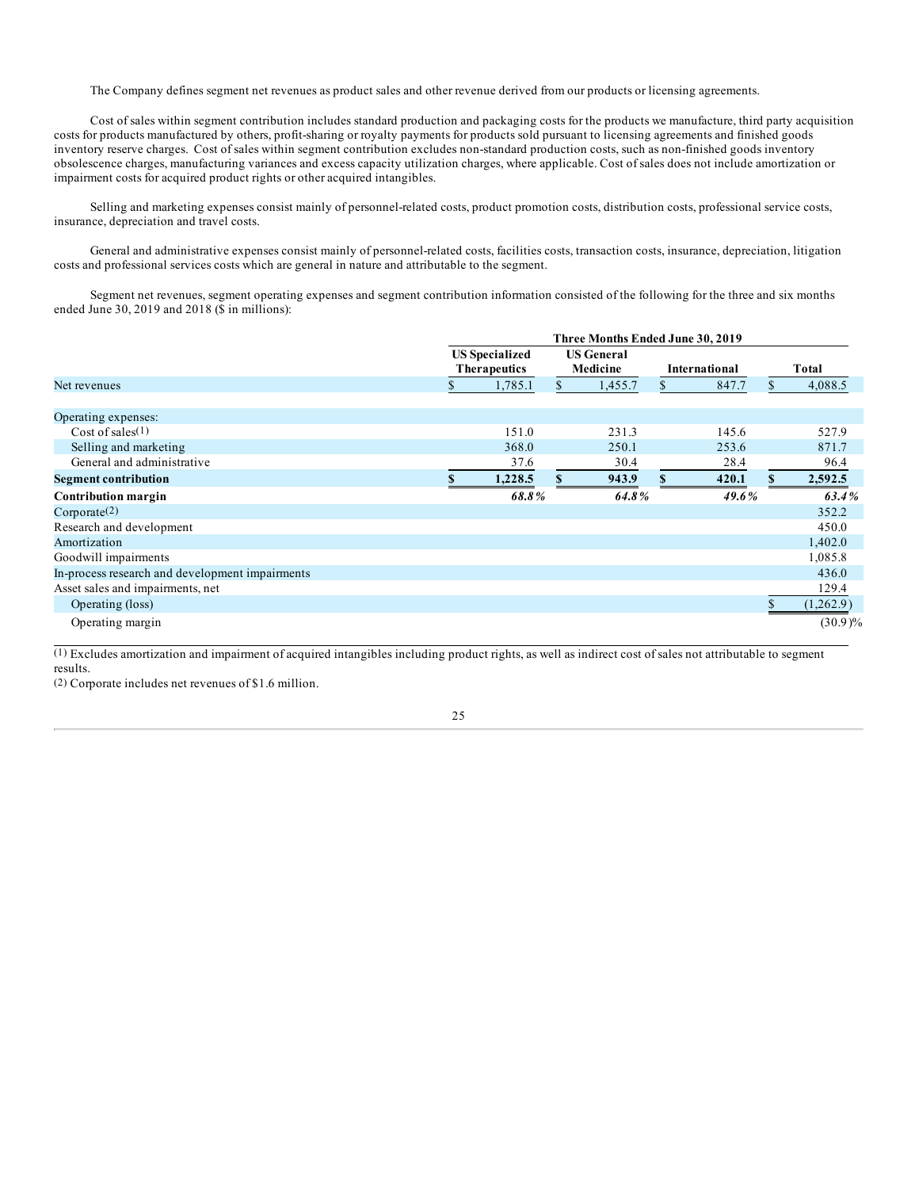The Company defines segment net revenues as product sales and other revenue derived from our products or licensing agreements.

Cost of sales within segment contribution includes standard production and packaging costs for the products we manufacture, third party acquisition costs for products manufactured by others, profit-sharing or royalty payments for products sold pursuant to licensing agreements and finished goods inventory reserve charges. Cost of sales within segment contribution excludes non-standard production costs, such as non-finished goods inventory obsolescence charges, manufacturing variances and excess capacity utilization charges, where applicable. Cost of sales does not include amortization or impairment costs for acquired product rights or other acquired intangibles.

Selling and marketing expenses consist mainly of personnel-related costs, product promotion costs, distribution costs, professional service costs, insurance, depreciation and travel costs.

General and administrative expenses consist mainly of personnel-related costs, facilities costs, transaction costs, insurance, depreciation, litigation costs and professional services costs which are general in nature and attributable to the segment.

Segment net revenues, segment operating expenses and segment contribution information consisted of the following for the three and six months ended June 30, 2019 and 2018 ($ in millions):

| | Three Months Ended June 30, 2019 | | | |
|---|---|---|---|---|
| | **US Specialized Therapeutics** | **US General Medicine** | **International** | **Total** |
| Net revenues | $ 1,785.1 | $ 1,455.7 | $ 847.7 | $ 4,088.5 |
| Operating expenses: | | | | |
| Cost of sales[(1)] | 151.0 | 231.3 | 145.6 | 527.9 |
| Selling and marketing | 368.0 | 250.1 | 253.6 | 871.7 |
| General and administrative | 37.6 | 30.4 | 28.4 | 96.4 |
| **Segment contribution** | **$ 1,228.5** | **$ 943.9** | **$ 420.1** | **$ 2,592.5** |
| **Contribution margin** | ***68.8%*** | ***64.8%*** | ***49.6%*** | ***63.4%*** |
| Corporate[(2)] | | | | 352.2 |
| Research and development | | | | 450.0 |
| Amortization | | | | 1,402.0 |
| Goodwill impairments | | | | 1,085.8 |
| In-process research and development impairments | | | | 436.0 |
| Asset sales and impairments, net | | | | 129.4 |
| Operating (loss) | | | | $ (1,262.9) |
| Operating margin | | | | (30.9)% |

(1) Excludes amortization and impairment of acquired intangibles including product rights, as well as indirect cost of sales not attributable to segment results.

(2) Corporate includes net revenues of $1.6 million.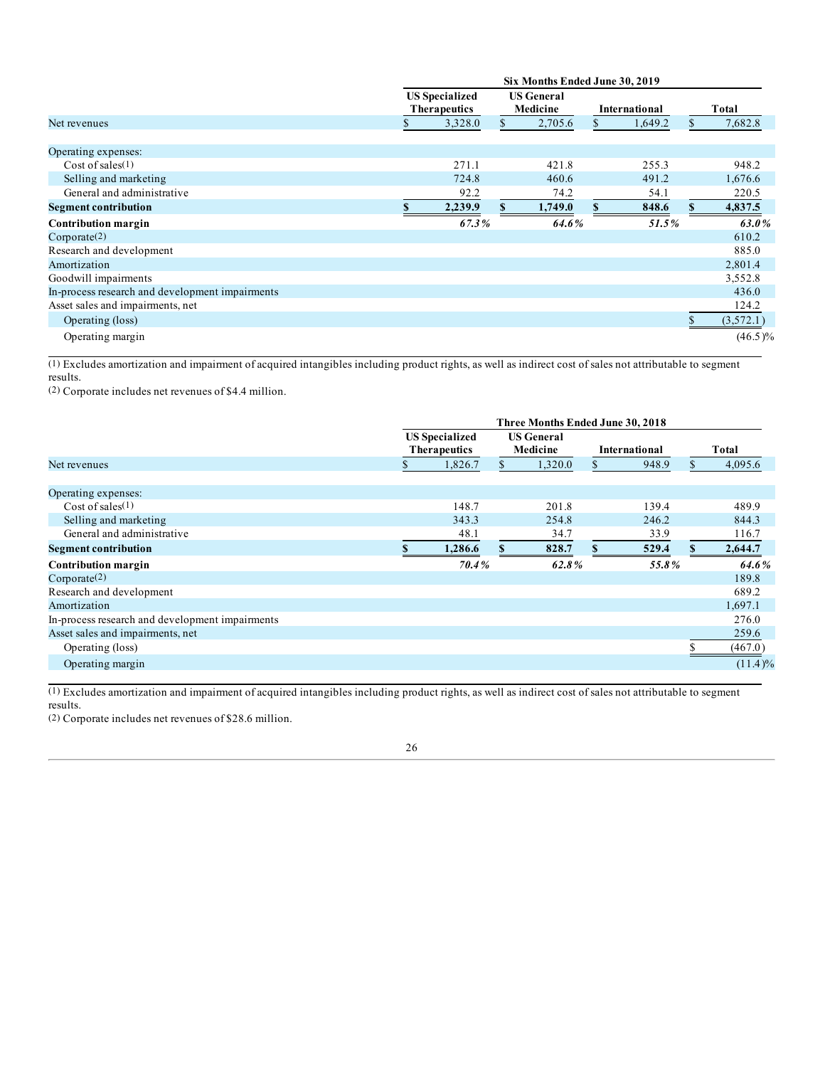| | Six Months Ended June 30, 2019 | | | |
|---|---|---|---|---|
| | US Specialized Therapeutics | US General Medicine | International | Total |
| Net revenues | $ 3,328.0 | $ 2,705.6 | $ 1,649.2 | $ 7,682.8 |
| Operating expenses: | | | | |
| Cost of sales(1) | 271.1 | 421.8 | 255.3 | 948.2 |
| Selling and marketing | 724.8 | 460.6 | 491.2 | 1,676.6 |
| General and administrative | 92.2 | 74.2 | 54.1 | 220.5 |
| **Segment contribution** | **$ 2,239.9** | **$ 1,749.0** | **$ 848.6** | **$ 4,837.5** |
| **Contribution margin** | ***67.3%*** | ***64.6%*** | ***51.5%*** | ***63.0%*** |
| Corporate(2) | | | | 610.2 |
| Research and development | | | | 885.0 |
| Amortization | | | | 2,801.4 |
| Goodwill impairments | | | | 3,552.8 |
| In-process research and development impairments | | | | 436.0 |
| Asset sales and impairments, net | | | | 124.2 |
| Operating (loss) | | | | $ (3,572.1) |
| Operating margin | | | | (46.5)% |

(1) Excludes amortization and impairment of acquired intangibles including product rights, as well as indirect cost of sales not attributable to segment results.

(2) Corporate includes net revenues of $4.4 million.

| | Three Months Ended June 30, 2018 | | | |
|---|---|---|---|---|
| | US Specialized Therapeutics | US General Medicine | International | Total |
| Net revenues | $ 1,826.7 | $ 1,320.0 | $ 948.9 | $ 4,095.6 |
| Operating expenses: | | | | |
| Cost of sales(1) | 148.7 | 201.8 | 139.4 | 489.9 |
| Selling and marketing | 343.3 | 254.8 | 246.2 | 844.3 |
| General and administrative | 48.1 | 34.7 | 33.9 | 116.7 |
| **Segment contribution** | **$ 1,286.6** | **$ 828.7** | **$ 529.4** | **$ 2,644.7** |
| **Contribution margin** | ***70.4%*** | ***62.8%*** | ***55.8%*** | ***64.6%*** |
| Corporate(2) | | | | 189.8 |
| Research and development | | | | 689.2 |
| Amortization | | | | 1,697.1 |
| In-process research and development impairments | | | | 276.0 |
| Asset sales and impairments, net | | | | 259.6 |
| Operating (loss) | | | | $ (467.0) |
| Operating margin | | | | (11.4)% |

(1) Excludes amortization and impairment of acquired intangibles including product rights, as well as indirect cost of sales not attributable to segment results.

(2) Corporate includes net revenues of $28.6 million.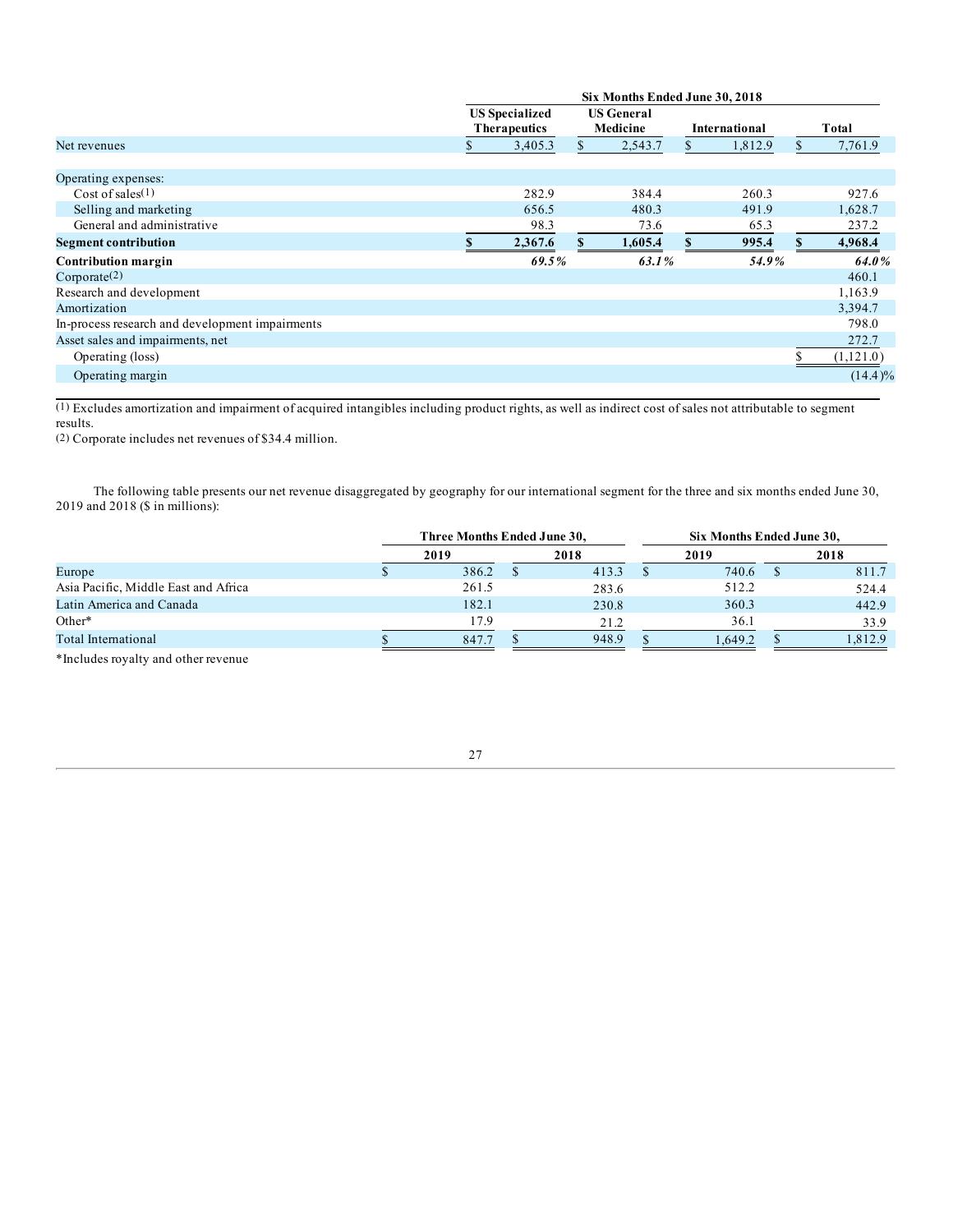| | Six Months Ended June 30, 2018 | | | |
|---|---|---|---|---|
| | US Specialized Therapeutics | US General Medicine | International | Total |
| Net revenues | $ 3,405.3 | $ 2,543.7 | $ 1,812.9 | $ 7,761.9 |
| Operating expenses: | | | | |
| Cost of sales(1) | 282.9 | 384.4 | 260.3 | 927.6 |
| Selling and marketing | 656.5 | 480.3 | 491.9 | 1,628.7 |
| General and administrative | 98.3 | 73.6 | 65.3 | 237.2 |
| **Segment contribution** | **$ 2,367.6** | **$ 1,605.4** | **$ 995.4** | **$ 4,968.4** |
| **Contribution margin** | ***69.5%*** | ***63.1%*** | ***54.9%*** | ***64.0%*** |
| Corporate(2) | | | | 460.1 |
| Research and development | | | | 1,163.9 |
| Amortization | | | | 3,394.7 |
| In-process research and development impairments | | | | 798.0 |
| Asset sales and impairments, net | | | | 272.7 |
| Operating (loss) | | | | $ (1,121.0) |
| Operating margin | | | | (14.4)% |

(1) Excludes amortization and impairment of acquired intangibles including product rights, as well as indirect cost of sales not attributable to segment results.

(2) Corporate includes net revenues of $34.4 million.

The following table presents our net revenue disaggregated by geography for our international segment for the three and six months ended June 30, 2019 and 2018 ($ in millions):

| | Three Months Ended June 30, | | Six Months Ended June 30, | |
|---|---|---|---|---|
| | 2019 | 2018 | 2019 | 2018 |
| Europe | $ 386.2 | $ 413.3 | $ 740.6 | $ 811.7 |
| Asia Pacific, Middle East and Africa | 261.5 | 283.6 | 512.2 | 524.4 |
| Latin America and Canada | 182.1 | 230.8 | 360.3 | 442.9 |
| Other* | 17.9 | 21.2 | 36.1 | 33.9 |
| Total International | $ 847.7 | $ 948.9 | $ 1,649.2 | $ 1,812.9 |

*Includes royalty and other revenue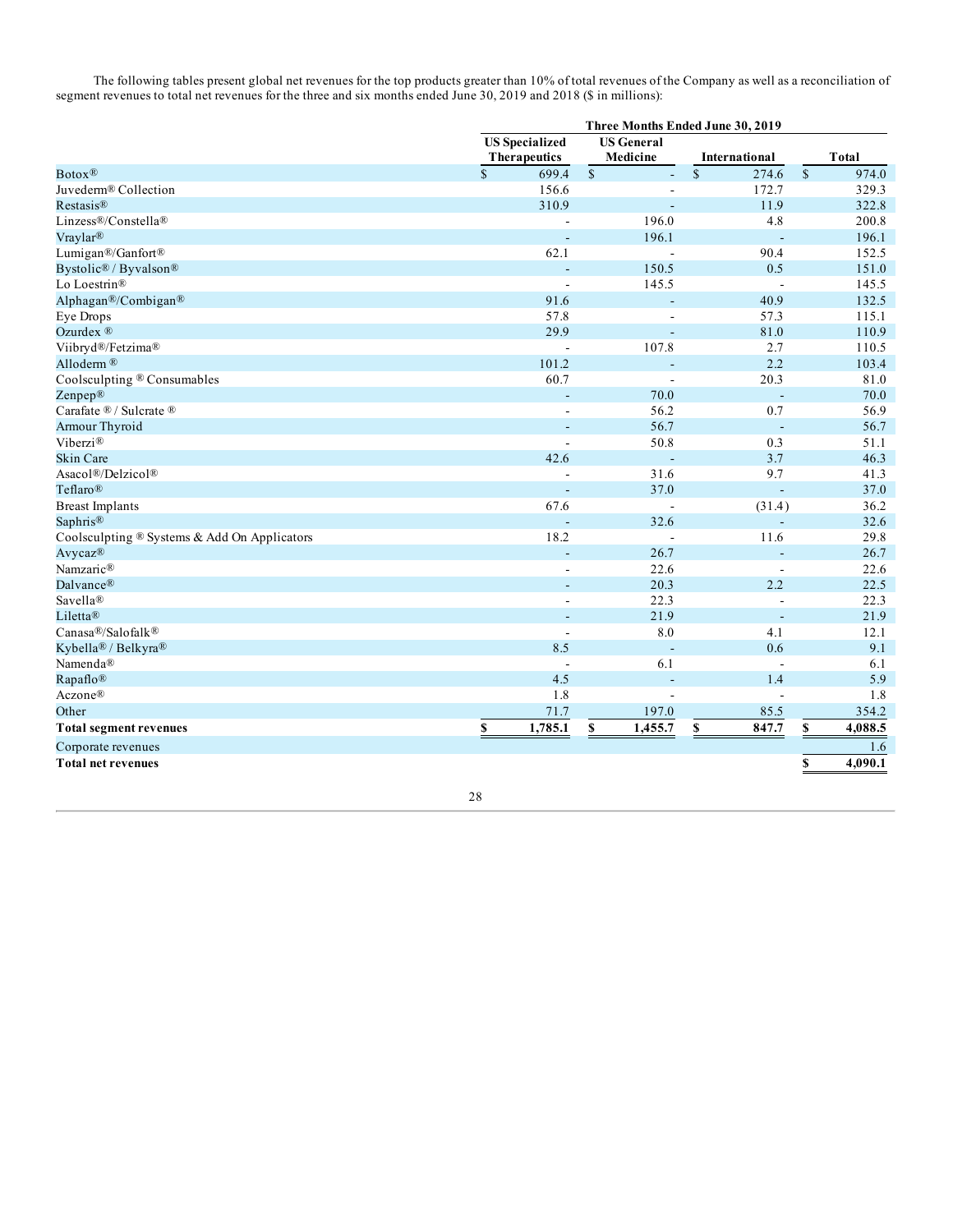The following tables present global net revenues for the top products greater than 10% of total revenues of the Company as well as a reconciliation of segment revenues to total net revenues for the three and six months ended June 30, 2019 and 2018 ($ in millions):

| | Three Months Ended June 30, 2019 | | | |
|---|---|---|---|---|
| | US Specialized Therapeutics | US General Medicine | International | Total |
| Botox® | $ 699.4 | $ - | $ 274.6 | $ 974.0 |
| Juvederm® Collection | 156.6 | - | 172.7 | 329.3 |
| Restasis® | 310.9 | - | 11.9 | 322.8 |
| Linzess®/Constella® | - | 196.0 | 4.8 | 200.8 |
| Vraylar® | - | 196.1 | - | 196.1 |
| Lumigan®/Ganfort® | 62.1 | - | 90.4 | 152.5 |
| Bystolic® / Byvalson® | - | 150.5 | 0.5 | 151.0 |
| Lo Loestrin® | - | 145.5 | - | 145.5 |
| Alphagan®/Combigan® | 91.6 | - | 40.9 | 132.5 |
| Eye Drops | 57.8 | - | 57.3 | 115.1 |
| Ozurdex ® | 29.9 | - | 81.0 | 110.9 |
| Viibryd®/Fetzima® | - | 107.8 | 2.7 | 110.5 |
| Alloderm ® | 101.2 | - | 2.2 | 103.4 |
| Coolsculpting ® Consumables | 60.7 | - | 20.3 | 81.0 |
| Zenpep® | - | 70.0 | - | 70.0 |
| Carafate ® / Sulcrate ® | - | 56.2 | 0.7 | 56.9 |
| Armour Thyroid | - | 56.7 | - | 56.7 |
| Viberzi® | - | 50.8 | 0.3 | 51.1 |
| Skin Care | 42.6 | - | 3.7 | 46.3 |
| Asacol®/Delzicol® | - | 31.6 | 9.7 | 41.3 |
| Teflaro® | - | 37.0 | - | 37.0 |
| Breast Implants | 67.6 | - | (31.4) | 36.2 |
| Saphris® | - | 32.6 | - | 32.6 |
| Coolsculpting ® Systems & Add On Applicators | 18.2 | - | 11.6 | 29.8 |
| Avycaz® | - | 26.7 | - | 26.7 |
| Namzaric® | - | 22.6 | - | 22.6 |
| Dalvance® | - | 20.3 | 2.2 | 22.5 |
| Savella® | - | 22.3 | - | 22.3 |
| Liletta® | - | 21.9 | - | 21.9 |
| Canasa®/Salofalk® | - | 8.0 | 4.1 | 12.1 |
| Kybella® / Belkyra® | 8.5 | - | 0.6 | 9.1 |
| Namenda® | - | 6.1 | - | 6.1 |
| Rapaflo® | 4.5 | - | 1.4 | 5.9 |
| Aczone® | 1.8 | - | - | 1.8 |
| Other | 71.7 | 197.0 | 85.5 | 354.2 |
| **Total segment revenues** | **$ 1,785.1** | **$ 1,455.7** | **$ 847.7** | **$ 4,088.5** |
| Corporate revenues | | | | 1.6 |
| **Total net revenues** | | | | **$ 4,090.1** |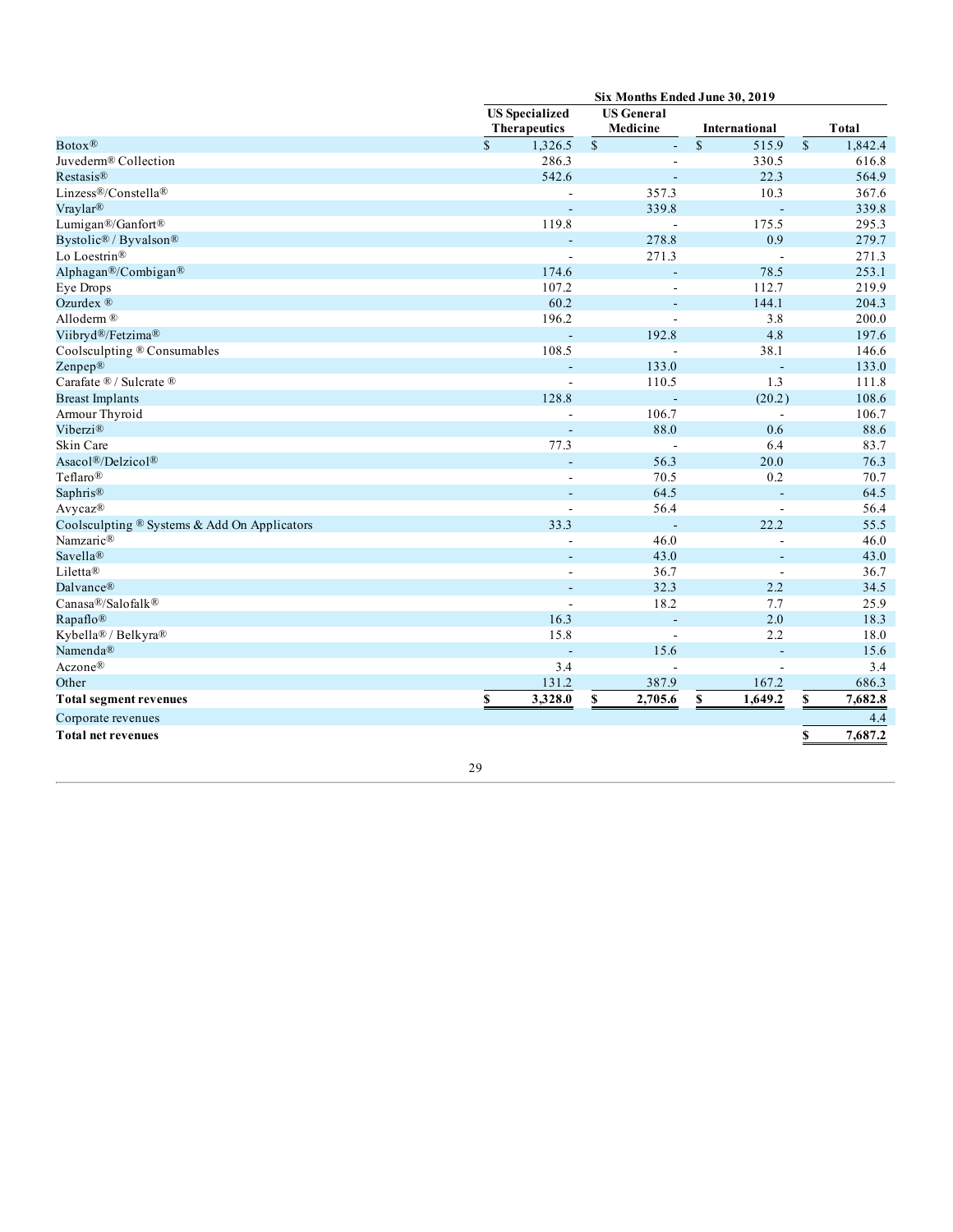| | Six Months Ended June 30, 2019 | | | |
|---|---|---|---|---|
| | US Specialized Therapeutics | US General Medicine | International | Total |
| Botox® | $ 1,326.5 | $ - | $ 515.9 | $ 1,842.4 |
| Juvederm® Collection | 286.3 | - | 330.5 | 616.8 |
| Restasis® | 542.6 | - | 22.3 | 564.9 |
| Linzess®/Constella® | - | 357.3 | 10.3 | 367.6 |
| Vraylar® | - | 339.8 | - | 339.8 |
| Lumigan®/Ganfort® | 119.8 | - | 175.5 | 295.3 |
| Bystolic® / Byvalson® | - | 278.8 | 0.9 | 279.7 |
| Lo Loestrin® | - | 271.3 | - | 271.3 |
| Alphagan®/Combigan® | 174.6 | - | 78.5 | 253.1 |
| Eye Drops | 107.2 | - | 112.7 | 219.9 |
| Ozurdex ® | 60.2 | - | 144.1 | 204.3 |
| Alloderm ® | 196.2 | - | 3.8 | 200.0 |
| Viibryd®/Fetzima® | - | 192.8 | 4.8 | 197.6 |
| Coolsculpting ® Consumables | 108.5 | - | 38.1 | 146.6 |
| Zenpep® | - | 133.0 | - | 133.0 |
| Carafate ® / Sulcrate ® | - | 110.5 | 1.3 | 111.8 |
| Breast Implants | 128.8 | - | (20.2) | 108.6 |
| Armour Thyroid | - | 106.7 | - | 106.7 |
| Viberzi® | - | 88.0 | 0.6 | 88.6 |
| Skin Care | 77.3 | - | 6.4 | 83.7 |
| Asacol®/Delzicol® | - | 56.3 | 20.0 | 76.3 |
| Teflaro® | - | 70.5 | 0.2 | 70.7 |
| Saphris® | - | 64.5 | - | 64.5 |
| Avycaz® | - | 56.4 | - | 56.4 |
| Coolsculpting ® Systems & Add On Applicators | 33.3 | - | 22.2 | 55.5 |
| Namzaric® | - | 46.0 | - | 46.0 |
| Savella® | - | 43.0 | - | 43.0 |
| Liletta® | - | 36.7 | - | 36.7 |
| Dalvance® | - | 32.3 | 2.2 | 34.5 |
| Canasa®/Salofalk® | - | 18.2 | 7.7 | 25.9 |
| Rapaflo® | 16.3 | - | 2.0 | 18.3 |
| Kybella® / Belkyra® | 15.8 | - | 2.2 | 18.0 |
| Namenda® | - | 15.6 | - | 15.6 |
| Aczone® | 3.4 | - | - | 3.4 |
| Other | 131.2 | 387.9 | 167.2 | 686.3 |
| **Total segment revenues** | **$ 3,328.0** | **$ 2,705.6** | **$ 1,649.2** | **$ 7,682.8** |
| Corporate revenues | | | | 4.4 |
| **Total net revenues** | | | | **$ 7,687.2** |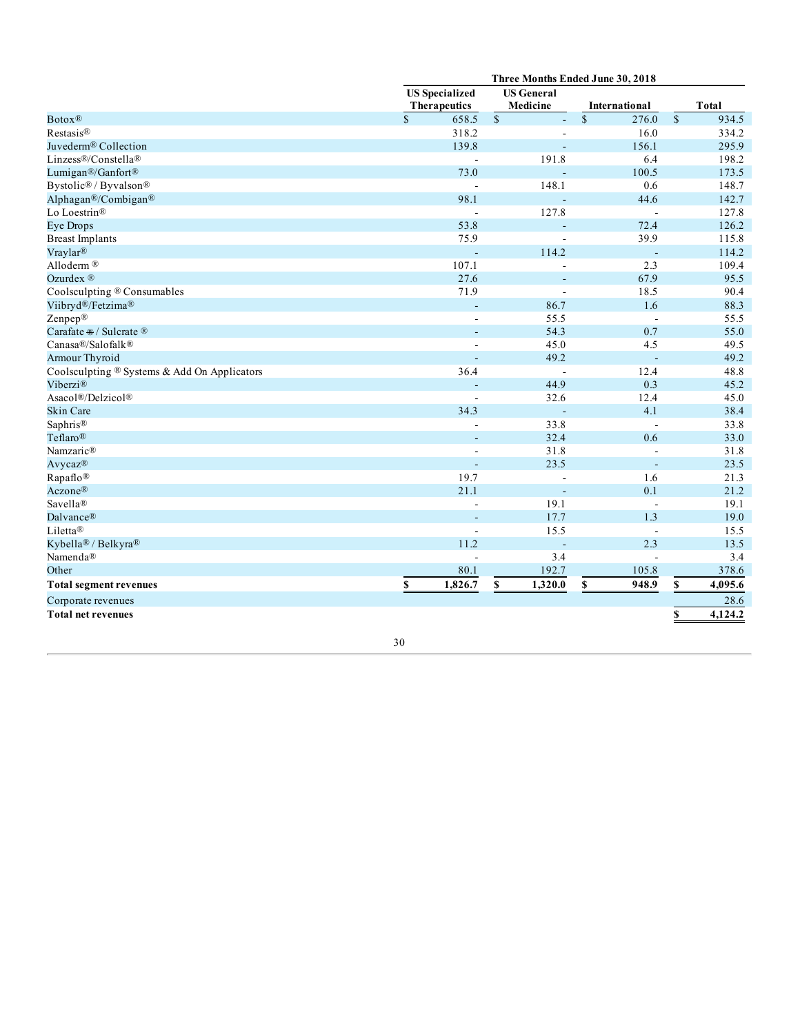| | Three Months Ended June 30, 2018 | | | |
|---|---|---|---|---|
| | US Specialized Therapeutics | US General Medicine | International | Total |
| Botox® | $ 658.5 | $ - | $ 276.0 | $ 934.5 |
| Restasis® | 318.2 | - | 16.0 | 334.2 |
| Juvederm® Collection | 139.8 | - | 156.1 | 295.9 |
| Linzess®/Constella® | - | 191.8 | 6.4 | 198.2 |
| Lumigan®/Ganfort® | 73.0 | - | 100.5 | 173.5 |
| Bystolic® / Byvalson® | - | 148.1 | 0.6 | 148.7 |
| Alphagan®/Combigan® | 98.1 | - | 44.6 | 142.7 |
| Lo Loestrin® | - | 127.8 | - | 127.8 |
| Eye Drops | 53.8 | - | 72.4 | 126.2 |
| Breast Implants | 75.9 | - | 39.9 | 115.8 |
| Vraylar® | - | 114.2 | - | 114.2 |
| Alloderm ® | 107.1 | - | 2.3 | 109.4 |
| Ozurdex ® | 27.6 | - | 67.9 | 95.5 |
| Coolsculpting ® Consumables | 71.9 | - | 18.5 | 90.4 |
| Viibryd®/Fetzima® | - | 86.7 | 1.6 | 88.3 |
| Zenpep® | - | 55.5 | - | 55.5 |
| Carafate ® / Sulcrate ® | - | 54.3 | 0.7 | 55.0 |
| Canasa®/Salofalk® | - | 45.0 | 4.5 | 49.5 |
| Armour Thyroid | - | 49.2 | - | 49.2 |
| Coolsculpting ® Systems & Add On Applicators | 36.4 | - | 12.4 | 48.8 |
| Viberzi® | - | 44.9 | 0.3 | 45.2 |
| Asacol®/Delzicol® | - | 32.6 | 12.4 | 45.0 |
| Skin Care | 34.3 | - | 4.1 | 38.4 |
| Saphris® | - | 33.8 | - | 33.8 |
| Teflaro® | - | 32.4 | 0.6 | 33.0 |
| Namzaric® | - | 31.8 | - | 31.8 |
| Avycaz® | - | 23.5 | - | 23.5 |
| Rapaflo® | 19.7 | - | 1.6 | 21.3 |
| Aczone® | 21.1 | - | 0.1 | 21.2 |
| Savella® | - | 19.1 | - | 19.1 |
| Dalvance® | - | 17.7 | 1.3 | 19.0 |
| Liletta® | - | 15.5 | - | 15.5 |
| Kybella® / Belkyra® | 11.2 | - | 2.3 | 13.5 |
| Namenda® | - | 3.4 | - | 3.4 |
| Other | 80.1 | 192.7 | 105.8 | 378.6 |
| **Total segment revenues** | **$ 1,826.7** | **$ 1,320.0** | **$ 948.9** | **$ 4,095.6** |
| Corporate revenues | | | | 28.6 |
| **Total net revenues** | | | | **$ 4,124.2** |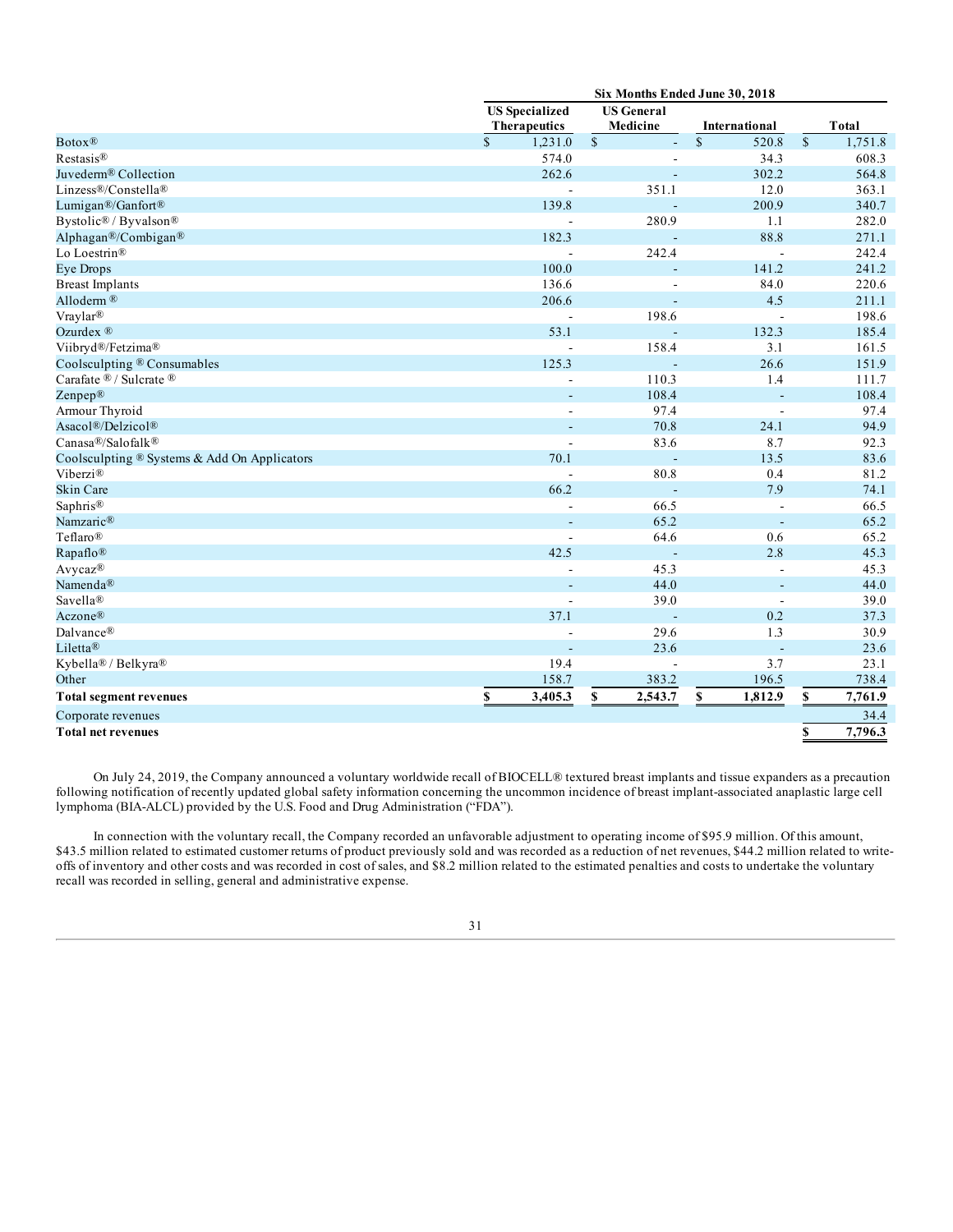| | Six Months Ended June 30, 2018 | | | |
|---|---|---|---|---|
| | US Specialized Therapeutics | US General Medicine | International | Total |
| Botox® | $ 1,231.0 | $ - | $ 520.8 | $ 1,751.8 |
| Restasis® | 574.0 | - | 34.3 | 608.3 |
| Juvederm® Collection | 262.6 | - | 302.2 | 564.8 |
| Linzess®/Constella® | - | 351.1 | 12.0 | 363.1 |
| Lumigan®/Ganfort® | 139.8 | - | 200.9 | 340.7 |
| Bystolic® / Byvalson® | - | 280.9 | 1.1 | 282.0 |
| Alphagan®/Combigan® | 182.3 | - | 88.8 | 271.1 |
| Lo Loestrin® | - | 242.4 | - | 242.4 |
| Eye Drops | 100.0 | - | 141.2 | 241.2 |
| Breast Implants | 136.6 | - | 84.0 | 220.6 |
| Alloderm ® | 206.6 | - | 4.5 | 211.1 |
| Vraylar® | - | 198.6 | - | 198.6 |
| Ozurdex ® | 53.1 | - | 132.3 | 185.4 |
| Viibryd®/Fetzima® | - | 158.4 | 3.1 | 161.5 |
| Coolsculpting ® Consumables | 125.3 | - | 26.6 | 151.9 |
| Carafate ® / Sulcrate ® | - | 110.3 | 1.4 | 111.7 |
| Zenpep® | - | 108.4 | - | 108.4 |
| Armour Thyroid | - | 97.4 | - | 97.4 |
| Asacol®/Delzicol® | - | 70.8 | 24.1 | 94.9 |
| Canasa®/Salofalk® | - | 83.6 | 8.7 | 92.3 |
| Coolsculpting ® Systems & Add On Applicators | 70.1 | - | 13.5 | 83.6 |
| Viberzi® | - | 80.8 | 0.4 | 81.2 |
| Skin Care | 66.2 | - | 7.9 | 74.1 |
| Saphris® | - | 66.5 | - | 66.5 |
| Namzaric® | - | 65.2 | - | 65.2 |
| Teflaro® | - | 64.6 | 0.6 | 65.2 |
| Rapaflo® | 42.5 | - | 2.8 | 45.3 |
| Avycaz® | - | 45.3 | - | 45.3 |
| Namenda® | - | 44.0 | - | 44.0 |
| Savella® | - | 39.0 | - | 39.0 |
| Aczone® | 37.1 | - | 0.2 | 37.3 |
| Dalvance® | - | 29.6 | 1.3 | 30.9 |
| Liletta® | - | 23.6 | - | 23.6 |
| Kybella® / Belkyra® | 19.4 | - | 3.7 | 23.1 |
| Other | 158.7 | 383.2 | 196.5 | 738.4 |
| **Total segment revenues** | **$ 3,405.3** | **$ 2,543.7** | **$ 1,812.9** | **$ 7,761.9** |
| Corporate revenues | | | | 34.4 |
| **Total net revenues** | | | | **$ 7,796.3** |

On July 24, 2019, the Company announced a voluntary worldwide recall of BIOCELL® textured breast implants and tissue expanders as a precaution following notification of recently updated global safety information concerning the uncommon incidence of breast implant-associated anaplastic large cell lymphoma (BIA-ALCL) provided by the U.S. Food and Drug Administration ("FDA").

In connection with the voluntary recall, the Company recorded an unfavorable adjustment to operating income of $95.9 million. Of this amount, $43.5 million related to estimated customer returns of product previously sold and was recorded as a reduction of net revenues, $44.2 million related to write-offs of inventory and other costs and was recorded in cost of sales, and $8.2 million related to the estimated penalties and costs to undertake the voluntary recall was recorded in selling, general and administrative expense.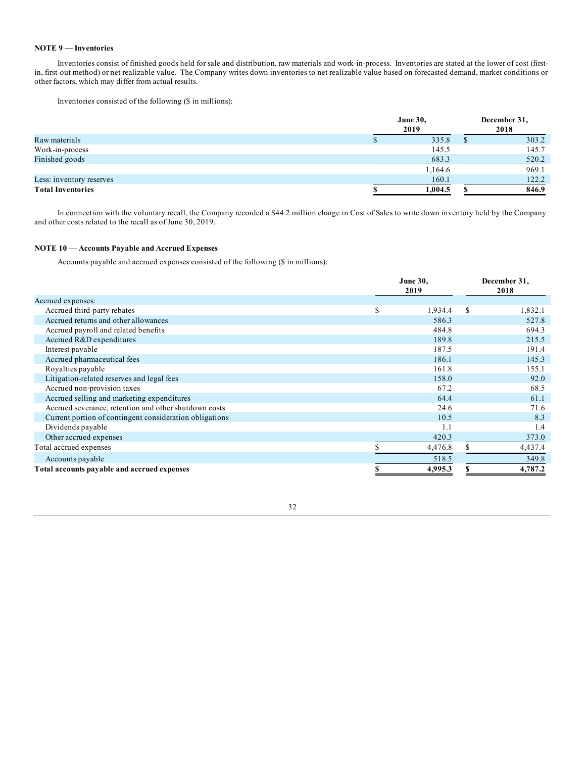**NOTE 9 — Inventories**

Inventories consist of finished goods held for sale and distribution, raw materials and work-in-process. Inventories are stated at the lower of cost (first-in, first-out method) or net realizable value. The Company writes down inventories to net realizable value based on forecasted demand, market conditions or other factors, which may differ from actual results.

Inventories consisted of the following ($ in millions):

| | June 30, 2019 | December 31, 2018 |
|---|---|---|
| Raw materials | $ 335.8 | $ 303.2 |
| Work-in-process | 145.5 | 145.7 |
| Finished goods | 683.3 | 520.2 |
| | 1,164.6 | 969.1 |
| Less: inventory reserves | 160.1 | 122.2 |
| **Total Inventories** | **$ 1,004.5** | **$ 846.9** |

In connection with the voluntary recall, the Company recorded a $44.2 million charge in Cost of Sales to write down inventory held by the Company and other costs related to the recall as of June 30, 2019.

**NOTE 10 — Accounts Payable and Accrued Expenses**

Accounts payable and accrued expenses consisted of the following ($ in millions):

| | June 30, 2019 | December 31, 2018 |
|---|---|---|
| Accrued expenses: | | |
| Accrued third-party rebates | $ 1,934.4 | $ 1,832.1 |
| Accrued returns and other allowances | 586.3 | 527.8 |
| Accrued payroll and related benefits | 484.8 | 694.3 |
| Accrued R&D expenditures | 189.8 | 215.5 |
| Interest payable | 187.5 | 191.4 |
| Accrued pharmaceutical fees | 186.1 | 145.3 |
| Royalties payable | 161.8 | 155.1 |
| Litigation-related reserves and legal fees | 158.0 | 92.0 |
| Accrued non-provision taxes | 67.2 | 68.5 |
| Accrued selling and marketing expenditures | 64.4 | 61.1 |
| Accrued severance, retention and other shutdown costs | 24.6 | 71.6 |
| Current portion of contingent consideration obligations | 10.5 | 8.3 |
| Dividends payable | 1.1 | 1.4 |
| Other accrued expenses | 420.3 | 373.0 |
| Total accrued expenses | $ 4,476.8 | $ 4,437.4 |
| Accounts payable | 518.5 | 349.8 |
| **Total accounts payable and accrued expenses** | **$ 4,995.3** | **$ 4,787.2** |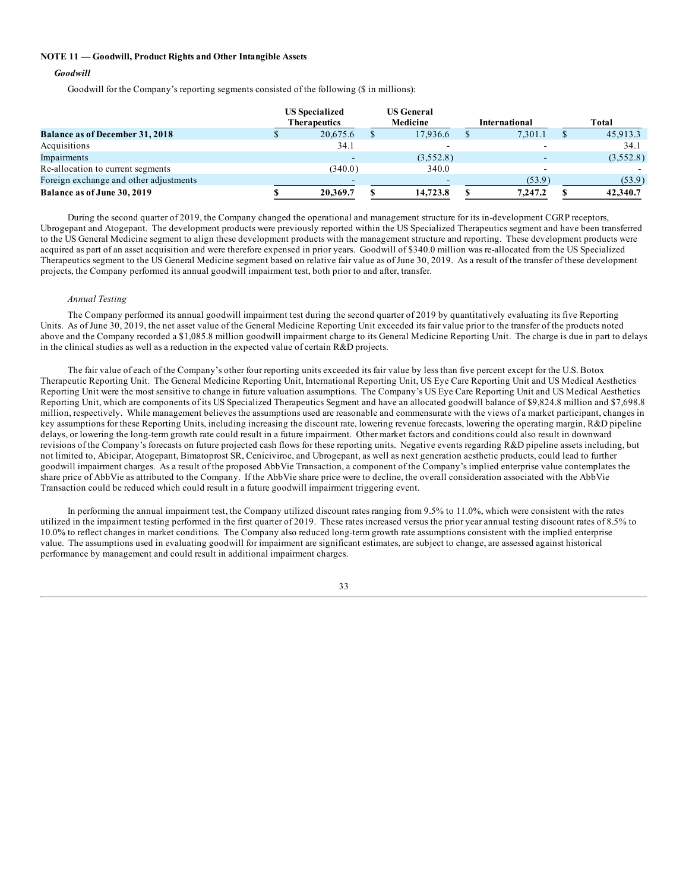**NOTE 11 — Goodwill, Product Rights and Other Intangible Assets**

***Goodwill***

Goodwill for the Company's reporting segments consisted of the following ($ in millions):

| | US Specialized Therapeutics | US General Medicine | International | Total |
|---|---|---|---|---|
| **Balance as of December 31, 2018** | $ 20,675.6 | $ 17,936.6 | $ 7,301.1 | $ 45,913.3 |
| Acquisitions | 34.1 | - | - | 34.1 |
| Impairments | - | (3,552.8) | - | (3,552.8) |
| Re-allocation to current segments | (340.0) | 340.0 | - | - |
| Foreign exchange and other adjustments | - | - | (53.9) | (53.9) |
| **Balance as of June 30, 2019** | **$ 20,369.7** | **$ 14,723.8** | **$ 7,247.2** | **$ 42,340.7** |

During the second quarter of 2019, the Company changed the operational and management structure for its in-development CGRP receptors, Ubrogepant and Atogepant. The development products were previously reported within the US Specialized Therapeutics segment and have been transferred to the US General Medicine segment to align these development products with the management structure and reporting. These development products were acquired as part of an asset acquisition and were therefore expensed in prior years. Goodwill of $340.0 million was re-allocated from the US Specialized Therapeutics segment to the US General Medicine segment based on relative fair value as of June 30, 2019. As a result of the transfer of these development projects, the Company performed its annual goodwill impairment test, both prior to and after, transfer.

*Annual Testing*

The Company performed its annual goodwill impairment test during the second quarter of 2019 by quantitatively evaluating its five Reporting Units. As of June 30, 2019, the net asset value of the General Medicine Reporting Unit exceeded its fair value prior to the transfer of the products noted above and the Company recorded a $1,085.8 million goodwill impairment charge to its General Medicine Reporting Unit. The charge is due in part to delays in the clinical studies as well as a reduction in the expected value of certain R&D projects.

The fair value of each of the Company's other four reporting units exceeded its fair value by less than five percent except for the U.S. Botox Therapeutic Reporting Unit. The General Medicine Reporting Unit, International Reporting Unit, US Eye Care Reporting Unit and US Medical Aesthetics Reporting Unit were the most sensitive to change in future valuation assumptions. The Company's US Eye Care Reporting Unit and US Medical Aesthetics Reporting Unit, which are components of its US Specialized Therapeutics Segment and have an allocated goodwill balance of $9,824.8 million and $7,698.8 million, respectively. While management believes the assumptions used are reasonable and commensurate with the views of a market participant, changes in key assumptions for these Reporting Units, including increasing the discount rate, lowering revenue forecasts, lowering the operating margin, R&D pipeline delays, or lowering the long-term growth rate could result in a future impairment. Other market factors and conditions could also result in downward revisions of the Company's forecasts on future projected cash flows for these reporting units. Negative events regarding R&D pipeline assets including, but not limited to, Abicipar, Atogepant, Bimatoprost SR, Ceniciviroc, and Ubrogepant, as well as next generation aesthetic products, could lead to further goodwill impairment charges. As a result of the proposed AbbVie Transaction, a component of the Company's implied enterprise value contemplates the share price of AbbVie as attributed to the Company. If the AbbVie share price were to decline, the overall consideration associated with the AbbVie Transaction could be reduced which could result in a future goodwill impairment triggering event.

In performing the annual impairment test, the Company utilized discount rates ranging from 9.5% to 11.0%, which were consistent with the rates utilized in the impairment testing performed in the first quarter of 2019. These rates increased versus the prior year annual testing discount rates of 8.5% to 10.0% to reflect changes in market conditions. The Company also reduced long-term growth rate assumptions consistent with the implied enterprise value. The assumptions used in evaluating goodwill for impairment are significant estimates, are subject to change, are assessed against historical performance by management and could result in additional impairment charges.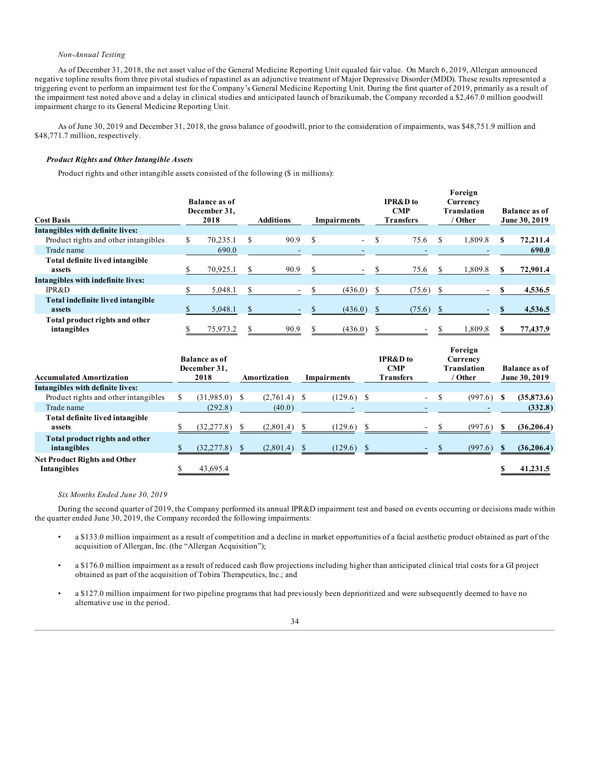*Non-Annual Testing*

As of December 31, 2018, the net asset value of the General Medicine Reporting Unit equaled fair value. On March 6, 2019, Allergan announced negative topline results from three pivotal studies of rapastinel as an adjunctive treatment of Major Depressive Disorder (MDD). These results represented a triggering event to perform an impairment test for the Company's General Medicine Reporting Unit. During the first quarter of 2019, primarily as a result of the impairment test noted above and a delay in clinical studies and anticipated launch of brazikumab, the Company recorded a $2,467.0 million goodwill impairment charge to its General Medicine Reporting Unit.

As of June 30, 2019 and December 31, 2018, the gross balance of goodwill, prior to the consideration of impairments, was $48,751.9 million and $48,771.7 million, respectively.

***Product Rights and Other Intangible Assets***

Product rights and other intangible assets consisted of the following ($ in millions):

| Cost Basis | Balance as of December 31, 2018 | Additions | Impairments | IPR&D to CMP Transfers | Foreign Currency Translation / Other | Balance as of June 30, 2019 |
|---|---|---|---|---|---|---|
| **Intangibles with definite lives:** | | | | | | |
| Product rights and other intangibles | $ 70,235.1 | $ 90.9 | $ - | $ 75.6 | $ 1,809.8 | **$ 72,211.4** |
| Trade name | 690.0 | - | - | - | - | **690.0** |
| **Total definite lived intangible assets** | $ 70,925.1 | $ 90.9 | $ - | $ 75.6 | $ 1,809.8 | **$ 72,901.4** |
| **Intangibles with indefinite lives:** | | | | | | |
| IPR&D | $ 5,048.1 | $ - | $ (436.0) | $ (75.6) | $ - | **$ 4,536.5** |
| **Total indefinite lived intangible assets** | $ 5,048.1 | $ - | $ (436.0) | $ (75.6) | $ - | **$ 4,536.5** |
| **Total product rights and other intangibles** | $ 75,973.2 | $ 90.9 | $ (436.0) | $ - | $ 1,809.8 | **$ 77,437.9** |

| Accumulated Amortization | Balance as of December 31, 2018 | Amortization | Impairments | IPR&D to CMP Transfers | Foreign Currency Translation / Other | Balance as of June 30, 2019 |
|---|---|---|---|---|---|---|
| **Intangibles with definite lives:** | | | | | | |
| Product rights and other intangibles | $ (31,985.0) | $ (2,761.4) | $ (129.6) | $ - | $ (997.6) | **$ (35,873.6)** |
| Trade name | (292.8) | (40.0) | - | - | - | **(332.8)** |
| **Total definite lived intangible assets** | $ (32,277.8) | $ (2,801.4) | $ (129.6) | $ - | $ (997.6) | **$ (36,206.4)** |
| **Total product rights and other intangibles** | $ (32,277.8) | $ (2,801.4) | $ (129.6) | $ - | $ (997.6) | **$ (36,206.4)** |
| **Net Product Rights and Other Intangibles** | $ 43,695.4 | | | | | **$ 41,231.5** |

*Six Months Ended June 30, 2019*

During the second quarter of 2019, the Company performed its annual IPR&D impairment test and based on events occurring or decisions made within the quarter ended June 30, 2019, the Company recorded the following impairments:

- a $133.0 million impairment as a result of competition and a decline in market opportunities of a facial aesthetic product obtained as part of the acquisition of Allergan, Inc. (the "Allergan Acquisition");
- a $176.0 million impairment as a result of reduced cash flow projections including higher than anticipated clinical trial costs for a GI project obtained as part of the acquisition of Tobira Therapeutics, Inc.; and
- a $127.0 million impairment for two pipeline programs that had previously been deprioritized and were subsequently deemed to have no alternative use in the period.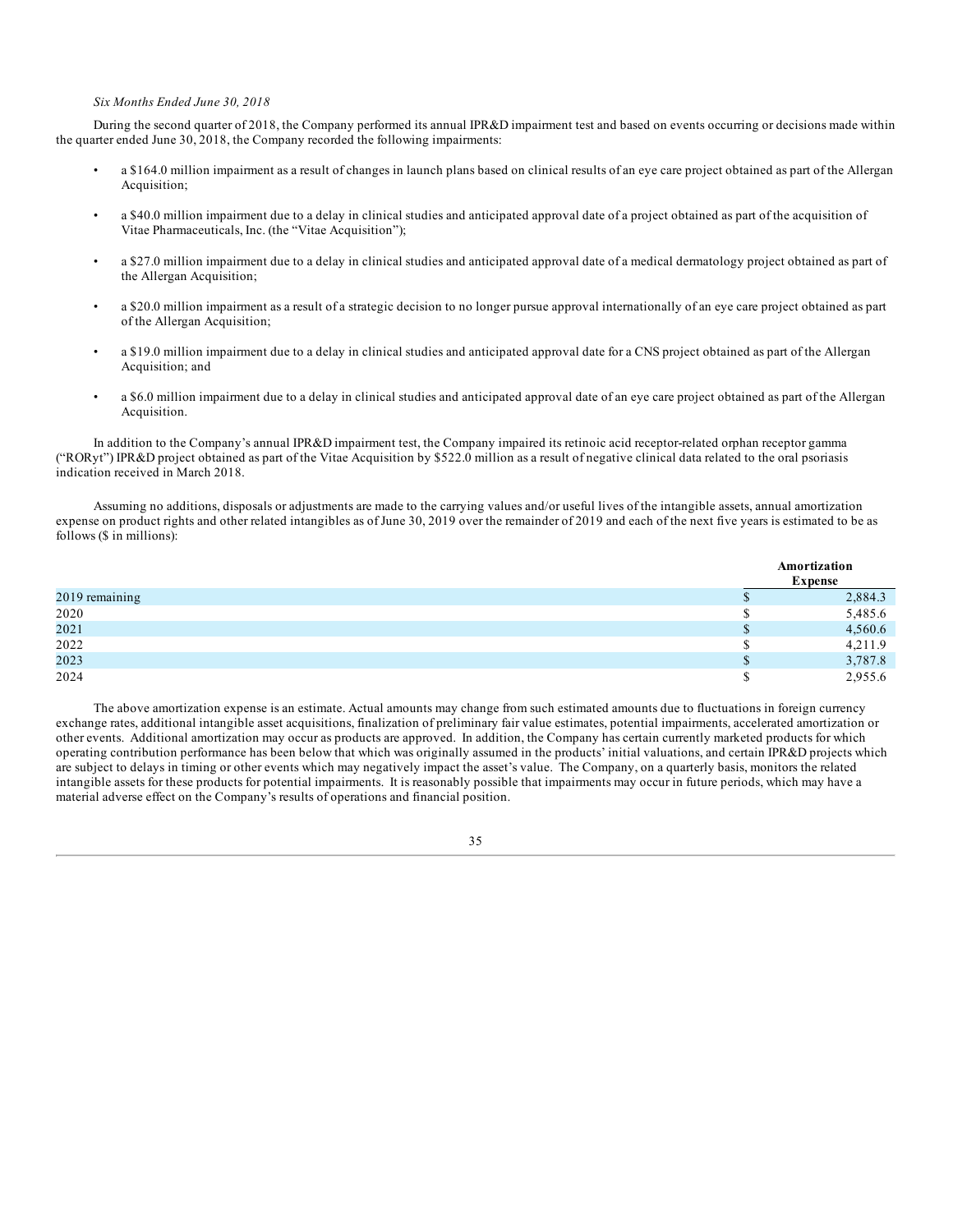*Six Months Ended June 30, 2018*

During the second quarter of 2018, the Company performed its annual IPR&D impairment test and based on events occurring or decisions made within the quarter ended June 30, 2018, the Company recorded the following impairments:

- a $164.0 million impairment as a result of changes in launch plans based on clinical results of an eye care project obtained as part of the Allergan Acquisition;
- a $40.0 million impairment due to a delay in clinical studies and anticipated approval date of a project obtained as part of the acquisition of Vitae Pharmaceuticals, Inc. (the "Vitae Acquisition");
- a $27.0 million impairment due to a delay in clinical studies and anticipated approval date of a medical dermatology project obtained as part of the Allergan Acquisition;
- a $20.0 million impairment as a result of a strategic decision to no longer pursue approval internationally of an eye care project obtained as part of the Allergan Acquisition;
- a $19.0 million impairment due to a delay in clinical studies and anticipated approval date for a CNS project obtained as part of the Allergan Acquisition; and
- a $6.0 million impairment due to a delay in clinical studies and anticipated approval date of an eye care project obtained as part of the Allergan Acquisition.

In addition to the Company's annual IPR&D impairment test, the Company impaired its retinoic acid receptor-related orphan receptor gamma ("RORyt") IPR&D project obtained as part of the Vitae Acquisition by $522.0 million as a result of negative clinical data related to the oral psoriasis indication received in March 2018.

Assuming no additions, disposals or adjustments are made to the carrying values and/or useful lives of the intangible assets, annual amortization expense on product rights and other related intangibles as of June 30, 2019 over the remainder of 2019 and each of the next five years is estimated to be as follows ($ in millions):

| | Amortization Expense |
|---|---|
| 2019 remaining | $ 2,884.3 |
| 2020 | $ 5,485.6 |
| 2021 | $ 4,560.6 |
| 2022 | $ 4,211.9 |
| 2023 | $ 3,787.8 |
| 2024 | $ 2,955.6 |

The above amortization expense is an estimate. Actual amounts may change from such estimated amounts due to fluctuations in foreign currency exchange rates, additional intangible asset acquisitions, finalization of preliminary fair value estimates, potential impairments, accelerated amortization or other events. Additional amortization may occur as products are approved. In addition, the Company has certain currently marketed products for which operating contribution performance has been below that which was originally assumed in the products' initial valuations, and certain IPR&D projects which are subject to delays in timing or other events which may negatively impact the asset's value. The Company, on a quarterly basis, monitors the related intangible assets for these products for potential impairments. It is reasonably possible that impairments may occur in future periods, which may have a material adverse effect on the Company's results of operations and financial position.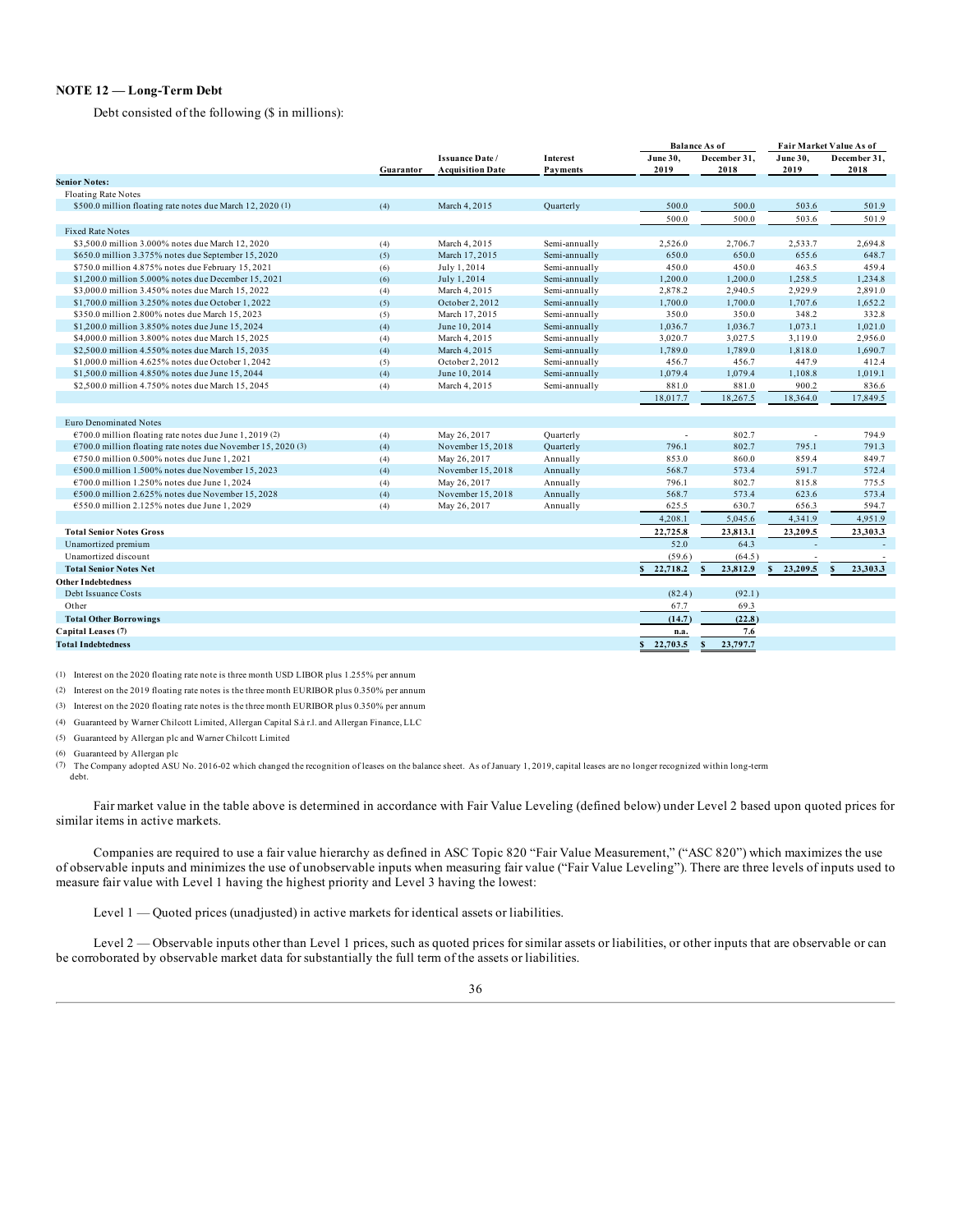## NOTE 12 — Long-Term Debt

Debt consisted of the following ($ in millions):

| | Guarantor | Issuance Date / Acquisition Date | Interest Payments | Balance As of June 30, 2019 | Balance As of December 31, 2018 | Fair Market Value As of June 30, 2019 | Fair Market Value As of December 31, 2018 |
|---|---|---|---|---|---|---|---|
| **Senior Notes:** | | | | | | | |
| Floating Rate Notes | | | | | | | |
| $500.0 million floating rate notes due March 12, 2020 (1) | (4) | March 4, 2015 | Quarterly | 500.0 | 500.0 | 503.6 | 501.9 |
| | | | | 500.0 | 500.0 | 503.6 | 501.9 |
| Fixed Rate Notes | | | | | | | |
| $3,500.0 million 3.000% notes due March 12, 2020 | (4) | March 4, 2015 | Semi-annually | 2,526.0 | 2,706.7 | 2,533.7 | 2,694.8 |
| $650.0 million 3.375% notes due September 15, 2020 | (5) | March 17, 2015 | Semi-annually | 650.0 | 650.0 | 655.6 | 648.7 |
| $750.0 million 4.875% notes due February 15, 2021 | (6) | July 1, 2014 | Semi-annually | 450.0 | 450.0 | 463.5 | 459.4 |
| $1,200.0 million 5.000% notes due December 15, 2021 | (6) | July 1, 2014 | Semi-annually | 1,200.0 | 1,200.0 | 1,258.5 | 1,234.8 |
| $3,000.0 million 3.450% notes due March 15, 2022 | (4) | March 4, 2015 | Semi-annually | 2,878.2 | 2,940.5 | 2,929.9 | 2,891.0 |
| $1,700.0 million 3.250% notes due October 1, 2022 | (5) | October 2, 2012 | Semi-annually | 1,700.0 | 1,700.0 | 1,707.6 | 1,652.2 |
| $350.0 million 2.800% notes due March 15, 2023 | (5) | March 17, 2015 | Semi-annually | 350.0 | 350.0 | 348.2 | 332.8 |
| $1,200.0 million 3.850% notes due June 15, 2024 | (4) | June 10, 2014 | Semi-annually | 1,036.7 | 1,036.7 | 1,073.1 | 1,021.0 |
| $4,000.0 million 3.800% notes due March 15, 2025 | (4) | March 4, 2015 | Semi-annually | 3,020.7 | 3,027.5 | 3,119.0 | 2,956.0 |
| $2,500.0 million 4.550% notes due March 15, 2035 | (4) | March 4, 2015 | Semi-annually | 1,789.0 | 1,789.0 | 1,818.0 | 1,690.7 |
| $1,000.0 million 4.625% notes due October 1, 2042 | (5) | October 2, 2012 | Semi-annually | 456.7 | 456.7 | 447.9 | 412.4 |
| $1,500.0 million 4.850% notes due June 15, 2044 | (4) | June 10, 2014 | Semi-annually | 1,079.4 | 1,079.4 | 1,108.8 | 1,019.1 |
| $2,500.0 million 4.750% notes due March 15, 2045 | (4) | March 4, 2015 | Semi-annually | 881.0 | 881.0 | 900.2 | 836.6 |
| | | | | 18,017.7 | 18,267.5 | 18,364.0 | 17,849.5 |
| Euro Denominated Notes | | | | | | | |
| €700.0 million floating rate notes due June 1, 2019 (2) | (4) | May 26, 2017 | Quarterly | - | 802.7 | - | 794.9 |
| €700.0 million floating rate notes due November 15, 2020 (3) | (4) | November 15, 2018 | Quarterly | 796.1 | 802.7 | 795.1 | 791.3 |
| €750.0 million 0.500% notes due June 1, 2021 | (4) | May 26, 2017 | Annually | 853.0 | 860.0 | 859.4 | 849.7 |
| €500.0 million 1.500% notes due November 15, 2023 | (4) | November 15, 2018 | Annually | 568.7 | 573.4 | 591.7 | 572.4 |
| €700.0 million 1.250% notes due June 1, 2024 | (4) | May 26, 2017 | Annually | 796.1 | 802.7 | 815.8 | 775.5 |
| €500.0 million 2.625% notes due November 15, 2028 | (4) | November 15, 2018 | Annually | 568.7 | 573.4 | 623.6 | 573.4 |
| €550.0 million 2.125% notes due June 1, 2029 | (4) | May 26, 2017 | Annually | 625.5 | 630.7 | 656.3 | 594.7 |
| | | | | 4,208.1 | 5,045.6 | 4,341.9 | 4,951.9 |
| **Total Senior Notes Gross** | | | | **22,725.8** | **23,813.1** | **23,209.5** | **23,303.3** |
| Unamortized premium | | | | 52.0 | 64.3 | - | - |
| Unamortized discount | | | | (59.6) | (64.5) | - | - |
| **Total Senior Notes Net** | | | | **$ 22,718.2** | **$ 23,812.9** | **$ 23,209.5** | **$ 23,303.3** |
| **Other Indebtedness** | | | | | | | |
| Debt Issuance Costs | | | | (82.4) | (92.1) | | |
| Other | | | | 67.7 | 69.3 | | |
| **Total Other Borrowings** | | | | **(14.7)** | **(22.8)** | | |
| **Capital Leases (7)** | | | | **n.a.** | **7.6** | | |
| **Total Indebtedness** | | | | **$ 22,703.5** | **$ 23,797.7** | | |

(1) Interest on the 2020 floating rate note is three month USD LIBOR plus 1.255% per annum

(2) Interest on the 2019 floating rate notes is the three month EURIBOR plus 0.350% per annum

(3) Interest on the 2020 floating rate notes is the three month EURIBOR plus 0.350% per annum

(4) Guaranteed by Warner Chilcott Limited, Allergan Capital S.à r.l. and Allergan Finance, LLC

(5) Guaranteed by Allergan plc and Warner Chilcott Limited

(6) Guaranteed by Allergan plc

(7) The Company adopted ASU No. 2016-02 which changed the recognition of leases on the balance sheet. As of January 1, 2019, capital leases are no longer recognized within long-term debt.

Fair market value in the table above is determined in accordance with Fair Value Leveling (defined below) under Level 2 based upon quoted prices for similar items in active markets.

Companies are required to use a fair value hierarchy as defined in ASC Topic 820 "Fair Value Measurement," ("ASC 820") which maximizes the use of observable inputs and minimizes the use of unobservable inputs when measuring fair value ("Fair Value Leveling"). There are three levels of inputs used to measure fair value with Level 1 having the highest priority and Level 3 having the lowest:

Level 1 — Quoted prices (unadjusted) in active markets for identical assets or liabilities.

Level 2 — Observable inputs other than Level 1 prices, such as quoted prices for similar assets or liabilities, or other inputs that are observable or can be corroborated by observable market data for substantially the full term of the assets or liabilities.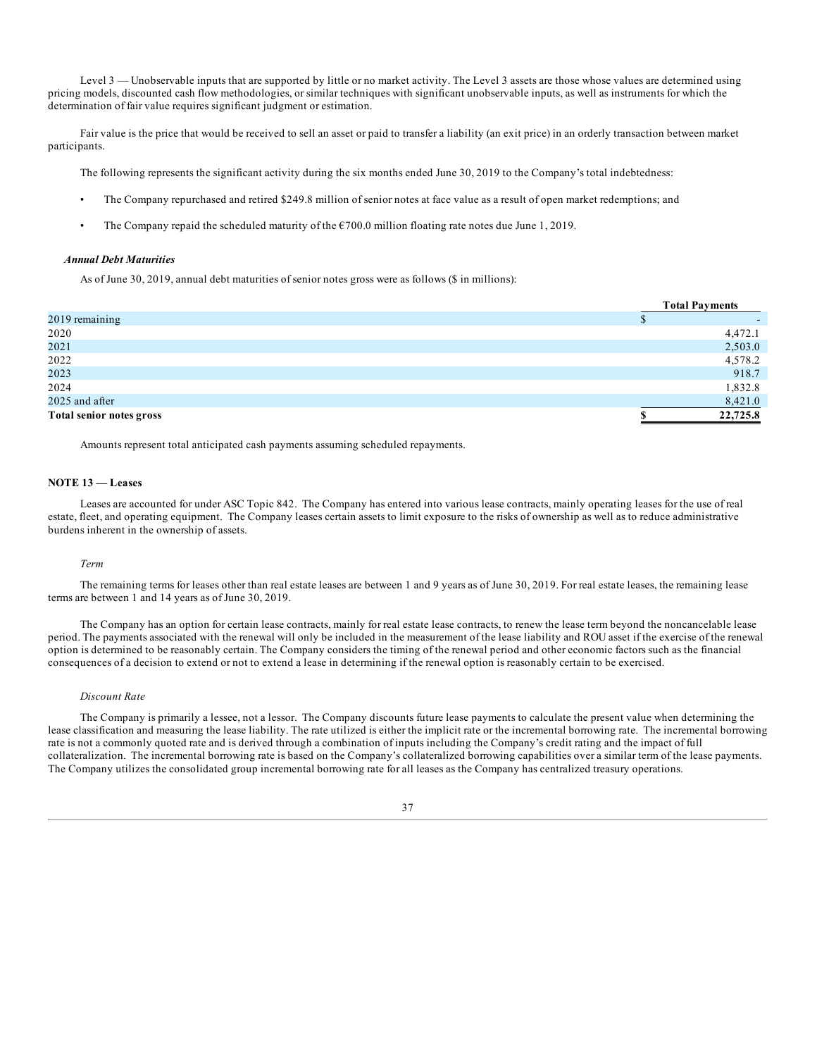Level 3 — Unobservable inputs that are supported by little or no market activity. The Level 3 assets are those whose values are determined using pricing models, discounted cash flow methodologies, or similar techniques with significant unobservable inputs, as well as instruments for which the determination of fair value requires significant judgment or estimation.

Fair value is the price that would be received to sell an asset or paid to transfer a liability (an exit price) in an orderly transaction between market participants.

The following represents the significant activity during the six months ended June 30, 2019 to the Company's total indebtedness:

- The Company repurchased and retired $249.8 million of senior notes at face value as a result of open market redemptions; and
- The Company repaid the scheduled maturity of the €700.0 million floating rate notes due June 1, 2019.

***Annual Debt Maturities***

As of June 30, 2019, annual debt maturities of senior notes gross were as follows ($ in millions):

| | Total Payments |
|---|---|
| 2019 remaining | $ - |
| 2020 | 4,472.1 |
| 2021 | 2,503.0 |
| 2022 | 4,578.2 |
| 2023 | 918.7 |
| 2024 | 1,832.8 |
| 2025 and after | 8,421.0 |
| **Total senior notes gross** | **$ 22,725.8** |

Amounts represent total anticipated cash payments assuming scheduled repayments.

**NOTE 13 — Leases**

Leases are accounted for under ASC Topic 842. The Company has entered into various lease contracts, mainly operating leases for the use of real estate, fleet, and operating equipment. The Company leases certain assets to limit exposure to the risks of ownership as well as to reduce administrative burdens inherent in the ownership of assets.

*Term*

The remaining terms for leases other than real estate leases are between 1 and 9 years as of June 30, 2019. For real estate leases, the remaining lease terms are between 1 and 14 years as of June 30, 2019.

The Company has an option for certain lease contracts, mainly for real estate lease contracts, to renew the lease term beyond the noncancelable lease period. The payments associated with the renewal will only be included in the measurement of the lease liability and ROU asset if the exercise of the renewal option is determined to be reasonably certain. The Company considers the timing of the renewal period and other economic factors such as the financial consequences of a decision to extend or not to extend a lease in determining if the renewal option is reasonably certain to be exercised.

*Discount Rate*

The Company is primarily a lessee, not a lessor. The Company discounts future lease payments to calculate the present value when determining the lease classification and measuring the lease liability. The rate utilized is either the implicit rate or the incremental borrowing rate. The incremental borrowing rate is not a commonly quoted rate and is derived through a combination of inputs including the Company's credit rating and the impact of full collateralization. The incremental borrowing rate is based on the Company's collateralized borrowing capabilities over a similar term of the lease payments. The Company utilizes the consolidated group incremental borrowing rate for all leases as the Company has centralized treasury operations.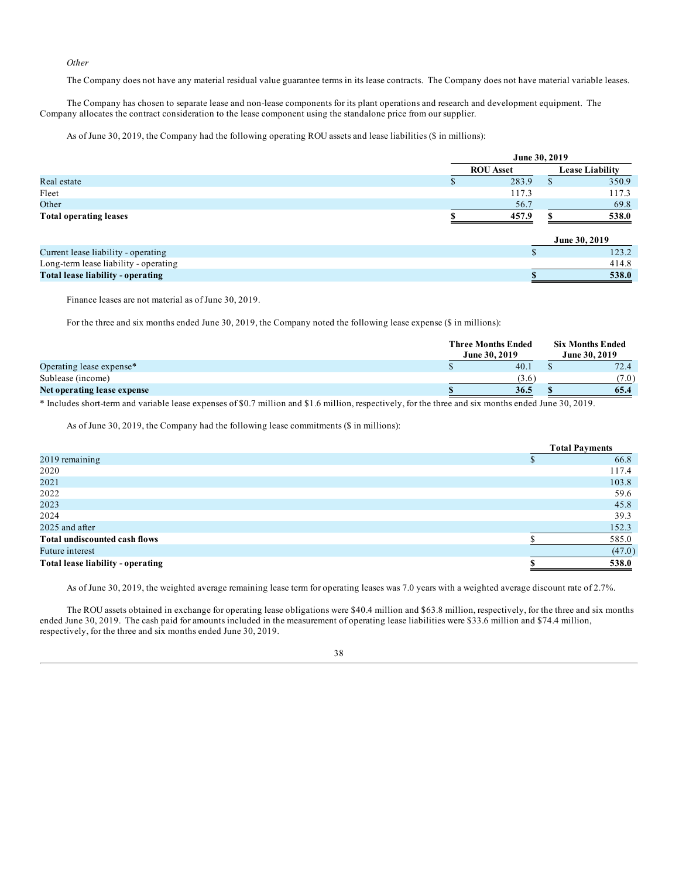*Other*

The Company does not have any material residual value guarantee terms in its lease contracts. The Company does not have material variable leases.

The Company has chosen to separate lease and non-lease components for its plant operations and research and development equipment. The Company allocates the contract consideration to the lease component using the standalone price from our supplier.

As of June 30, 2019, the Company had the following operating ROU assets and lease liabilities ($ in millions):

| | June 30, 2019 | |
|---|---|---|
| | ROU Asset | Lease Liability |
| Real estate | $ 283.9 | $ 350.9 |
| Fleet | 117.3 | 117.3 |
| Other | 56.7 | 69.8 |
| **Total operating leases** | **$ 457.9** | **$ 538.0** |

| | June 30, 2019 |
|---|---|
| Current lease liability - operating | $ 123.2 |
| Long-term lease liability - operating | 414.8 |
| **Total lease liability - operating** | **$ 538.0** |

Finance leases are not material as of June 30, 2019.

For the three and six months ended June 30, 2019, the Company noted the following lease expense ($ in millions):

| | Three Months Ended June 30, 2019 | Six Months Ended June 30, 2019 |
|---|---|---|
| Operating lease expense* | $ 40.1 | $ 72.4 |
| Sublease (income) | (3.6) | (7.0) |
| **Net operating lease expense** | **$ 36.5** | **$ 65.4** |

\* Includes short-term and variable lease expenses of $0.7 million and $1.6 million, respectively, for the three and six months ended June 30, 2019.

As of June 30, 2019, the Company had the following lease commitments ($ in millions):

| | Total Payments |
|---|---|
| 2019 remaining | $ 66.8 |
| 2020 | 117.4 |
| 2021 | 103.8 |
| 2022 | 59.6 |
| 2023 | 45.8 |
| 2024 | 39.3 |
| 2025 and after | 152.3 |
| **Total undiscounted cash flows** | $ 585.0 |
| Future interest | (47.0) |
| **Total lease liability - operating** | **$ 538.0** |

As of June 30, 2019, the weighted average remaining lease term for operating leases was 7.0 years with a weighted average discount rate of 2.7%.

The ROU assets obtained in exchange for operating lease obligations were $40.4 million and $63.8 million, respectively, for the three and six months ended June 30, 2019. The cash paid for amounts included in the measurement of operating lease liabilities were $33.6 million and $74.4 million, respectively, for the three and six months ended June 30, 2019.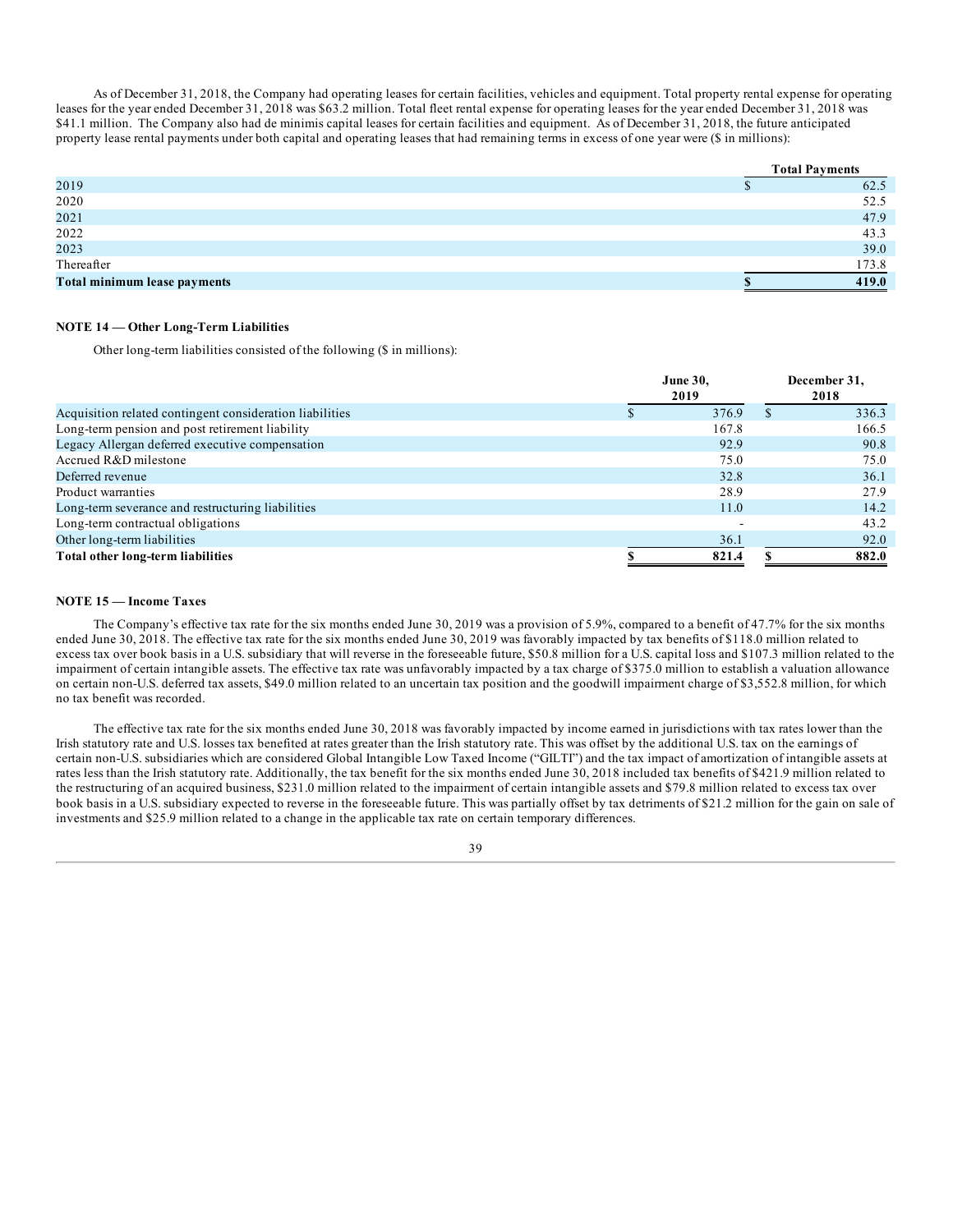As of December 31, 2018, the Company had operating leases for certain facilities, vehicles and equipment. Total property rental expense for operating leases for the year ended December 31, 2018 was $63.2 million. Total fleet rental expense for operating leases for the year ended December 31, 2018 was $41.1 million. The Company also had de minimis capital leases for certain facilities and equipment. As of December 31, 2018, the future anticipated property lease rental payments under both capital and operating leases that had remaining terms in excess of one year were ($ in millions):

| | Total Payments |
|---|---|
| 2019 | $ 62.5 |
| 2020 | 52.5 |
| 2021 | 47.9 |
| 2022 | 43.3 |
| 2023 | 39.0 |
| Thereafter | 173.8 |
| **Total minimum lease payments** | **$ 419.0** |

**NOTE 14 — Other Long-Term Liabilities**

Other long-term liabilities consisted of the following ($ in millions):

| | June 30, 2019 | December 31, 2018 |
|---|---|---|
| Acquisition related contingent consideration liabilities | $ 376.9 | $ 336.3 |
| Long-term pension and post retirement liability | 167.8 | 166.5 |
| Legacy Allergan deferred executive compensation | 92.9 | 90.8 |
| Accrued R&D milestone | 75.0 | 75.0 |
| Deferred revenue | 32.8 | 36.1 |
| Product warranties | 28.9 | 27.9 |
| Long-term severance and restructuring liabilities | 11.0 | 14.2 |
| Long-term contractual obligations | - | 43.2 |
| Other long-term liabilities | 36.1 | 92.0 |
| **Total other long-term liabilities** | **$ 821.4** | **$ 882.0** |

**NOTE 15 — Income Taxes**

The Company's effective tax rate for the six months ended June 30, 2019 was a provision of 5.9%, compared to a benefit of 47.7% for the six months ended June 30, 2018. The effective tax rate for the six months ended June 30, 2019 was favorably impacted by tax benefits of $118.0 million related to excess tax over book basis in a U.S. subsidiary that will reverse in the foreseeable future, $50.8 million for a U.S. capital loss and $107.3 million related to the impairment of certain intangible assets. The effective tax rate was unfavorably impacted by a tax charge of $375.0 million to establish a valuation allowance on certain non-U.S. deferred tax assets, $49.0 million related to an uncertain tax position and the goodwill impairment charge of $3,552.8 million, for which no tax benefit was recorded.

The effective tax rate for the six months ended June 30, 2018 was favorably impacted by income earned in jurisdictions with tax rates lower than the Irish statutory rate and U.S. losses tax benefited at rates greater than the Irish statutory rate. This was offset by the additional U.S. tax on the earnings of certain non-U.S. subsidiaries which are considered Global Intangible Low Taxed Income ("GILTI") and the tax impact of amortization of intangible assets at rates less than the Irish statutory rate. Additionally, the tax benefit for the six months ended June 30, 2018 included tax benefits of $421.9 million related to the restructuring of an acquired business, $231.0 million related to the impairment of certain intangible assets and $79.8 million related to excess tax over book basis in a U.S. subsidiary expected to reverse in the foreseeable future. This was partially offset by tax detriments of $21.2 million for the gain on sale of investments and $25.9 million related to a change in the applicable tax rate on certain temporary differences.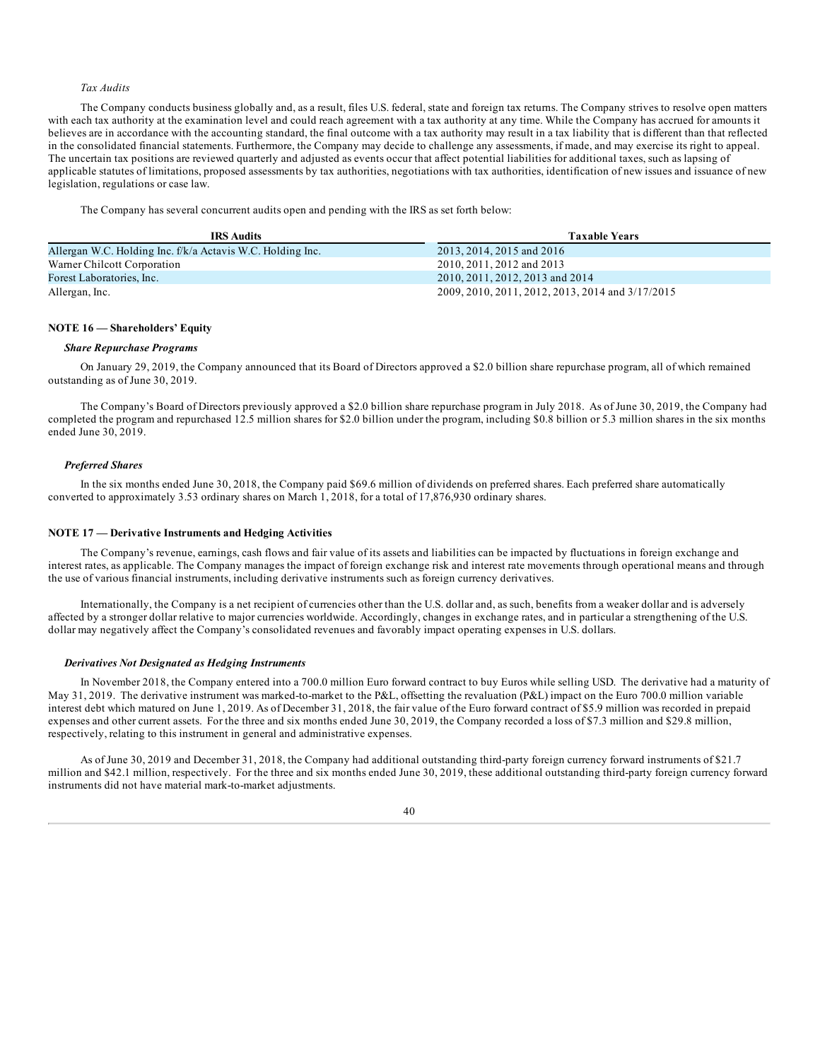*Tax Audits*

The Company conducts business globally and, as a result, files U.S. federal, state and foreign tax returns. The Company strives to resolve open matters with each tax authority at the examination level and could reach agreement with a tax authority at any time. While the Company has accrued for amounts it believes are in accordance with the accounting standard, the final outcome with a tax authority may result in a tax liability that is different than that reflected in the consolidated financial statements. Furthermore, the Company may decide to challenge any assessments, if made, and may exercise its right to appeal. The uncertain tax positions are reviewed quarterly and adjusted as events occur that affect potential liabilities for additional taxes, such as lapsing of applicable statutes of limitations, proposed assessments by tax authorities, negotiations with tax authorities, identification of new issues and issuance of new legislation, regulations or case law.

The Company has several concurrent audits open and pending with the IRS as set forth below:

| IRS Audits | Taxable Years |
|---|---|
| Allergan W.C. Holding Inc. f/k/a Actavis W.C. Holding Inc. | 2013, 2014, 2015 and 2016 |
| Warner Chilcott Corporation | 2010, 2011, 2012 and 2013 |
| Forest Laboratories, Inc. | 2010, 2011, 2012, 2013 and 2014 |
| Allergan, Inc. | 2009, 2010, 2011, 2012, 2013, 2014 and 3/17/2015 |

## NOTE 16 — Shareholders' Equity

***Share Repurchase Programs***

On January 29, 2019, the Company announced that its Board of Directors approved a $2.0 billion share repurchase program, all of which remained outstanding as of June 30, 2019.

The Company's Board of Directors previously approved a $2.0 billion share repurchase program in July 2018. As of June 30, 2019, the Company had completed the program and repurchased 12.5 million shares for $2.0 billion under the program, including $0.8 billion or 5.3 million shares in the six months ended June 30, 2019.

***Preferred Shares***

In the six months ended June 30, 2018, the Company paid $69.6 million of dividends on preferred shares. Each preferred share automatically converted to approximately 3.53 ordinary shares on March 1, 2018, for a total of 17,876,930 ordinary shares.

## NOTE 17 — Derivative Instruments and Hedging Activities

The Company's revenue, earnings, cash flows and fair value of its assets and liabilities can be impacted by fluctuations in foreign exchange and interest rates, as applicable. The Company manages the impact of foreign exchange risk and interest rate movements through operational means and through the use of various financial instruments, including derivative instruments such as foreign currency derivatives.

Internationally, the Company is a net recipient of currencies other than the U.S. dollar and, as such, benefits from a weaker dollar and is adversely affected by a stronger dollar relative to major currencies worldwide. Accordingly, changes in exchange rates, and in particular a strengthening of the U.S. dollar may negatively affect the Company's consolidated revenues and favorably impact operating expenses in U.S. dollars.

***Derivatives Not Designated as Hedging Instruments***

In November 2018, the Company entered into a 700.0 million Euro forward contract to buy Euros while selling USD. The derivative had a maturity of May 31, 2019. The derivative instrument was marked-to-market to the P&L, offsetting the revaluation (P&L) impact on the Euro 700.0 million variable interest debt which matured on June 1, 2019. As of December 31, 2018, the fair value of the Euro forward contract of $5.9 million was recorded in prepaid expenses and other current assets. For the three and six months ended June 30, 2019, the Company recorded a loss of $7.3 million and $29.8 million, respectively, relating to this instrument in general and administrative expenses.

As of June 30, 2019 and December 31, 2018, the Company had additional outstanding third-party foreign currency forward instruments of $21.7 million and $42.1 million, respectively. For the three and six months ended June 30, 2019, these additional outstanding third-party foreign currency forward instruments did not have material mark-to-market adjustments.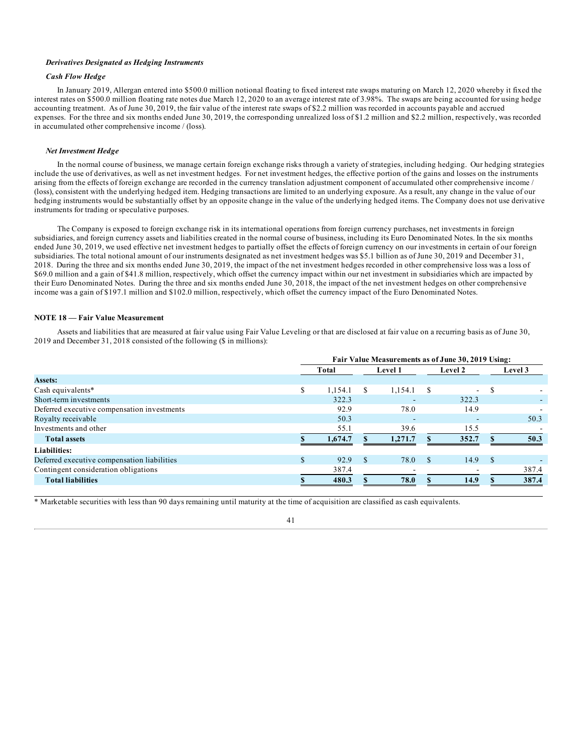***Derivatives Designated as Hedging Instruments***

***Cash Flow Hedge***

In January 2019, Allergan entered into $500.0 million notional floating to fixed interest rate swaps maturing on March 12, 2020 whereby it fixed the interest rates on $500.0 million floating rate notes due March 12, 2020 to an average interest rate of 3.98%. The swaps are being accounted for using hedge accounting treatment. As of June 30, 2019, the fair value of the interest rate swaps of $2.2 million was recorded in accounts payable and accrued expenses. For the three and six months ended June 30, 2019, the corresponding unrealized loss of $1.2 million and $2.2 million, respectively, was recorded in accumulated other comprehensive income / (loss).

***Net Investment Hedge***

In the normal course of business, we manage certain foreign exchange risks through a variety of strategies, including hedging. Our hedging strategies include the use of derivatives, as well as net investment hedges. For net investment hedges, the effective portion of the gains and losses on the instruments arising from the effects of foreign exchange are recorded in the currency translation adjustment component of accumulated other comprehensive income / (loss), consistent with the underlying hedged item. Hedging transactions are limited to an underlying exposure. As a result, any change in the value of our hedging instruments would be substantially offset by an opposite change in the value of the underlying hedged items. The Company does not use derivative instruments for trading or speculative purposes.

The Company is exposed to foreign exchange risk in its international operations from foreign currency purchases, net investments in foreign subsidiaries, and foreign currency assets and liabilities created in the normal course of business, including its Euro Denominated Notes. In the six months ended June 30, 2019, we used effective net investment hedges to partially offset the effects of foreign currency on our investments in certain of our foreign subsidiaries. The total notional amount of our instruments designated as net investment hedges was $5.1 billion as of June 30, 2019 and December 31, 2018. During the three and six months ended June 30, 2019, the impact of the net investment hedges recorded in other comprehensive loss was a loss of $69.0 million and a gain of $41.8 million, respectively, which offset the currency impact within our net investment in subsidiaries which are impacted by their Euro Denominated Notes. During the three and six months ended June 30, 2018, the impact of the net investment hedges on other comprehensive income was a gain of $197.1 million and $102.0 million, respectively, which offset the currency impact of the Euro Denominated Notes.

### NOTE 18 — Fair Value Measurement

Assets and liabilities that are measured at fair value using Fair Value Leveling or that are disclosed at fair value on a recurring basis as of June 30, 2019 and December 31, 2018 consisted of the following ($ in millions):

| | Fair Value Measurements as of June 30, 2019 Using: | | | |
|---|---|---|---|---|
| | Total | Level 1 | Level 2 | Level 3 |
| **Assets:** | | | | |
| Cash equivalents* | $ 1,154.1 | $ 1,154.1 | $ - | $ - |
| Short-term investments | 322.3 | - | 322.3 | - |
| Deferred executive compensation investments | 92.9 | 78.0 | 14.9 | - |
| Royalty receivable | 50.3 | - | - | 50.3 |
| Investments and other | 55.1 | 39.6 | 15.5 | - |
| **Total assets** | **$ 1,674.7** | **$ 1,271.7** | **$ 352.7** | **$ 50.3** |
| **Liabilities:** | | | | |
| Deferred executive compensation liabilities | $ 92.9 | $ 78.0 | $ 14.9 | $ - |
| Contingent consideration obligations | 387.4 | - | - | 387.4 |
| **Total liabilities** | **$ 480.3** | **$ 78.0** | **$ 14.9** | **$ 387.4** |

* Marketable securities with less than 90 days remaining until maturity at the time of acquisition are classified as cash equivalents.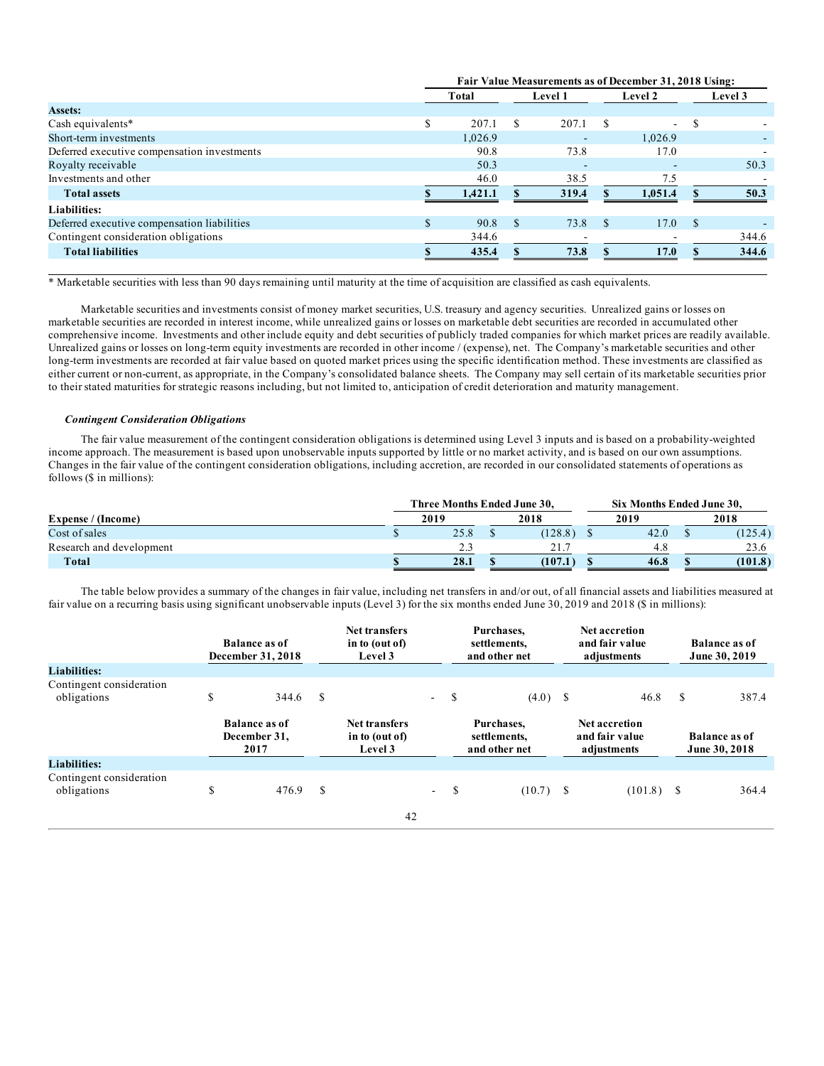| | Fair Value Measurements as of December 31, 2018 Using: | | | |
|---|---|---|---|---|
| | Total | Level 1 | Level 2 | Level 3 |
| **Assets:** | | | | |
| Cash equivalents* | $ 207.1 | $ 207.1 | $ - | $ - |
| Short-term investments | 1,026.9 | - | 1,026.9 | - |
| Deferred executive compensation investments | 90.8 | 73.8 | 17.0 | - |
| Royalty receivable | 50.3 | - | - | 50.3 |
| Investments and other | 46.0 | 38.5 | 7.5 | - |
| **Total assets** | **$ 1,421.1** | **$ 319.4** | **$ 1,051.4** | **$ 50.3** |
| **Liabilities:** | | | | |
| Deferred executive compensation liabilities | $ 90.8 | $ 73.8 | $ 17.0 | $ - |
| Contingent consideration obligations | 344.6 | - | - | 344.6 |
| **Total liabilities** | **$ 435.4** | **$ 73.8** | **$ 17.0** | **$ 344.6** |

* Marketable securities with less than 90 days remaining until maturity at the time of acquisition are classified as cash equivalents.

Marketable securities and investments consist of money market securities, U.S. treasury and agency securities. Unrealized gains or losses on marketable securities are recorded in interest income, while unrealized gains or losses on marketable debt securities are recorded in accumulated other comprehensive income. Investments and other include equity and debt securities of publicly traded companies for which market prices are readily available. Unrealized gains or losses on long-term equity investments are recorded in other income / (expense), net. The Company's marketable securities and other long-term investments are recorded at fair value based on quoted market prices using the specific identification method. These investments are classified as either current or non-current, as appropriate, in the Company's consolidated balance sheets. The Company may sell certain of its marketable securities prior to their stated maturities for strategic reasons including, but not limited to, anticipation of credit deterioration and maturity management.

***Contingent Consideration Obligations***

The fair value measurement of the contingent consideration obligations is determined using Level 3 inputs and is based on a probability-weighted income approach. The measurement is based upon unobservable inputs supported by little or no market activity, and is based on our own assumptions. Changes in the fair value of the contingent consideration obligations, including accretion, are recorded in our consolidated statements of operations as follows ($ in millions):

| | Three Months Ended June 30, | | Six Months Ended June 30, | |
|---|---|---|---|---|
| **Expense / (Income)** | 2019 | 2018 | 2019 | 2018 |
| Cost of sales | $ 25.8 | $ (128.8) | $ 42.0 | $ (125.4) |
| Research and development | 2.3 | 21.7 | 4.8 | 23.6 |
| **Total** | **$ 28.1** | **$ (107.1)** | **$ 46.8** | **$ (101.8)** |

The table below provides a summary of the changes in fair value, including net transfers in and/or out, of all financial assets and liabilities measured at fair value on a recurring basis using significant unobservable inputs (Level 3) for the six months ended June 30, 2019 and 2018 ($ in millions):

| | Balance as of December 31, 2018 | Net transfers in to (out of) Level 3 | Purchases, settlements, and other net | Net accretion and fair value adjustments | Balance as of June 30, 2019 |
|---|---|---|---|---|---|
| **Liabilities:** | | | | | |
| Contingent consideration obligations | $ 344.6 | $ - | $ (4.0) | $ 46.8 | $ 387.4 |

| | Balance as of December 31, 2017 | Net transfers in to (out of) Level 3 | Purchases, settlements, and other net | Net accretion and fair value adjustments | Balance as of June 30, 2018 |
|---|---|---|---|---|---|
| **Liabilities:** | | | | | |
| Contingent consideration obligations | $ 476.9 | $ - | $ (10.7) | $ (101.8) | $ 364.4 |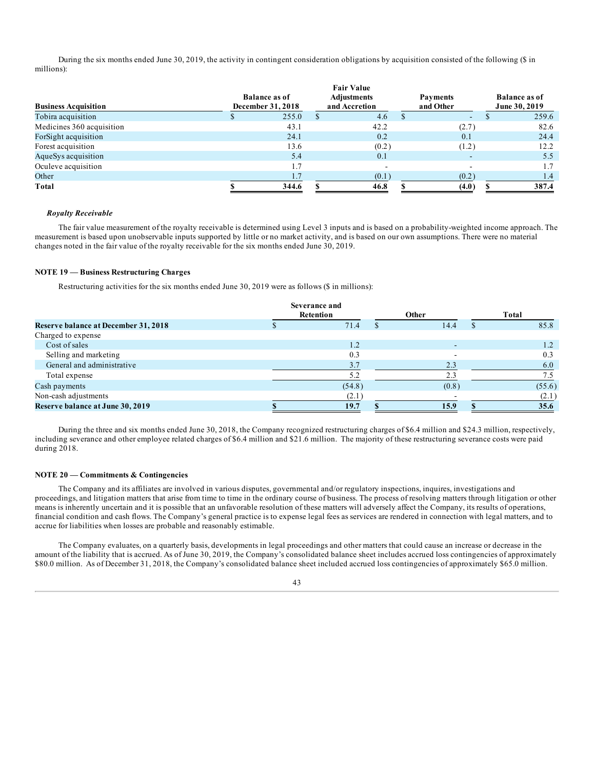During the six months ended June 30, 2019, the activity in contingent consideration obligations by acquisition consisted of the following ($ in millions):

| Business Acquisition | Balance as of December 31, 2018 | Fair Value Adjustments and Accretion | Payments and Other | Balance as of June 30, 2019 |
|---|---|---|---|---|
| Tobira acquisition | $ 255.0 | $ 4.6 | $ - | $ 259.6 |
| Medicines 360 acquisition | 43.1 | 42.2 | (2.7) | 82.6 |
| ForSight acquisition | 24.1 | 0.2 | 0.1 | 24.4 |
| Forest acquisition | 13.6 | (0.2) | (1.2) | 12.2 |
| AqueSys acquisition | 5.4 | 0.1 | - | 5.5 |
| Oculeve acquisition | 1.7 | - | - | 1.7 |
| Other | 1.7 | (0.1) | (0.2) | 1.4 |
| **Total** | **$ 344.6** | **$ 46.8** | **$ (4.0)** | **$ 387.4** |

***Royalty Receivable***

The fair value measurement of the royalty receivable is determined using Level 3 inputs and is based on a probability-weighted income approach. The measurement is based upon unobservable inputs supported by little or no market activity, and is based on our own assumptions. There were no material changes noted in the fair value of the royalty receivable for the six months ended June 30, 2019.

**NOTE 19 — Business Restructuring Charges**

Restructuring activities for the six months ended June 30, 2019 were as follows ($ in millions):

| | Severance and Retention | Other | Total |
|---|---|---|---|
| **Reserve balance at December 31, 2018** | $ 71.4 | $ 14.4 | $ 85.8 |
| Charged to expense | | | |
| Cost of sales | 1.2 | - | 1.2 |
| Selling and marketing | 0.3 | - | 0.3 |
| General and administrative | 3.7 | 2.3 | 6.0 |
| Total expense | 5.2 | 2.3 | 7.5 |
| Cash payments | (54.8) | (0.8) | (55.6) |
| Non-cash adjustments | (2.1) | - | (2.1) |
| **Reserve balance at June 30, 2019** | **$ 19.7** | **$ 15.9** | **$ 35.6** |

During the three and six months ended June 30, 2018, the Company recognized restructuring charges of $6.4 million and $24.3 million, respectively, including severance and other employee related charges of $6.4 million and $21.6 million. The majority of these restructuring severance costs were paid during 2018.

**NOTE 20 — Commitments & Contingencies**

The Company and its affiliates are involved in various disputes, governmental and/or regulatory inspections, inquires, investigations and proceedings, and litigation matters that arise from time to time in the ordinary course of business. The process of resolving matters through litigation or other means is inherently uncertain and it is possible that an unfavorable resolution of these matters will adversely affect the Company, its results of operations, financial condition and cash flows. The Company's general practice is to expense legal fees as services are rendered in connection with legal matters, and to accrue for liabilities when losses are probable and reasonably estimable.

The Company evaluates, on a quarterly basis, developments in legal proceedings and other matters that could cause an increase or decrease in the amount of the liability that is accrued. As of June 30, 2019, the Company's consolidated balance sheet includes accrued loss contingencies of approximately $80.0 million. As of December 31, 2018, the Company's consolidated balance sheet included accrued loss contingencies of approximately $65.0 million.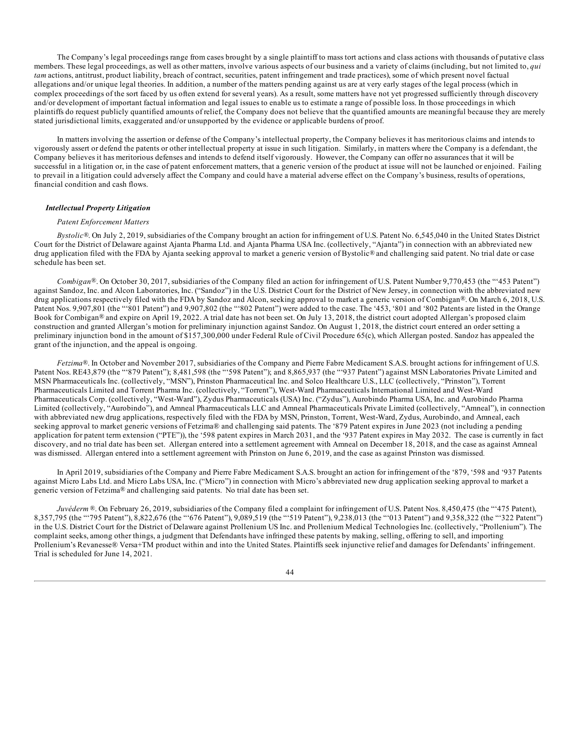The Company's legal proceedings range from cases brought by a single plaintiff to mass tort actions and class actions with thousands of putative class members. These legal proceedings, as well as other matters, involve various aspects of our business and a variety of claims (including, but not limited to, *qui tam* actions, antitrust, product liability, breach of contract, securities, patent infringement and trade practices), some of which present novel factual allegations and/or unique legal theories. In addition, a number of the matters pending against us are at very early stages of the legal process (which in complex proceedings of the sort faced by us often extend for several years). As a result, some matters have not yet progressed sufficiently through discovery and/or development of important factual information and legal issues to enable us to estimate a range of possible loss. In those proceedings in which plaintiffs do request publicly quantified amounts of relief, the Company does not believe that the quantified amounts are meaningful because they are merely stated jurisdictional limits, exaggerated and/or unsupported by the evidence or applicable burdens of proof.

In matters involving the assertion or defense of the Company's intellectual property, the Company believes it has meritorious claims and intends to vigorously assert or defend the patents or other intellectual property at issue in such litigation. Similarly, in matters where the Company is a defendant, the Company believes it has meritorious defenses and intends to defend itself vigorously. However, the Company can offer no assurances that it will be successful in a litigation or, in the case of patent enforcement matters, that a generic version of the product at issue will not be launched or enjoined. Failing to prevail in a litigation could adversely affect the Company and could have a material adverse effect on the Company's business, results of operations, financial condition and cash flows.

***Intellectual Property Litigation***

*Patent Enforcement Matters*

*Bystolic®*. On July 2, 2019, subsidiaries of the Company brought an action for infringement of U.S. Patent No. 6,545,040 in the United States District Court for the District of Delaware against Ajanta Pharma Ltd. and Ajanta Pharma USA Inc. (collectively, "Ajanta") in connection with an abbreviated new drug application filed with the FDA by Ajanta seeking approval to market a generic version of Bystolic® and challenging said patent. No trial date or case schedule has been set.

*Combigan®*. On October 30, 2017, subsidiaries of the Company filed an action for infringement of U.S. Patent Number 9,770,453 (the "'453 Patent") against Sandoz, Inc. and Alcon Laboratories, Inc. ("Sandoz") in the U.S. District Court for the District of New Jersey, in connection with the abbreviated new drug applications respectively filed with the FDA by Sandoz and Alcon, seeking approval to market a generic version of Combigan®. On March 6, 2018, U.S. Patent Nos. 9,907,801 (the "'801 Patent") and 9,907,802 (the "'802 Patent") were added to the case. The '453, '801 and '802 Patents are listed in the Orange Book for Combigan® and expire on April 19, 2022. A trial date has not been set. On July 13, 2018, the district court adopted Allergan's proposed claim construction and granted Allergan's motion for preliminary injunction against Sandoz. On August 1, 2018, the district court entered an order setting a preliminary injunction bond in the amount of $157,300,000 under Federal Rule of Civil Procedure 65(c), which Allergan posted. Sandoz has appealed the grant of the injunction, and the appeal is ongoing.

*Fetzima®*. In October and November 2017, subsidiaries of the Company and Pierre Fabre Medicament S.A.S. brought actions for infringement of U.S. Patent Nos. RE43,879 (the "'879 Patent"); 8,481,598 (the "'598 Patent"); and 8,865,937 (the "'937 Patent") against MSN Laboratories Private Limited and MSN Pharmaceuticals Inc. (collectively, "MSN"), Prinston Pharmaceutical Inc. and Solco Healthcare U.S., LLC (collectively, "Prinston"), Torrent Pharmaceuticals Limited and Torrent Pharma Inc. (collectively, "Torrent"), West-Ward Pharmaceuticals International Limited and West-Ward Pharmaceuticals Corp. (collectively, "West-Ward"), Zydus Pharmaceuticals (USA) Inc. ("Zydus"), Aurobindo Pharma USA, Inc. and Aurobindo Pharma Limited (collectively, "Aurobindo"), and Amneal Pharmaceuticals LLC and Amneal Pharmaceuticals Private Limited (collectively, "Amneal"), in connection with abbreviated new drug applications, respectively filed with the FDA by MSN, Prinston, Torrent, West-Ward, Zydus, Aurobindo, and Amneal, each seeking approval to market generic versions of Fetzima® and challenging said patents. The '879 Patent expires in June 2023 (not including a pending application for patent term extension ("PTE")), the '598 patent expires in March 2031, and the '937 Patent expires in May 2032. The case is currently in fact discovery, and no trial date has been set. Allergan entered into a settlement agreement with Amneal on December 18, 2018, and the case as against Amneal was dismissed. Allergan entered into a settlement agreement with Prinston on June 6, 2019, and the case as against Prinston was dismissed.

In April 2019, subsidiaries of the Company and Pierre Fabre Medicament S.A.S. brought an action for infringement of the '879, '598 and '937 Patents against Micro Labs Ltd. and Micro Labs USA, Inc. ("Micro") in connection with Micro's abbreviated new drug application seeking approval to market a generic version of Fetzima® and challenging said patents. No trial date has been set.

*Juvéderm ®*. On February 26, 2019, subsidiaries of the Company filed a complaint for infringement of U.S. Patent Nos. 8,450,475 (the "'475 Patent), 8,357,795 (the "'795 Patent"), 8,822,676 (the "'676 Patent"), 9,089,519 (the "'519 Patent"), 9,238,013 (the "'013 Patent") and 9,358,322 (the "'322 Patent") in the U.S. District Court for the District of Delaware against Prollenium US Inc. and Prollenium Medical Technologies Inc. (collectively, "Prollenium"). The complaint seeks, among other things, a judgment that Defendants have infringed these patents by making, selling, offering to sell, and importing Prollenium's Revanesse® Versa+TM product within and into the United States. Plaintiffs seek injunctive relief and damages for Defendants' infringement. Trial is scheduled for June 14, 2021.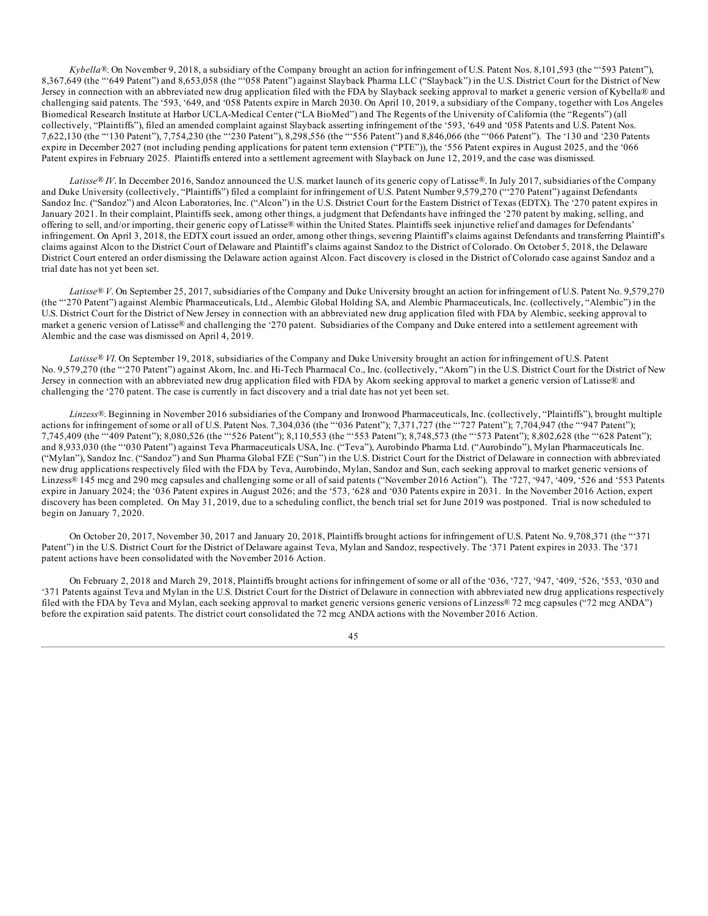*Kybella®*. On November 9, 2018, a subsidiary of the Company brought an action for infringement of U.S. Patent Nos. 8,101,593 (the "'593 Patent"), 8,367,649 (the "'649 Patent") and 8,653,058 (the "'058 Patent") against Slayback Pharma LLC ("Slayback") in the U.S. District Court for the District of New Jersey in connection with an abbreviated new drug application filed with the FDA by Slayback seeking approval to market a generic version of Kybella® and challenging said patents. The '593, '649, and '058 Patents expire in March 2030. On April 10, 2019, a subsidiary of the Company, together with Los Angeles Biomedical Research Institute at Harbor UCLA-Medical Center ("LA BioMed") and The Regents of the University of California (the "Regents") (all collectively, "Plaintiffs"), filed an amended complaint against Slayback asserting infringement of the '593, '649 and '058 Patents and U.S. Patent Nos. 7,622,130 (the "'130 Patent"), 7,754,230 (the "'230 Patent"), 8,298,556 (the "'556 Patent") and 8,846,066 (the "'066 Patent"). The '130 and '230 Patents expire in December 2027 (not including pending applications for patent term extension ("PTE")), the '556 Patent expires in August 2025, and the '066 Patent expires in February 2025. Plaintiffs entered into a settlement agreement with Slayback on June 12, 2019, and the case was dismissed.

*Latisse® IV*. In December 2016, Sandoz announced the U.S. market launch of its generic copy of Latisse®. In July 2017, subsidiaries of the Company and Duke University (collectively, "Plaintiffs") filed a complaint for infringement of U.S. Patent Number 9,579,270 ("'270 Patent") against Defendants Sandoz Inc. ("Sandoz") and Alcon Laboratories, Inc. ("Alcon") in the U.S. District Court for the Eastern District of Texas (EDTX). The '270 patent expires in January 2021. In their complaint, Plaintiffs seek, among other things, a judgment that Defendants have infringed the '270 patent by making, selling, and offering to sell, and/or importing, their generic copy of Latisse® within the United States. Plaintiffs seek injunctive relief and damages for Defendants' infringement. On April 3, 2018, the EDTX court issued an order, among other things, severing Plaintiff's claims against Defendants and transferring Plaintiff's claims against Alcon to the District Court of Delaware and Plaintiff's claims against Sandoz to the District of Colorado. On October 5, 2018, the Delaware District Court entered an order dismissing the Delaware action against Alcon. Fact discovery is closed in the District of Colorado case against Sandoz and a trial date has not yet been set.

*Latisse® V*. On September 25, 2017, subsidiaries of the Company and Duke University brought an action for infringement of U.S. Patent No. 9,579,270 (the "'270 Patent") against Alembic Pharmaceuticals, Ltd., Alembic Global Holding SA, and Alembic Pharmaceuticals, Inc. (collectively, "Alembic") in the U.S. District Court for the District of New Jersey in connection with an abbreviated new drug application filed with FDA by Alembic, seeking approval to market a generic version of Latisse® and challenging the '270 patent. Subsidiaries of the Company and Duke entered into a settlement agreement with Alembic and the case was dismissed on April 4, 2019.

*Latisse® VI*. On September 19, 2018, subsidiaries of the Company and Duke University brought an action for infringement of U.S. Patent No. 9,579,270 (the "'270 Patent") against Akorn, Inc. and Hi-Tech Pharmacal Co., Inc. (collectively, "Akorn") in the U.S. District Court for the District of New Jersey in connection with an abbreviated new drug application filed with FDA by Akorn seeking approval to market a generic version of Latisse® and challenging the '270 patent. The case is currently in fact discovery and a trial date has not yet been set.

*Linzess®*. Beginning in November 2016 subsidiaries of the Company and Ironwood Pharmaceuticals, Inc. (collectively, "Plaintiffs"), brought multiple actions for infringement of some or all of U.S. Patent Nos. 7,304,036 (the "'036 Patent"); 7,371,727 (the "'727 Patent"); 7,704,947 (the "'947 Patent"); 7,745,409 (the "'409 Patent"); 8,080,526 (the "'526 Patent"); 8,110,553 (the "'553 Patent"); 8,748,573 (the "'573 Patent"); 8,802,628 (the "'628 Patent"); and 8,933,030 (the "'030 Patent") against Teva Pharmaceuticals USA, Inc. ("Teva"), Aurobindo Pharma Ltd. ("Aurobindo"), Mylan Pharmaceuticals Inc. ("Mylan"), Sandoz Inc. ("Sandoz") and Sun Pharma Global FZE ("Sun") in the U.S. District Court for the District of Delaware in connection with abbreviated new drug applications respectively filed with the FDA by Teva, Aurobindo, Mylan, Sandoz and Sun, each seeking approval to market generic versions of Linzess® 145 mcg and 290 mcg capsules and challenging some or all of said patents ("November 2016 Action"). The '727, '947, '409, '526 and '553 Patents expire in January 2024; the '036 Patent expires in August 2026; and the '573, '628 and '030 Patents expire in 2031. In the November 2016 Action, expert discovery has been completed. On May 31, 2019, due to a scheduling conflict, the bench trial set for June 2019 was postponed. Trial is now scheduled to begin on January 7, 2020.

On October 20, 2017, November 30, 2017 and January 20, 2018, Plaintiffs brought actions for infringement of U.S. Patent No. 9,708,371 (the "'371 Patent") in the U.S. District Court for the District of Delaware against Teva, Mylan and Sandoz, respectively. The '371 Patent expires in 2033. The '371 patent actions have been consolidated with the November 2016 Action.

On February 2, 2018 and March 29, 2018, Plaintiffs brought actions for infringement of some or all of the '036, '727, '947, '409, '526, '553, '030 and '371 Patents against Teva and Mylan in the U.S. District Court for the District of Delaware in connection with abbreviated new drug applications respectively filed with the FDA by Teva and Mylan, each seeking approval to market generic versions generic versions of Linzess® 72 mcg capsules ("72 mcg ANDA") before the expiration said patents. The district court consolidated the 72 mcg ANDA actions with the November 2016 Action.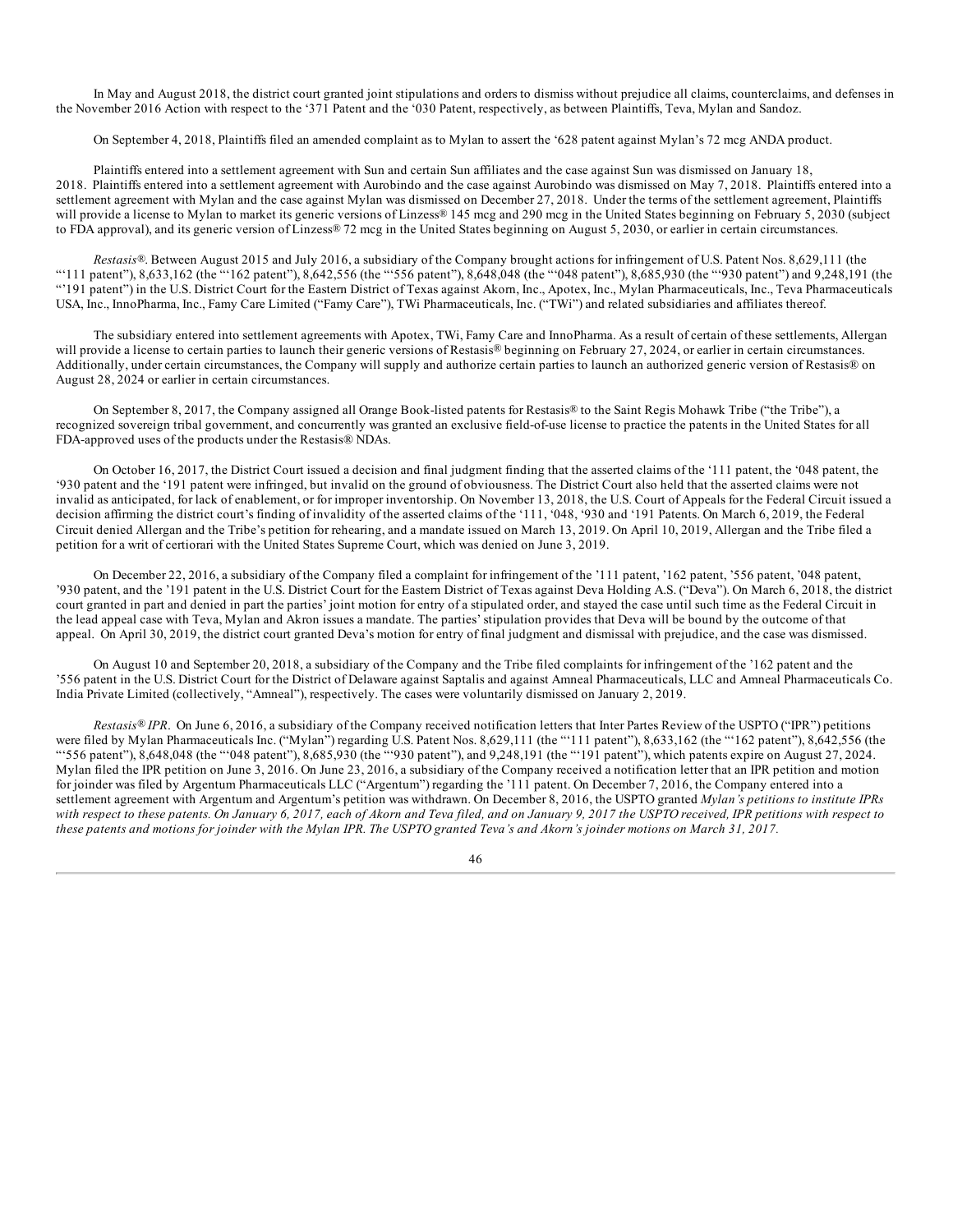In May and August 2018, the district court granted joint stipulations and orders to dismiss without prejudice all claims, counterclaims, and defenses in the November 2016 Action with respect to the '371 Patent and the '030 Patent, respectively, as between Plaintiffs, Teva, Mylan and Sandoz.

On September 4, 2018, Plaintiffs filed an amended complaint as to Mylan to assert the '628 patent against Mylan's 72 mcg ANDA product.

Plaintiffs entered into a settlement agreement with Sun and certain Sun affiliates and the case against Sun was dismissed on January 18, 2018. Plaintiffs entered into a settlement agreement with Aurobindo and the case against Aurobindo was dismissed on May 7, 2018. Plaintiffs entered into a settlement agreement with Mylan and the case against Mylan was dismissed on December 27, 2018. Under the terms of the settlement agreement, Plaintiffs will provide a license to Mylan to market its generic versions of Linzess® 145 mcg and 290 mcg in the United States beginning on February 5, 2030 (subject to FDA approval), and its generic version of Linzess® 72 mcg in the United States beginning on August 5, 2030, or earlier in certain circumstances.

*Restasis®*. Between August 2015 and July 2016, a subsidiary of the Company brought actions for infringement of U.S. Patent Nos. 8,629,111 (the "'111 patent"), 8,633,162 (the "'162 patent"), 8,642,556 (the "'556 patent"), 8,648,048 (the "'048 patent"), 8,685,930 (the "'930 patent") and 9,248,191 (the "'191 patent") in the U.S. District Court for the Eastern District of Texas against Akorn, Inc., Apotex, Inc., Mylan Pharmaceuticals, Inc., Teva Pharmaceuticals USA, Inc., InnoPharma, Inc., Famy Care Limited ("Famy Care"), TWi Pharmaceuticals, Inc. ("TWi") and related subsidiaries and affiliates thereof.

The subsidiary entered into settlement agreements with Apotex, TWi, Famy Care and InnoPharma. As a result of certain of these settlements, Allergan will provide a license to certain parties to launch their generic versions of Restasis® beginning on February 27, 2024, or earlier in certain circumstances. Additionally, under certain circumstances, the Company will supply and authorize certain parties to launch an authorized generic version of Restasis® on August 28, 2024 or earlier in certain circumstances.

On September 8, 2017, the Company assigned all Orange Book-listed patents for Restasis® to the Saint Regis Mohawk Tribe ("the Tribe"), a recognized sovereign tribal government, and concurrently was granted an exclusive field-of-use license to practice the patents in the United States for all FDA-approved uses of the products under the Restasis® NDAs.

On October 16, 2017, the District Court issued a decision and final judgment finding that the asserted claims of the '111 patent, the '048 patent, the '930 patent and the '191 patent were infringed, but invalid on the ground of obviousness. The District Court also held that the asserted claims were not invalid as anticipated, for lack of enablement, or for improper inventorship. On November 13, 2018, the U.S. Court of Appeals for the Federal Circuit issued a decision affirming the district court's finding of invalidity of the asserted claims of the '111, '048, '930 and '191 Patents. On March 6, 2019, the Federal Circuit denied Allergan and the Tribe's petition for rehearing, and a mandate issued on March 13, 2019. On April 10, 2019, Allergan and the Tribe filed a petition for a writ of certiorari with the United States Supreme Court, which was denied on June 3, 2019.

On December 22, 2016, a subsidiary of the Company filed a complaint for infringement of the '111 patent, '162 patent, '556 patent, '048 patent, '930 patent, and the '191 patent in the U.S. District Court for the Eastern District of Texas against Deva Holding A.S. ("Deva"). On March 6, 2018, the district court granted in part and denied in part the parties' joint motion for entry of a stipulated order, and stayed the case until such time as the Federal Circuit in the lead appeal case with Teva, Mylan and Akron issues a mandate. The parties' stipulation provides that Deva will be bound by the outcome of that appeal. On April 30, 2019, the district court granted Deva's motion for entry of final judgment and dismissal with prejudice, and the case was dismissed.

On August 10 and September 20, 2018, a subsidiary of the Company and the Tribe filed complaints for infringement of the '162 patent and the '556 patent in the U.S. District Court for the District of Delaware against Saptalis and against Amneal Pharmaceuticals, LLC and Amneal Pharmaceuticals Co. India Private Limited (collectively, "Amneal"), respectively. The cases were voluntarily dismissed on January 2, 2019.

*Restasis® IPR*. On June 6, 2016, a subsidiary of the Company received notification letters that Inter Partes Review of the USPTO ("IPR") petitions were filed by Mylan Pharmaceuticals Inc. ("Mylan") regarding U.S. Patent Nos. 8,629,111 (the "'111 patent"), 8,633,162 (the "'162 patent"), 8,642,556 (the "'556 patent"), 8,648,048 (the "'048 patent"), 8,685,930 (the "'930 patent"), and 9,248,191 (the "'191 patent"), which patents expire on August 27, 2024. Mylan filed the IPR petition on June 3, 2016. On June 23, 2016, a subsidiary of the Company received a notification letter that an IPR petition and motion for joinder was filed by Argentum Pharmaceuticals LLC ("Argentum") regarding the '111 patent. On December 7, 2016, the Company entered into a settlement agreement with Argentum and Argentum's petition was withdrawn. On December 8, 2016, the USPTO granted *Mylan's petitions to institute IPRs with respect to these patents. On January 6, 2017, each of Akorn and Teva filed, and on January 9, 2017 the USPTO received, IPR petitions with respect to these patents and motions for joinder with the Mylan IPR. The USPTO granted Teva's and Akorn's joinder motions on March 31, 2017.*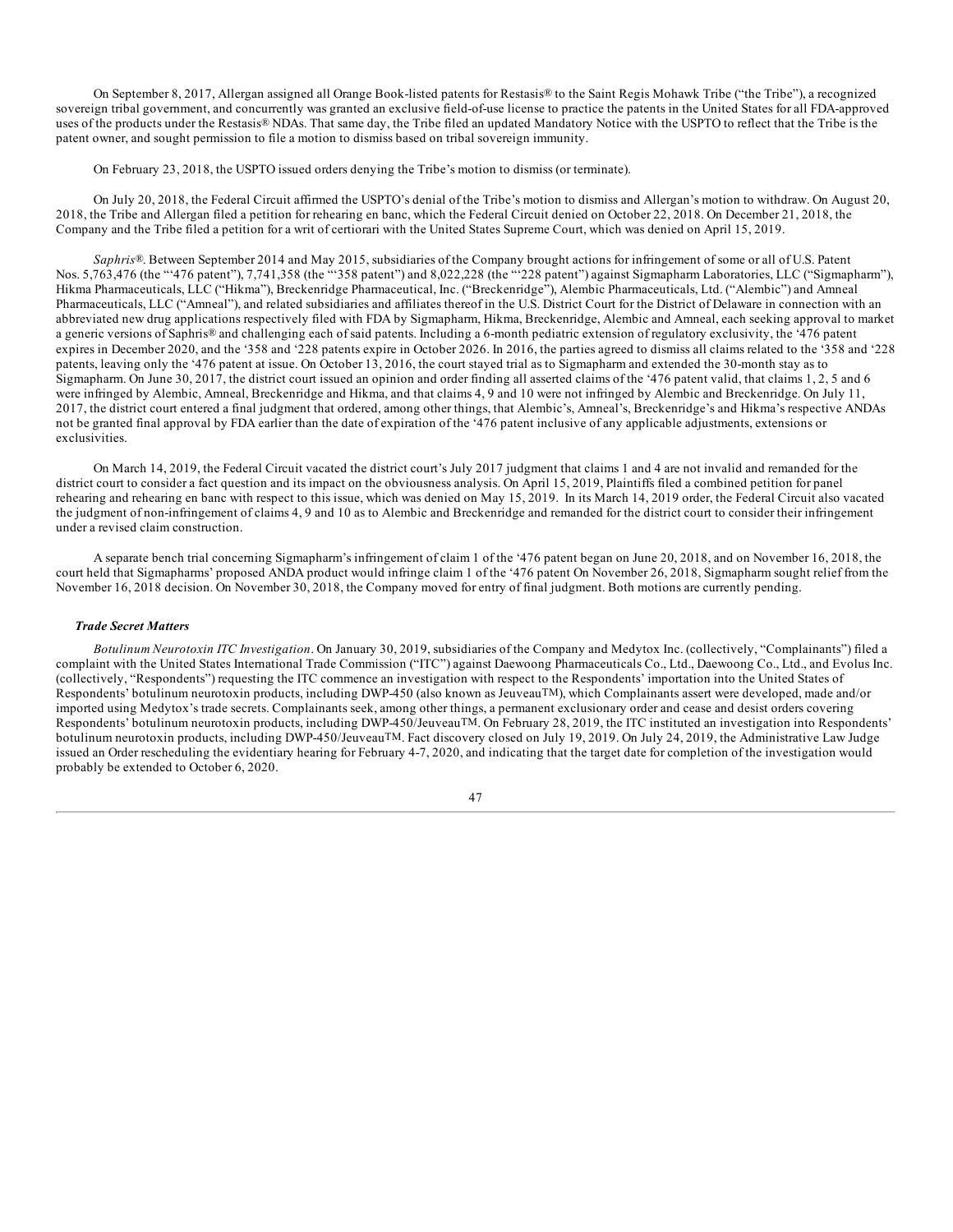On September 8, 2017, Allergan assigned all Orange Book-listed patents for Restasis® to the Saint Regis Mohawk Tribe ("the Tribe"), a recognized sovereign tribal government, and concurrently was granted an exclusive field-of-use license to practice the patents in the United States for all FDA-approved uses of the products under the Restasis® NDAs. That same day, the Tribe filed an updated Mandatory Notice with the USPTO to reflect that the Tribe is the patent owner, and sought permission to file a motion to dismiss based on tribal sovereign immunity.

On February 23, 2018, the USPTO issued orders denying the Tribe's motion to dismiss (or terminate).

On July 20, 2018, the Federal Circuit affirmed the USPTO's denial of the Tribe's motion to dismiss and Allergan's motion to withdraw. On August 20, 2018, the Tribe and Allergan filed a petition for rehearing en banc, which the Federal Circuit denied on October 22, 2018. On December 21, 2018, the Company and the Tribe filed a petition for a writ of certiorari with the United States Supreme Court, which was denied on April 15, 2019.

*Saphris®*. Between September 2014 and May 2015, subsidiaries of the Company brought actions for infringement of some or all of U.S. Patent Nos. 5,763,476 (the "'476 patent"), 7,741,358 (the "'358 patent") and 8,022,228 (the "'228 patent") against Sigmapharm Laboratories, LLC ("Sigmapharm"), Hikma Pharmaceuticals, LLC ("Hikma"), Breckenridge Pharmaceutical, Inc. ("Breckenridge"), Alembic Pharmaceuticals, Ltd. ("Alembic") and Amneal Pharmaceuticals, LLC ("Amneal"), and related subsidiaries and affiliates thereof in the U.S. District Court for the District of Delaware in connection with an abbreviated new drug applications respectively filed with FDA by Sigmapharm, Hikma, Breckenridge, Alembic and Amneal, each seeking approval to market a generic versions of Saphris® and challenging each of said patents. Including a 6-month pediatric extension of regulatory exclusivity, the '476 patent expires in December 2020, and the '358 and '228 patents expire in October 2026. In 2016, the parties agreed to dismiss all claims related to the '358 and '228 patents, leaving only the '476 patent at issue. On October 13, 2016, the court stayed trial as to Sigmapharm and extended the 30-month stay as to Sigmapharm. On June 30, 2017, the district court issued an opinion and order finding all asserted claims of the '476 patent valid, that claims 1, 2, 5 and 6 were infringed by Alembic, Amneal, Breckenridge and Hikma, and that claims 4, 9 and 10 were not infringed by Alembic and Breckenridge. On July 11, 2017, the district court entered a final judgment that ordered, among other things, that Alembic's, Amneal's, Breckenridge's and Hikma's respective ANDAs not be granted final approval by FDA earlier than the date of expiration of the '476 patent inclusive of any applicable adjustments, extensions or exclusivities.

On March 14, 2019, the Federal Circuit vacated the district court's July 2017 judgment that claims 1 and 4 are not invalid and remanded for the district court to consider a fact question and its impact on the obviousness analysis. On April 15, 2019, Plaintiffs filed a combined petition for panel rehearing and rehearing en banc with respect to this issue, which was denied on May 15, 2019. In its March 14, 2019 order, the Federal Circuit also vacated the judgment of non-infringement of claims 4, 9 and 10 as to Alembic and Breckenridge and remanded for the district court to consider their infringement under a revised claim construction.

A separate bench trial concerning Sigmapharm's infringement of claim 1 of the '476 patent began on June 20, 2018, and on November 16, 2018, the court held that Sigmapharms' proposed ANDA product would infringe claim 1 of the '476 patent On November 26, 2018, Sigmapharm sought relief from the November 16, 2018 decision. On November 30, 2018, the Company moved for entry of final judgment. Both motions are currently pending.

***Trade Secret Matters***

*Botulinum Neurotoxin ITC Investigation*. On January 30, 2019, subsidiaries of the Company and Medytox Inc. (collectively, "Complainants") filed a complaint with the United States International Trade Commission ("ITC") against Daewoong Pharmaceuticals Co., Ltd., Daewoong Co., Ltd., and Evolus Inc. (collectively, "Respondents") requesting the ITC commence an investigation with respect to the Respondents' importation into the United States of Respondents' botulinum neurotoxin products, including DWP-450 (also known as Jeuveau™), which Complainants assert were developed, made and/or imported using Medytox's trade secrets. Complainants seek, among other things, a permanent exclusionary order and cease and desist orders covering Respondents' botulinum neurotoxin products, including DWP-450/Jeuveau™. On February 28, 2019, the ITC instituted an investigation into Respondents' botulinum neurotoxin products, including DWP-450/Jeuveau™. Fact discovery closed on July 19, 2019. On July 24, 2019, the Administrative Law Judge issued an Order rescheduling the evidentiary hearing for February 4-7, 2020, and indicating that the target date for completion of the investigation would probably be extended to October 6, 2020.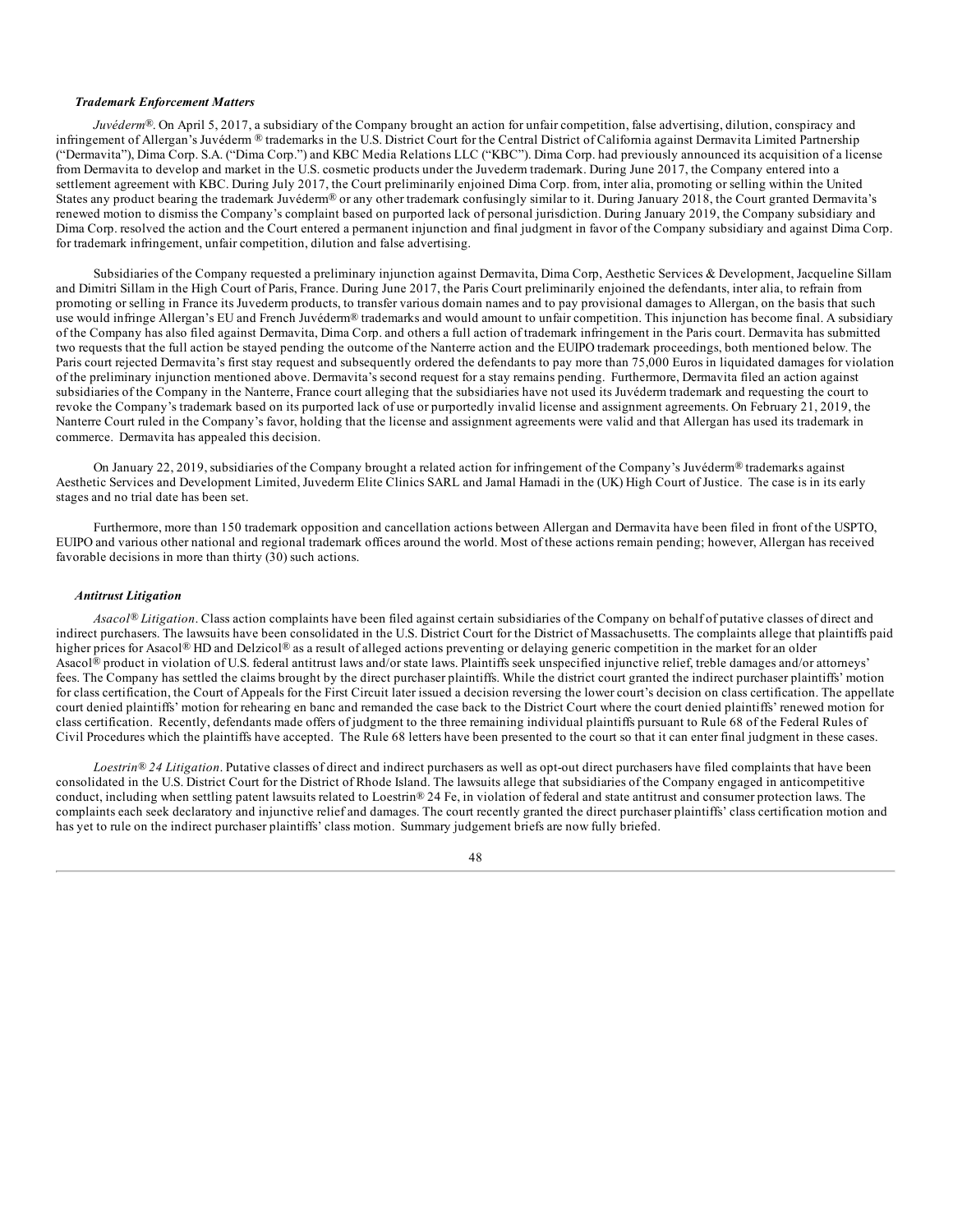### *Trademark Enforcement Matters*

*Juvéderm®*. On April 5, 2017, a subsidiary of the Company brought an action for unfair competition, false advertising, dilution, conspiracy and infringement of Allergan's Juvéderm ® trademarks in the U.S. District Court for the Central District of California against Dermavita Limited Partnership ("Dermavita"), Dima Corp. S.A. ("Dima Corp.") and KBC Media Relations LLC ("KBC"). Dima Corp. had previously announced its acquisition of a license from Dermavita to develop and market in the U.S. cosmetic products under the Juvederm trademark. During June 2017, the Company entered into a settlement agreement with KBC. During July 2017, the Court preliminarily enjoined Dima Corp. from, inter alia, promoting or selling within the United States any product bearing the trademark Juvéderm® or any other trademark confusingly similar to it. During January 2018, the Court granted Dermavita's renewed motion to dismiss the Company's complaint based on purported lack of personal jurisdiction. During January 2019, the Company subsidiary and Dima Corp. resolved the action and the Court entered a permanent injunction and final judgment in favor of the Company subsidiary and against Dima Corp. for trademark infringement, unfair competition, dilution and false advertising.

Subsidiaries of the Company requested a preliminary injunction against Dermavita, Dima Corp, Aesthetic Services & Development, Jacqueline Sillam and Dimitri Sillam in the High Court of Paris, France. During June 2017, the Paris Court preliminarily enjoined the defendants, inter alia, to refrain from promoting or selling in France its Juvederm products, to transfer various domain names and to pay provisional damages to Allergan, on the basis that such use would infringe Allergan's EU and French Juvéderm® trademarks and would amount to unfair competition. This injunction has become final. A subsidiary of the Company has also filed against Dermavita, Dima Corp. and others a full action of trademark infringement in the Paris court. Dermavita has submitted two requests that the full action be stayed pending the outcome of the Nanterre action and the EUIPO trademark proceedings, both mentioned below. The Paris court rejected Dermavita's first stay request and subsequently ordered the defendants to pay more than 75,000 Euros in liquidated damages for violation of the preliminary injunction mentioned above. Dermavita's second request for a stay remains pending. Furthermore, Dermavita filed an action against subsidiaries of the Company in the Nanterre, France court alleging that the subsidiaries have not used its Juvéderm trademark and requesting the court to revoke the Company's trademark based on its purported lack of use or purportedly invalid license and assignment agreements. On February 21, 2019, the Nanterre Court ruled in the Company's favor, holding that the license and assignment agreements were valid and that Allergan has used its trademark in commerce. Dermavita has appealed this decision.

On January 22, 2019, subsidiaries of the Company brought a related action for infringement of the Company's Juvéderm® trademarks against Aesthetic Services and Development Limited, Juvederm Elite Clinics SARL and Jamal Hamadi in the (UK) High Court of Justice. The case is in its early stages and no trial date has been set.

Furthermore, more than 150 trademark opposition and cancellation actions between Allergan and Dermavita have been filed in front of the USPTO, EUIPO and various other national and regional trademark offices around the world. Most of these actions remain pending; however, Allergan has received favorable decisions in more than thirty (30) such actions.

### *Antitrust Litigation*

*Asacol® Litigation*. Class action complaints have been filed against certain subsidiaries of the Company on behalf of putative classes of direct and indirect purchasers. The lawsuits have been consolidated in the U.S. District Court for the District of Massachusetts. The complaints allege that plaintiffs paid higher prices for Asacol® HD and Delzicol® as a result of alleged actions preventing or delaying generic competition in the market for an older Asacol® product in violation of U.S. federal antitrust laws and/or state laws. Plaintiffs seek unspecified injunctive relief, treble damages and/or attorneys' fees. The Company has settled the claims brought by the direct purchaser plaintiffs. While the district court granted the indirect purchaser plaintiffs' motion for class certification, the Court of Appeals for the First Circuit later issued a decision reversing the lower court's decision on class certification. The appellate court denied plaintiffs' motion for rehearing en banc and remanded the case back to the District Court where the court denied plaintiffs' renewed motion for class certification. Recently, defendants made offers of judgment to the three remaining individual plaintiffs pursuant to Rule 68 of the Federal Rules of Civil Procedures which the plaintiffs have accepted. The Rule 68 letters have been presented to the court so that it can enter final judgment in these cases.

*Loestrin® 24 Litigation*. Putative classes of direct and indirect purchasers as well as opt-out direct purchasers have filed complaints that have been consolidated in the U.S. District Court for the District of Rhode Island. The lawsuits allege that subsidiaries of the Company engaged in anticompetitive conduct, including when settling patent lawsuits related to Loestrin® 24 Fe, in violation of federal and state antitrust and consumer protection laws. The complaints each seek declaratory and injunctive relief and damages. The court recently granted the direct purchaser plaintiffs' class certification motion and has yet to rule on the indirect purchaser plaintiffs' class motion. Summary judgement briefs are now fully briefed.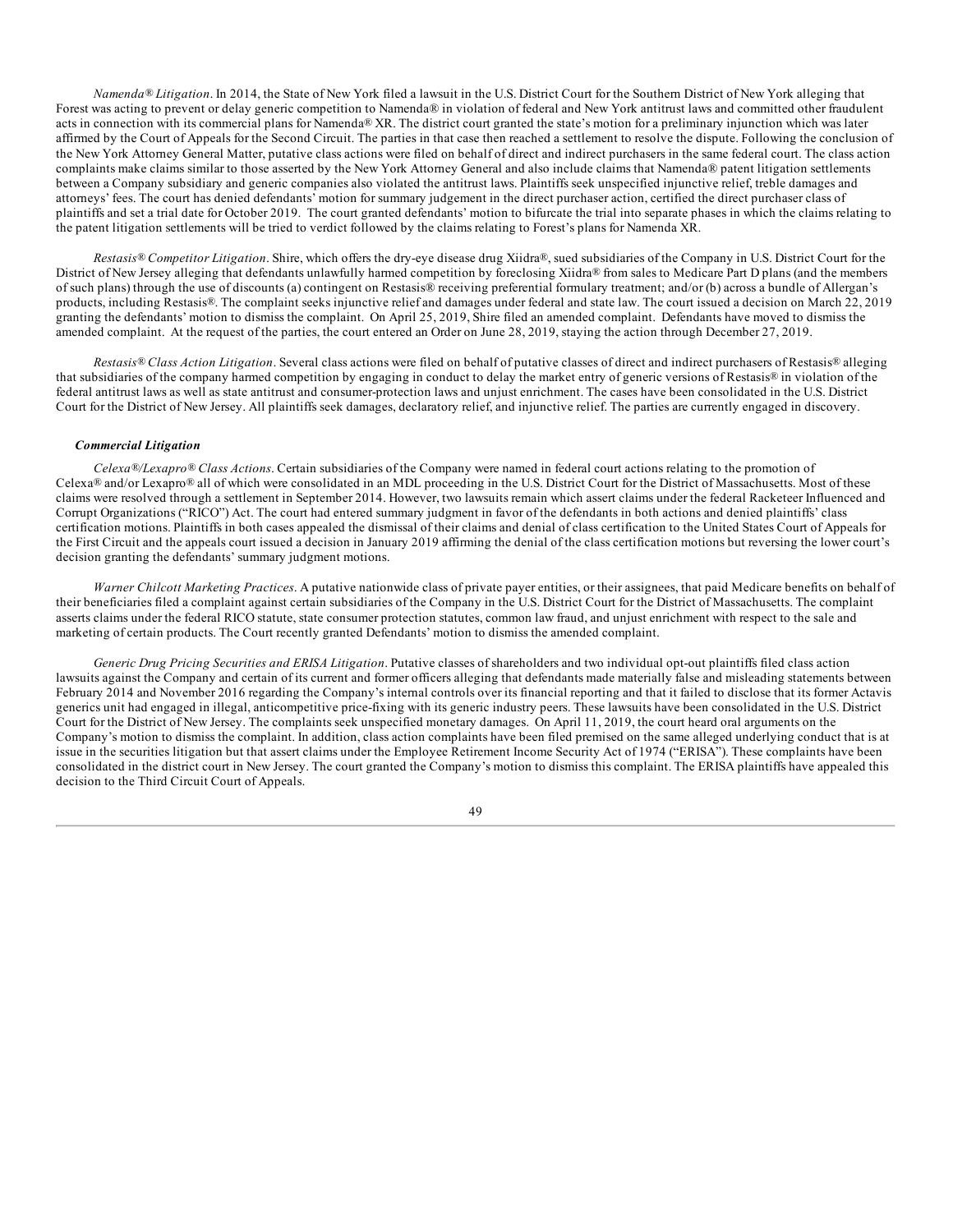*Namenda® Litigation*. In 2014, the State of New York filed a lawsuit in the U.S. District Court for the Southern District of New York alleging that Forest was acting to prevent or delay generic competition to Namenda® in violation of federal and New York antitrust laws and committed other fraudulent acts in connection with its commercial plans for Namenda® XR. The district court granted the state's motion for a preliminary injunction which was later affirmed by the Court of Appeals for the Second Circuit. The parties in that case then reached a settlement to resolve the dispute. Following the conclusion of the New York Attorney General Matter, putative class actions were filed on behalf of direct and indirect purchasers in the same federal court. The class action complaints make claims similar to those asserted by the New York Attorney General and also include claims that Namenda® patent litigation settlements between a Company subsidiary and generic companies also violated the antitrust laws. Plaintiffs seek unspecified injunctive relief, treble damages and attorneys' fees. The court has denied defendants' motion for summary judgement in the direct purchaser action, certified the direct purchaser class of plaintiffs and set a trial date for October 2019. The court granted defendants' motion to bifurcate the trial into separate phases in which the claims relating to the patent litigation settlements will be tried to verdict followed by the claims relating to Forest's plans for Namenda XR.

*Restasis® Competitor Litigation*. Shire, which offers the dry-eye disease drug Xiidra®, sued subsidiaries of the Company in U.S. District Court for the District of New Jersey alleging that defendants unlawfully harmed competition by foreclosing Xiidra® from sales to Medicare Part D plans (and the members of such plans) through the use of discounts (a) contingent on Restasis® receiving preferential formulary treatment; and/or (b) across a bundle of Allergan's products, including Restasis®. The complaint seeks injunctive relief and damages under federal and state law. The court issued a decision on March 22, 2019 granting the defendants' motion to dismiss the complaint. On April 25, 2019, Shire filed an amended complaint. Defendants have moved to dismiss the amended complaint. At the request of the parties, the court entered an Order on June 28, 2019, staying the action through December 27, 2019.

*Restasis® Class Action Litigation*. Several class actions were filed on behalf of putative classes of direct and indirect purchasers of Restasis® alleging that subsidiaries of the company harmed competition by engaging in conduct to delay the market entry of generic versions of Restasis® in violation of the federal antitrust laws as well as state antitrust and consumer-protection laws and unjust enrichment. The cases have been consolidated in the U.S. District Court for the District of New Jersey. All plaintiffs seek damages, declaratory relief, and injunctive relief. The parties are currently engaged in discovery.

***Commercial Litigation***

*Celexa®/Lexapro® Class Actions*. Certain subsidiaries of the Company were named in federal court actions relating to the promotion of Celexa® and/or Lexapro® all of which were consolidated in an MDL proceeding in the U.S. District Court for the District of Massachusetts. Most of these claims were resolved through a settlement in September 2014. However, two lawsuits remain which assert claims under the federal Racketeer Influenced and Corrupt Organizations ("RICO") Act. The court had entered summary judgment in favor of the defendants in both actions and denied plaintiffs' class certification motions. Plaintiffs in both cases appealed the dismissal of their claims and denial of class certification to the United States Court of Appeals for the First Circuit and the appeals court issued a decision in January 2019 affirming the denial of the class certification motions but reversing the lower court's decision granting the defendants' summary judgment motions.

*Warner Chilcott Marketing Practices*. A putative nationwide class of private payer entities, or their assignees, that paid Medicare benefits on behalf of their beneficiaries filed a complaint against certain subsidiaries of the Company in the U.S. District Court for the District of Massachusetts. The complaint asserts claims under the federal RICO statute, state consumer protection statutes, common law fraud, and unjust enrichment with respect to the sale and marketing of certain products. The Court recently granted Defendants' motion to dismiss the amended complaint.

*Generic Drug Pricing Securities and ERISA Litigation*. Putative classes of shareholders and two individual opt-out plaintiffs filed class action lawsuits against the Company and certain of its current and former officers alleging that defendants made materially false and misleading statements between February 2014 and November 2016 regarding the Company's internal controls over its financial reporting and that it failed to disclose that its former Actavis generics unit had engaged in illegal, anticompetitive price-fixing with its generic industry peers. These lawsuits have been consolidated in the U.S. District Court for the District of New Jersey. The complaints seek unspecified monetary damages. On April 11, 2019, the court heard oral arguments on the Company's motion to dismiss the complaint. In addition, class action complaints have been filed premised on the same alleged underlying conduct that is at issue in the securities litigation but that assert claims under the Employee Retirement Income Security Act of 1974 ("ERISA"). These complaints have been consolidated in the district court in New Jersey. The court granted the Company's motion to dismiss this complaint. The ERISA plaintiffs have appealed this decision to the Third Circuit Court of Appeals.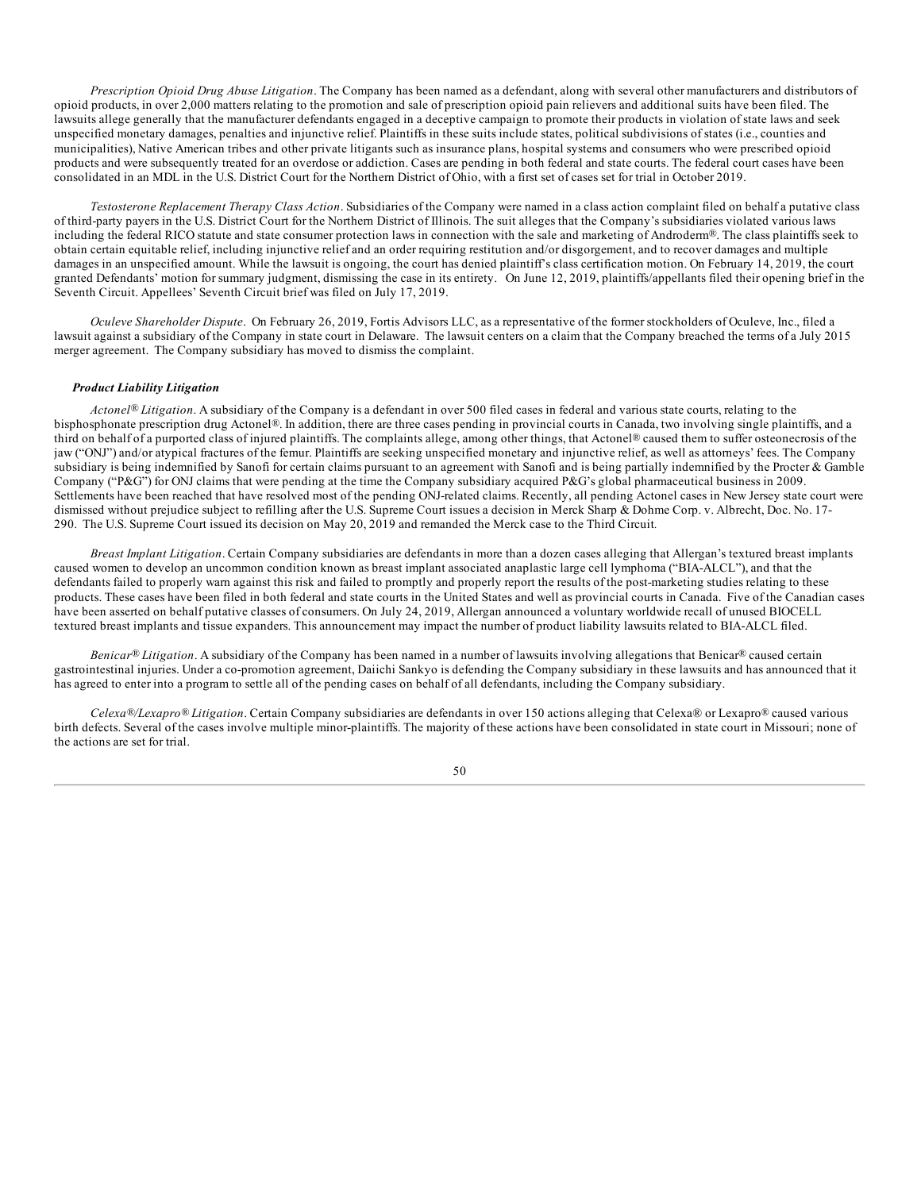*Prescription Opioid Drug Abuse Litigation*. The Company has been named as a defendant, along with several other manufacturers and distributors of opioid products, in over 2,000 matters relating to the promotion and sale of prescription opioid pain relievers and additional suits have been filed. The lawsuits allege generally that the manufacturer defendants engaged in a deceptive campaign to promote their products in violation of state laws and seek unspecified monetary damages, penalties and injunctive relief. Plaintiffs in these suits include states, political subdivisions of states (i.e., counties and municipalities), Native American tribes and other private litigants such as insurance plans, hospital systems and consumers who were prescribed opioid products and were subsequently treated for an overdose or addiction. Cases are pending in both federal and state courts. The federal court cases have been consolidated in an MDL in the U.S. District Court for the Northern District of Ohio, with a first set of cases set for trial in October 2019.

*Testosterone Replacement Therapy Class Action*. Subsidiaries of the Company were named in a class action complaint filed on behalf a putative class of third-party payers in the U.S. District Court for the Northern District of Illinois. The suit alleges that the Company's subsidiaries violated various laws including the federal RICO statute and state consumer protection laws in connection with the sale and marketing of Androderm®. The class plaintiffs seek to obtain certain equitable relief, including injunctive relief and an order requiring restitution and/or disgorgement, and to recover damages and multiple damages in an unspecified amount. While the lawsuit is ongoing, the court has denied plaintiff's class certification motion. On February 14, 2019, the court granted Defendants' motion for summary judgment, dismissing the case in its entirety. On June 12, 2019, plaintiffs/appellants filed their opening brief in the Seventh Circuit. Appellees' Seventh Circuit brief was filed on July 17, 2019.

*Oculeve Shareholder Dispute*. On February 26, 2019, Fortis Advisors LLC, as a representative of the former stockholders of Oculeve, Inc., filed a lawsuit against a subsidiary of the Company in state court in Delaware. The lawsuit centers on a claim that the Company breached the terms of a July 2015 merger agreement. The Company subsidiary has moved to dismiss the complaint.

***Product Liability Litigation***

*Actonel® Litigation*. A subsidiary of the Company is a defendant in over 500 filed cases in federal and various state courts, relating to the bisphosphonate prescription drug Actonel®. In addition, there are three cases pending in provincial courts in Canada, two involving single plaintiffs, and a third on behalf of a purported class of injured plaintiffs. The complaints allege, among other things, that Actonel® caused them to suffer osteonecrosis of the jaw ("ONJ") and/or atypical fractures of the femur. Plaintiffs are seeking unspecified monetary and injunctive relief, as well as attorneys' fees. The Company subsidiary is being indemnified by Sanofi for certain claims pursuant to an agreement with Sanofi and is being partially indemnified by the Procter & Gamble Company ("P&G") for ONJ claims that were pending at the time the Company subsidiary acquired P&G's global pharmaceutical business in 2009. Settlements have been reached that have resolved most of the pending ONJ-related claims. Recently, all pending Actonel cases in New Jersey state court were dismissed without prejudice subject to refilling after the U.S. Supreme Court issues a decision in Merck Sharp & Dohme Corp. v. Albrecht, Doc. No. 17-290. The U.S. Supreme Court issued its decision on May 20, 2019 and remanded the Merck case to the Third Circuit.

*Breast Implant Litigation*. Certain Company subsidiaries are defendants in more than a dozen cases alleging that Allergan's textured breast implants caused women to develop an uncommon condition known as breast implant associated anaplastic large cell lymphoma ("BIA-ALCL"), and that the defendants failed to properly warn against this risk and failed to promptly and properly report the results of the post-marketing studies relating to these products. These cases have been filed in both federal and state courts in the United States and well as provincial courts in Canada. Five of the Canadian cases have been asserted on behalf putative classes of consumers. On July 24, 2019, Allergan announced a voluntary worldwide recall of unused BIOCELL textured breast implants and tissue expanders. This announcement may impact the number of product liability lawsuits related to BIA-ALCL filed.

*Benicar® Litigation*. A subsidiary of the Company has been named in a number of lawsuits involving allegations that Benicar® caused certain gastrointestinal injuries. Under a co-promotion agreement, Daiichi Sankyo is defending the Company subsidiary in these lawsuits and has announced that it has agreed to enter into a program to settle all of the pending cases on behalf of all defendants, including the Company subsidiary.

*Celexa®/Lexapro® Litigation*. Certain Company subsidiaries are defendants in over 150 actions alleging that Celexa® or Lexapro® caused various birth defects. Several of the cases involve multiple minor-plaintiffs. The majority of these actions have been consolidated in state court in Missouri; none of the actions are set for trial.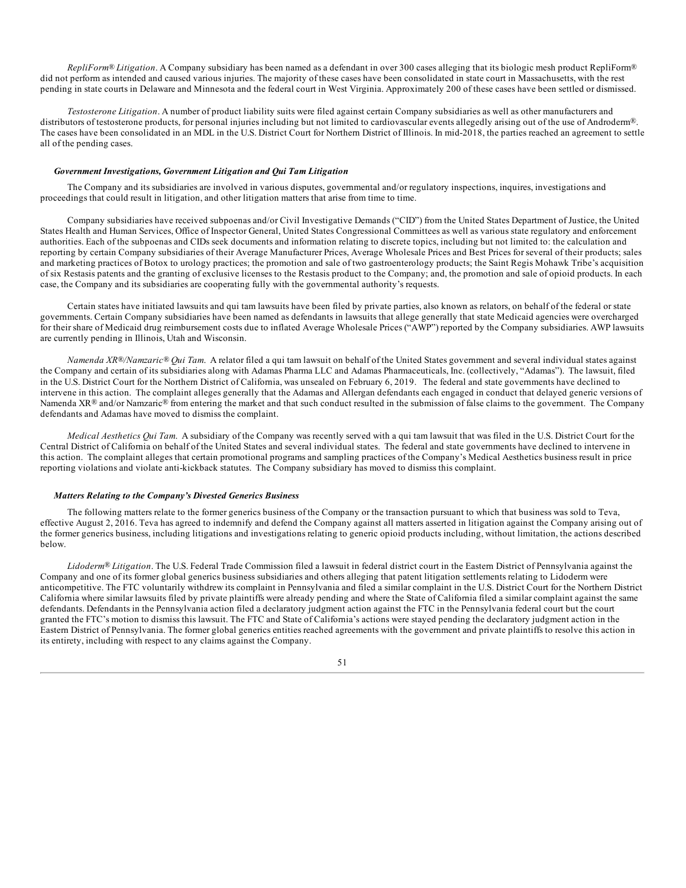*RepliForm® Litigation*. A Company subsidiary has been named as a defendant in over 300 cases alleging that its biologic mesh product RepliForm® did not perform as intended and caused various injuries. The majority of these cases have been consolidated in state court in Massachusetts, with the rest pending in state courts in Delaware and Minnesota and the federal court in West Virginia. Approximately 200 of these cases have been settled or dismissed.

*Testosterone Litigation*. A number of product liability suits were filed against certain Company subsidiaries as well as other manufacturers and distributors of testosterone products, for personal injuries including but not limited to cardiovascular events allegedly arising out of the use of Androderm®. The cases have been consolidated in an MDL in the U.S. District Court for Northern District of Illinois. In mid-2018, the parties reached an agreement to settle all of the pending cases.

***Government Investigations, Government Litigation and Qui Tam Litigation***

The Company and its subsidiaries are involved in various disputes, governmental and/or regulatory inspections, inquires, investigations and proceedings that could result in litigation, and other litigation matters that arise from time to time.

Company subsidiaries have received subpoenas and/or Civil Investigative Demands ("CID") from the United States Department of Justice, the United States Health and Human Services, Office of Inspector General, United States Congressional Committees as well as various state regulatory and enforcement authorities. Each of the subpoenas and CIDs seek documents and information relating to discrete topics, including but not limited to: the calculation and reporting by certain Company subsidiaries of their Average Manufacturer Prices, Average Wholesale Prices and Best Prices for several of their products; sales and marketing practices of Botox to urology practices; the promotion and sale of two gastroenterology products; the Saint Regis Mohawk Tribe's acquisition of six Restasis patents and the granting of exclusive licenses to the Restasis product to the Company; and, the promotion and sale of opioid products. In each case, the Company and its subsidiaries are cooperating fully with the governmental authority's requests.

Certain states have initiated lawsuits and qui tam lawsuits have been filed by private parties, also known as relators, on behalf of the federal or state governments. Certain Company subsidiaries have been named as defendants in lawsuits that allege generally that state Medicaid agencies were overcharged for their share of Medicaid drug reimbursement costs due to inflated Average Wholesale Prices ("AWP") reported by the Company subsidiaries. AWP lawsuits are currently pending in Illinois, Utah and Wisconsin.

*Namenda XR®/Namzaric® Qui Tam.* A relator filed a qui tam lawsuit on behalf of the United States government and several individual states against the Company and certain of its subsidiaries along with Adamas Pharma LLC and Adamas Pharmaceuticals, Inc. (collectively, "Adamas"). The lawsuit, filed in the U.S. District Court for the Northern District of California, was unsealed on February 6, 2019. The federal and state governments have declined to intervene in this action. The complaint alleges generally that the Adamas and Allergan defendants each engaged in conduct that delayed generic versions of Namenda XR® and/or Namzaric® from entering the market and that such conduct resulted in the submission of false claims to the government. The Company defendants and Adamas have moved to dismiss the complaint.

*Medical Aesthetics Qui Tam.* A subsidiary of the Company was recently served with a qui tam lawsuit that was filed in the U.S. District Court for the Central District of California on behalf of the United States and several individual states. The federal and state governments have declined to intervene in this action. The complaint alleges that certain promotional programs and sampling practices of the Company's Medical Aesthetics business result in price reporting violations and violate anti-kickback statutes. The Company subsidiary has moved to dismiss this complaint.

***Matters Relating to the Company's Divested Generics Business***

The following matters relate to the former generics business of the Company or the transaction pursuant to which that business was sold to Teva, effective August 2, 2016. Teva has agreed to indemnify and defend the Company against all matters asserted in litigation against the Company arising out of the former generics business, including litigations and investigations relating to generic opioid products including, without limitation, the actions described below.

*Lidoderm® Litigation*. The U.S. Federal Trade Commission filed a lawsuit in federal district court in the Eastern District of Pennsylvania against the Company and one of its former global generics business subsidiaries and others alleging that patent litigation settlements relating to Lidoderm were anticompetitive. The FTC voluntarily withdrew its complaint in Pennsylvania and filed a similar complaint in the U.S. District Court for the Northern District California where similar lawsuits filed by private plaintiffs were already pending and where the State of California filed a similar complaint against the same defendants. Defendants in the Pennsylvania action filed a declaratory judgment action against the FTC in the Pennsylvania federal court but the court granted the FTC's motion to dismiss this lawsuit. The FTC and State of California's actions were stayed pending the declaratory judgment action in the Eastern District of Pennsylvania. The former global generics entities reached agreements with the government and private plaintiffs to resolve this action in its entirety, including with respect to any claims against the Company.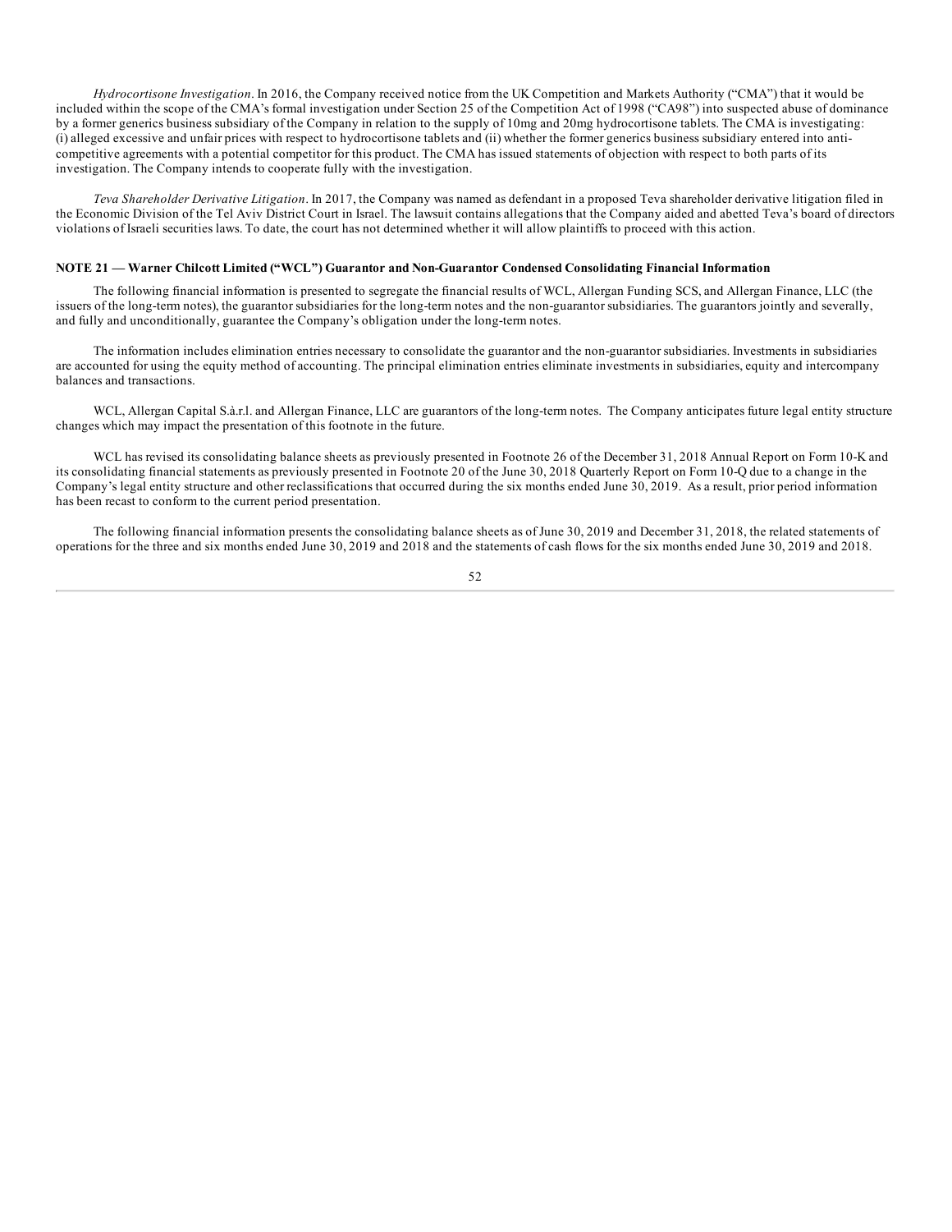*Hydrocortisone Investigation*. In 2016, the Company received notice from the UK Competition and Markets Authority ("CMA") that it would be included within the scope of the CMA's formal investigation under Section 25 of the Competition Act of 1998 ("CA98") into suspected abuse of dominance by a former generics business subsidiary of the Company in relation to the supply of 10mg and 20mg hydrocortisone tablets. The CMA is investigating: (i) alleged excessive and unfair prices with respect to hydrocortisone tablets and (ii) whether the former generics business subsidiary entered into anti-competitive agreements with a potential competitor for this product. The CMA has issued statements of objection with respect to both parts of its investigation. The Company intends to cooperate fully with the investigation.

*Teva Shareholder Derivative Litigation*. In 2017, the Company was named as defendant in a proposed Teva shareholder derivative litigation filed in the Economic Division of the Tel Aviv District Court in Israel. The lawsuit contains allegations that the Company aided and abetted Teva's board of directors violations of Israeli securities laws. To date, the court has not determined whether it will allow plaintiffs to proceed with this action.

**NOTE 21 — Warner Chilcott Limited ("WCL") Guarantor and Non-Guarantor Condensed Consolidating Financial Information**

The following financial information is presented to segregate the financial results of WCL, Allergan Funding SCS, and Allergan Finance, LLC (the issuers of the long-term notes), the guarantor subsidiaries for the long-term notes and the non-guarantor subsidiaries. The guarantors jointly and severally, and fully and unconditionally, guarantee the Company's obligation under the long-term notes.

The information includes elimination entries necessary to consolidate the guarantor and the non-guarantor subsidiaries. Investments in subsidiaries are accounted for using the equity method of accounting. The principal elimination entries eliminate investments in subsidiaries, equity and intercompany balances and transactions.

WCL, Allergan Capital S.à.r.l. and Allergan Finance, LLC are guarantors of the long-term notes. The Company anticipates future legal entity structure changes which may impact the presentation of this footnote in the future.

WCL has revised its consolidating balance sheets as previously presented in Footnote 26 of the December 31, 2018 Annual Report on Form 10-K and its consolidating financial statements as previously presented in Footnote 20 of the June 30, 2018 Quarterly Report on Form 10-Q due to a change in the Company's legal entity structure and other reclassifications that occurred during the six months ended June 30, 2019. As a result, prior period information has been recast to conform to the current period presentation.

The following financial information presents the consolidating balance sheets as of June 30, 2019 and December 31, 2018, the related statements of operations for the three and six months ended June 30, 2019 and 2018 and the statements of cash flows for the six months ended June 30, 2019 and 2018.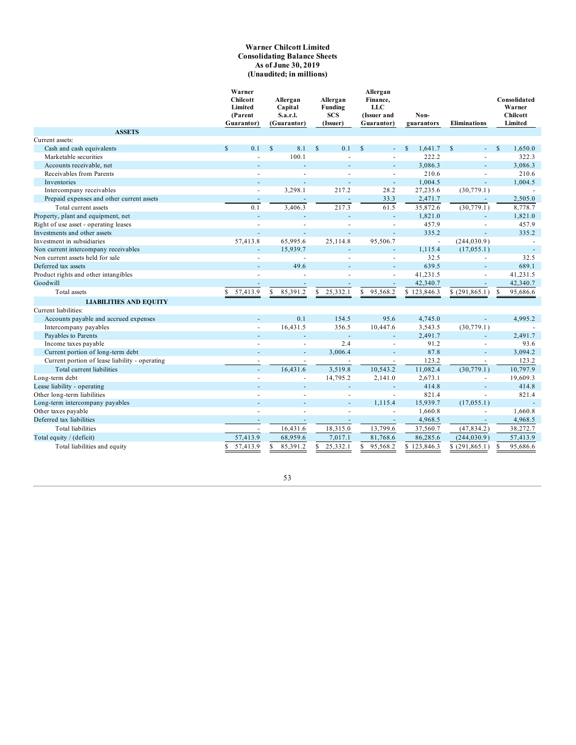**Warner Chilcott Limited**
**Consolidating Balance Sheets**
**As of June 30, 2019**
**(Unaudited; in millions)**

| | Warner Chilcott Limited (Parent Guarantor) | Allergan Capital S.a.r.l. (Guarantor) | Allergan Funding SCS (Issuer) | Allergan Finance, LLC (Issuer and Guarantor) | Non-guarantors | Eliminations | Consolidated Warner Chilcott Limited |
|---|---|---|---|---|---|---|---|
| **ASSETS** | | | | | | | |
| Current assets: | | | | | | | |
| Cash and cash equivalents | $ 0.1 | $ 8.1 | $ 0.1 | $ - | $ 1,641.7 | $ - | $ 1,650.0 |
| Marketable securities | - | 100.1 | - | - | 222.2 | - | 322.3 |
| Accounts receivable, net | - | - | - | - | 3,086.3 | - | 3,086.3 |
| Receivables from Parents | - | - | - | - | 210.6 | - | 210.6 |
| Inventories | - | - | - | - | 1,004.5 | - | 1,004.5 |
| Intercompany receivables | - | 3,298.1 | 217.2 | 28.2 | 27,235.6 | (30,779.1) | - |
| Prepaid expenses and other current assets | - | - | - | 33.3 | 2,471.7 | - | 2,505.0 |
| Total current assets | 0.1 | 3,406.3 | 217.3 | 61.5 | 35,872.6 | (30,779.1) | 8,778.7 |
| Property, plant and equipment, net | - | - | - | - | 1,821.0 | - | 1,821.0 |
| Right of use asset - operating leases | - | - | - | - | 457.9 | - | 457.9 |
| Investments and other assets | - | - | - | - | 335.2 | - | 335.2 |
| Investment in subsidiaries | 57,413.8 | 65,995.6 | 25,114.8 | 95,506.7 | - | (244,030.9) | - |
| Non current intercompany receivables | - | 15,939.7 | - | - | 1,115.4 | (17,055.1) | - |
| Non current assets held for sale | - | - | - | - | 32.5 | - | 32.5 |
| Deferred tax assets | - | 49.6 | - | - | 639.5 | - | 689.1 |
| Product rights and other intangibles | - | - | - | - | 41,231.5 | - | 41,231.5 |
| Goodwill | - | - | - | - | 42,340.7 | - | 42,340.7 |
| Total assets | $ 57,413.9 | $ 85,391.2 | $ 25,332.1 | $ 95,568.2 | $ 123,846.3 | $ (291,865.1) | $ 95,686.6 |
| **LIABILITIES AND EQUITY** | | | | | | | |
| Current liabilities: | | | | | | | |
| Accounts payable and accrued expenses | - | 0.1 | 154.5 | 95.6 | 4,745.0 | - | 4,995.2 |
| Intercompany payables | - | 16,431.5 | 356.5 | 10,447.6 | 3,543.5 | (30,779.1) | - |
| Payables to Parents | - | - | - | - | 2,491.7 | - | 2,491.7 |
| Income taxes payable | - | - | 2.4 | - | 91.2 | - | 93.6 |
| Current portion of long-term debt | - | - | 3,006.4 | - | 87.8 | - | 3,094.2 |
| Current portion of lease liability - operating | - | - | - | - | 123.2 | - | 123.2 |
| Total current liabilities | - | 16,431.6 | 3,519.8 | 10,543.2 | 11,082.4 | (30,779.1) | 10,797.9 |
| Long-term debt | - | - | 14,795.2 | 2,141.0 | 2,673.1 | - | 19,609.3 |
| Lease liability - operating | - | - | - | - | 414.8 | - | 414.8 |
| Other long-term liabilities | - | - | - | - | 821.4 | - | 821.4 |
| Long-term intercompany payables | - | - | - | 1,115.4 | 15,939.7 | (17,055.1) | - |
| Other taxes payable | - | - | - | - | 1,660.8 | - | 1,660.8 |
| Deferred tax liabilities | - | - | - | - | 4,968.5 | - | 4,968.5 |
| Total liabilities | - | 16,431.6 | 18,315.0 | 13,799.6 | 37,560.7 | (47,834.2) | 38,272.7 |
| Total equity / (deficit) | 57,413.9 | 68,959.6 | 7,017.1 | 81,768.6 | 86,285.6 | (244,030.9) | 57,413.9 |
| Total liabilities and equity | $ 57,413.9 | $ 85,391.2 | $ 25,332.1 | $ 95,568.2 | $ 123,846.3 | $ (291,865.1) | $ 95,686.6 |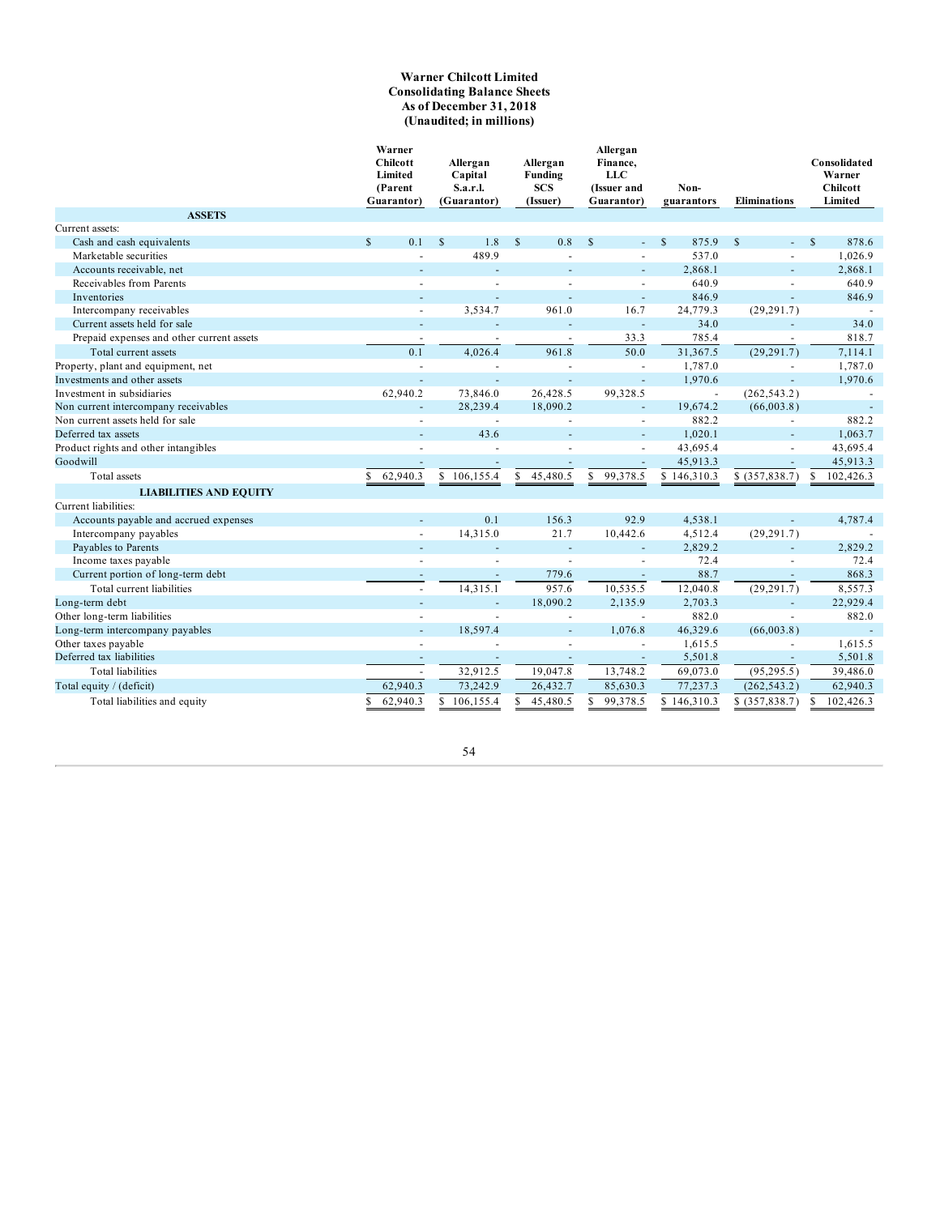**Warner Chilcott Limited**
**Consolidating Balance Sheets**
**As of December 31, 2018**
**(Unaudited; in millions)**

| | Warner Chilcott Limited (Parent Guarantor) | Allergan Capital S.a.r.l. (Guarantor) | Allergan Funding SCS (Issuer) | Allergan Finance, LLC (Issuer and Guarantor) | Non-guarantors | Eliminations | Consolidated Warner Chilcott Limited |
|---|---|---|---|---|---|---|---|
| **ASSETS** | | | | | | | |
| Current assets: | | | | | | | |
| Cash and cash equivalents | $ 0.1 | $ 1.8 | $ 0.8 | $ - | $ 875.9 | $ - | $ 878.6 |
| Marketable securities | - | 489.9 | - | - | 537.0 | - | 1,026.9 |
| Accounts receivable, net | - | - | - | - | 2,868.1 | - | 2,868.1 |
| Receivables from Parents | - | - | - | - | 640.9 | - | 640.9 |
| Inventories | - | - | - | - | 846.9 | - | 846.9 |
| Intercompany receivables | - | 3,534.7 | 961.0 | 16.7 | 24,779.3 | (29,291.7) | - |
| Current assets held for sale | - | - | - | - | 34.0 | - | 34.0 |
| Prepaid expenses and other current assets | - | - | - | 33.3 | 785.4 | - | 818.7 |
| Total current assets | 0.1 | 4,026.4 | 961.8 | 50.0 | 31,367.5 | (29,291.7) | 7,114.1 |
| Property, plant and equipment, net | - | - | - | - | 1,787.0 | - | 1,787.0 |
| Investments and other assets | - | - | - | - | 1,970.6 | - | 1,970.6 |
| Investment in subsidiaries | 62,940.2 | 73,846.0 | 26,428.5 | 99,328.5 | - | (262,543.2) | - |
| Non current intercompany receivables | - | 28,239.4 | 18,090.2 | - | 19,674.2 | (66,003.8) | - |
| Non current assets held for sale | - | - | - | - | 882.2 | - | 882.2 |
| Deferred tax assets | - | 43.6 | - | - | 1,020.1 | - | 1,063.7 |
| Product rights and other intangibles | - | - | - | - | 43,695.4 | - | 43,695.4 |
| Goodwill | - | - | - | - | 45,913.3 | - | 45,913.3 |
| Total assets | $ 62,940.3 | $ 106,155.4 | $ 45,480.5 | $ 99,378.5 | $ 146,310.3 | $ (357,838.7) | $ 102,426.3 |
| **LIABILITIES AND EQUITY** | | | | | | | |
| Current liabilities: | | | | | | | |
| Accounts payable and accrued expenses | - | 0.1 | 156.3 | 92.9 | 4,538.1 | - | 4,787.4 |
| Intercompany payables | - | 14,315.0 | 21.7 | 10,442.6 | 4,512.4 | (29,291.7) | - |
| Payables to Parents | - | - | - | - | 2,829.2 | - | 2,829.2 |
| Income taxes payable | - | - | - | - | 72.4 | - | 72.4 |
| Current portion of long-term debt | - | - | 779.6 | - | 88.7 | - | 868.3 |
| Total current liabilities | - | 14,315.1 | 957.6 | 10,535.5 | 12,040.8 | (29,291.7) | 8,557.3 |
| Long-term debt | - | - | 18,090.2 | 2,135.9 | 2,703.3 | - | 22,929.4 |
| Other long-term liabilities | - | - | - | - | 882.0 | - | 882.0 |
| Long-term intercompany payables | - | 18,597.4 | - | 1,076.8 | 46,329.6 | (66,003.8) | - |
| Other taxes payable | - | - | - | - | 1,615.5 | - | 1,615.5 |
| Deferred tax liabilities | - | - | - | - | 5,501.8 | - | 5,501.8 |
| Total liabilities | - | 32,912.5 | 19,047.8 | 13,748.2 | 69,073.0 | (95,295.5) | 39,486.0 |
| Total equity / (deficit) | 62,940.3 | 73,242.9 | 26,432.7 | 85,630.3 | 77,237.3 | (262,543.2) | 62,940.3 |
| Total liabilities and equity | $ 62,940.3 | $ 106,155.4 | $ 45,480.5 | $ 99,378.5 | $ 146,310.3 | $ (357,838.7) | $ 102,426.3 |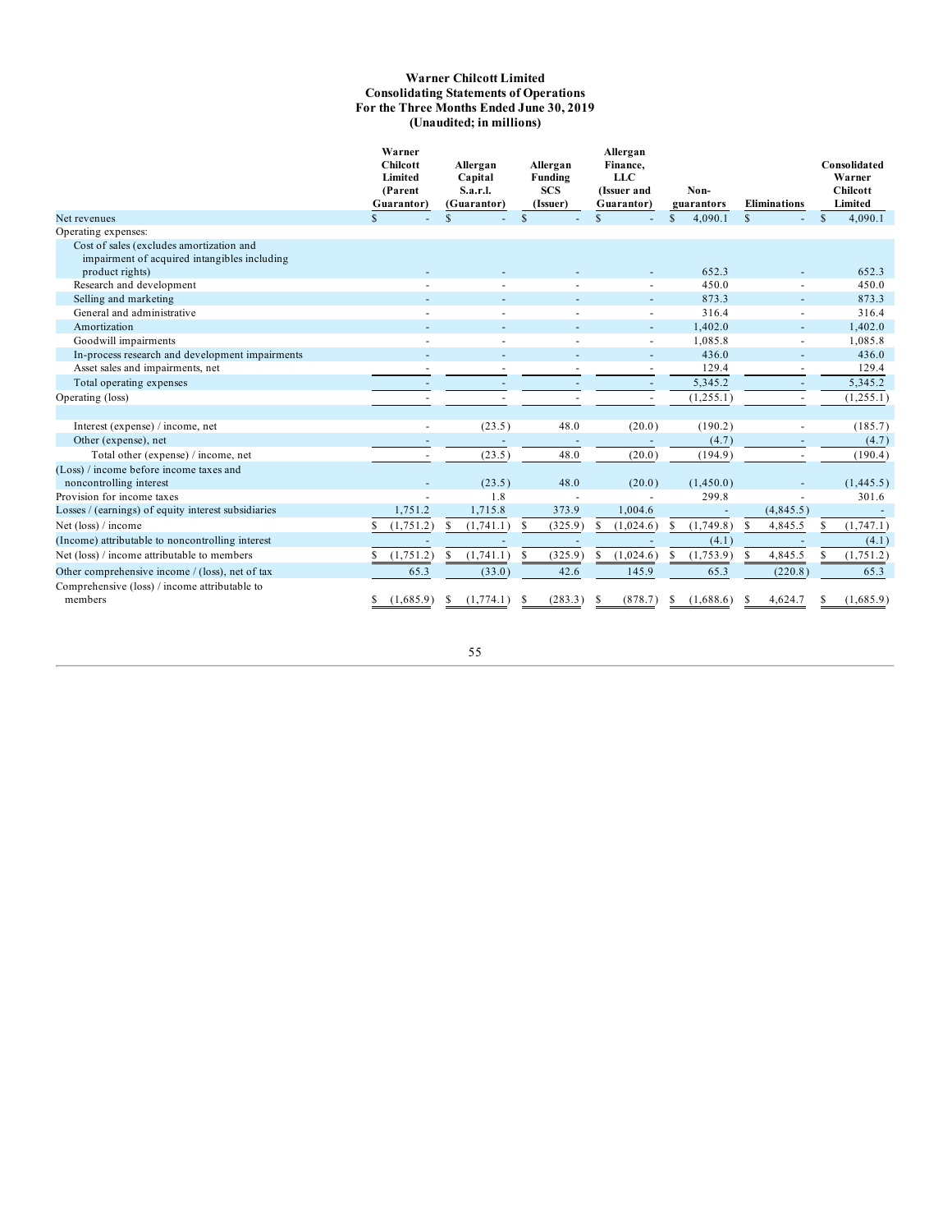**Warner Chilcott Limited**
**Consolidating Statements of Operations**
**For the Three Months Ended June 30, 2019**
**(Unaudited; in millions)**

| | Warner Chilcott Limited (Parent Guarantor) | Allergan Capital S.a.r.l. (Guarantor) | Allergan Funding SCS (Issuer) | Allergan Finance, LLC (Issuer and Guarantor) | Non-guarantors | Eliminations | Consolidated Warner Chilcott Limited |
|---|---|---|---|---|---|---|---|
| Net revenues | $ - | $ - | $ - | $ - | $ 4,090.1 | $ - | $ 4,090.1 |
| Operating expenses: | | | | | | | |
| Cost of sales (excludes amortization and impairment of acquired intangibles including product rights) | - | - | - | - | 652.3 | - | 652.3 |
| Research and development | - | - | - | - | 450.0 | - | 450.0 |
| Selling and marketing | - | - | - | - | 873.3 | - | 873.3 |
| General and administrative | - | - | - | - | 316.4 | - | 316.4 |
| Amortization | - | - | - | - | 1,402.0 | - | 1,402.0 |
| Goodwill impairments | - | - | - | - | 1,085.8 | - | 1,085.8 |
| In-process research and development impairments | - | - | - | - | 436.0 | - | 436.0 |
| Asset sales and impairments, net | - | - | - | - | 129.4 | - | 129.4 |
| Total operating expenses | - | - | - | - | 5,345.2 | - | 5,345.2 |
| Operating (loss) | - | - | - | - | (1,255.1) | - | (1,255.1) |
| | | | | | | | |
| Interest (expense) / income, net | - | (23.5) | 48.0 | (20.0) | (190.2) | - | (185.7) |
| Other (expense), net | - | - | - | - | (4.7) | - | (4.7) |
| Total other (expense) / income, net | - | (23.5) | 48.0 | (20.0) | (194.9) | - | (190.4) |
| (Loss) / income before income taxes and noncontrolling interest | - | (23.5) | 48.0 | (20.0) | (1,450.0) | - | (1,445.5) |
| Provision for income taxes | - | 1.8 | - | - | 299.8 | - | 301.6 |
| Losses / (earnings) of equity interest subsidiaries | 1,751.2 | 1,715.8 | 373.9 | 1,004.6 | - | (4,845.5) | - |
| Net (loss) / income | $ (1,751.2) | $ (1,741.1) | $ (325.9) | $ (1,024.6) | $ (1,749.8) | $ 4,845.5 | $ (1,747.1) |
| (Income) attributable to noncontrolling interest | - | - | - | - | (4.1) | - | (4.1) |
| Net (loss) / income attributable to members | $ (1,751.2) | $ (1,741.1) | $ (325.9) | $ (1,024.6) | $ (1,753.9) | $ 4,845.5 | $ (1,751.2) |
| Other comprehensive income / (loss), net of tax | 65.3 | (33.0) | 42.6 | 145.9 | 65.3 | (220.8) | 65.3 |
| Comprehensive (loss) / income attributable to members | $ (1,685.9) | $ (1,774.1) | $ (283.3) | $ (878.7) | $ (1,688.6) | $ 4,624.7 | $ (1,685.9) |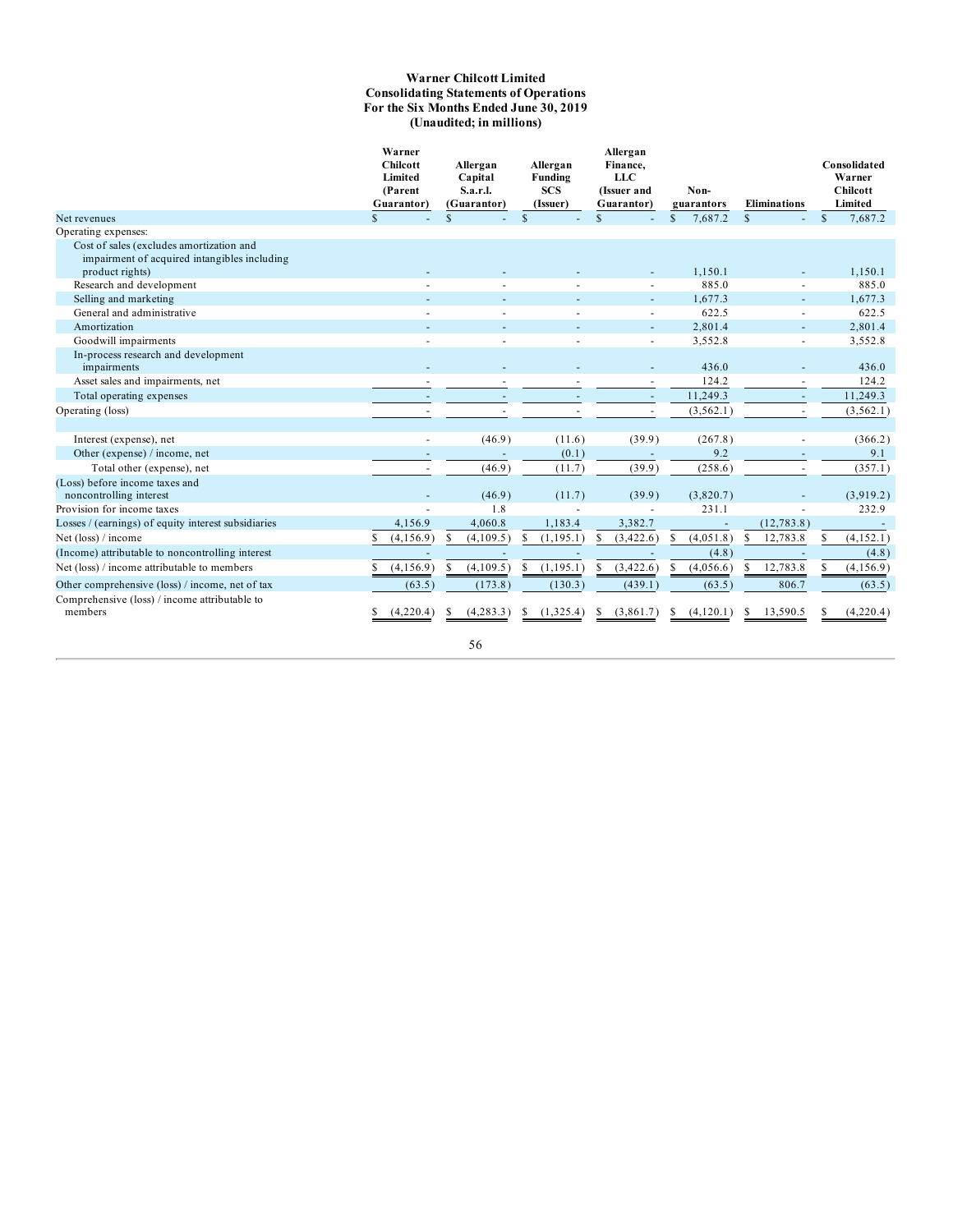**Warner Chilcott Limited**
**Consolidating Statements of Operations**
**For the Six Months Ended June 30, 2019**
**(Unaudited; in millions)**

| | Warner Chilcott Limited (Parent Guarantor) | Allergan Capital S.a.r.l. (Guarantor) | Allergan Funding SCS (Issuer) | Allergan Finance, LLC (Issuer and Guarantor) | Non-guarantors | Eliminations | Consolidated Warner Chilcott Limited |
|---|---|---|---|---|---|---|---|
| Net revenues | $ - | $ - | $ - | $ - | $ 7,687.2 | $ - | $ 7,687.2 |
| Operating expenses: | | | | | | | |
| Cost of sales (excludes amortization and impairment of acquired intangibles including product rights) | - | - | - | - | 1,150.1 | - | 1,150.1 |
| Research and development | - | - | - | - | 885.0 | - | 885.0 |
| Selling and marketing | - | - | - | - | 1,677.3 | - | 1,677.3 |
| General and administrative | - | - | - | - | 622.5 | - | 622.5 |
| Amortization | - | - | - | - | 2,801.4 | - | 2,801.4 |
| Goodwill impairments | - | - | - | - | 3,552.8 | - | 3,552.8 |
| In-process research and development impairments | - | - | - | - | 436.0 | - | 436.0 |
| Asset sales and impairments, net | - | - | - | - | 124.2 | - | 124.2 |
| Total operating expenses | - | - | - | - | 11,249.3 | - | 11,249.3 |
| Operating (loss) | - | - | - | - | (3,562.1) | - | (3,562.1) |
| | | | | | | | |
| Interest (expense), net | - | (46.9) | (11.6) | (39.9) | (267.8) | - | (366.2) |
| Other (expense) / income, net | - | - | (0.1) | - | 9.2 | - | 9.1 |
| Total other (expense), net | - | (46.9) | (11.7) | (39.9) | (258.6) | - | (357.1) |
| (Loss) before income taxes and noncontrolling interest | - | (46.9) | (11.7) | (39.9) | (3,820.7) | - | (3,919.2) |
| Provision for income taxes | - | 1.8 | - | - | 231.1 | - | 232.9 |
| Losses / (earnings) of equity interest subsidiaries | 4,156.9 | 4,060.8 | 1,183.4 | 3,382.7 | - | (12,783.8) | - |
| Net (loss) / income | $ (4,156.9) | $ (4,109.5) | $ (1,195.1) | $ (3,422.6) | $ (4,051.8) | $ 12,783.8 | $ (4,152.1) |
| (Income) attributable to noncontrolling interest | - | - | - | - | (4.8) | - | (4.8) |
| Net (loss) / income attributable to members | $ (4,156.9) | $ (4,109.5) | $ (1,195.1) | $ (3,422.6) | $ (4,056.6) | $ 12,783.8 | $ (4,156.9) |
| Other comprehensive (loss) / income, net of tax | (63.5) | (173.8) | (130.3) | (439.1) | (63.5) | 806.7 | (63.5) |
| Comprehensive (loss) / income attributable to members | $ (4,220.4) | $ (4,283.3) | $ (1,325.4) | $ (3,861.7) | $ (4,120.1) | $ 13,590.5 | $ (4,220.4) |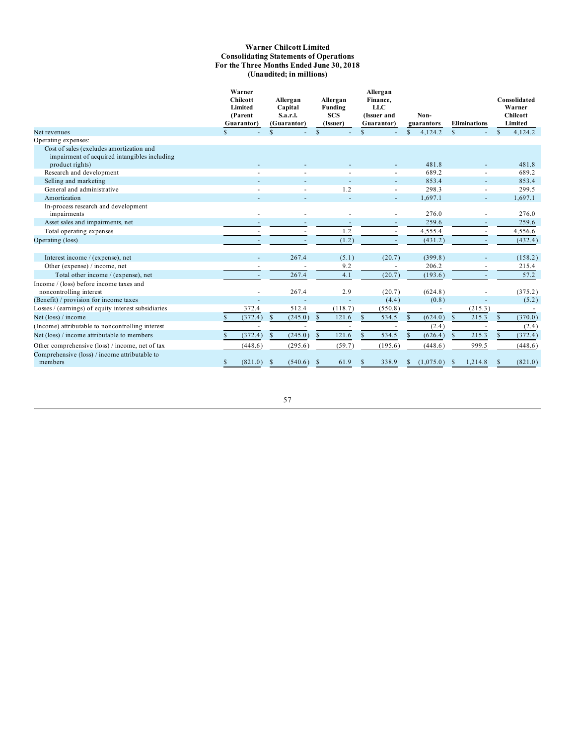**Warner Chilcott Limited**
**Consolidating Statements of Operations**
**For the Three Months Ended June 30, 2018**
**(Unaudited; in millions)**

| | Warner Chilcott Limited (Parent Guarantor) | Allergan Capital S.a.r.l. (Guarantor) | Allergan Funding SCS (Issuer) | Allergan Finance, LLC (Issuer and Guarantor) | Non-guarantors | Eliminations | Consolidated Warner Chilcott Limited |
|---|---|---|---|---|---|---|---|
| Net revenues | $ - | $ - | $ - | $ - | $ 4,124.2 | $ - | $ 4,124.2 |
| Operating expenses: | | | | | | | |
| Cost of sales (excludes amortization and impairment of acquired intangibles including product rights) | - | - | - | - | 481.8 | - | 481.8 |
| Research and development | - | - | - | - | 689.2 | - | 689.2 |
| Selling and marketing | - | - | - | - | 853.4 | - | 853.4 |
| General and administrative | - | - | 1.2 | - | 298.3 | - | 299.5 |
| Amortization | - | - | - | - | 1,697.1 | - | 1,697.1 |
| In-process research and development impairments | - | - | - | - | 276.0 | - | 276.0 |
| Asset sales and impairments, net | - | - | - | - | 259.6 | - | 259.6 |
| Total operating expenses | - | - | 1.2 | - | 4,555.4 | - | 4,556.6 |
| Operating (loss) | - | - | (1.2) | - | (431.2) | - | (432.4) |
| Interest income / (expense), net | - | 267.4 | (5.1) | (20.7) | (399.8) | - | (158.2) |
| Other (expense) / income, net | - | - | 9.2 | - | 206.2 | - | 215.4 |
| Total other income / (expense), net | - | 267.4 | 4.1 | (20.7) | (193.6) | - | 57.2 |
| Income / (loss) before income taxes and noncontrolling interest | - | 267.4 | 2.9 | (20.7) | (624.8) | - | (375.2) |
| (Benefit) / provision for income taxes | - | - | - | (4.4) | (0.8) | - | (5.2) |
| Losses / (earnings) of equity interest subsidiaries | 372.4 | 512.4 | (118.7) | (550.8) | - | (215.3) | - |
| Net (loss) / income | $ (372.4) | $ (245.0) | $ 121.6 | $ 534.5 | $ (624.0) | $ 215.3 | $ (370.0) |
| (Income) attributable to noncontrolling interest | - | - | - | - | (2.4) | - | (2.4) |
| Net (loss) / income attributable to members | $ (372.4) | $ (245.0) | $ 121.6 | $ 534.5 | $ (626.4) | $ 215.3 | $ (372.4) |
| Other comprehensive (loss) / income, net of tax | (448.6) | (295.6) | (59.7) | (195.6) | (448.6) | 999.5 | (448.6) |
| Comprehensive (loss) / income attributable to members | $ (821.0) | $ (540.6) | $ 61.9 | $ 338.9 | $ (1,075.0) | $ 1,214.8 | $ (821.0) |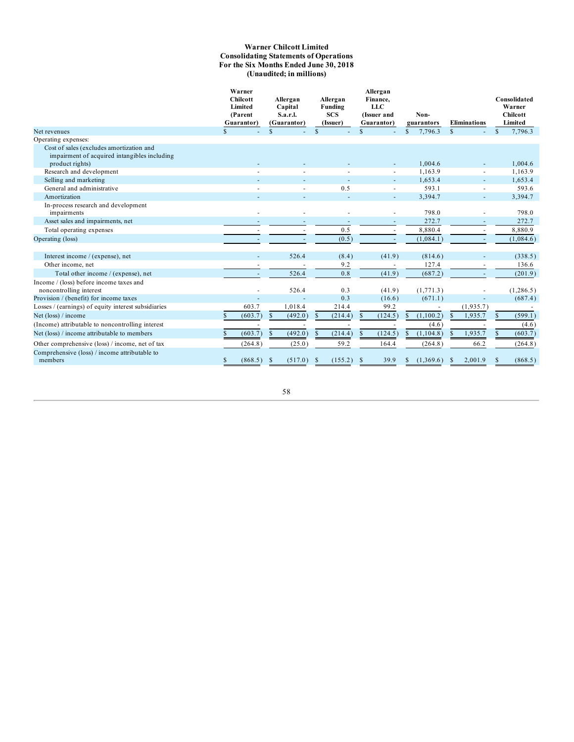**Warner Chilcott Limited**
**Consolidating Statements of Operations**
**For the Six Months Ended June 30, 2018**
**(Unaudited; in millions)**

| | Warner Chilcott Limited (Parent Guarantor) | Allergan Capital S.a.r.l. (Guarantor) | Allergan Funding SCS (Issuer) | Allergan Finance, LLC (Issuer and Guarantor) | Non-guarantors | Eliminations | Consolidated Warner Chilcott Limited |
|---|---|---|---|---|---|---|---|
| Net revenues | $ - | $ - | $ - | $ - | $ 7,796.3 | $ - | $ 7,796.3 |
| Operating expenses: | | | | | | | |
| Cost of sales (excludes amortization and impairment of acquired intangibles including product rights) | - | - | - | - | 1,004.6 | - | 1,004.6 |
| Research and development | - | - | - | - | 1,163.9 | - | 1,163.9 |
| Selling and marketing | - | - | - | - | 1,653.4 | - | 1,653.4 |
| General and administrative | - | - | 0.5 | - | 593.1 | - | 593.6 |
| Amortization | - | - | - | - | 3,394.7 | - | 3,394.7 |
| In-process research and development impairments | - | - | - | - | 798.0 | - | 798.0 |
| Asset sales and impairments, net | - | - | - | - | 272.7 | - | 272.7 |
| Total operating expenses | - | - | 0.5 | - | 8,880.4 | - | 8,880.9 |
| Operating (loss) | - | - | (0.5) | - | (1,084.1) | - | (1,084.6) |
| Interest income / (expense), net | - | 526.4 | (8.4) | (41.9) | (814.6) | - | (338.5) |
| Other income, net | - | - | 9.2 | - | 127.4 | - | 136.6 |
| Total other income / (expense), net | - | 526.4 | 0.8 | (41.9) | (687.2) | - | (201.9) |
| Income / (loss) before income taxes and noncontrolling interest | - | 526.4 | 0.3 | (41.9) | (1,771.3) | - | (1,286.5) |
| Provision / (benefit) for income taxes | - | - | 0.3 | (16.6) | (671.1) | - | (687.4) |
| Losses / (earnings) of equity interest subsidiaries | 603.7 | 1,018.4 | 214.4 | 99.2 | - | (1,935.7) | - |
| Net (loss) / income | $ (603.7) | $ (492.0) | $ (214.4) | $ (124.5) | $ (1,100.2) | $ 1,935.7 | $ (599.1) |
| (Income) attributable to noncontrolling interest | - | - | - | - | (4.6) | - | (4.6) |
| Net (loss) / income attributable to members | $ (603.7) | $ (492.0) | $ (214.4) | $ (124.5) | $ (1,104.8) | $ 1,935.7 | $ (603.7) |
| Other comprehensive (loss) / income, net of tax | (264.8) | (25.0) | 59.2 | 164.4 | (264.8) | 66.2 | (264.8) |
| Comprehensive (loss) / income attributable to members | $ (868.5) | $ (517.0) | $ (155.2) | $ 39.9 | $ (1,369.6) | $ 2,001.9 | $ (868.5) |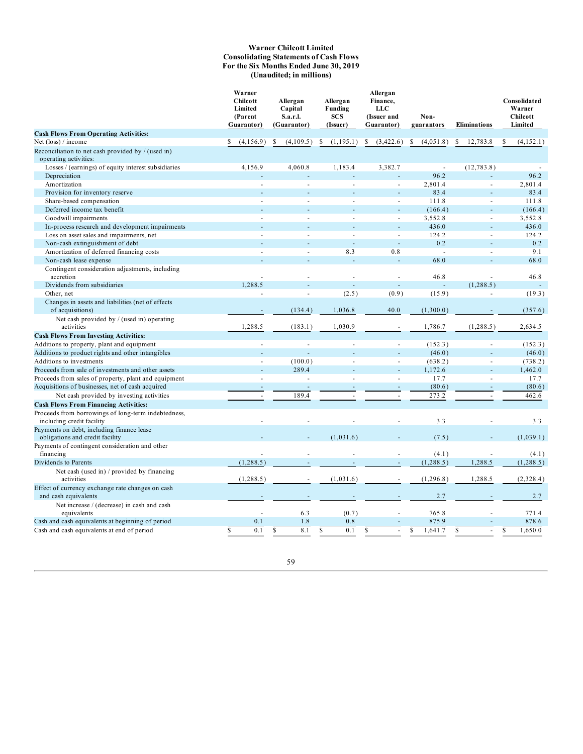**Warner Chilcott Limited**
**Consolidating Statements of Cash Flows**
**For the Six Months Ended June 30, 2019**
**(Unaudited; in millions)**

| | Warner Chilcott Limited (Parent Guarantor) | Allergan Capital S.a.r.l. (Guarantor) | Allergan Funding SCS (Issuer) | Allergan Finance, LLC (Issuer and Guarantor) | Non-guarantors | Eliminations | Consolidated Warner Chilcott Limited |
|---|---|---|---|---|---|---|---|
| **Cash Flows From Operating Activities:** | | | | | | | |
| Net (loss) / income | $ (4,156.9) | $ (4,109.5) | $ (1,195.1) | $ (3,422.6) | $ (4,051.8) | $ 12,783.8 | $ (4,152.1) |
| Reconciliation to net cash provided by / (used in) operating activities: | | | | | | | |
| Losses / (earnings) of equity interest subsidiaries | 4,156.9 | 4,060.8 | 1,183.4 | 3,382.7 | - | (12,783.8) | - |
| Depreciation | - | - | - | - | 96.2 | - | 96.2 |
| Amortization | - | - | - | - | 2,801.4 | - | 2,801.4 |
| Provision for inventory reserve | - | - | - | - | 83.4 | - | 83.4 |
| Share-based compensation | - | - | - | - | 111.8 | - | 111.8 |
| Deferred income tax benefit | - | - | - | - | (166.4) | - | (166.4) |
| Goodwill impairments | - | - | - | - | 3,552.8 | - | 3,552.8 |
| In-process research and development impairments | - | - | - | - | 436.0 | - | 436.0 |
| Loss on asset sales and impairments, net | - | - | - | - | 124.2 | - | 124.2 |
| Non-cash extinguishment of debt | - | - | - | - | 0.2 | - | 0.2 |
| Amortization of deferred financing costs | - | - | 8.3 | 0.8 | - | - | 9.1 |
| Non-cash lease expense | - | - | - | - | 68.0 | - | 68.0 |
| Contingent consideration adjustments, including accretion | - | - | - | - | 46.8 | - | 46.8 |
| Dividends from subsidiaries | 1,288.5 | - | - | - | - | (1,288.5) | - |
| Other, net | - | - | (2.5) | (0.9) | (15.9) | - | (19.3) |
| Changes in assets and liabilities (net of effects of acquisitions) | - | (134.4) | 1,036.8 | 40.0 | (1,300.0) | - | (357.6) |
| Net cash provided by / (used in) operating activities | 1,288.5 | (183.1) | 1,030.9 | - | 1,786.7 | (1,288.5) | 2,634.5 |
| **Cash Flows From Investing Activities:** | | | | | | | |
| Additions to property, plant and equipment | - | - | - | - | (152.3) | - | (152.3) |
| Additions to product rights and other intangibles | - | - | - | - | (46.0) | - | (46.0) |
| Additions to investments | - | (100.0) | - | - | (638.2) | - | (738.2) |
| Proceeds from sale of investments and other assets | - | 289.4 | - | - | 1,172.6 | - | 1,462.0 |
| Proceeds from sales of property, plant and equipment | - | - | - | - | 17.7 | - | 17.7 |
| Acquisitions of businesses, net of cash acquired | - | - | - | - | (80.6) | - | (80.6) |
| Net cash provided by investing activities | - | 189.4 | - | - | 273.2 | - | 462.6 |
| **Cash Flows From Financing Activities:** | | | | | | | |
| Proceeds from borrowings of long-term indebtedness, including credit facility | - | - | - | - | 3.3 | - | 3.3 |
| Payments on debt, including finance lease obligations and credit facility | - | - | (1,031.6) | - | (7.5) | - | (1,039.1) |
| Payments of contingent consideration and other financing | - | - | - | - | (4.1) | - | (4.1) |
| Dividends to Parents | (1,288.5) | - | - | - | (1,288.5) | 1,288.5 | (1,288.5) |
| Net cash (used in) / provided by financing activities | (1,288.5) | - | (1,031.6) | - | (1,296.8) | 1,288.5 | (2,328.4) |
| Effect of currency exchange rate changes on cash and cash equivalents | - | - | - | - | 2.7 | - | 2.7 |
| Net increase / (decrease) in cash and cash equivalents | - | 6.3 | (0.7) | - | 765.8 | - | 771.4 |
| Cash and cash equivalents at beginning of period | 0.1 | 1.8 | 0.8 | - | 875.9 | - | 878.6 |
| Cash and cash equivalents at end of period | $ 0.1 | $ 8.1 | $ 0.1 | $ - | $ 1,641.7 | $ - | $ 1,650.0 |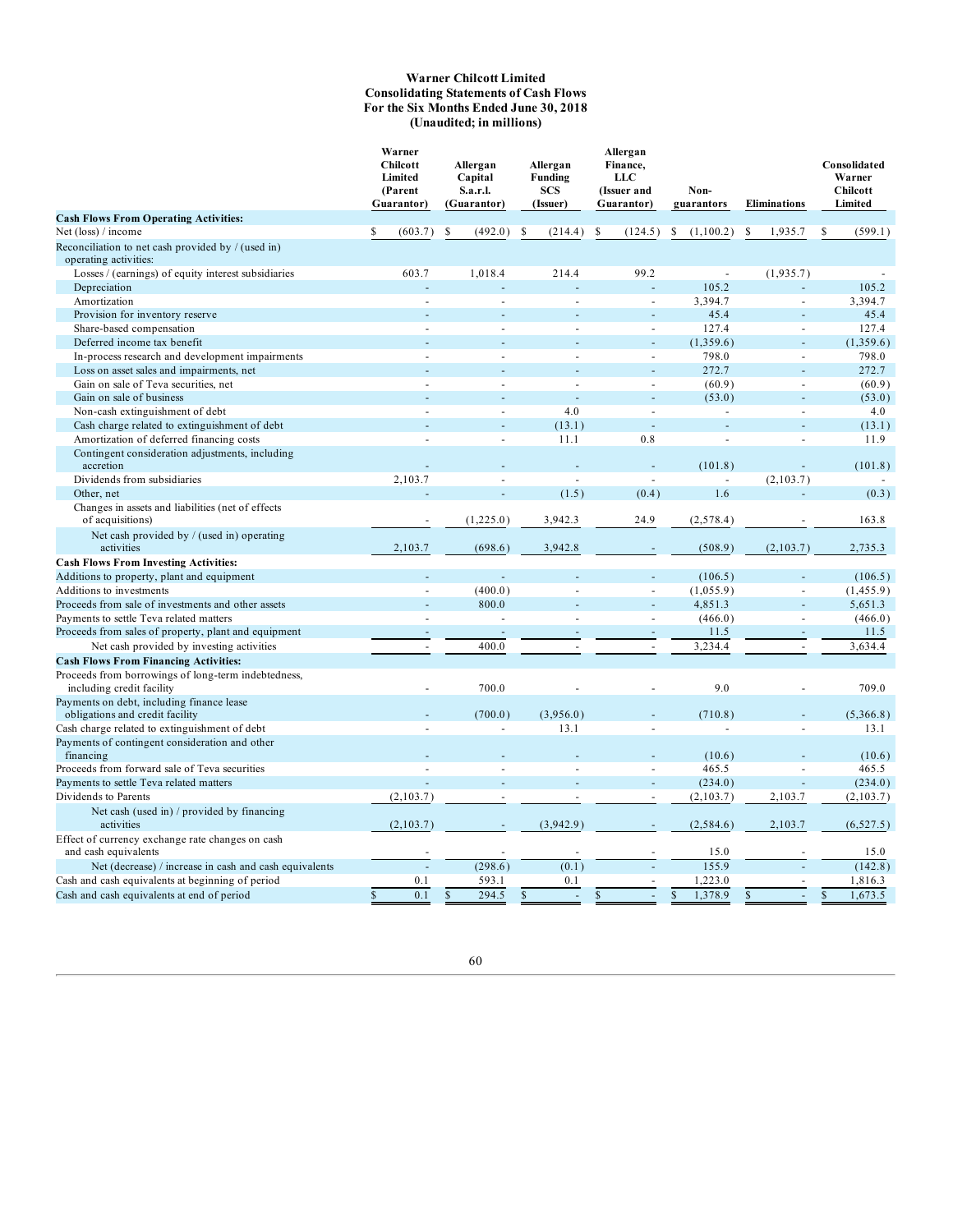**Warner Chilcott Limited**
**Consolidating Statements of Cash Flows**
**For the Six Months Ended June 30, 2018**
**(Unaudited; in millions)**

| | Warner Chilcott Limited (Parent Guarantor) | Allergan Capital S.a.r.l. (Guarantor) | Allergan Funding SCS (Issuer) | Allergan Finance, LLC (Issuer and Guarantor) | Non-guarantors | Eliminations | Consolidated Warner Chilcott Limited |
|---|---|---|---|---|---|---|---|
| **Cash Flows From Operating Activities:** | | | | | | | |
| Net (loss) / income | $ (603.7) | $ (492.0) | $ (214.4) | $ (124.5) | $ (1,100.2) | $ 1,935.7 | $ (599.1) |
| Reconciliation to net cash provided by / (used in) operating activities: | | | | | | | |
| Losses / (earnings) of equity interest subsidiaries | 603.7 | 1,018.4 | 214.4 | 99.2 | - | (1,935.7) | - |
| Depreciation | - | - | - | - | 105.2 | - | 105.2 |
| Amortization | - | - | - | - | 3,394.7 | - | 3,394.7 |
| Provision for inventory reserve | - | - | - | - | 45.4 | - | 45.4 |
| Share-based compensation | - | - | - | - | 127.4 | - | 127.4 |
| Deferred income tax benefit | - | - | - | - | (1,359.6) | - | (1,359.6) |
| In-process research and development impairments | - | - | - | - | 798.0 | - | 798.0 |
| Loss on asset sales and impairments, net | - | - | - | - | 272.7 | - | 272.7 |
| Gain on sale of Teva securities, net | - | - | - | - | (60.9) | - | (60.9) |
| Gain on sale of business | - | - | - | - | (53.0) | - | (53.0) |
| Non-cash extinguishment of debt | - | - | 4.0 | - | - | - | 4.0 |
| Cash charge related to extinguishment of debt | - | - | (13.1) | - | - | - | (13.1) |
| Amortization of deferred financing costs | - | - | 11.1 | 0.8 | - | - | 11.9 |
| Contingent consideration adjustments, including accretion | - | - | - | - | (101.8) | - | (101.8) |
| Dividends from subsidiaries | 2,103.7 | - | - | - | - | (2,103.7) | - |
| Other, net | - | - | (1.5) | (0.4) | 1.6 | - | (0.3) |
| Changes in assets and liabilities (net of effects of acquisitions) | - | (1,225.0) | 3,942.3 | 24.9 | (2,578.4) | - | 163.8 |
| Net cash provided by / (used in) operating activities | 2,103.7 | (698.6) | 3,942.8 | - | (508.9) | (2,103.7) | 2,735.3 |
| **Cash Flows From Investing Activities:** | | | | | | | |
| Additions to property, plant and equipment | - | - | - | - | (106.5) | - | (106.5) |
| Additions to investments | - | (400.0) | - | - | (1,055.9) | - | (1,455.9) |
| Proceeds from sale of investments and other assets | - | 800.0 | - | - | 4,851.3 | - | 5,651.3 |
| Payments to settle Teva related matters | - | - | - | - | (466.0) | - | (466.0) |
| Proceeds from sales of property, plant and equipment | - | - | - | - | 11.5 | - | 11.5 |
| Net cash provided by investing activities | - | 400.0 | - | - | 3,234.4 | - | 3,634.4 |
| **Cash Flows From Financing Activities:** | | | | | | | |
| Proceeds from borrowings of long-term indebtedness, including credit facility | - | 700.0 | - | - | 9.0 | - | 709.0 |
| Payments on debt, including finance lease obligations and credit facility | - | (700.0) | (3,956.0) | - | (710.8) | - | (5,366.8) |
| Cash charge related to extinguishment of debt | - | - | 13.1 | - | - | - | 13.1 |
| Payments of contingent consideration and other financing | - | - | - | - | (10.6) | - | (10.6) |
| Proceeds from forward sale of Teva securities | - | - | - | - | 465.5 | - | 465.5 |
| Payments to settle Teva related matters | - | - | - | - | (234.0) | - | (234.0) |
| Dividends to Parents | (2,103.7) | - | - | - | (2,103.7) | 2,103.7 | (2,103.7) |
| Net cash (used in) / provided by financing activities | (2,103.7) | - | (3,942.9) | - | (2,584.6) | 2,103.7 | (6,527.5) |
| Effect of currency exchange rate changes on cash and cash equivalents | - | - | - | - | 15.0 | - | 15.0 |
| Net (decrease) / increase in cash and cash equivalents | - | (298.6) | (0.1) | - | 155.9 | - | (142.8) |
| Cash and cash equivalents at beginning of period | 0.1 | 593.1 | 0.1 | - | 1,223.0 | - | 1,816.3 |
| Cash and cash equivalents at end of period | $ 0.1 | $ 294.5 | $ - | $ - | $ 1,378.9 | $ - | $ 1,673.5 |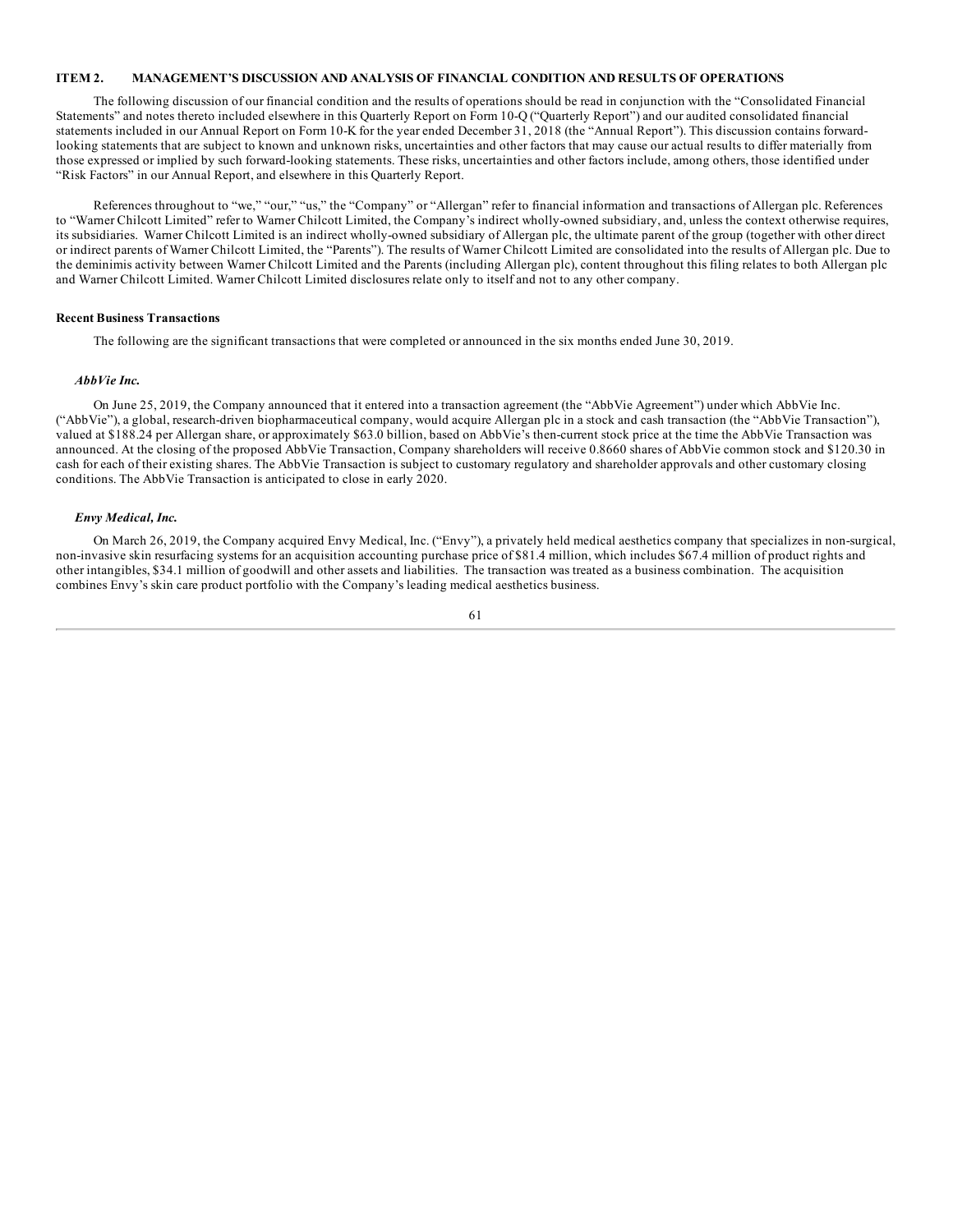## ITEM 2. MANAGEMENT'S DISCUSSION AND ANALYSIS OF FINANCIAL CONDITION AND RESULTS OF OPERATIONS

The following discussion of our financial condition and the results of operations should be read in conjunction with the "Consolidated Financial Statements" and notes thereto included elsewhere in this Quarterly Report on Form 10-Q ("Quarterly Report") and our audited consolidated financial statements included in our Annual Report on Form 10-K for the year ended December 31, 2018 (the "Annual Report"). This discussion contains forward-looking statements that are subject to known and unknown risks, uncertainties and other factors that may cause our actual results to differ materially from those expressed or implied by such forward-looking statements. These risks, uncertainties and other factors include, among others, those identified under "Risk Factors" in our Annual Report, and elsewhere in this Quarterly Report.

References throughout to "we," "our," "us," the "Company" or "Allergan" refer to financial information and transactions of Allergan plc. References to "Warner Chilcott Limited" refer to Warner Chilcott Limited, the Company's indirect wholly-owned subsidiary, and, unless the context otherwise requires, its subsidiaries. Warner Chilcott Limited is an indirect wholly-owned subsidiary of Allergan plc, the ultimate parent of the group (together with other direct or indirect parents of Warner Chilcott Limited, the "Parents"). The results of Warner Chilcott Limited are consolidated into the results of Allergan plc. Due to the deminimis activity between Warner Chilcott Limited and the Parents (including Allergan plc), content throughout this filing relates to both Allergan plc and Warner Chilcott Limited. Warner Chilcott Limited disclosures relate only to itself and not to any other company.

### Recent Business Transactions

The following are the significant transactions that were completed or announced in the six months ended June 30, 2019.

#### *AbbVie Inc.*

On June 25, 2019, the Company announced that it entered into a transaction agreement (the "AbbVie Agreement") under which AbbVie Inc. ("AbbVie"), a global, research-driven biopharmaceutical company, would acquire Allergan plc in a stock and cash transaction (the "AbbVie Transaction"), valued at $188.24 per Allergan share, or approximately $63.0 billion, based on AbbVie's then-current stock price at the time the AbbVie Transaction was announced. At the closing of the proposed AbbVie Transaction, Company shareholders will receive 0.8660 shares of AbbVie common stock and $120.30 in cash for each of their existing shares. The AbbVie Transaction is subject to customary regulatory and shareholder approvals and other customary closing conditions. The AbbVie Transaction is anticipated to close in early 2020.

#### *Envy Medical, Inc.*

On March 26, 2019, the Company acquired Envy Medical, Inc. ("Envy"), a privately held medical aesthetics company that specializes in non-surgical, non-invasive skin resurfacing systems for an acquisition accounting purchase price of $81.4 million, which includes $67.4 million of product rights and other intangibles, $34.1 million of goodwill and other assets and liabilities. The transaction was treated as a business combination. The acquisition combines Envy's skin care product portfolio with the Company's leading medical aesthetics business.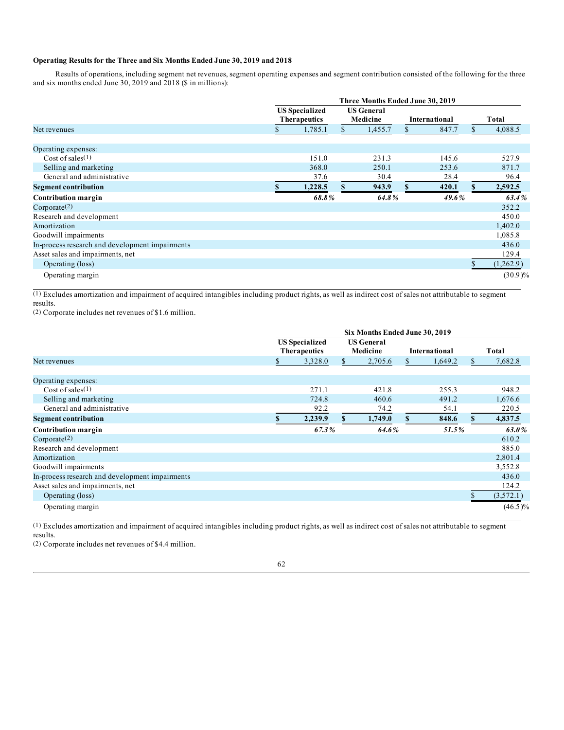### Operating Results for the Three and Six Months Ended June 30, 2019 and 2018

Results of operations, including segment net revenues, segment operating expenses and segment contribution consisted of the following for the three and six months ended June 30, 2019 and 2018 ($ in millions):

| | Three Months Ended June 30, 2019 | | | |
|---|---|---|---|---|
| | US Specialized Therapeutics | US General Medicine | International | Total |
| Net revenues | $ 1,785.1 | $ 1,455.7 | $ 847.7 | $ 4,088.5 |
| Operating expenses: | | | | |
| Cost of sales(1) | 151.0 | 231.3 | 145.6 | 527.9 |
| Selling and marketing | 368.0 | 250.1 | 253.6 | 871.7 |
| General and administrative | 37.6 | 30.4 | 28.4 | 96.4 |
| **Segment contribution** | **$ 1,228.5** | **$ 943.9** | **$ 420.1** | **$ 2,592.5** |
| **Contribution margin** | ***68.8%*** | ***64.8%*** | ***49.6%*** | ***63.4%*** |
| Corporate(2) | | | | 352.2 |
| Research and development | | | | 450.0 |
| Amortization | | | | 1,402.0 |
| Goodwill impairments | | | | 1,085.8 |
| In-process research and development impairments | | | | 436.0 |
| Asset sales and impairments, net | | | | 129.4 |
| Operating (loss) | | | | $ (1,262.9) |
| Operating margin | | | | (30.9)% |

(1) Excludes amortization and impairment of acquired intangibles including product rights, as well as indirect cost of sales not attributable to segment results.
(2) Corporate includes net revenues of $1.6 million.

| | Six Months Ended June 30, 2019 | | | |
|---|---|---|---|---|
| | US Specialized Therapeutics | US General Medicine | International | Total |
| Net revenues | $ 3,328.0 | $ 2,705.6 | $ 1,649.2 | $ 7,682.8 |
| Operating expenses: | | | | |
| Cost of sales(1) | 271.1 | 421.8 | 255.3 | 948.2 |
| Selling and marketing | 724.8 | 460.6 | 491.2 | 1,676.6 |
| General and administrative | 92.2 | 74.2 | 54.1 | 220.5 |
| **Segment contribution** | **$ 2,239.9** | **$ 1,749.0** | **$ 848.6** | **$ 4,837.5** |
| **Contribution margin** | ***67.3%*** | ***64.6%*** | ***51.5%*** | ***63.0%*** |
| Corporate(2) | | | | 610.2 |
| Research and development | | | | 885.0 |
| Amortization | | | | 2,801.4 |
| Goodwill impairments | | | | 3,552.8 |
| In-process research and development impairments | | | | 436.0 |
| Asset sales and impairments, net | | | | 124.2 |
| Operating (loss) | | | | $ (3,572.1) |
| Operating margin | | | | (46.5)% |

(1) Excludes amortization and impairment of acquired intangibles including product rights, as well as indirect cost of sales not attributable to segment results.
(2) Corporate includes net revenues of $4.4 million.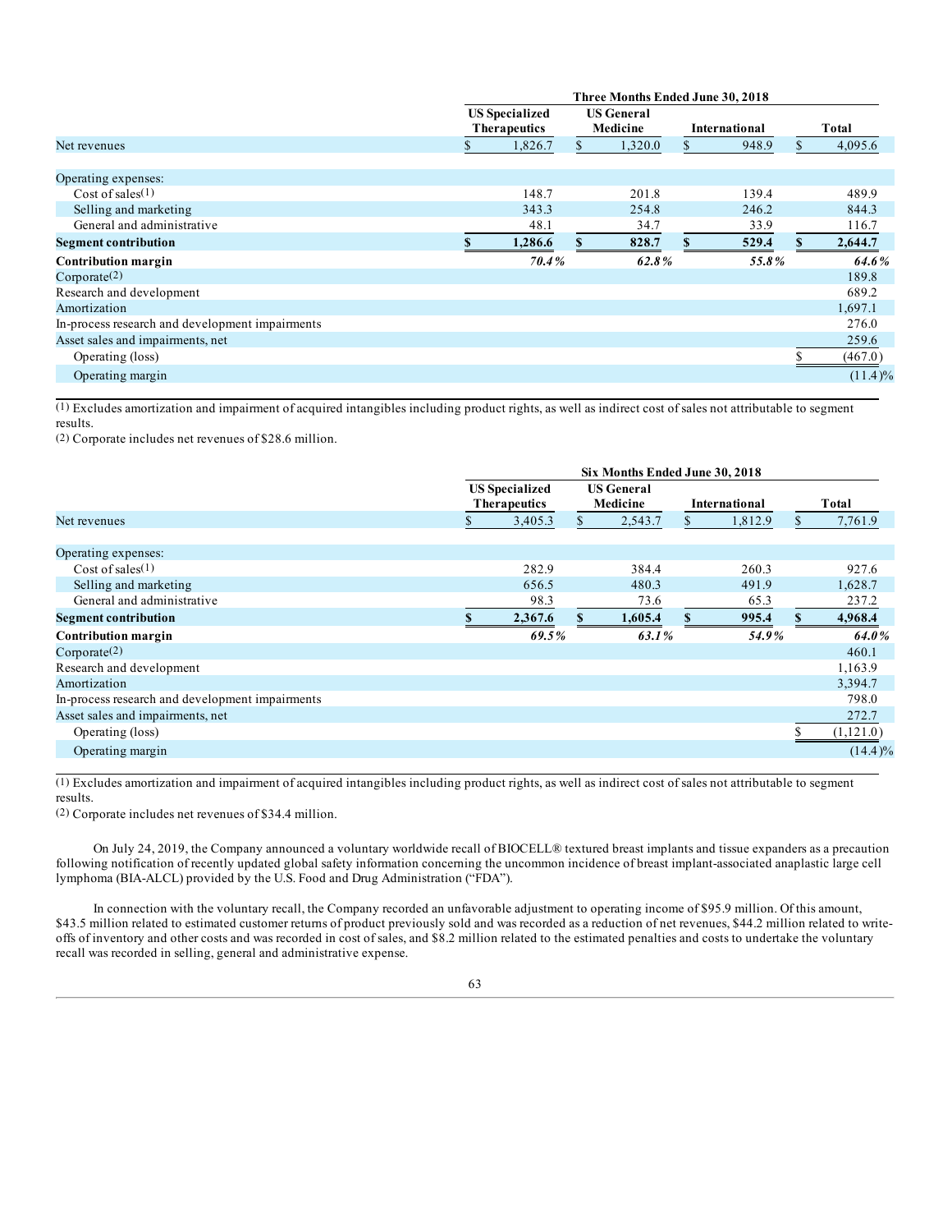| | Three Months Ended June 30, 2018 | | | |
|---|---|---|---|---|
| | US Specialized Therapeutics | US General Medicine | International | Total |
| Net revenues | $ 1,826.7 | $ 1,320.0 | $ 948.9 | $ 4,095.6 |
| Operating expenses: | | | | |
| Cost of sales(1) | 148.7 | 201.8 | 139.4 | 489.9 |
| Selling and marketing | 343.3 | 254.8 | 246.2 | 844.3 |
| General and administrative | 48.1 | 34.7 | 33.9 | 116.7 |
| **Segment contribution** | **$ 1,286.6** | **$ 828.7** | **$ 529.4** | **$ 2,644.7** |
| **Contribution margin** | ***70.4%*** | ***62.8%*** | ***55.8%*** | ***64.6%*** |
| Corporate(2) | | | | 189.8 |
| Research and development | | | | 689.2 |
| Amortization | | | | 1,697.1 |
| In-process research and development impairments | | | | 276.0 |
| Asset sales and impairments, net | | | | 259.6 |
| Operating (loss) | | | | $ (467.0) |
| Operating margin | | | | (11.4)% |

(1) Excludes amortization and impairment of acquired intangibles including product rights, as well as indirect cost of sales not attributable to segment results.

(2) Corporate includes net revenues of $28.6 million.

| | Six Months Ended June 30, 2018 | | | |
|---|---|---|---|---|
| | US Specialized Therapeutics | US General Medicine | International | Total |
| Net revenues | $ 3,405.3 | $ 2,543.7 | $ 1,812.9 | $ 7,761.9 |
| Operating expenses: | | | | |
| Cost of sales(1) | 282.9 | 384.4 | 260.3 | 927.6 |
| Selling and marketing | 656.5 | 480.3 | 491.9 | 1,628.7 |
| General and administrative | 98.3 | 73.6 | 65.3 | 237.2 |
| **Segment contribution** | **$ 2,367.6** | **$ 1,605.4** | **$ 995.4** | **$ 4,968.4** |
| **Contribution margin** | ***69.5%*** | ***63.1%*** | ***54.9%*** | ***64.0%*** |
| Corporate(2) | | | | 460.1 |
| Research and development | | | | 1,163.9 |
| Amortization | | | | 3,394.7 |
| In-process research and development impairments | | | | 798.0 |
| Asset sales and impairments, net | | | | 272.7 |
| Operating (loss) | | | | $ (1,121.0) |
| Operating margin | | | | (14.4)% |

(1) Excludes amortization and impairment of acquired intangibles including product rights, as well as indirect cost of sales not attributable to segment results.

(2) Corporate includes net revenues of $34.4 million.

On July 24, 2019, the Company announced a voluntary worldwide recall of BIOCELL® textured breast implants and tissue expanders as a precaution following notification of recently updated global safety information concerning the uncommon incidence of breast implant-associated anaplastic large cell lymphoma (BIA-ALCL) provided by the U.S. Food and Drug Administration ("FDA").

In connection with the voluntary recall, the Company recorded an unfavorable adjustment to operating income of $95.9 million. Of this amount, $43.5 million related to estimated customer returns of product previously sold and was recorded as a reduction of net revenues, $44.2 million related to write-offs of inventory and other costs and was recorded in cost of sales, and $8.2 million related to the estimated penalties and costs to undertake the voluntary recall was recorded in selling, general and administrative expense.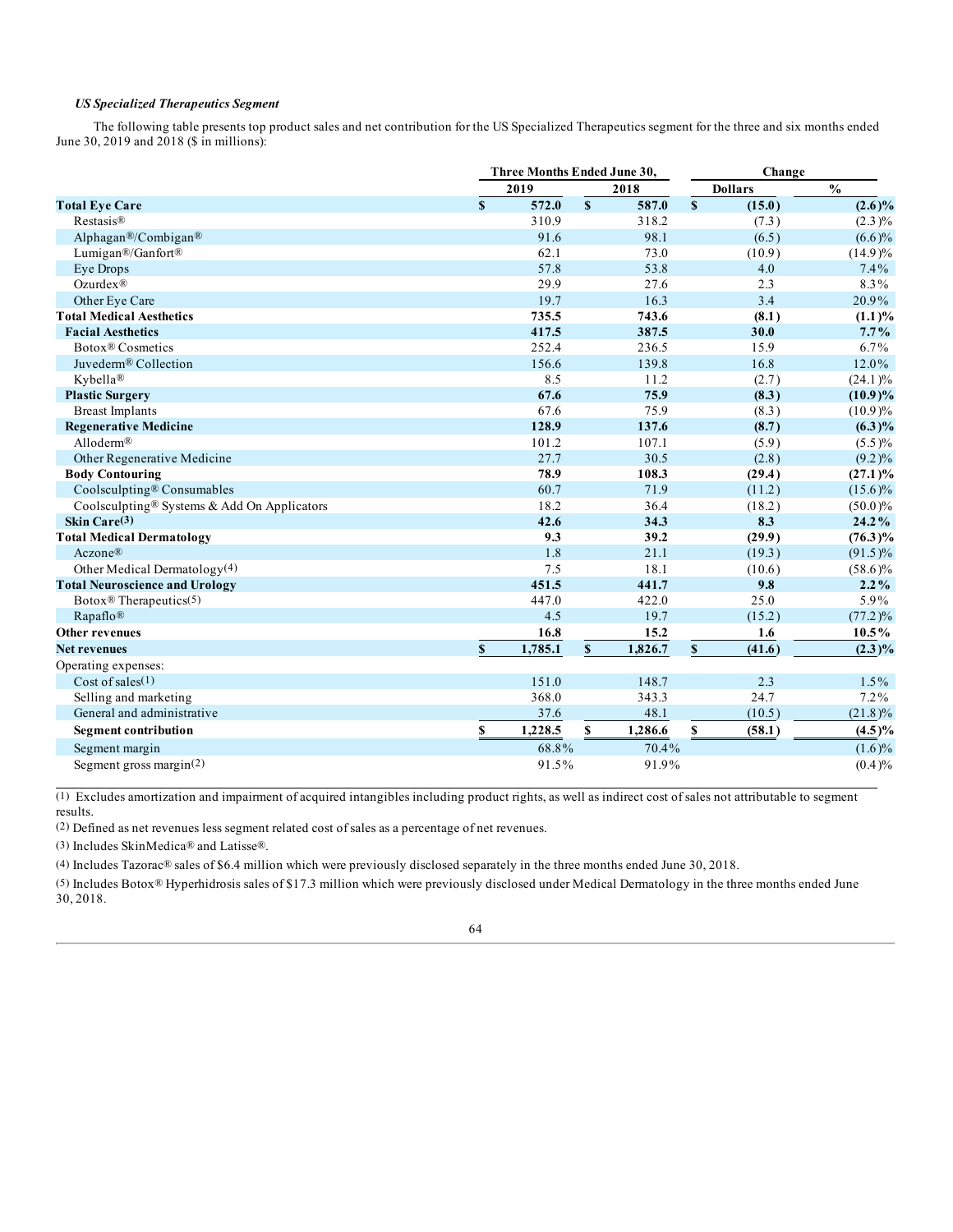### *US Specialized Therapeutics Segment*

The following table presents top product sales and net contribution for the US Specialized Therapeutics segment for the three and six months ended June 30, 2019 and 2018 ($ in millions):

| | Three Months Ended June 30, | | Change | |
|---|---|---|---|---|
| | 2019 | 2018 | Dollars | % |
| **Total Eye Care** | **$ 572.0** | **$ 587.0** | **$ (15.0)** | **(2.6)%** |
| Restasis® | 310.9 | 318.2 | (7.3) | (2.3)% |
| Alphagan®/Combigan® | 91.6 | 98.1 | (6.5) | (6.6)% |
| Lumigan®/Ganfort® | 62.1 | 73.0 | (10.9) | (14.9)% |
| Eye Drops | 57.8 | 53.8 | 4.0 | 7.4% |
| Ozurdex® | 29.9 | 27.6 | 2.3 | 8.3% |
| Other Eye Care | 19.7 | 16.3 | 3.4 | 20.9% |
| **Total Medical Aesthetics** | **735.5** | **743.6** | **(8.1)** | **(1.1)%** |
| **Facial Aesthetics** | **417.5** | **387.5** | **30.0** | **7.7%** |
| Botox® Cosmetics | 252.4 | 236.5 | 15.9 | 6.7% |
| Juvederm® Collection | 156.6 | 139.8 | 16.8 | 12.0% |
| Kybella® | 8.5 | 11.2 | (2.7) | (24.1)% |
| **Plastic Surgery** | **67.6** | **75.9** | **(8.3)** | **(10.9)%** |
| Breast Implants | 67.6 | 75.9 | (8.3) | (10.9)% |
| **Regenerative Medicine** | **128.9** | **137.6** | **(8.7)** | **(6.3)%** |
| Alloderm® | 101.2 | 107.1 | (5.9) | (5.5)% |
| Other Regenerative Medicine | 27.7 | 30.5 | (2.8) | (9.2)% |
| **Body Contouring** | **78.9** | **108.3** | **(29.4)** | **(27.1)%** |
| Coolsculpting® Consumables | 60.7 | 71.9 | (11.2) | (15.6)% |
| Coolsculpting® Systems & Add On Applicators | 18.2 | 36.4 | (18.2) | (50.0)% |
| **Skin Care(3)** | **42.6** | **34.3** | **8.3** | **24.2%** |
| **Total Medical Dermatology** | **9.3** | **39.2** | **(29.9)** | **(76.3)%** |
| Aczone® | 1.8 | 21.1 | (19.3) | (91.5)% |
| Other Medical Dermatology(4) | 7.5 | 18.1 | (10.6) | (58.6)% |
| **Total Neuroscience and Urology** | **451.5** | **441.7** | **9.8** | **2.2%** |
| Botox® Therapeutics(5) | 447.0 | 422.0 | 25.0 | 5.9% |
| Rapaflo® | 4.5 | 19.7 | (15.2) | (77.2)% |
| **Other revenues** | **16.8** | **15.2** | **1.6** | **10.5%** |
| **Net revenues** | **$ 1,785.1** | **$ 1,826.7** | **$ (41.6)** | **(2.3)%** |
| Operating expenses: | | | | |
| Cost of sales(1) | 151.0 | 148.7 | 2.3 | 1.5% |
| Selling and marketing | 368.0 | 343.3 | 24.7 | 7.2% |
| General and administrative | 37.6 | 48.1 | (10.5) | (21.8)% |
| **Segment contribution** | **$ 1,228.5** | **$ 1,286.6** | **$ (58.1)** | **(4.5)%** |
| Segment margin | 68.8% | 70.4% | | (1.6)% |
| Segment gross margin(2) | 91.5% | 91.9% | | (0.4)% |

(1) Excludes amortization and impairment of acquired intangibles including product rights, as well as indirect cost of sales not attributable to segment results.

(2) Defined as net revenues less segment related cost of sales as a percentage of net revenues.

(3) Includes SkinMedica® and Latisse®.

(4) Includes Tazorac® sales of $6.4 million which were previously disclosed separately in the three months ended June 30, 2018.

(5) Includes Botox® Hyperhidrosis sales of $17.3 million which were previously disclosed under Medical Dermatology in the three months ended June 30, 2018.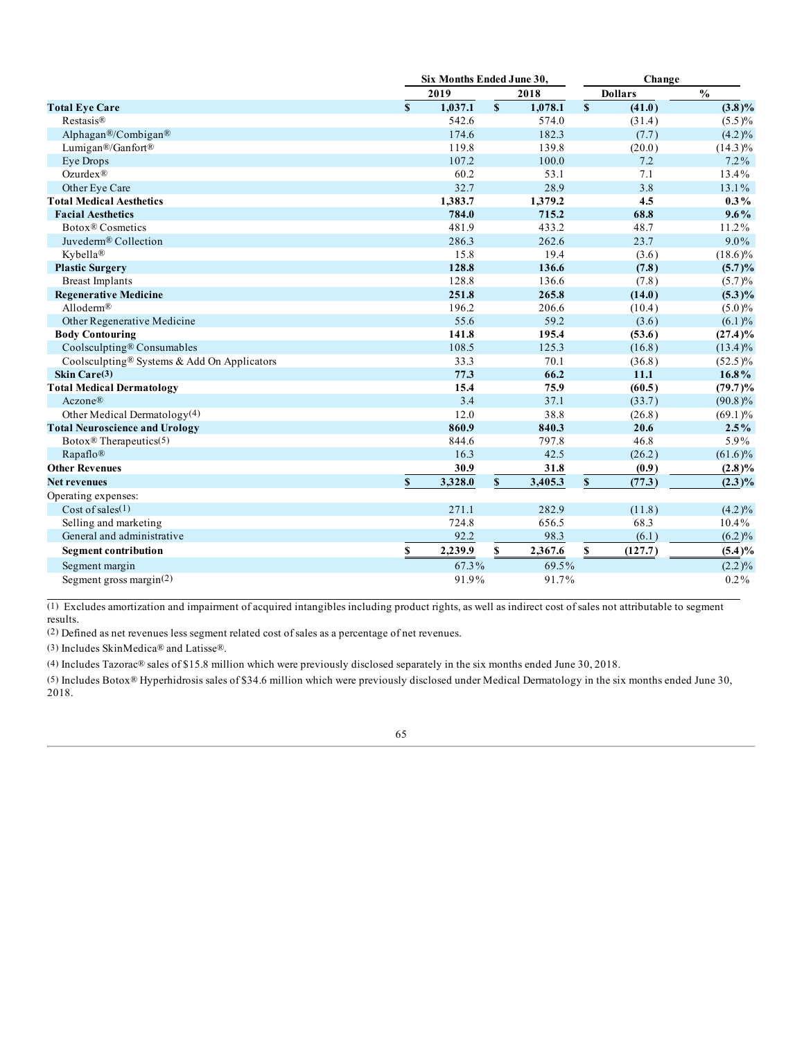| | Six Months Ended June 30, | | Change | |
|---|---|---|---|---|
| | 2019 | 2018 | Dollars | % |
| **Total Eye Care** | **$ 1,037.1** | **$ 1,078.1** | **$ (41.0)** | **(3.8)%** |
| Restasis® | 542.6 | 574.0 | (31.4) | (5.5)% |
| Alphagan®/Combigan® | 174.6 | 182.3 | (7.7) | (4.2)% |
| Lumigan®/Ganfort® | 119.8 | 139.8 | (20.0) | (14.3)% |
| Eye Drops | 107.2 | 100.0 | 7.2 | 7.2% |
| Ozurdex® | 60.2 | 53.1 | 7.1 | 13.4% |
| Other Eye Care | 32.7 | 28.9 | 3.8 | 13.1% |
| **Total Medical Aesthetics** | **1,383.7** | **1,379.2** | **4.5** | **0.3%** |
| **Facial Aesthetics** | **784.0** | **715.2** | **68.8** | **9.6%** |
| Botox® Cosmetics | 481.9 | 433.2 | 48.7 | 11.2% |
| Juvederm® Collection | 286.3 | 262.6 | 23.7 | 9.0% |
| Kybella® | 15.8 | 19.4 | (3.6) | (18.6)% |
| **Plastic Surgery** | **128.8** | **136.6** | **(7.8)** | **(5.7)%** |
| Breast Implants | 128.8 | 136.6 | (7.8) | (5.7)% |
| **Regenerative Medicine** | **251.8** | **265.8** | **(14.0)** | **(5.3)%** |
| Alloderm® | 196.2 | 206.6 | (10.4) | (5.0)% |
| Other Regenerative Medicine | 55.6 | 59.2 | (3.6) | (6.1)% |
| **Body Contouring** | **141.8** | **195.4** | **(53.6)** | **(27.4)%** |
| Coolsculpting® Consumables | 108.5 | 125.3 | (16.8) | (13.4)% |
| Coolsculpting® Systems & Add On Applicators | 33.3 | 70.1 | (36.8) | (52.5)% |
| **Skin Care(3)** | **77.3** | **66.2** | **11.1** | **16.8%** |
| **Total Medical Dermatology** | **15.4** | **75.9** | **(60.5)** | **(79.7)%** |
| Aczone® | 3.4 | 37.1 | (33.7) | (90.8)% |
| Other Medical Dermatology(4) | 12.0 | 38.8 | (26.8) | (69.1)% |
| **Total Neuroscience and Urology** | **860.9** | **840.3** | **20.6** | **2.5%** |
| Botox® Therapeutics(5) | 844.6 | 797.8 | 46.8 | 5.9% |
| Rapaflo® | 16.3 | 42.5 | (26.2) | (61.6)% |
| **Other Revenues** | **30.9** | **31.8** | **(0.9)** | **(2.8)%** |
| **Net revenues** | **$ 3,328.0** | **$ 3,405.3** | **$ (77.3)** | **(2.3)%** |
| Operating expenses: | | | | |
| Cost of sales(1) | 271.1 | 282.9 | (11.8) | (4.2)% |
| Selling and marketing | 724.8 | 656.5 | 68.3 | 10.4% |
| General and administrative | 92.2 | 98.3 | (6.1) | (6.2)% |
| **Segment contribution** | **$ 2,239.9** | **$ 2,367.6** | **$ (127.7)** | **(5.4)%** |
| Segment margin | 67.3% | 69.5% | | (2.2)% |
| Segment gross margin(2) | 91.9% | 91.7% | | 0.2% |

(1) Excludes amortization and impairment of acquired intangibles including product rights, as well as indirect cost of sales not attributable to segment results.

(2) Defined as net revenues less segment related cost of sales as a percentage of net revenues.

(3) Includes SkinMedica® and Latisse®.

(4) Includes Tazorac® sales of $15.8 million which were previously disclosed separately in the six months ended June 30, 2018.

(5) Includes Botox® Hyperhidrosis sales of $34.6 million which were previously disclosed under Medical Dermatology in the six months ended June 30, 2018.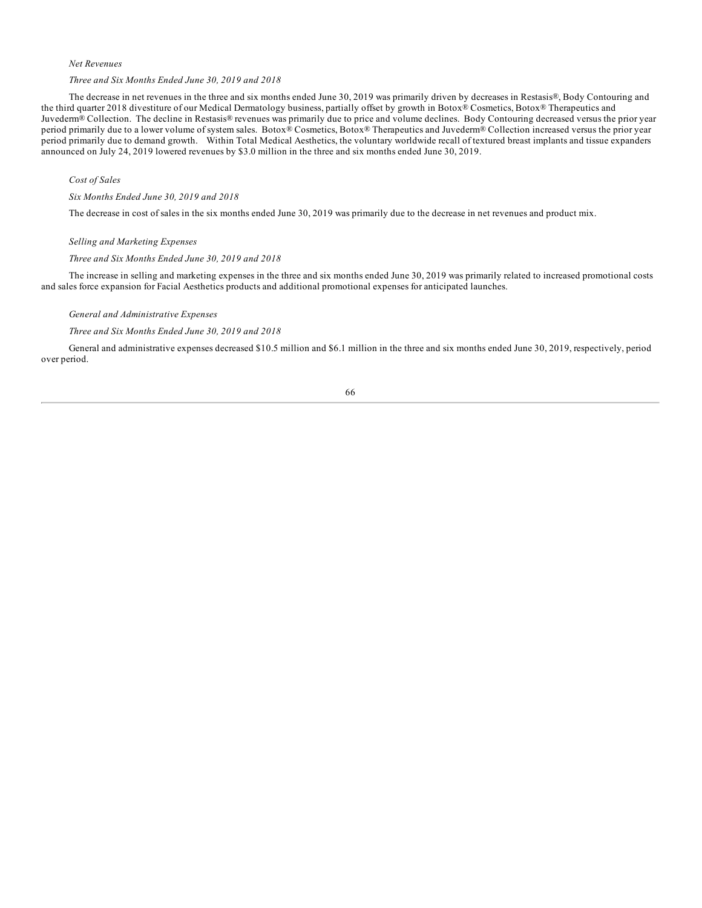*Net Revenues*

*Three and Six Months Ended June 30, 2019 and 2018*

The decrease in net revenues in the three and six months ended June 30, 2019 was primarily driven by decreases in Restasis®, Body Contouring and the third quarter 2018 divestiture of our Medical Dermatology business, partially offset by growth in Botox® Cosmetics, Botox® Therapeutics and Juvederm® Collection. The decline in Restasis® revenues was primarily due to price and volume declines. Body Contouring decreased versus the prior year period primarily due to a lower volume of system sales. Botox® Cosmetics, Botox® Therapeutics and Juvederm® Collection increased versus the prior year period primarily due to demand growth. Within Total Medical Aesthetics, the voluntary worldwide recall of textured breast implants and tissue expanders announced on July 24, 2019 lowered revenues by $3.0 million in the three and six months ended June 30, 2019.

*Cost of Sales*

*Six Months Ended June 30, 2019 and 2018*

The decrease in cost of sales in the six months ended June 30, 2019 was primarily due to the decrease in net revenues and product mix.

*Selling and Marketing Expenses*

*Three and Six Months Ended June 30, 2019 and 2018*

The increase in selling and marketing expenses in the three and six months ended June 30, 2019 was primarily related to increased promotional costs and sales force expansion for Facial Aesthetics products and additional promotional expenses for anticipated launches.

*General and Administrative Expenses*

*Three and Six Months Ended June 30, 2019 and 2018*

General and administrative expenses decreased $10.5 million and $6.1 million in the three and six months ended June 30, 2019, respectively, period over period.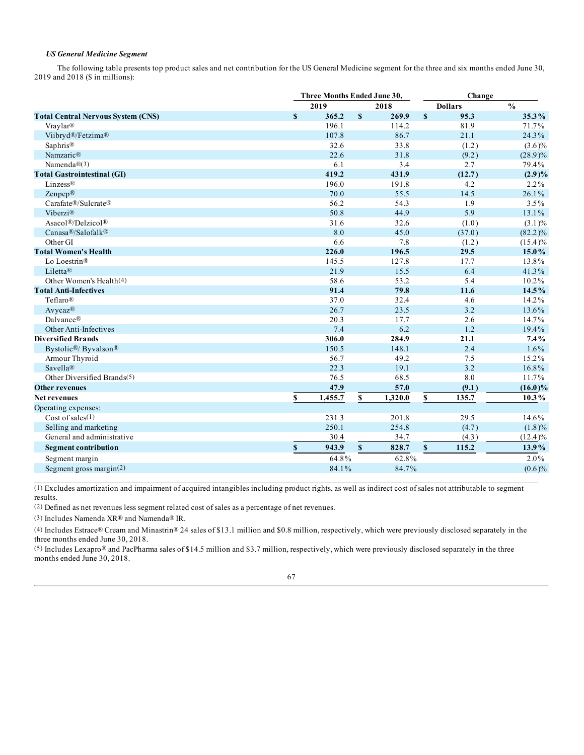*US General Medicine Segment*

The following table presents top product sales and net contribution for the US General Medicine segment for the three and six months ended June 30, 2019 and 2018 ($ in millions):

| | Three Months Ended June 30, | | Change | |
|---|---|---|---|---|
| | 2019 | 2018 | Dollars | % |
| **Total Central Nervous System (CNS)** | **$ 365.2** | **$ 269.9** | **$ 95.3** | **35.3%** |
| Vraylar® | 196.1 | 114.2 | 81.9 | 71.7% |
| Viibryd®/Fetzima® | 107.8 | 86.7 | 21.1 | 24.3% |
| Saphris® | 32.6 | 33.8 | (1.2) | (3.6)% |
| Namzaric® | 22.6 | 31.8 | (9.2) | (28.9)% |
| Namenda®(3) | 6.1 | 3.4 | 2.7 | 79.4% |
| **Total Gastrointestinal (GI)** | **419.2** | **431.9** | **(12.7)** | **(2.9)%** |
| Linzess® | 196.0 | 191.8 | 4.2 | 2.2% |
| Zenpep® | 70.0 | 55.5 | 14.5 | 26.1% |
| Carafate®/Sulcrate® | 56.2 | 54.3 | 1.9 | 3.5% |
| Viberzi® | 50.8 | 44.9 | 5.9 | 13.1% |
| Asacol®/Delzicol® | 31.6 | 32.6 | (1.0) | (3.1)% |
| Canasa®/Salofalk® | 8.0 | 45.0 | (37.0) | (82.2)% |
| Other GI | 6.6 | 7.8 | (1.2) | (15.4)% |
| **Total Women's Health** | **226.0** | **196.5** | **29.5** | **15.0%** |
| Lo Loestrin® | 145.5 | 127.8 | 17.7 | 13.8% |
| Liletta® | 21.9 | 15.5 | 6.4 | 41.3% |
| Other Women's Health(4) | 58.6 | 53.2 | 5.4 | 10.2% |
| **Total Anti-Infectives** | **91.4** | **79.8** | **11.6** | **14.5%** |
| Teflaro® | 37.0 | 32.4 | 4.6 | 14.2% |
| Avycaz® | 26.7 | 23.5 | 3.2 | 13.6% |
| Dalvance® | 20.3 | 17.7 | 2.6 | 14.7% |
| Other Anti-Infectives | 7.4 | 6.2 | 1.2 | 19.4% |
| **Diversified Brands** | **306.0** | **284.9** | **21.1** | **7.4%** |
| Bystolic®/ Byvalson® | 150.5 | 148.1 | 2.4 | 1.6% |
| Armour Thyroid | 56.7 | 49.2 | 7.5 | 15.2% |
| Savella® | 22.3 | 19.1 | 3.2 | 16.8% |
| Other Diversified Brands(5) | 76.5 | 68.5 | 8.0 | 11.7% |
| **Other revenues** | **47.9** | **57.0** | **(9.1)** | **(16.0)%** |
| **Net revenues** | **$ 1,455.7** | **$ 1,320.0** | **$ 135.7** | **10.3%** |
| Operating expenses: | | | | |
| Cost of sales(1) | 231.3 | 201.8 | 29.5 | 14.6% |
| Selling and marketing | 250.1 | 254.8 | (4.7) | (1.8)% |
| General and administrative | 30.4 | 34.7 | (4.3) | (12.4)% |
| **Segment contribution** | **$ 943.9** | **$ 828.7** | **$ 115.2** | **13.9%** |
| Segment margin | 64.8% | 62.8% | | 2.0% |
| Segment gross margin(2) | 84.1% | 84.7% | | (0.6)% |

(1) Excludes amortization and impairment of acquired intangibles including product rights, as well as indirect cost of sales not attributable to segment results.

(2) Defined as net revenues less segment related cost of sales as a percentage of net revenues.

(3) Includes Namenda XR® and Namenda® IR.

(4) Includes Estrace® Cream and Minastrin® 24 sales of $13.1 million and $0.8 million, respectively, which were previously disclosed separately in the three months ended June 30, 2018.

(5) Includes Lexapro® and PacPharma sales of $14.5 million and $3.7 million, respectively, which were previously disclosed separately in the three months ended June 30, 2018.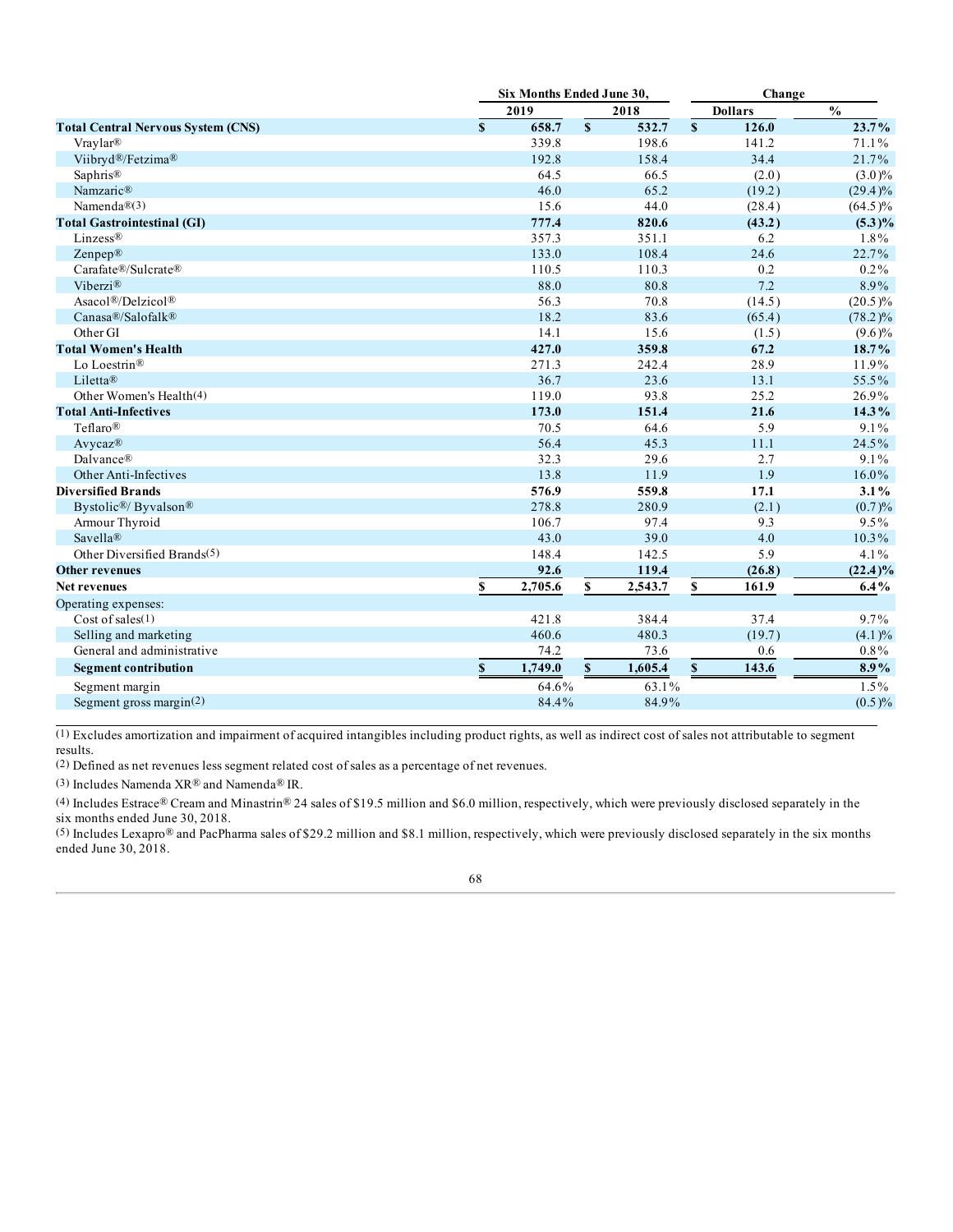| | Six Months Ended June 30, | | Change | |
|---|---|---|---|---|
| | 2019 | 2018 | Dollars | % |
| **Total Central Nervous System (CNS)** | **$ 658.7** | **$ 532.7** | **$ 126.0** | **23.7%** |
| Vraylar® | 339.8 | 198.6 | 141.2 | 71.1% |
| Viibryd®/Fetzima® | 192.8 | 158.4 | 34.4 | 21.7% |
| Saphris® | 64.5 | 66.5 | (2.0) | (3.0)% |
| Namzaric® | 46.0 | 65.2 | (19.2) | (29.4)% |
| Namenda®(3) | 15.6 | 44.0 | (28.4) | (64.5)% |
| **Total Gastrointestinal (GI)** | **777.4** | **820.6** | **(43.2)** | **(5.3)%** |
| Linzess® | 357.3 | 351.1 | 6.2 | 1.8% |
| Zenpep® | 133.0 | 108.4 | 24.6 | 22.7% |
| Carafate®/Sulcrate® | 110.5 | 110.3 | 0.2 | 0.2% |
| Viberzi® | 88.0 | 80.8 | 7.2 | 8.9% |
| Asacol®/Delzicol® | 56.3 | 70.8 | (14.5) | (20.5)% |
| Canasa®/Salofalk® | 18.2 | 83.6 | (65.4) | (78.2)% |
| Other GI | 14.1 | 15.6 | (1.5) | (9.6)% |
| **Total Women's Health** | **427.0** | **359.8** | **67.2** | **18.7%** |
| Lo Loestrin® | 271.3 | 242.4 | 28.9 | 11.9% |
| Liletta® | 36.7 | 23.6 | 13.1 | 55.5% |
| Other Women's Health(4) | 119.0 | 93.8 | 25.2 | 26.9% |
| **Total Anti-Infectives** | **173.0** | **151.4** | **21.6** | **14.3%** |
| Teflaro® | 70.5 | 64.6 | 5.9 | 9.1% |
| Avycaz® | 56.4 | 45.3 | 11.1 | 24.5% |
| Dalvance® | 32.3 | 29.6 | 2.7 | 9.1% |
| Other Anti-Infectives | 13.8 | 11.9 | 1.9 | 16.0% |
| **Diversified Brands** | **576.9** | **559.8** | **17.1** | **3.1%** |
| Bystolic®/ Byvalson® | 278.8 | 280.9 | (2.1) | (0.7)% |
| Armour Thyroid | 106.7 | 97.4 | 9.3 | 9.5% |
| Savella® | 43.0 | 39.0 | 4.0 | 10.3% |
| Other Diversified Brands(5) | 148.4 | 142.5 | 5.9 | 4.1% |
| **Other revenues** | **92.6** | **119.4** | **(26.8)** | **(22.4)%** |
| **Net revenues** | **$ 2,705.6** | **$ 2,543.7** | **$ 161.9** | **6.4%** |
| Operating expenses: | | | | |
| Cost of sales(1) | 421.8 | 384.4 | 37.4 | 9.7% |
| Selling and marketing | 460.6 | 480.3 | (19.7) | (4.1)% |
| General and administrative | 74.2 | 73.6 | 0.6 | 0.8% |
| **Segment contribution** | **$ 1,749.0** | **$ 1,605.4** | **$ 143.6** | **8.9%** |
| Segment margin | 64.6% | 63.1% | | 1.5% |
| Segment gross margin(2) | 84.4% | 84.9% | | (0.5)% |

(1) Excludes amortization and impairment of acquired intangibles including product rights, as well as indirect cost of sales not attributable to segment results.

(2) Defined as net revenues less segment related cost of sales as a percentage of net revenues.

(3) Includes Namenda XR® and Namenda® IR.

(4) Includes Estrace® Cream and Minastrin® 24 sales of $19.5 million and $6.0 million, respectively, which were previously disclosed separately in the six months ended June 30, 2018.

(5) Includes Lexapro® and PacPharma sales of $29.2 million and $8.1 million, respectively, which were previously disclosed separately in the six months ended June 30, 2018.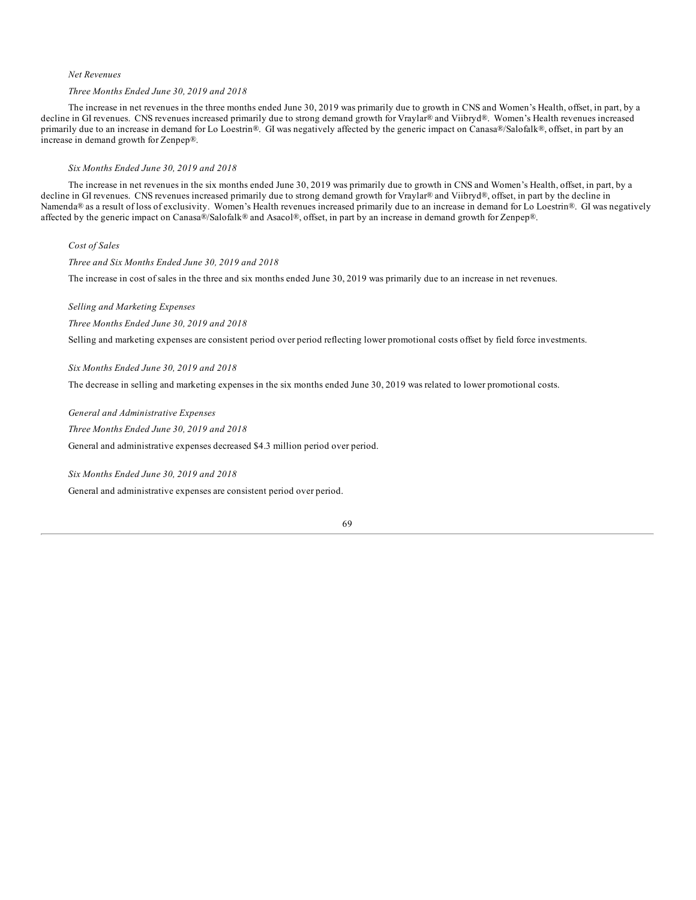*Net Revenues*

*Three Months Ended June 30, 2019 and 2018*

The increase in net revenues in the three months ended June 30, 2019 was primarily due to growth in CNS and Women's Health, offset, in part, by a decline in GI revenues. CNS revenues increased primarily due to strong demand growth for Vraylar® and Viibryd®. Women's Health revenues increased primarily due to an increase in demand for Lo Loestrin®. GI was negatively affected by the generic impact on Canasa®/Salofalk®, offset, in part by an increase in demand growth for Zenpep®.

*Six Months Ended June 30, 2019 and 2018*

The increase in net revenues in the six months ended June 30, 2019 was primarily due to growth in CNS and Women's Health, offset, in part, by a decline in GI revenues. CNS revenues increased primarily due to strong demand growth for Vraylar® and Viibryd®, offset, in part by the decline in Namenda® as a result of loss of exclusivity. Women's Health revenues increased primarily due to an increase in demand for Lo Loestrin®. GI was negatively affected by the generic impact on Canasa®/Salofalk® and Asacol®, offset, in part by an increase in demand growth for Zenpep®.

*Cost of Sales*

*Three and Six Months Ended June 30, 2019 and 2018*

The increase in cost of sales in the three and six months ended June 30, 2019 was primarily due to an increase in net revenues.

*Selling and Marketing Expenses*

*Three Months Ended June 30, 2019 and 2018*

Selling and marketing expenses are consistent period over period reflecting lower promotional costs offset by field force investments.

*Six Months Ended June 30, 2019 and 2018*

The decrease in selling and marketing expenses in the six months ended June 30, 2019 was related to lower promotional costs.

*General and Administrative Expenses*

*Three Months Ended June 30, 2019 and 2018*

General and administrative expenses decreased $4.3 million period over period.

*Six Months Ended June 30, 2019 and 2018*

General and administrative expenses are consistent period over period.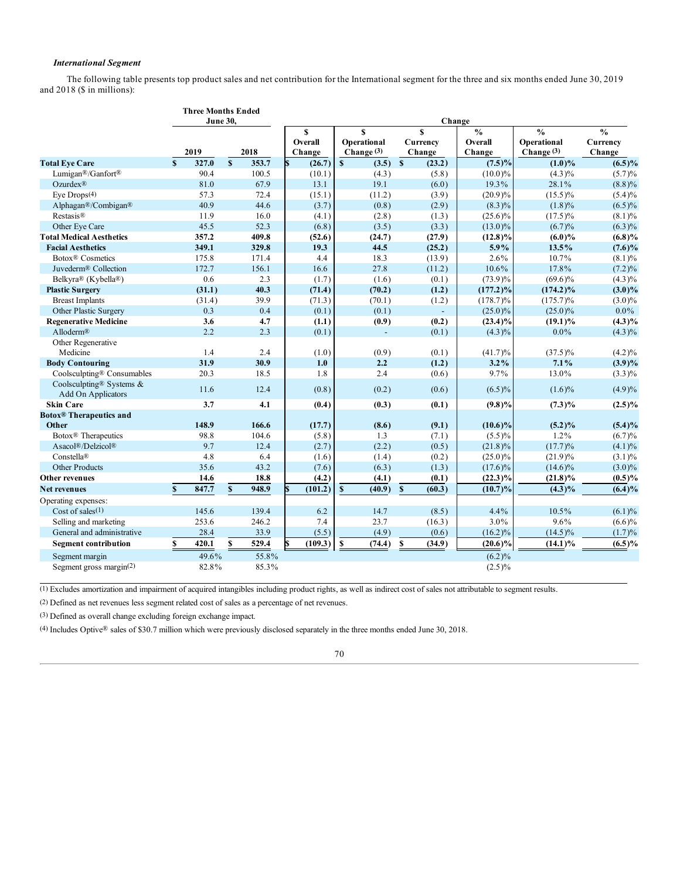*International Segment*

The following table presents top product sales and net contribution for the International segment for the three and six months ended June 30, 2019 and 2018 ($ in millions):

| | Three Months Ended June 30, | | Change | | | | | |
|---|---|---|---|---|---|---|---|---|
| | 2019 | 2018 | $ Overall Change | $ Operational Change (3) | $ Currency Change | % Overall Change | % Operational Change (3) | % Currency Change |
| **Total Eye Care** | **$ 327.0** | **$ 353.7** | **$ (26.7)** | **$ (3.5)** | **$ (23.2)** | **(7.5)%** | **(1.0)%** | **(6.5)%** |
| Lumigan®/Ganfort® | 90.4 | 100.5 | (10.1) | (4.3) | (5.8) | (10.0)% | (4.3)% | (5.7)% |
| Ozurdex® | 81.0 | 67.9 | 13.1 | 19.1 | (6.0) | 19.3% | 28.1% | (8.8)% |
| Eye Drops(4) | 57.3 | 72.4 | (15.1) | (11.2) | (3.9) | (20.9)% | (15.5)% | (5.4)% |
| Alphagan®/Combigan® | 40.9 | 44.6 | (3.7) | (0.8) | (2.9) | (8.3)% | (1.8)% | (6.5)% |
| Restasis® | 11.9 | 16.0 | (4.1) | (2.8) | (1.3) | (25.6)% | (17.5)% | (8.1)% |
| Other Eye Care | 45.5 | 52.3 | (6.8) | (3.5) | (3.3) | (13.0)% | (6.7)% | (6.3)% |
| **Total Medical Aesthetics** | **357.2** | **409.8** | **(52.6)** | **(24.7)** | **(27.9)** | **(12.8)%** | **(6.0)%** | **(6.8)%** |
| **Facial Aesthetics** | **349.1** | **329.8** | **19.3** | **44.5** | **(25.2)** | **5.9%** | **13.5%** | **(7.6)%** |
| Botox® Cosmetics | 175.8 | 171.4 | 4.4 | 18.3 | (13.9) | 2.6% | 10.7% | (8.1)% |
| Juvederm® Collection | 172.7 | 156.1 | 16.6 | 27.8 | (11.2) | 10.6% | 17.8% | (7.2)% |
| Belkyra® (Kybella®) | 0.6 | 2.3 | (1.7) | (1.6) | (0.1) | (73.9)% | (69.6)% | (4.3)% |
| **Plastic Surgery** | **(31.1)** | **40.3** | **(71.4)** | **(70.2)** | **(1.2)** | **(177.2)%** | **(174.2)%** | **(3.0)%** |
| Breast Implants | (31.4) | 39.9 | (71.3) | (70.1) | (1.2) | (178.7)% | (175.7)% | (3.0)% |
| Other Plastic Surgery | 0.3 | 0.4 | (0.1) | (0.1) | - | (25.0)% | (25.0)% | 0.0% |
| **Regenerative Medicine** | **3.6** | **4.7** | **(1.1)** | **(0.9)** | **(0.2)** | **(23.4)%** | **(19.1)%** | **(4.3)%** |
| Alloderm® | 2.2 | 2.3 | (0.1) | - | (0.1) | (4.3)% | 0.0% | (4.3)% |
| Other Regenerative Medicine | 1.4 | 2.4 | (1.0) | (0.9) | (0.1) | (41.7)% | (37.5)% | (4.2)% |
| **Body Contouring** | **31.9** | **30.9** | **1.0** | **2.2** | **(1.2)** | **3.2%** | **7.1%** | **(3.9)%** |
| Coolsculpting® Consumables | 20.3 | 18.5 | 1.8 | 2.4 | (0.6) | 9.7% | 13.0% | (3.3)% |
| Coolsculpting® Systems & Add On Applicators | 11.6 | 12.4 | (0.8) | (0.2) | (0.6) | (6.5)% | (1.6)% | (4.9)% |
| **Skin Care** | **3.7** | **4.1** | **(0.4)** | **(0.3)** | **(0.1)** | **(9.8)%** | **(7.3)%** | **(2.5)%** |
| **Botox® Therapeutics and Other** | **148.9** | **166.6** | **(17.7)** | **(8.6)** | **(9.1)** | **(10.6)%** | **(5.2)%** | **(5.4)%** |
| Botox® Therapeutics | 98.8 | 104.6 | (5.8) | 1.3 | (7.1) | (5.5)% | 1.2% | (6.7)% |
| Asacol®/Delzicol® | 9.7 | 12.4 | (2.7) | (2.2) | (0.5) | (21.8)% | (17.7)% | (4.1)% |
| Constella® | 4.8 | 6.4 | (1.6) | (1.4) | (0.2) | (25.0)% | (21.9)% | (3.1)% |
| Other Products | 35.6 | 43.2 | (7.6) | (6.3) | (1.3) | (17.6)% | (14.6)% | (3.0)% |
| **Other revenues** | **14.6** | **18.8** | **(4.2)** | **(4.1)** | **(0.1)** | **(22.3)%** | **(21.8)%** | **(0.5)%** |
| **Net revenues** | **$ 847.7** | **$ 948.9** | **$ (101.2)** | **$ (40.9)** | **$ (60.3)** | **(10.7)%** | **(4.3)%** | **(6.4)%** |
| Operating expenses: | | | | | | | | |
| Cost of sales(1) | 145.6 | 139.4 | 6.2 | 14.7 | (8.5) | 4.4% | 10.5% | (6.1)% |
| Selling and marketing | 253.6 | 246.2 | 7.4 | 23.7 | (16.3) | 3.0% | 9.6% | (6.6)% |
| General and administrative | 28.4 | 33.9 | (5.5) | (4.9) | (0.6) | (16.2)% | (14.5)% | (1.7)% |
| **Segment contribution** | **$ 420.1** | **$ 529.4** | **$ (109.3)** | **$ (74.4)** | **$ (34.9)** | **(20.6)%** | **(14.1)%** | **(6.5)%** |
| Segment margin | 49.6% | 55.8% | | | | (6.2)% | | |
| Segment gross margin(2) | 82.8% | 85.3% | | | | (2.5)% | | |

(1) Excludes amortization and impairment of acquired intangibles including product rights, as well as indirect cost of sales not attributable to segment results.

(2) Defined as net revenues less segment related cost of sales as a percentage of net revenues.

(3) Defined as overall change excluding foreign exchange impact.

(4) Includes Optive® sales of $30.7 million which were previously disclosed separately in the three months ended June 30, 2018.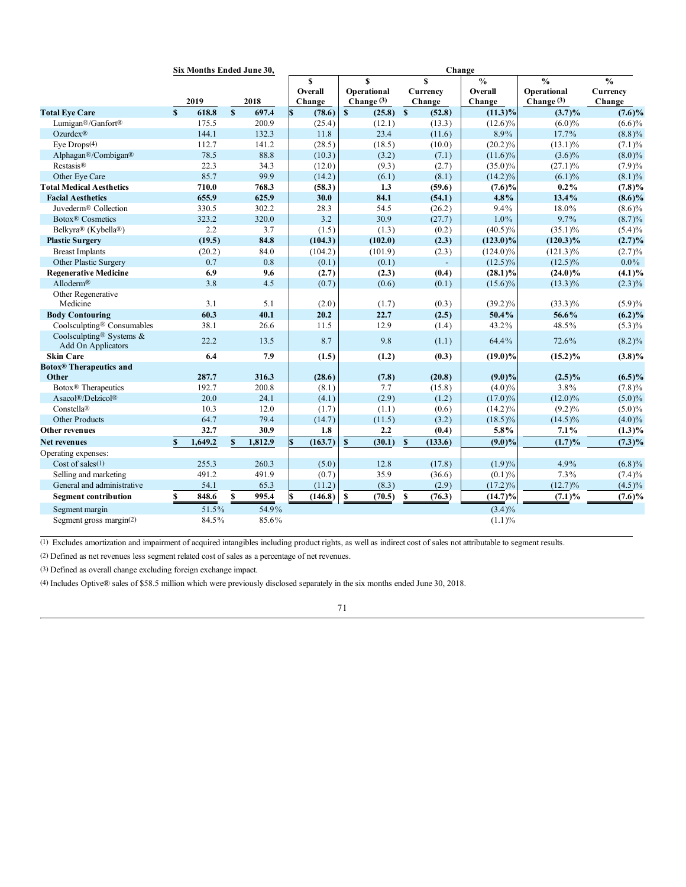| | Six Months Ended June 30, | | Change | | | | | |
|---|---|---|---|---|---|---|---|---|
| | 2019 | 2018 | $ Overall Change | $ Operational Change [3] | $ Currency Change | % Overall Change | % Operational Change [3] | % Currency Change |
| **Total Eye Care** | **$ 618.8** | **$ 697.4** | **$ (78.6)** | **$ (25.8)** | **$ (52.8)** | **(11.3)%** | **(3.7)%** | **(7.6)%** |
| Lumigan®/Ganfort® | 175.5 | 200.9 | (25.4) | (12.1) | (13.3) | (12.6)% | (6.0)% | (6.6)% |
| Ozurdex® | 144.1 | 132.3 | 11.8 | 23.4 | (11.6) | 8.9% | 17.7% | (8.8)% |
| Eye Drops[4] | 112.7 | 141.2 | (28.5) | (18.5) | (10.0) | (20.2)% | (13.1)% | (7.1)% |
| Alphagan®/Combigan® | 78.5 | 88.8 | (10.3) | (3.2) | (7.1) | (11.6)% | (3.6)% | (8.0)% |
| Restasis® | 22.3 | 34.3 | (12.0) | (9.3) | (2.7) | (35.0)% | (27.1)% | (7.9)% |
| Other Eye Care | 85.7 | 99.9 | (14.2) | (6.1) | (8.1) | (14.2)% | (6.1)% | (8.1)% |
| **Total Medical Aesthetics** | **710.0** | **768.3** | **(58.3)** | **1.3** | **(59.6)** | **(7.6)%** | **0.2%** | **(7.8)%** |
| **Facial Aesthetics** | **655.9** | **625.9** | **30.0** | **84.1** | **(54.1)** | **4.8%** | **13.4%** | **(8.6)%** |
| Juvederm® Collection | 330.5 | 302.2 | 28.3 | 54.5 | (26.2) | 9.4% | 18.0% | (8.6)% |
| Botox® Cosmetics | 323.2 | 320.0 | 3.2 | 30.9 | (27.7) | 1.0% | 9.7% | (8.7)% |
| Belkyra® (Kybella®) | 2.2 | 3.7 | (1.5) | (1.3) | (0.2) | (40.5)% | (35.1)% | (5.4)% |
| **Plastic Surgery** | **(19.5)** | **84.8** | **(104.3)** | **(102.0)** | **(2.3)** | **(123.0)%** | **(120.3)%** | **(2.7)%** |
| Breast Implants | (20.2) | 84.0 | (104.2) | (101.9) | (2.3) | (124.0)% | (121.3)% | (2.7)% |
| Other Plastic Surgery | 0.7 | 0.8 | (0.1) | (0.1) | - | (12.5)% | (12.5)% | 0.0% |
| **Regenerative Medicine** | **6.9** | **9.6** | **(2.7)** | **(2.3)** | **(0.4)** | **(28.1)%** | **(24.0)%** | **(4.1)%** |
| Alloderm® | 3.8 | 4.5 | (0.7) | (0.6) | (0.1) | (15.6)% | (13.3)% | (2.3)% |
| Other Regenerative Medicine | 3.1 | 5.1 | (2.0) | (1.7) | (0.3) | (39.2)% | (33.3)% | (5.9)% |
| **Body Contouring** | **60.3** | **40.1** | **20.2** | **22.7** | **(2.5)** | **50.4%** | **56.6%** | **(6.2)%** |
| Coolsculpting® Consumables | 38.1 | 26.6 | 11.5 | 12.9 | (1.4) | 43.2% | 48.5% | (5.3)% |
| Coolsculpting® Systems & Add On Applicators | 22.2 | 13.5 | 8.7 | 9.8 | (1.1) | 64.4% | 72.6% | (8.2)% |
| **Skin Care** | **6.4** | **7.9** | **(1.5)** | **(1.2)** | **(0.3)** | **(19.0)%** | **(15.2)%** | **(3.8)%** |
| **Botox® Therapeutics and Other** | **287.7** | **316.3** | **(28.6)** | **(7.8)** | **(20.8)** | **(9.0)%** | **(2.5)%** | **(6.5)%** |
| Botox® Therapeutics | 192.7 | 200.8 | (8.1) | 7.7 | (15.8) | (4.0)% | 3.8% | (7.8)% |
| Asacol®/Delzicol® | 20.0 | 24.1 | (4.1) | (2.9) | (1.2) | (17.0)% | (12.0)% | (5.0)% |
| Constella® | 10.3 | 12.0 | (1.7) | (1.1) | (0.6) | (14.2)% | (9.2)% | (5.0)% |
| Other Products | 64.7 | 79.4 | (14.7) | (11.5) | (3.2) | (18.5)% | (14.5)% | (4.0)% |
| **Other revenues** | **32.7** | **30.9** | **1.8** | **2.2** | **(0.4)** | **5.8%** | **7.1%** | **(1.3)%** |
| **Net revenues** | **$ 1,649.2** | **$ 1,812.9** | **$ (163.7)** | **$ (30.1)** | **$ (133.6)** | **(9.0)%** | **(1.7)%** | **(7.3)%** |
| Operating expenses: | | | | | | | | |
| Cost of sales[1] | 255.3 | 260.3 | (5.0) | 12.8 | (17.8) | (1.9)% | 4.9% | (6.8)% |
| Selling and marketing | 491.2 | 491.9 | (0.7) | 35.9 | (36.6) | (0.1)% | 7.3% | (7.4)% |
| General and administrative | 54.1 | 65.3 | (11.2) | (8.3) | (2.9) | (17.2)% | (12.7)% | (4.5)% |
| **Segment contribution** | **$ 848.6** | **$ 995.4** | **$ (146.8)** | **$ (70.5)** | **$ (76.3)** | **(14.7)%** | **(7.1)%** | **(7.6)%** |
| Segment margin | 51.5% | 54.9% | | | | (3.4)% | | |
| Segment gross margin[2] | 84.5% | 85.6% | | | | (1.1)% | | |

[1] Excludes amortization and impairment of acquired intangibles including product rights, as well as indirect cost of sales not attributable to segment results.

[2] Defined as net revenues less segment related cost of sales as a percentage of net revenues.

[3] Defined as overall change excluding foreign exchange impact.

[4] Includes Optive® sales of $58.5 million which were previously disclosed separately in the six months ended June 30, 2018.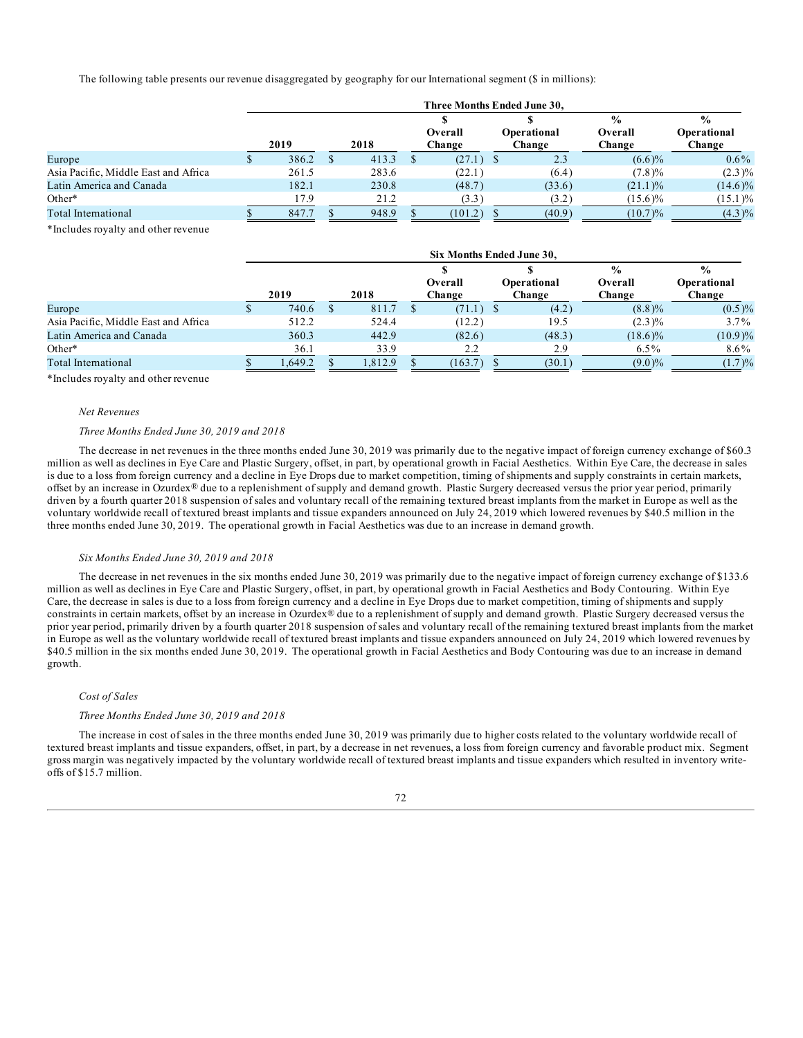The following table presents our revenue disaggregated by geography for our International segment ($ in millions):

| | Three Months Ended June 30, | | | | | |
|---|---|---|---|---|---|---|
| | 2019 | 2018 | $ Overall Change | $ Operational Change | % Overall Change | % Operational Change |
| Europe | $ 386.2 | $ 413.3 | $ (27.1) | $ 2.3 | (6.6)% | 0.6% |
| Asia Pacific, Middle East and Africa | 261.5 | 283.6 | (22.1) | (6.4) | (7.8)% | (2.3)% |
| Latin America and Canada | 182.1 | 230.8 | (48.7) | (33.6) | (21.1)% | (14.6)% |
| Other* | 17.9 | 21.2 | (3.3) | (3.2) | (15.6)% | (15.1)% |
| Total International | $ 847.7 | $ 948.9 | $ (101.2) | $ (40.9) | (10.7)% | (4.3)% |

*Includes royalty and other revenue

| | Six Months Ended June 30, | | | | | |
|---|---|---|---|---|---|---|
| | 2019 | 2018 | $ Overall Change | $ Operational Change | % Overall Change | % Operational Change |
| Europe | $ 740.6 | $ 811.7 | $ (71.1) | $ (4.2) | (8.8)% | (0.5)% |
| Asia Pacific, Middle East and Africa | 512.2 | 524.4 | (12.2) | 19.5 | (2.3)% | 3.7% |
| Latin America and Canada | 360.3 | 442.9 | (82.6) | (48.3) | (18.6)% | (10.9)% |
| Other* | 36.1 | 33.9 | 2.2 | 2.9 | 6.5% | 8.6% |
| Total International | $ 1,649.2 | $ 1,812.9 | $ (163.7) | $ (30.1) | (9.0)% | (1.7)% |

*Includes royalty and other revenue

*Net Revenues*

*Three Months Ended June 30, 2019 and 2018*

The decrease in net revenues in the three months ended June 30, 2019 was primarily due to the negative impact of foreign currency exchange of $60.3 million as well as declines in Eye Care and Plastic Surgery, offset, in part, by operational growth in Facial Aesthetics. Within Eye Care, the decrease in sales is due to a loss from foreign currency and a decline in Eye Drops due to market competition, timing of shipments and supply constraints in certain markets, offset by an increase in Ozurdex® due to a replenishment of supply and demand growth. Plastic Surgery decreased versus the prior year period, primarily driven by a fourth quarter 2018 suspension of sales and voluntary recall of the remaining textured breast implants from the market in Europe as well as the voluntary worldwide recall of textured breast implants and tissue expanders announced on July 24, 2019 which lowered revenues by $40.5 million in the three months ended June 30, 2019. The operational growth in Facial Aesthetics was due to an increase in demand growth.

*Six Months Ended June 30, 2019 and 2018*

The decrease in net revenues in the six months ended June 30, 2019 was primarily due to the negative impact of foreign currency exchange of $133.6 million as well as declines in Eye Care and Plastic Surgery, offset, in part, by operational growth in Facial Aesthetics and Body Contouring. Within Eye Care, the decrease in sales is due to a loss from foreign currency and a decline in Eye Drops due to market competition, timing of shipments and supply constraints in certain markets, offset by an increase in Ozurdex® due to a replenishment of supply and demand growth. Plastic Surgery decreased versus the prior year period, primarily driven by a fourth quarter 2018 suspension of sales and voluntary recall of the remaining textured breast implants from the market in Europe as well as the voluntary worldwide recall of textured breast implants and tissue expanders announced on July 24, 2019 which lowered revenues by $40.5 million in the six months ended June 30, 2019. The operational growth in Facial Aesthetics and Body Contouring was due to an increase in demand growth.

*Cost of Sales*

*Three Months Ended June 30, 2019 and 2018*

The increase in cost of sales in the three months ended June 30, 2019 was primarily due to higher costs related to the voluntary worldwide recall of textured breast implants and tissue expanders, offset, in part, by a decrease in net revenues, a loss from foreign currency and favorable product mix. Segment gross margin was negatively impacted by the voluntary worldwide recall of textured breast implants and tissue expanders which resulted in inventory write-offs of $15.7 million.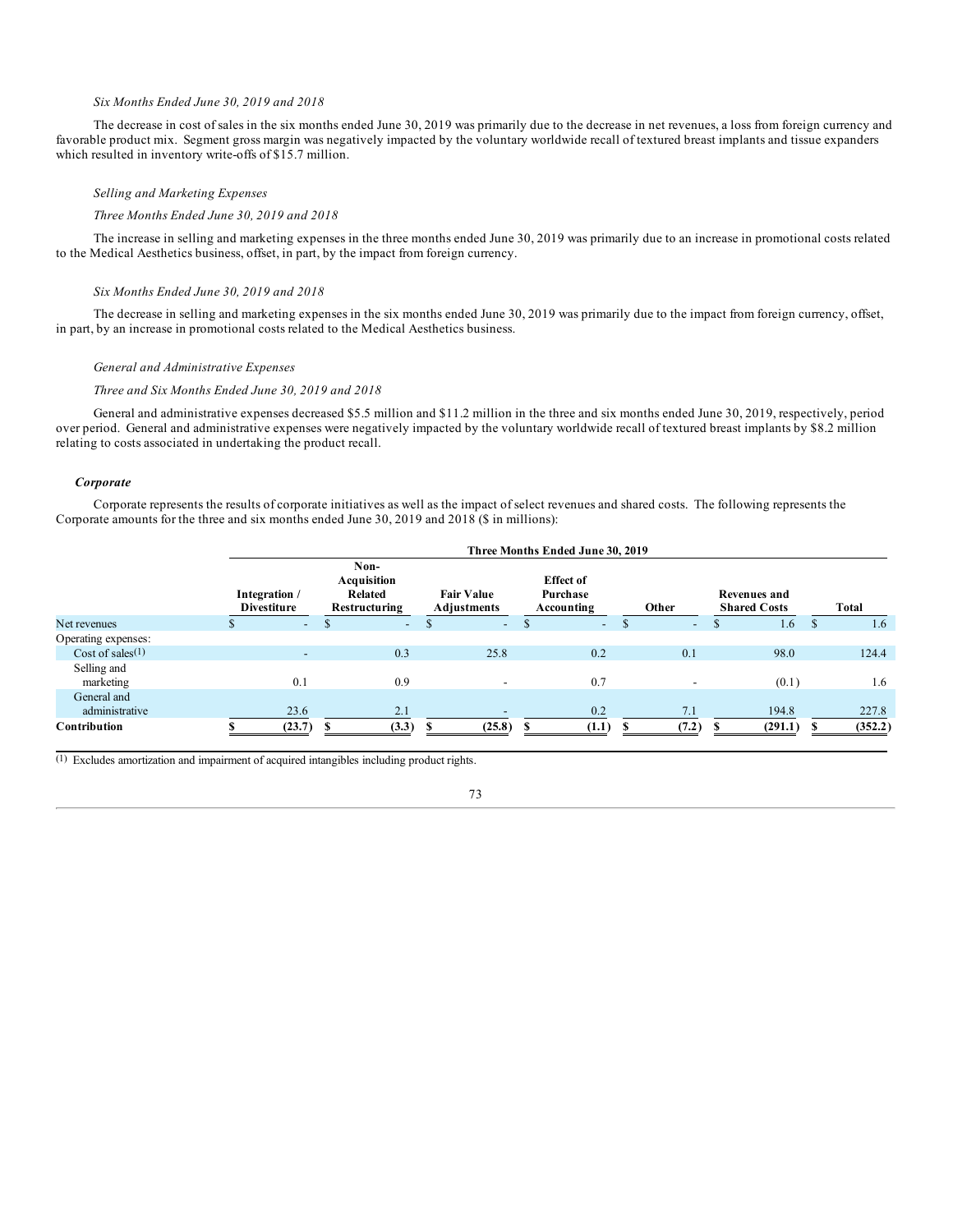*Six Months Ended June 30, 2019 and 2018*

The decrease in cost of sales in the six months ended June 30, 2019 was primarily due to the decrease in net revenues, a loss from foreign currency and favorable product mix. Segment gross margin was negatively impacted by the voluntary worldwide recall of textured breast implants and tissue expanders which resulted in inventory write-offs of $15.7 million.

*Selling and Marketing Expenses*

*Three Months Ended June 30, 2019 and 2018*

The increase in selling and marketing expenses in the three months ended June 30, 2019 was primarily due to an increase in promotional costs related to the Medical Aesthetics business, offset, in part, by the impact from foreign currency.

*Six Months Ended June 30, 2019 and 2018*

The decrease in selling and marketing expenses in the six months ended June 30, 2019 was primarily due to the impact from foreign currency, offset, in part, by an increase in promotional costs related to the Medical Aesthetics business.

*General and Administrative Expenses*

*Three and Six Months Ended June 30, 2019 and 2018*

General and administrative expenses decreased $5.5 million and $11.2 million in the three and six months ended June 30, 2019, respectively, period over period. General and administrative expenses were negatively impacted by the voluntary worldwide recall of textured breast implants by $8.2 million relating to costs associated in undertaking the product recall.

***Corporate***

Corporate represents the results of corporate initiatives as well as the impact of select revenues and shared costs. The following represents the Corporate amounts for the three and six months ended June 30, 2019 and 2018 ($ in millions):

| | Three Months Ended June 30, 2019 | | | | | | |
|---|---|---|---|---|---|---|---|
| | Integration / Divestiture | Non-Acquisition Related Restructuring | Fair Value Adjustments | Effect of Purchase Accounting | Other | Revenues and Shared Costs | Total |
| Net revenues | $ - | $ - | $ - | $ - | $ - | $ 1.6 | $ 1.6 |
| Operating expenses: | | | | | | | |
| Cost of sales(1) | - | 0.3 | 25.8 | 0.2 | 0.1 | 98.0 | 124.4 |
| Selling and marketing | 0.1 | 0.9 | - | 0.7 | - | (0.1) | 1.6 |
| General and administrative | 23.6 | 2.1 | - | 0.2 | 7.1 | 194.8 | 227.8 |
| **Contribution** | **$ (23.7)** | **$ (3.3)** | **$ (25.8)** | **$ (1.1)** | **$ (7.2)** | **$ (291.1)** | **$ (352.2)** |

(1) Excludes amortization and impairment of acquired intangibles including product rights.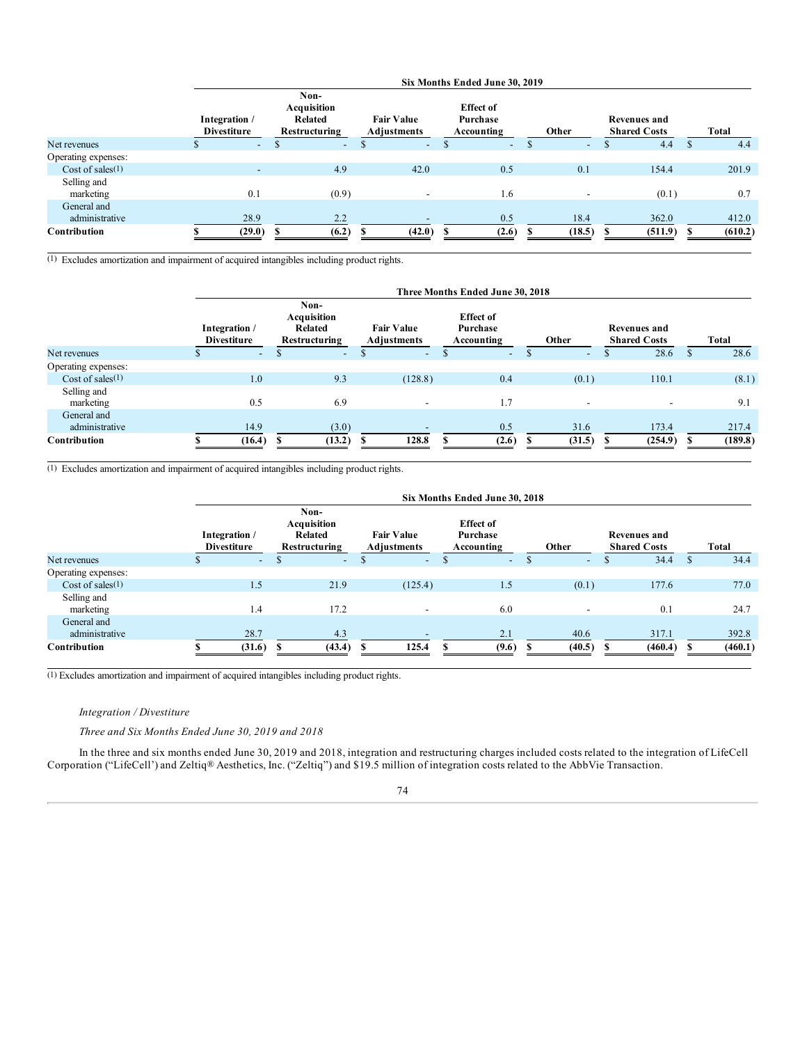| | Six Months Ended June 30, 2019 | | | | | | |
|---|---|---|---|---|---|---|---|
| | Integration / Divestiture | Non-Acquisition Related Restructuring | Fair Value Adjustments | Effect of Purchase Accounting | Other | Revenues and Shared Costs | Total |
| Net revenues | $ - | $ - | $ - | $ - | $ - | $ 4.4 | $ 4.4 |
| Operating expenses: | | | | | | | |
| Cost of sales(1) | - | 4.9 | 42.0 | 0.5 | 0.1 | 154.4 | 201.9 |
| Selling and marketing | 0.1 | (0.9) | - | 1.6 | - | (0.1) | 0.7 |
| General and administrative | 28.9 | 2.2 | - | 0.5 | 18.4 | 362.0 | 412.0 |
| **Contribution** | **$ (29.0)** | **$ (6.2)** | **$ (42.0)** | **$ (2.6)** | **$ (18.5)** | **$ (511.9)** | **$ (610.2)** |

(1) Excludes amortization and impairment of acquired intangibles including product rights.

| | Three Months Ended June 30, 2018 | | | | | | |
|---|---|---|---|---|---|---|---|
| | Integration / Divestiture | Non-Acquisition Related Restructuring | Fair Value Adjustments | Effect of Purchase Accounting | Other | Revenues and Shared Costs | Total |
| Net revenues | $ - | $ - | $ - | $ - | $ - | $ 28.6 | $ 28.6 |
| Operating expenses: | | | | | | | |
| Cost of sales(1) | 1.0 | 9.3 | (128.8) | 0.4 | (0.1) | 110.1 | (8.1) |
| Selling and marketing | 0.5 | 6.9 | - | 1.7 | - | - | 9.1 |
| General and administrative | 14.9 | (3.0) | - | 0.5 | 31.6 | 173.4 | 217.4 |
| **Contribution** | **$ (16.4)** | **$ (13.2)** | **$ 128.8** | **$ (2.6)** | **$ (31.5)** | **$ (254.9)** | **$ (189.8)** |

(1) Excludes amortization and impairment of acquired intangibles including product rights.

| | Six Months Ended June 30, 2018 | | | | | | |
|---|---|---|---|---|---|---|---|
| | Integration / Divestiture | Non-Acquisition Related Restructuring | Fair Value Adjustments | Effect of Purchase Accounting | Other | Revenues and Shared Costs | Total |
| Net revenues | $ - | $ - | $ - | $ - | $ - | $ 34.4 | $ 34.4 |
| Operating expenses: | | | | | | | |
| Cost of sales(1) | 1.5 | 21.9 | (125.4) | 1.5 | (0.1) | 177.6 | 77.0 |
| Selling and marketing | 1.4 | 17.2 | - | 6.0 | - | 0.1 | 24.7 |
| General and administrative | 28.7 | 4.3 | - | 2.1 | 40.6 | 317.1 | 392.8 |
| **Contribution** | **$ (31.6)** | **$ (43.4)** | **$ 125.4** | **$ (9.6)** | **$ (40.5)** | **$ (460.4)** | **$ (460.1)** |

(1) Excludes amortization and impairment of acquired intangibles including product rights.

*Integration / Divestiture*

*Three and Six Months Ended June 30, 2019 and 2018*

In the three and six months ended June 30, 2019 and 2018, integration and restructuring charges included costs related to the integration of LifeCell Corporation ("LifeCell') and Zeltiq® Aesthetics, Inc. ("Zeltiq") and $19.5 million of integration costs related to the AbbVie Transaction.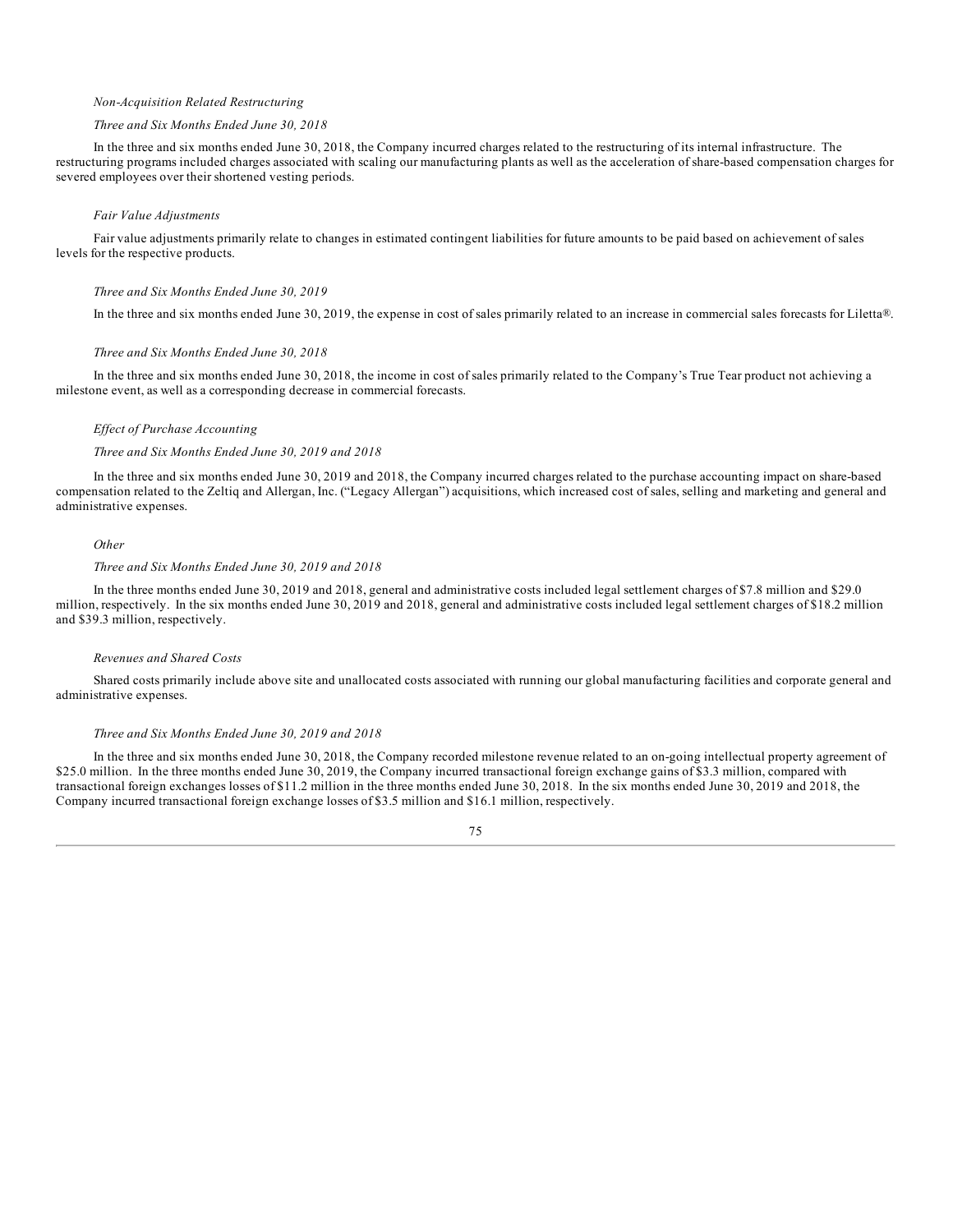*Non-Acquisition Related Restructuring*

*Three and Six Months Ended June 30, 2018*

In the three and six months ended June 30, 2018, the Company incurred charges related to the restructuring of its internal infrastructure. The restructuring programs included charges associated with scaling our manufacturing plants as well as the acceleration of share-based compensation charges for severed employees over their shortened vesting periods.

*Fair Value Adjustments*

Fair value adjustments primarily relate to changes in estimated contingent liabilities for future amounts to be paid based on achievement of sales levels for the respective products.

*Three and Six Months Ended June 30, 2019*

In the three and six months ended June 30, 2019, the expense in cost of sales primarily related to an increase in commercial sales forecasts for Liletta®.

*Three and Six Months Ended June 30, 2018*

In the three and six months ended June 30, 2018, the income in cost of sales primarily related to the Company's True Tear product not achieving a milestone event, as well as a corresponding decrease in commercial forecasts.

*Effect of Purchase Accounting*

*Three and Six Months Ended June 30, 2019 and 2018*

In the three and six months ended June 30, 2019 and 2018, the Company incurred charges related to the purchase accounting impact on share-based compensation related to the Zeltiq and Allergan, Inc. ("Legacy Allergan") acquisitions, which increased cost of sales, selling and marketing and general and administrative expenses.

*Other*

*Three and Six Months Ended June 30, 2019 and 2018*

In the three months ended June 30, 2019 and 2018, general and administrative costs included legal settlement charges of $7.8 million and $29.0 million, respectively. In the six months ended June 30, 2019 and 2018, general and administrative costs included legal settlement charges of $18.2 million and $39.3 million, respectively.

*Revenues and Shared Costs*

Shared costs primarily include above site and unallocated costs associated with running our global manufacturing facilities and corporate general and administrative expenses.

*Three and Six Months Ended June 30, 2019 and 2018*

In the three and six months ended June 30, 2018, the Company recorded milestone revenue related to an on-going intellectual property agreement of $25.0 million. In the three months ended June 30, 2019, the Company incurred transactional foreign exchange gains of $3.3 million, compared with transactional foreign exchanges losses of $11.2 million in the three months ended June 30, 2018. In the six months ended June 30, 2019 and 2018, the Company incurred transactional foreign exchange losses of $3.5 million and $16.1 million, respectively.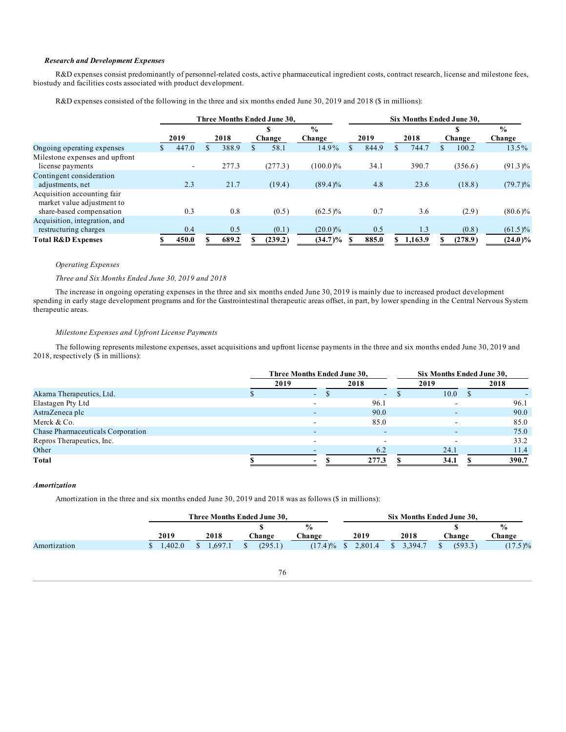### *Research and Development Expenses*

R&D expenses consist predominantly of personnel-related costs, active pharmaceutical ingredient costs, contract research, license and milestone fees, biostudy and facilities costs associated with product development.

R&D expenses consisted of the following in the three and six months ended June 30, 2019 and 2018 ($ in millions):

| | Three Months Ended June 30, | | | | Six Months Ended June 30, | | | |
|---|---|---|---|---|---|---|---|---|
| | 2019 | 2018 | $ Change | % Change | 2019 | 2018 | $ Change | % Change |
| Ongoing operating expenses | $ 447.0 | $ 388.9 | $ 58.1 | 14.9% | $ 844.9 | $ 744.7 | $ 100.2 | 13.5% |
| Milestone expenses and upfront license payments | - | 277.3 | (277.3) | (100.0)% | 34.1 | 390.7 | (356.6) | (91.3)% |
| Contingent consideration adjustments, net | 2.3 | 21.7 | (19.4) | (89.4)% | 4.8 | 23.6 | (18.8) | (79.7)% |
| Acquisition accounting fair market value adjustment to share-based compensation | 0.3 | 0.8 | (0.5) | (62.5)% | 0.7 | 3.6 | (2.9) | (80.6)% |
| Acquisition, integration, and restructuring charges | 0.4 | 0.5 | (0.1) | (20.0)% | 0.5 | 1.3 | (0.8) | (61.5)% |
| **Total R&D Expenses** | **$ 450.0** | **$ 689.2** | **$ (239.2)** | **(34.7)%** | **$ 885.0** | **$ 1,163.9** | **$ (278.9)** | **(24.0)%** |

*Operating Expenses*

*Three and Six Months Ended June 30, 2019 and 2018*

The increase in ongoing operating expenses in the three and six months ended June 30, 2019 is mainly due to increased product development spending in early stage development programs and for the Gastrointestinal therapeutic areas offset, in part, by lower spending in the Central Nervous System therapeutic areas.

*Milestone Expenses and Upfront License Payments*

The following represents milestone expenses, asset acquisitions and upfront license payments in the three and six months ended June 30, 2019 and 2018, respectively ($ in millions):

| | Three Months Ended June 30, | | Six Months Ended June 30, | |
|---|---|---|---|---|
| | 2019 | 2018 | 2019 | 2018 |
| Akarna Therapeutics, Ltd. | $ - | $ - | $ 10.0 | $ - |
| Elastagen Pty Ltd | - | 96.1 | - | 96.1 |
| AstraZeneca plc | - | 90.0 | - | 90.0 |
| Merck & Co. | - | 85.0 | - | 85.0 |
| Chase Pharmaceuticals Corporation | - | - | - | 75.0 |
| Repros Therapeutics, Inc. | - | - | - | 33.2 |
| Other | - | 6.2 | 24.1 | 11.4 |
| **Total** | **$ -** | **$ 277.3** | **$ 34.1** | **$ 390.7** |

### *Amortization*

Amortization in the three and six months ended June 30, 2019 and 2018 was as follows ($ in millions):

| | Three Months Ended June 30, | | | | Six Months Ended June 30, | | | |
|---|---|---|---|---|---|---|---|---|
| | 2019 | 2018 | $ Change | % Change | 2019 | 2018 | $ Change | % Change |
| Amortization | $ 1,402.0 | $ 1,697.1 | $ (295.1) | (17.4)% | $ 2,801.4 | $ 3,394.7 | $ (593.3) | (17.5)% |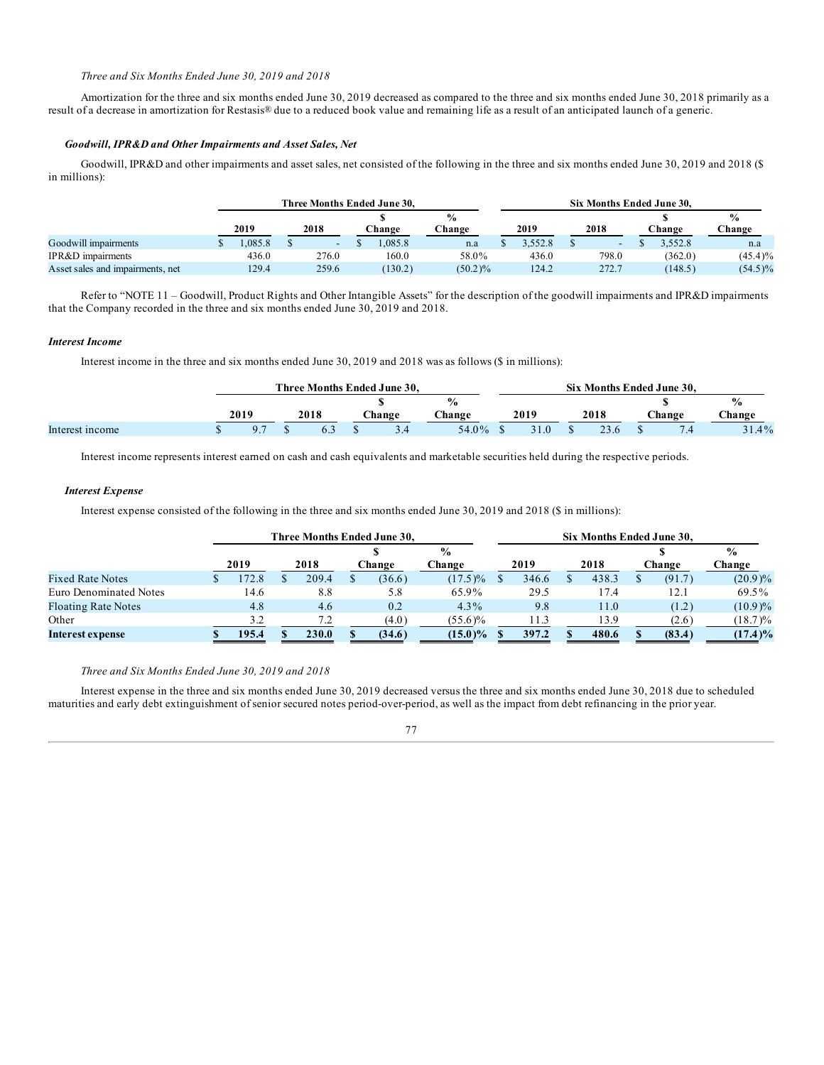*Three and Six Months Ended June 30, 2019 and 2018*

Amortization for the three and six months ended June 30, 2019 decreased as compared to the three and six months ended June 30, 2018 primarily as a result of a decrease in amortization for Restasis® due to a reduced book value and remaining life as a result of an anticipated launch of a generic.

***Goodwill, IPR&D and Other Impairments and Asset Sales, Net***

Goodwill, IPR&D and other impairments and asset sales, net consisted of the following in the three and six months ended June 30, 2019 and 2018 ($ in millions):

| | Three Months Ended June 30, | | | | Six Months Ended June 30, | | | |
|---|---|---|---|---|---|---|---|---|
| | 2019 | 2018 | $ Change | % Change | 2019 | 2018 | $ Change | % Change |
| Goodwill impairments | $ 1,085.8 | $ - | $ 1,085.8 | n.a | $ 3,552.8 | $ - | $ 3,552.8 | n.a |
| IPR&D impairments | 436.0 | 276.0 | 160.0 | 58.0% | 436.0 | 798.0 | (362.0) | (45.4)% |
| Asset sales and impairments, net | 129.4 | 259.6 | (130.2) | (50.2)% | 124.2 | 272.7 | (148.5) | (54.5)% |

Refer to "NOTE 11 – Goodwill, Product Rights and Other Intangible Assets" for the description of the goodwill impairments and IPR&D impairments that the Company recorded in the three and six months ended June 30, 2019 and 2018.

***Interest Income***

Interest income in the three and six months ended June 30, 2019 and 2018 was as follows ($ in millions):

| | Three Months Ended June 30, | | | | Six Months Ended June 30, | | | |
|---|---|---|---|---|---|---|---|---|
| | 2019 | 2018 | $ Change | % Change | 2019 | 2018 | $ Change | % Change |
| Interest income | $ 9.7 | $ 6.3 | $ 3.4 | 54.0% | $ 31.0 | $ 23.6 | $ 7.4 | 31.4% |

Interest income represents interest earned on cash and cash equivalents and marketable securities held during the respective periods.

***Interest Expense***

Interest expense consisted of the following in the three and six months ended June 30, 2019 and 2018 ($ in millions):

| | Three Months Ended June 30, | | | | Six Months Ended June 30, | | | |
|---|---|---|---|---|---|---|---|---|
| | 2019 | 2018 | $ Change | % Change | 2019 | 2018 | $ Change | % Change |
| Fixed Rate Notes | $ 172.8 | $ 209.4 | $ (36.6) | (17.5)% | $ 346.6 | $ 438.3 | $ (91.7) | (20.9)% |
| Euro Denominated Notes | 14.6 | 8.8 | 5.8 | 65.9% | 29.5 | 17.4 | 12.1 | 69.5% |
| Floating Rate Notes | 4.8 | 4.6 | 0.2 | 4.3% | 9.8 | 11.0 | (1.2) | (10.9)% |
| Other | 3.2 | 7.2 | (4.0) | (55.6)% | 11.3 | 13.9 | (2.6) | (18.7)% |
| **Interest expense** | **$ 195.4** | **$ 230.0** | **$ (34.6)** | **(15.0)%** | **$ 397.2** | **$ 480.6** | **$ (83.4)** | **(17.4)%** |

*Three and Six Months Ended June 30, 2019 and 2018*

Interest expense in the three and six months ended June 30, 2019 decreased versus the three and six months ended June 30, 2018 due to scheduled maturities and early debt extinguishment of senior secured notes period-over-period, as well as the impact from debt refinancing in the prior year.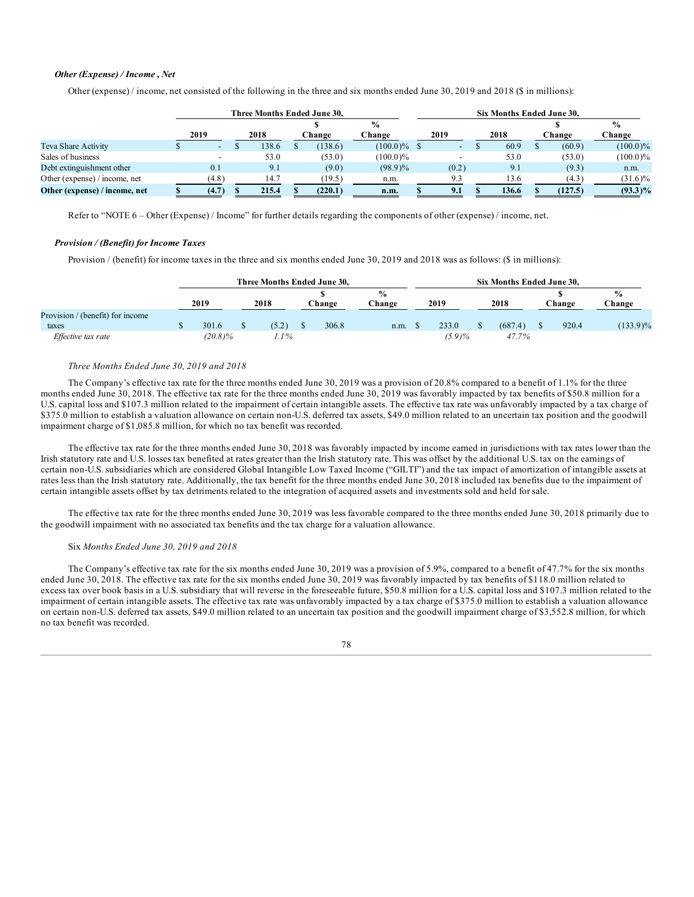### *Other (Expense) / Income , Net*

Other (expense) / income, net consisted of the following in the three and six months ended June 30, 2019 and 2018 ($ in millions):

| | Three Months Ended June 30, | | | | Six Months Ended June 30, | | | |
|---|---|---|---|---|---|---|---|---|
| | 2019 | 2018 | $ Change | % Change | 2019 | 2018 | $ Change | % Change |
| Teva Share Activity | $ - | $ 138.6 | $ (138.6) | (100.0)% | $ - | $ 60.9 | $ (60.9) | (100.0)% |
| Sales of business | - | 53.0 | (53.0) | (100.0)% | - | 53.0 | (53.0) | (100.0)% |
| Debt extinguishment other | 0.1 | 9.1 | (9.0) | (98.9)% | (0.2) | 9.1 | (9.3) | n.m. |
| Other (expense) / income, net | (4.8) | 14.7 | (19.5) | n.m. | 9.3 | 13.6 | (4.3) | (31.6)% |
| **Other (expense) / income, net** | **$ (4.7)** | **$ 215.4** | **$ (220.1)** | **n.m.** | **$ 9.1** | **$ 136.6** | **$ (127.5)** | **(93.3)%** |

Refer to "NOTE 6 – Other (Expense) / Income" for further details regarding the components of other (expense) / income, net.

### *Provision / (Benefit) for Income Taxes*

Provision / (benefit) for income taxes in the three and six months ended June 30, 2019 and 2018 was as follows: ($ in millions):

| | Three Months Ended June 30, | | | | Six Months Ended June 30, | | | |
|---|---|---|---|---|---|---|---|---|
| | 2019 | 2018 | $ Change | % Change | 2019 | 2018 | $ Change | % Change |
| Provision / (benefit) for income taxes | $ 301.6 | $ (5.2) | $ 306.8 | n.m. | $ 233.0 | $ (687.4) | $ 920.4 | (133.9)% |
| *Effective tax rate* | *(20.8)%* | *1.1%* | | | *(5.9)%* | *47.7%* | | |

*Three Months Ended June 30, 2019 and 2018*

The Company's effective tax rate for the three months ended June 30, 2019 was a provision of 20.8% compared to a benefit of 1.1% for the three months ended June 30, 2018. The effective tax rate for the three months ended June 30, 2019 was favorably impacted by tax benefits of $50.8 million for a U.S. capital loss and $107.3 million related to the impairment of certain intangible assets. The effective tax rate was unfavorably impacted by a tax charge of $375.0 million to establish a valuation allowance on certain non-U.S. deferred tax assets, $49.0 million related to an uncertain tax position and the goodwill impairment charge of $1,085.8 million, for which no tax benefit was recorded.

The effective tax rate for the three months ended June 30, 2018 was favorably impacted by income earned in jurisdictions with tax rates lower than the Irish statutory rate and U.S. losses tax benefited at rates greater than the Irish statutory rate. This was offset by the additional U.S. tax on the earnings of certain non-U.S. subsidiaries which are considered Global Intangible Low Taxed Income ("GILTI") and the tax impact of amortization of intangible assets at rates less than the Irish statutory rate. Additionally, the tax benefit for the three months ended June 30, 2018 included tax benefits due to the impairment of certain intangible assets offset by tax detriments related to the integration of acquired assets and investments sold and held for sale.

The effective tax rate for the three months ended June 30, 2019 was less favorable compared to the three months ended June 30, 2018 primarily due to the goodwill impairment with no associated tax benefits and the tax charge for a valuation allowance.

Six *Months Ended June 30, 2019 and 2018*

The Company's effective tax rate for the six months ended June 30, 2019 was a provision of 5.9%, compared to a benefit of 47.7% for the six months ended June 30, 2018. The effective tax rate for the six months ended June 30, 2019 was favorably impacted by tax benefits of $118.0 million related to excess tax over book basis in a U.S. subsidiary that will reverse in the foreseeable future, $50.8 million for a U.S. capital loss and $107.3 million related to the impairment of certain intangible assets. The effective tax rate was unfavorably impacted by a tax charge of $375.0 million to establish a valuation allowance on certain non-U.S. deferred tax assets, $49.0 million related to an uncertain tax position and the goodwill impairment charge of $3,552.8 million, for which no tax benefit was recorded.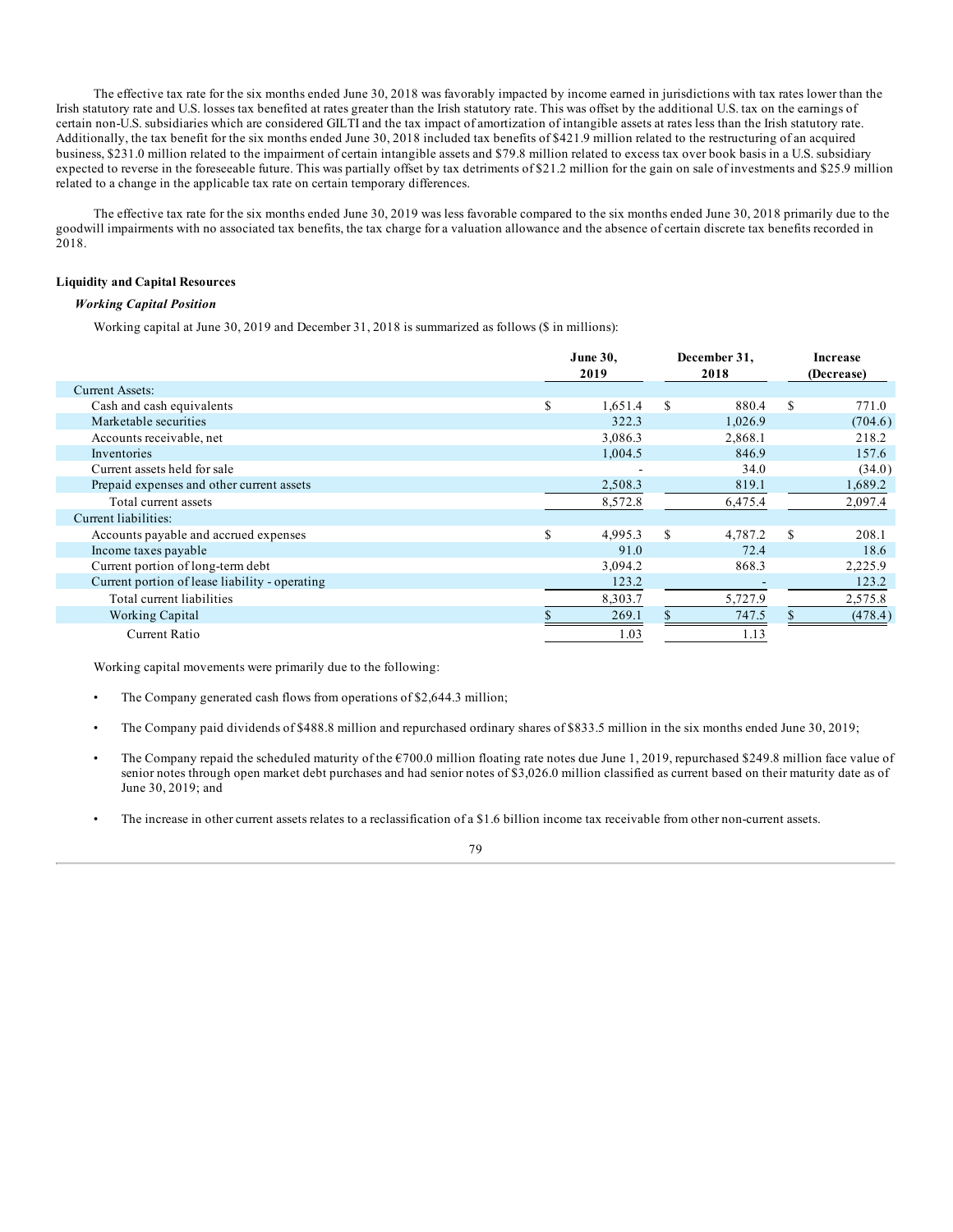The effective tax rate for the six months ended June 30, 2018 was favorably impacted by income earned in jurisdictions with tax rates lower than the Irish statutory rate and U.S. losses tax benefited at rates greater than the Irish statutory rate. This was offset by the additional U.S. tax on the earnings of certain non-U.S. subsidiaries which are considered GILTI and the tax impact of amortization of intangible assets at rates less than the Irish statutory rate. Additionally, the tax benefit for the six months ended June 30, 2018 included tax benefits of $421.9 million related to the restructuring of an acquired business, $231.0 million related to the impairment of certain intangible assets and $79.8 million related to excess tax over book basis in a U.S. subsidiary expected to reverse in the foreseeable future. This was partially offset by tax detriments of $21.2 million for the gain on sale of investments and $25.9 million related to a change in the applicable tax rate on certain temporary differences.

The effective tax rate for the six months ended June 30, 2019 was less favorable compared to the six months ended June 30, 2018 primarily due to the goodwill impairments with no associated tax benefits, the tax charge for a valuation allowance and the absence of certain discrete tax benefits recorded in 2018.

**Liquidity and Capital Resources**

***Working Capital Position***

Working capital at June 30, 2019 and December 31, 2018 is summarized as follows ($ in millions):

| | June 30, 2019 | December 31, 2018 | Increase (Decrease) |
|---|---|---|---|
| Current Assets: | | | |
| Cash and cash equivalents | $ 1,651.4 | $ 880.4 | $ 771.0 |
| Marketable securities | 322.3 | 1,026.9 | (704.6) |
| Accounts receivable, net | 3,086.3 | 2,868.1 | 218.2 |
| Inventories | 1,004.5 | 846.9 | 157.6 |
| Current assets held for sale | - | 34.0 | (34.0) |
| Prepaid expenses and other current assets | 2,508.3 | 819.1 | 1,689.2 |
| Total current assets | 8,572.8 | 6,475.4 | 2,097.4 |
| Current liabilities: | | | |
| Accounts payable and accrued expenses | $ 4,995.3 | $ 4,787.2 | $ 208.1 |
| Income taxes payable | 91.0 | 72.4 | 18.6 |
| Current portion of long-term debt | 3,094.2 | 868.3 | 2,225.9 |
| Current portion of lease liability - operating | 123.2 | - | 123.2 |
| Total current liabilities | 8,303.7 | 5,727.9 | 2,575.8 |
| Working Capital | $ 269.1 | $ 747.5 | $ (478.4) |
| Current Ratio | 1.03 | 1.13 | |

Working capital movements were primarily due to the following:

- The Company generated cash flows from operations of $2,644.3 million;
- The Company paid dividends of $488.8 million and repurchased ordinary shares of $833.5 million in the six months ended June 30, 2019;
- The Company repaid the scheduled maturity of the €700.0 million floating rate notes due June 1, 2019, repurchased $249.8 million face value of senior notes through open market debt purchases and had senior notes of $3,026.0 million classified as current based on their maturity date as of June 30, 2019; and
- The increase in other current assets relates to a reclassification of a $1.6 billion income tax receivable from other non-current assets.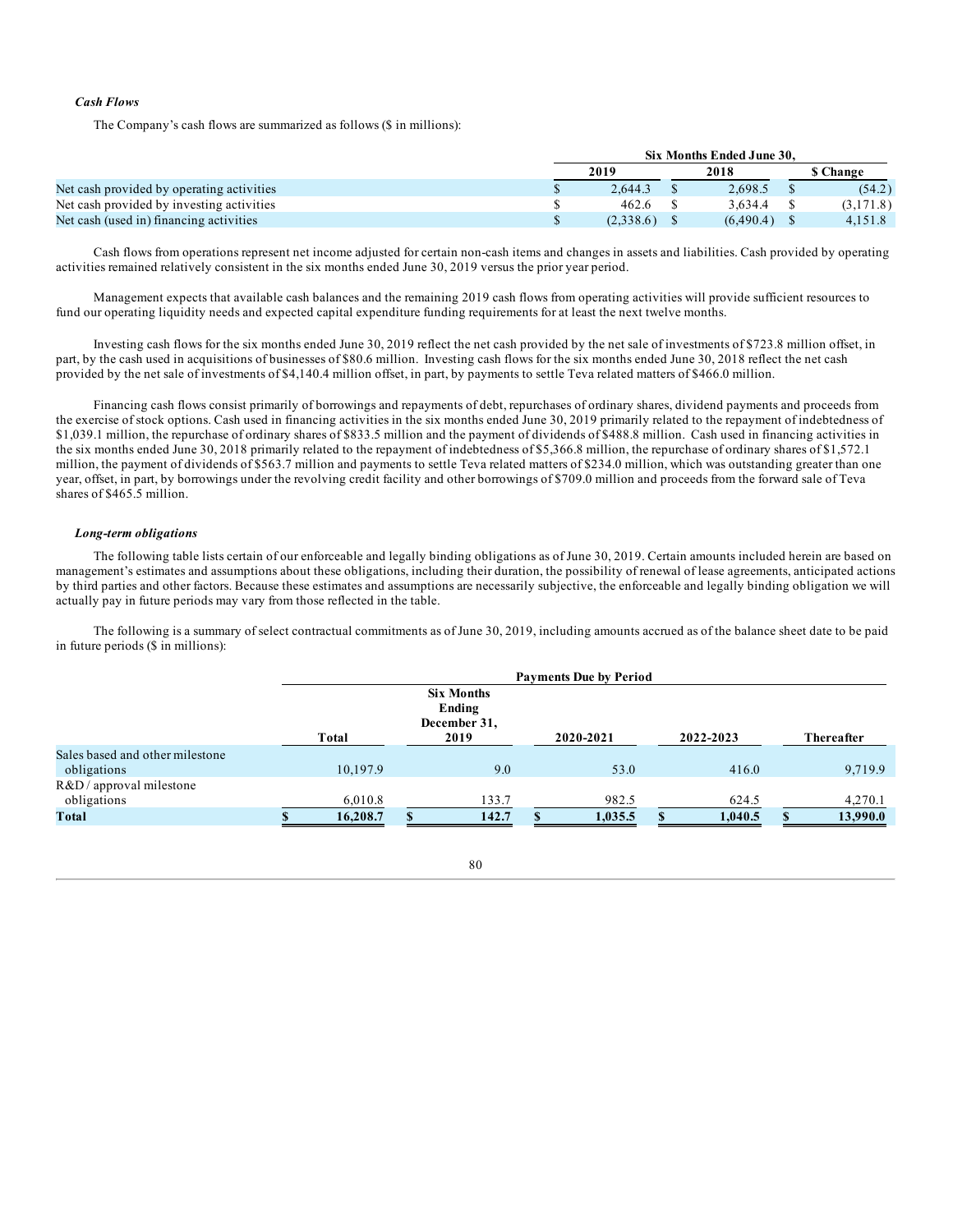### *Cash Flows*

The Company's cash flows are summarized as follows ($ in millions):

| | Six Months Ended June 30, | | |
|---|---|---|---|
| | 2019 | 2018 | $ Change |
| Net cash provided by operating activities | $ 2,644.3 | $ 2,698.5 | $ (54.2) |
| Net cash provided by investing activities | $ 462.6 | $ 3,634.4 | $ (3,171.8) |
| Net cash (used in) financing activities | $ (2,338.6) | $ (6,490.4) | $ 4,151.8 |

Cash flows from operations represent net income adjusted for certain non-cash items and changes in assets and liabilities. Cash provided by operating activities remained relatively consistent in the six months ended June 30, 2019 versus the prior year period.

Management expects that available cash balances and the remaining 2019 cash flows from operating activities will provide sufficient resources to fund our operating liquidity needs and expected capital expenditure funding requirements for at least the next twelve months.

Investing cash flows for the six months ended June 30, 2019 reflect the net cash provided by the net sale of investments of $723.8 million offset, in part, by the cash used in acquisitions of businesses of $80.6 million. Investing cash flows for the six months ended June 30, 2018 reflect the net cash provided by the net sale of investments of $4,140.4 million offset, in part, by payments to settle Teva related matters of $466.0 million.

Financing cash flows consist primarily of borrowings and repayments of debt, repurchases of ordinary shares, dividend payments and proceeds from the exercise of stock options. Cash used in financing activities in the six months ended June 30, 2019 primarily related to the repayment of indebtedness of $1,039.1 million, the repurchase of ordinary shares of $833.5 million and the payment of dividends of $488.8 million. Cash used in financing activities in the six months ended June 30, 2018 primarily related to the repayment of indebtedness of $5,366.8 million, the repurchase of ordinary shares of $1,572.1 million, the payment of dividends of $563.7 million and payments to settle Teva related matters of $234.0 million, which was outstanding greater than one year, offset, in part, by borrowings under the revolving credit facility and other borrowings of $709.0 million and proceeds from the forward sale of Teva shares of $465.5 million.

### *Long-term obligations*

The following table lists certain of our enforceable and legally binding obligations as of June 30, 2019. Certain amounts included herein are based on management's estimates and assumptions about these obligations, including their duration, the possibility of renewal of lease agreements, anticipated actions by third parties and other factors. Because these estimates and assumptions are necessarily subjective, the enforceable and legally binding obligation we will actually pay in future periods may vary from those reflected in the table.

The following is a summary of select contractual commitments as of June 30, 2019, including amounts accrued as of the balance sheet date to be paid in future periods ($ in millions):

| | Payments Due by Period | | | | |
|---|---|---|---|---|---|
| | Total | Six Months Ending December 31, 2019 | 2020-2021 | 2022-2023 | Thereafter |
| Sales based and other milestone obligations | 10,197.9 | 9.0 | 53.0 | 416.0 | 9,719.9 |
| R&D / approval milestone obligations | 6,010.8 | 133.7 | 982.5 | 624.5 | 4,270.1 |
| **Total** | **$ 16,208.7** | **$ 142.7** | **$ 1,035.5** | **$ 1,040.5** | **$ 13,990.0** |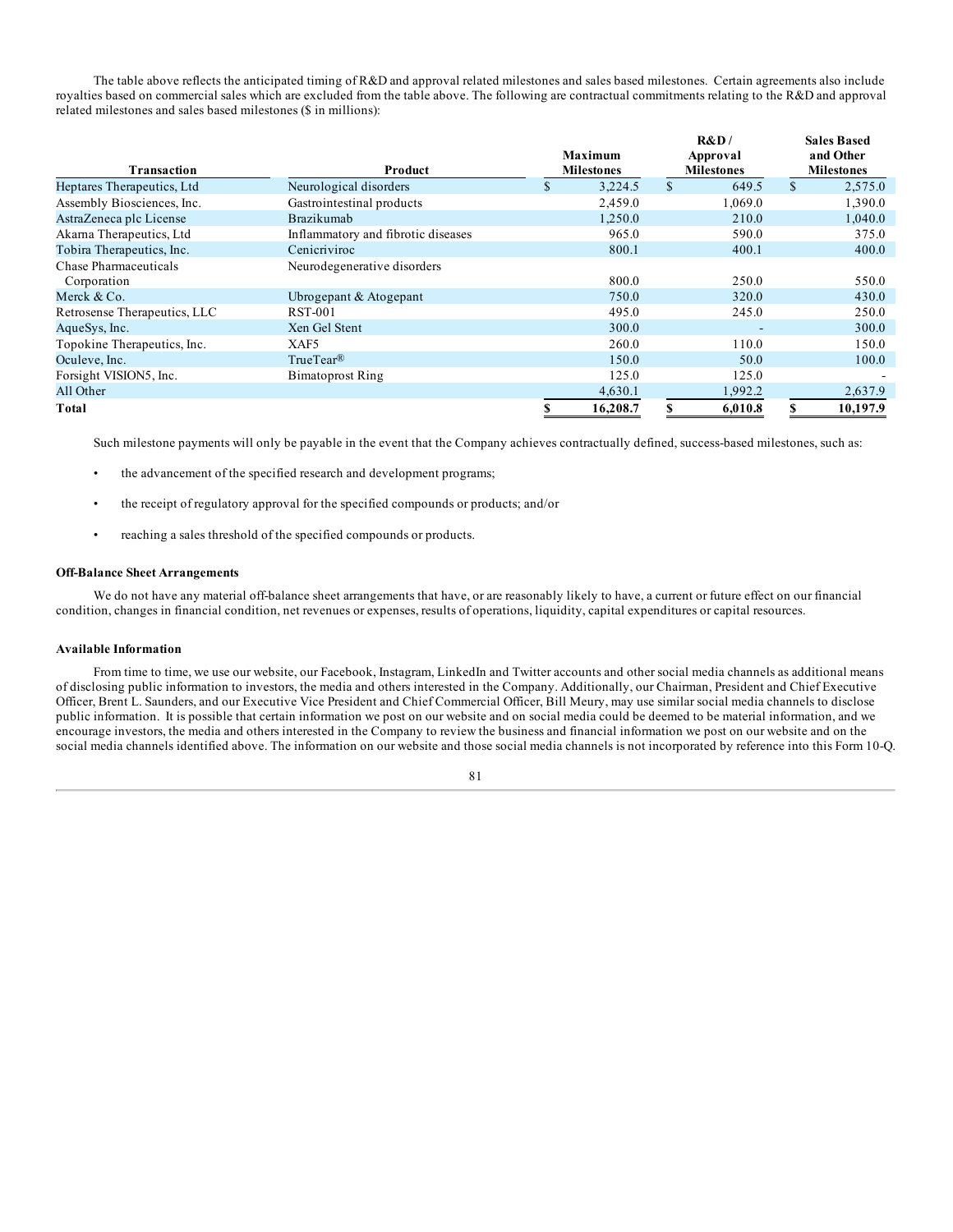The table above reflects the anticipated timing of R&D and approval related milestones and sales based milestones. Certain agreements also include royalties based on commercial sales which are excluded from the table above. The following are contractual commitments relating to the R&D and approval related milestones and sales based milestones ($ in millions):

| Transaction | Product | Maximum Milestones | R&D / Approval Milestones | Sales Based and Other Milestones |
|---|---|---|---|---|
| Heptares Therapeutics, Ltd | Neurological disorders | $ 3,224.5 | $ 649.5 | $ 2,575.0 |
| Assembly Biosciences, Inc. | Gastrointestinal products | 2,459.0 | 1,069.0 | 1,390.0 |
| AstraZeneca plc License | Brazikumab | 1,250.0 | 210.0 | 1,040.0 |
| Akarna Therapeutics, Ltd | Inflammatory and fibrotic diseases | 965.0 | 590.0 | 375.0 |
| Tobira Therapeutics, Inc. | Cenicriviroc | 800.1 | 400.1 | 400.0 |
| Chase Pharmaceuticals Corporation | Neurodegenerative disorders | 800.0 | 250.0 | 550.0 |
| Merck & Co. | Ubrogepant & Atogepant | 750.0 | 320.0 | 430.0 |
| Retrosense Therapeutics, LLC | RST-001 | 495.0 | 245.0 | 250.0 |
| AqueSys, Inc. | Xen Gel Stent | 300.0 | - | 300.0 |
| Topokine Therapeutics, Inc. | XAF5 | 260.0 | 110.0 | 150.0 |
| Oculeve, Inc. | TrueTear® | 150.0 | 50.0 | 100.0 |
| Forsight VISION5, Inc. | Bimatoprost Ring | 125.0 | 125.0 | - |
| All Other | | 4,630.1 | 1,992.2 | 2,637.9 |
| **Total** | | **$ 16,208.7** | **$ 6,010.8** | **$ 10,197.9** |

Such milestone payments will only be payable in the event that the Company achieves contractually defined, success-based milestones, such as:

- the advancement of the specified research and development programs;
- the receipt of regulatory approval for the specified compounds or products; and/or
- reaching a sales threshold of the specified compounds or products.

**Off-Balance Sheet Arrangements**

We do not have any material off-balance sheet arrangements that have, or are reasonably likely to have, a current or future effect on our financial condition, changes in financial condition, net revenues or expenses, results of operations, liquidity, capital expenditures or capital resources.

**Available Information**

From time to time, we use our website, our Facebook, Instagram, LinkedIn and Twitter accounts and other social media channels as additional means of disclosing public information to investors, the media and others interested in the Company. Additionally, our Chairman, President and Chief Executive Officer, Brent L. Saunders, and our Executive Vice President and Chief Commercial Officer, Bill Meury, may use similar social media channels to disclose public information. It is possible that certain information we post on our website and on social media could be deemed to be material information, and we encourage investors, the media and others interested in the Company to review the business and financial information we post on our website and on the social media channels identified above. The information on our website and those social media channels is not incorporated by reference into this Form 10-Q.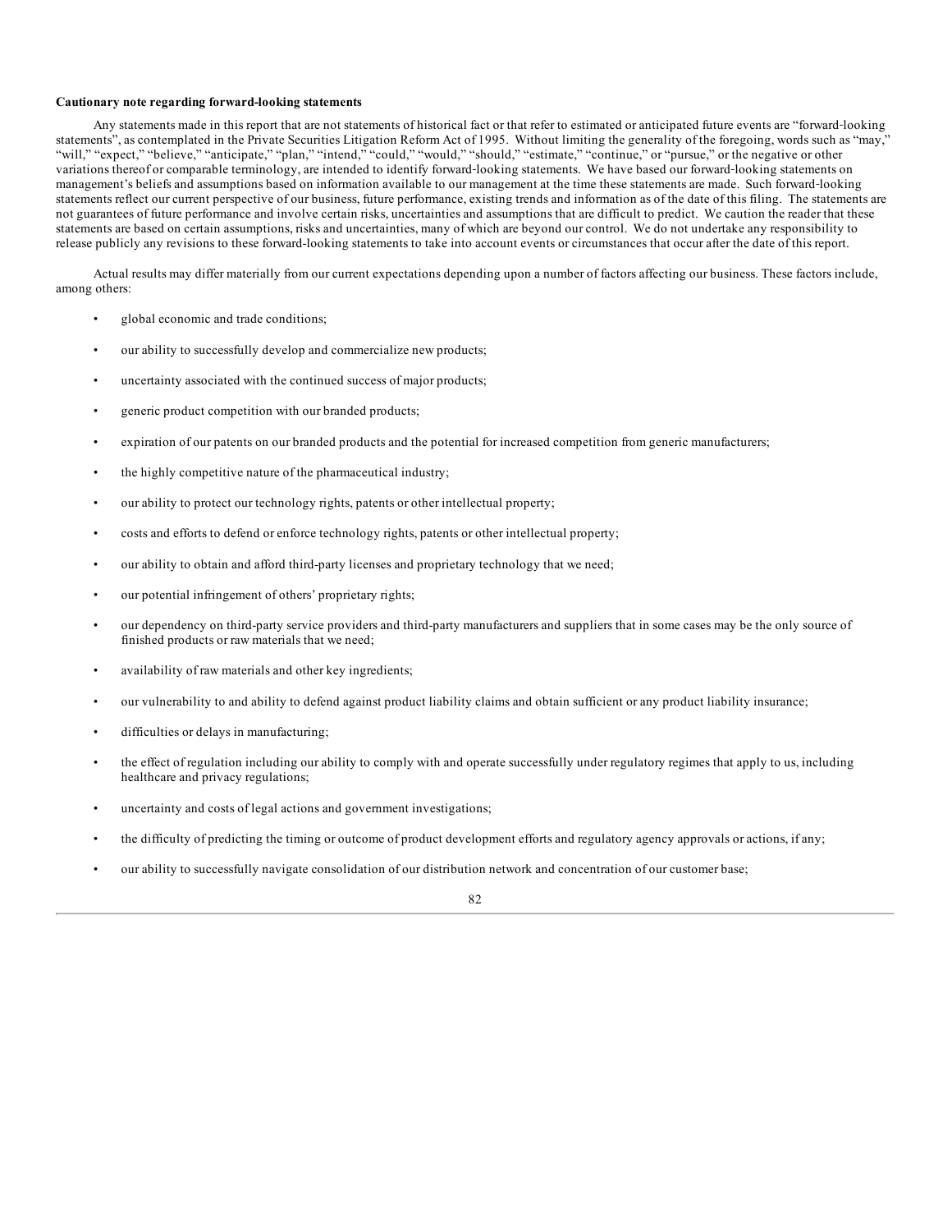**Cautionary note regarding forward-looking statements**

Any statements made in this report that are not statements of historical fact or that refer to estimated or anticipated future events are "forward-looking statements", as contemplated in the Private Securities Litigation Reform Act of 1995. Without limiting the generality of the foregoing, words such as "may," "will," "expect," "believe," "anticipate," "plan," "intend," "could," "would," "should," "estimate," "continue," or "pursue," or the negative or other variations thereof or comparable terminology, are intended to identify forward-looking statements. We have based our forward-looking statements on management's beliefs and assumptions based on information available to our management at the time these statements are made. Such forward-looking statements reflect our current perspective of our business, future performance, existing trends and information as of the date of this filing. The statements are not guarantees of future performance and involve certain risks, uncertainties and assumptions that are difficult to predict. We caution the reader that these statements are based on certain assumptions, risks and uncertainties, many of which are beyond our control. We do not undertake any responsibility to release publicly any revisions to these forward-looking statements to take into account events or circumstances that occur after the date of this report.

Actual results may differ materially from our current expectations depending upon a number of factors affecting our business. These factors include, among others:

- global economic and trade conditions;
- our ability to successfully develop and commercialize new products;
- uncertainty associated with the continued success of major products;
- generic product competition with our branded products;
- expiration of our patents on our branded products and the potential for increased competition from generic manufacturers;
- the highly competitive nature of the pharmaceutical industry;
- our ability to protect our technology rights, patents or other intellectual property;
- costs and efforts to defend or enforce technology rights, patents or other intellectual property;
- our ability to obtain and afford third-party licenses and proprietary technology that we need;
- our potential infringement of others' proprietary rights;
- our dependency on third-party service providers and third-party manufacturers and suppliers that in some cases may be the only source of finished products or raw materials that we need;
- availability of raw materials and other key ingredients;
- our vulnerability to and ability to defend against product liability claims and obtain sufficient or any product liability insurance;
- difficulties or delays in manufacturing;
- the effect of regulation including our ability to comply with and operate successfully under regulatory regimes that apply to us, including healthcare and privacy regulations;
- uncertainty and costs of legal actions and government investigations;
- the difficulty of predicting the timing or outcome of product development efforts and regulatory agency approvals or actions, if any;
- our ability to successfully navigate consolidation of our distribution network and concentration of our customer base;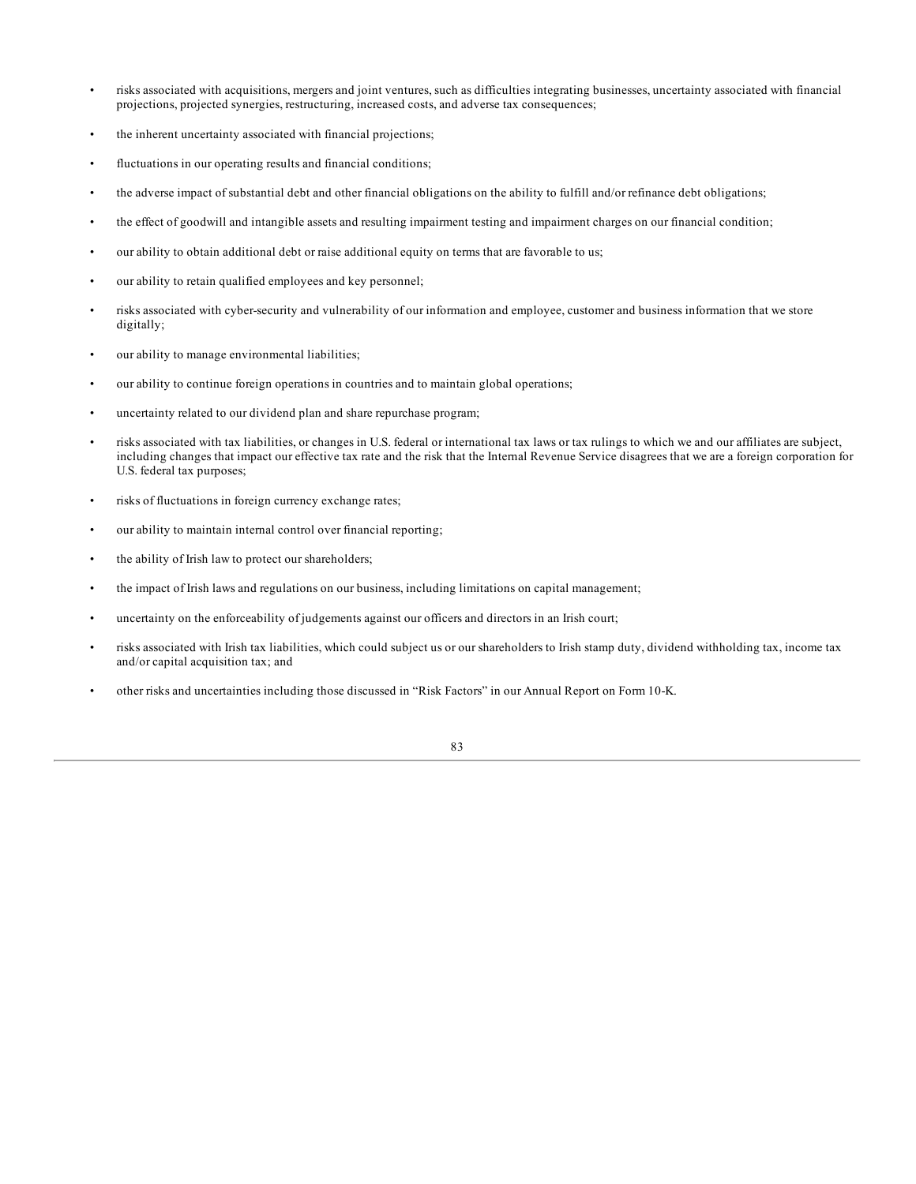- risks associated with acquisitions, mergers and joint ventures, such as difficulties integrating businesses, uncertainty associated with financial projections, projected synergies, restructuring, increased costs, and adverse tax consequences;
- the inherent uncertainty associated with financial projections;
- fluctuations in our operating results and financial conditions;
- the adverse impact of substantial debt and other financial obligations on the ability to fulfill and/or refinance debt obligations;
- the effect of goodwill and intangible assets and resulting impairment testing and impairment charges on our financial condition;
- our ability to obtain additional debt or raise additional equity on terms that are favorable to us;
- our ability to retain qualified employees and key personnel;
- risks associated with cyber-security and vulnerability of our information and employee, customer and business information that we store digitally;
- our ability to manage environmental liabilities;
- our ability to continue foreign operations in countries and to maintain global operations;
- uncertainty related to our dividend plan and share repurchase program;
- risks associated with tax liabilities, or changes in U.S. federal or international tax laws or tax rulings to which we and our affiliates are subject, including changes that impact our effective tax rate and the risk that the Internal Revenue Service disagrees that we are a foreign corporation for U.S. federal tax purposes;
- risks of fluctuations in foreign currency exchange rates;
- our ability to maintain internal control over financial reporting;
- the ability of Irish law to protect our shareholders;
- the impact of Irish laws and regulations on our business, including limitations on capital management;
- uncertainty on the enforceability of judgements against our officers and directors in an Irish court;
- risks associated with Irish tax liabilities, which could subject us or our shareholders to Irish stamp duty, dividend withholding tax, income tax and/or capital acquisition tax; and
- other risks and uncertainties including those discussed in "Risk Factors" in our Annual Report on Form 10-K.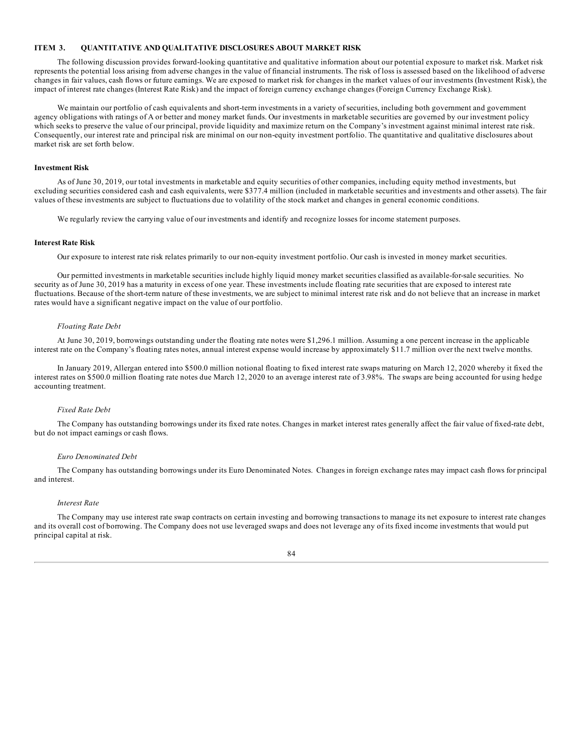## ITEM 3. QUANTITATIVE AND QUALITATIVE DISCLOSURES ABOUT MARKET RISK

The following discussion provides forward-looking quantitative and qualitative information about our potential exposure to market risk. Market risk represents the potential loss arising from adverse changes in the value of financial instruments. The risk of loss is assessed based on the likelihood of adverse changes in fair values, cash flows or future earnings. We are exposed to market risk for changes in the market values of our investments (Investment Risk), the impact of interest rate changes (Interest Rate Risk) and the impact of foreign currency exchange changes (Foreign Currency Exchange Risk).

We maintain our portfolio of cash equivalents and short-term investments in a variety of securities, including both government and government agency obligations with ratings of A or better and money market funds. Our investments in marketable securities are governed by our investment policy which seeks to preserve the value of our principal, provide liquidity and maximize return on the Company's investment against minimal interest rate risk. Consequently, our interest rate and principal risk are minimal on our non-equity investment portfolio. The quantitative and qualitative disclosures about market risk are set forth below.

### Investment Risk

As of June 30, 2019, our total investments in marketable and equity securities of other companies, including equity method investments, but excluding securities considered cash and cash equivalents, were $377.4 million (included in marketable securities and investments and other assets). The fair values of these investments are subject to fluctuations due to volatility of the stock market and changes in general economic conditions.

We regularly review the carrying value of our investments and identify and recognize losses for income statement purposes.

### Interest Rate Risk

Our exposure to interest rate risk relates primarily to our non-equity investment portfolio. Our cash is invested in money market securities.

Our permitted investments in marketable securities include highly liquid money market securities classified as available-for-sale securities. No security as of June 30, 2019 has a maturity in excess of one year. These investments include floating rate securities that are exposed to interest rate fluctuations. Because of the short-term nature of these investments, we are subject to minimal interest rate risk and do not believe that an increase in market rates would have a significant negative impact on the value of our portfolio.

*Floating Rate Debt*

At June 30, 2019, borrowings outstanding under the floating rate notes were $1,296.1 million. Assuming a one percent increase in the applicable interest rate on the Company's floating rates notes, annual interest expense would increase by approximately $11.7 million over the next twelve months.

In January 2019, Allergan entered into $500.0 million notional floating to fixed interest rate swaps maturing on March 12, 2020 whereby it fixed the interest rates on $500.0 million floating rate notes due March 12, 2020 to an average interest rate of 3.98%. The swaps are being accounted for using hedge accounting treatment.

*Fixed Rate Debt*

The Company has outstanding borrowings under its fixed rate notes. Changes in market interest rates generally affect the fair value of fixed-rate debt, but do not impact earnings or cash flows.

*Euro Denominated Debt*

The Company has outstanding borrowings under its Euro Denominated Notes. Changes in foreign exchange rates may impact cash flows for principal and interest.

*Interest Rate*

The Company may use interest rate swap contracts on certain investing and borrowing transactions to manage its net exposure to interest rate changes and its overall cost of borrowing. The Company does not use leveraged swaps and does not leverage any of its fixed income investments that would put principal capital at risk.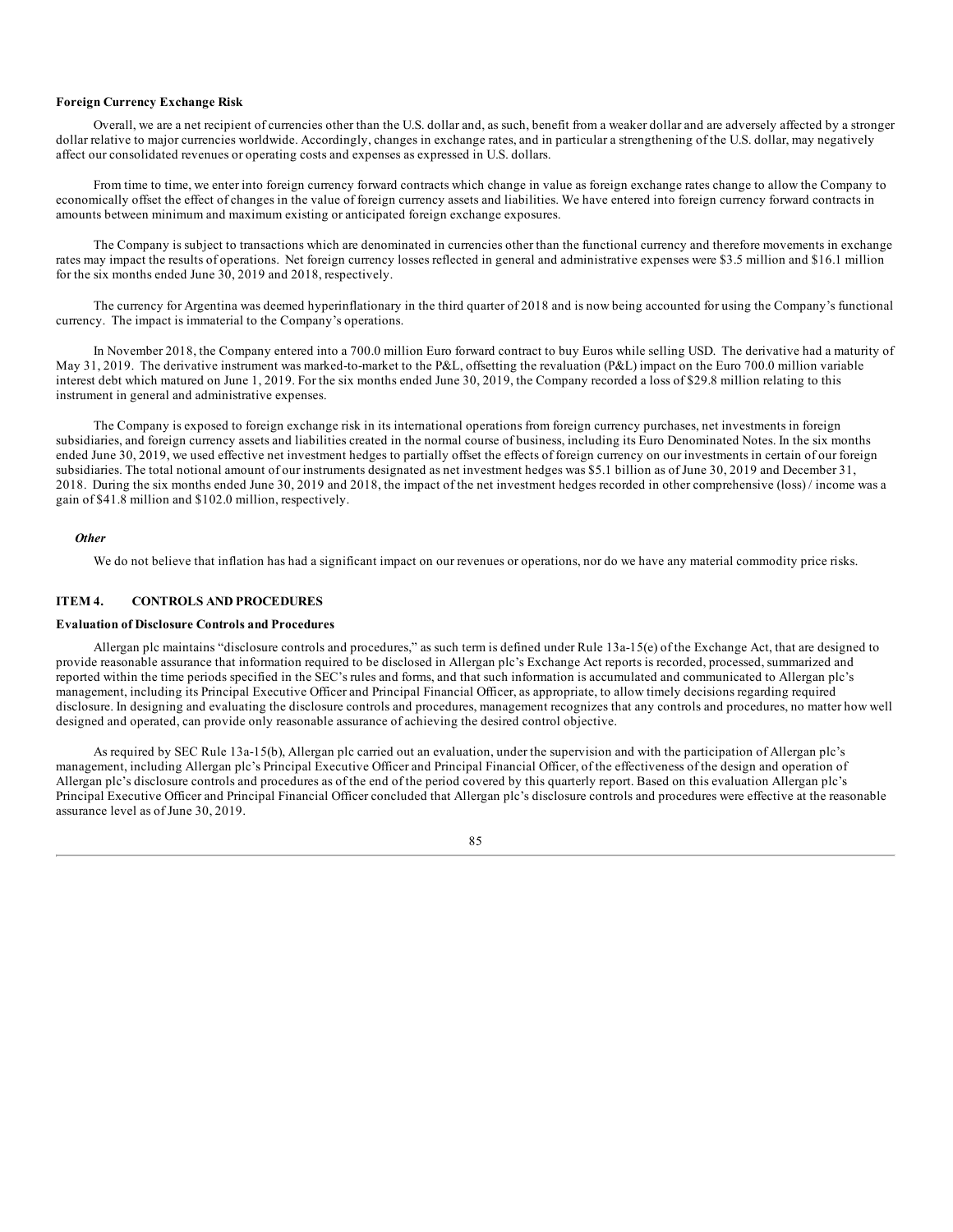**Foreign Currency Exchange Risk**

Overall, we are a net recipient of currencies other than the U.S. dollar and, as such, benefit from a weaker dollar and are adversely affected by a stronger dollar relative to major currencies worldwide. Accordingly, changes in exchange rates, and in particular a strengthening of the U.S. dollar, may negatively affect our consolidated revenues or operating costs and expenses as expressed in U.S. dollars.

From time to time, we enter into foreign currency forward contracts which change in value as foreign exchange rates change to allow the Company to economically offset the effect of changes in the value of foreign currency assets and liabilities. We have entered into foreign currency forward contracts in amounts between minimum and maximum existing or anticipated foreign exchange exposures.

The Company is subject to transactions which are denominated in currencies other than the functional currency and therefore movements in exchange rates may impact the results of operations. Net foreign currency losses reflected in general and administrative expenses were $3.5 million and $16.1 million for the six months ended June 30, 2019 and 2018, respectively.

The currency for Argentina was deemed hyperinflationary in the third quarter of 2018 and is now being accounted for using the Company's functional currency. The impact is immaterial to the Company's operations.

In November 2018, the Company entered into a 700.0 million Euro forward contract to buy Euros while selling USD. The derivative had a maturity of May 31, 2019. The derivative instrument was marked-to-market to the P&L, offsetting the revaluation (P&L) impact on the Euro 700.0 million variable interest debt which matured on June 1, 2019. For the six months ended June 30, 2019, the Company recorded a loss of $29.8 million relating to this instrument in general and administrative expenses.

The Company is exposed to foreign exchange risk in its international operations from foreign currency purchases, net investments in foreign subsidiaries, and foreign currency assets and liabilities created in the normal course of business, including its Euro Denominated Notes. In the six months ended June 30, 2019, we used effective net investment hedges to partially offset the effects of foreign currency on our investments in certain of our foreign subsidiaries. The total notional amount of our instruments designated as net investment hedges was $5.1 billion as of June 30, 2019 and December 31, 2018. During the six months ended June 30, 2019 and 2018, the impact of the net investment hedges recorded in other comprehensive (loss) / income was a gain of $41.8 million and $102.0 million, respectively.

***Other***

We do not believe that inflation has had a significant impact on our revenues or operations, nor do we have any material commodity price risks.

## ITEM 4. CONTROLS AND PROCEDURES

**Evaluation of Disclosure Controls and Procedures**

Allergan plc maintains "disclosure controls and procedures," as such term is defined under Rule 13a-15(e) of the Exchange Act, that are designed to provide reasonable assurance that information required to be disclosed in Allergan plc's Exchange Act reports is recorded, processed, summarized and reported within the time periods specified in the SEC's rules and forms, and that such information is accumulated and communicated to Allergan plc's management, including its Principal Executive Officer and Principal Financial Officer, as appropriate, to allow timely decisions regarding required disclosure. In designing and evaluating the disclosure controls and procedures, management recognizes that any controls and procedures, no matter how well designed and operated, can provide only reasonable assurance of achieving the desired control objective.

As required by SEC Rule 13a-15(b), Allergan plc carried out an evaluation, under the supervision and with the participation of Allergan plc's management, including Allergan plc's Principal Executive Officer and Principal Financial Officer, of the effectiveness of the design and operation of Allergan plc's disclosure controls and procedures as of the end of the period covered by this quarterly report. Based on this evaluation Allergan plc's Principal Executive Officer and Principal Financial Officer concluded that Allergan plc's disclosure controls and procedures were effective at the reasonable assurance level as of June 30, 2019.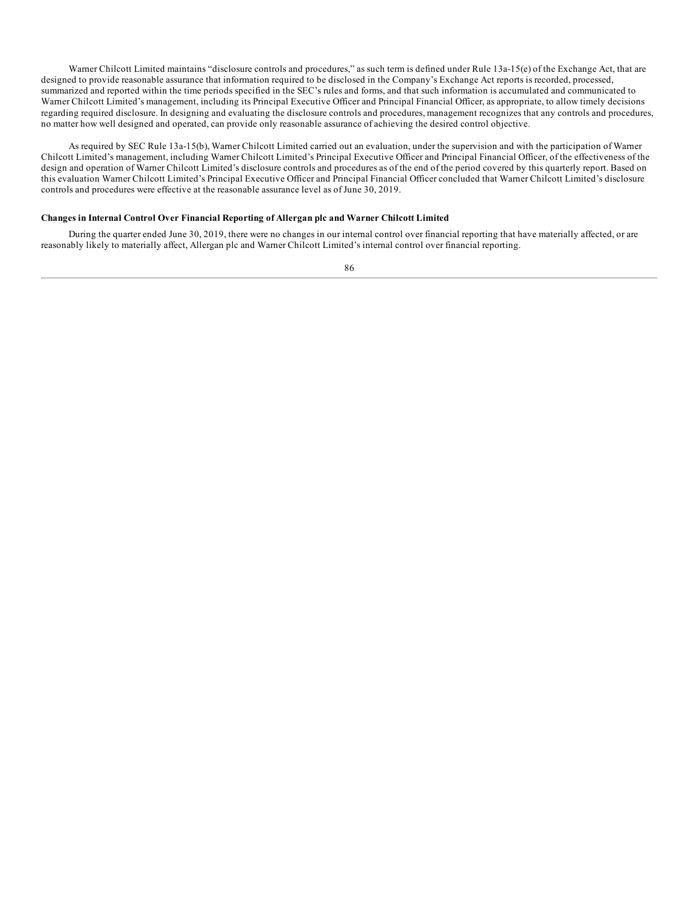Warner Chilcott Limited maintains "disclosure controls and procedures," as such term is defined under Rule 13a-15(e) of the Exchange Act, that are designed to provide reasonable assurance that information required to be disclosed in the Company's Exchange Act reports is recorded, processed, summarized and reported within the time periods specified in the SEC's rules and forms, and that such information is accumulated and communicated to Warner Chilcott Limited's management, including its Principal Executive Officer and Principal Financial Officer, as appropriate, to allow timely decisions regarding required disclosure. In designing and evaluating the disclosure controls and procedures, management recognizes that any controls and procedures, no matter how well designed and operated, can provide only reasonable assurance of achieving the desired control objective.

As required by SEC Rule 13a-15(b), Warner Chilcott Limited carried out an evaluation, under the supervision and with the participation of Warner Chilcott Limited's management, including Warner Chilcott Limited's Principal Executive Officer and Principal Financial Officer, of the effectiveness of the design and operation of Warner Chilcott Limited's disclosure controls and procedures as of the end of the period covered by this quarterly report. Based on this evaluation Warner Chilcott Limited's Principal Executive Officer and Principal Financial Officer concluded that Warner Chilcott Limited's disclosure controls and procedures were effective at the reasonable assurance level as of June 30, 2019.

**Changes in Internal Control Over Financial Reporting of Allergan plc and Warner Chilcott Limited**

During the quarter ended June 30, 2019, there were no changes in our internal control over financial reporting that have materially affected, or are reasonably likely to materially affect, Allergan plc and Warner Chilcott Limited's internal control over financial reporting.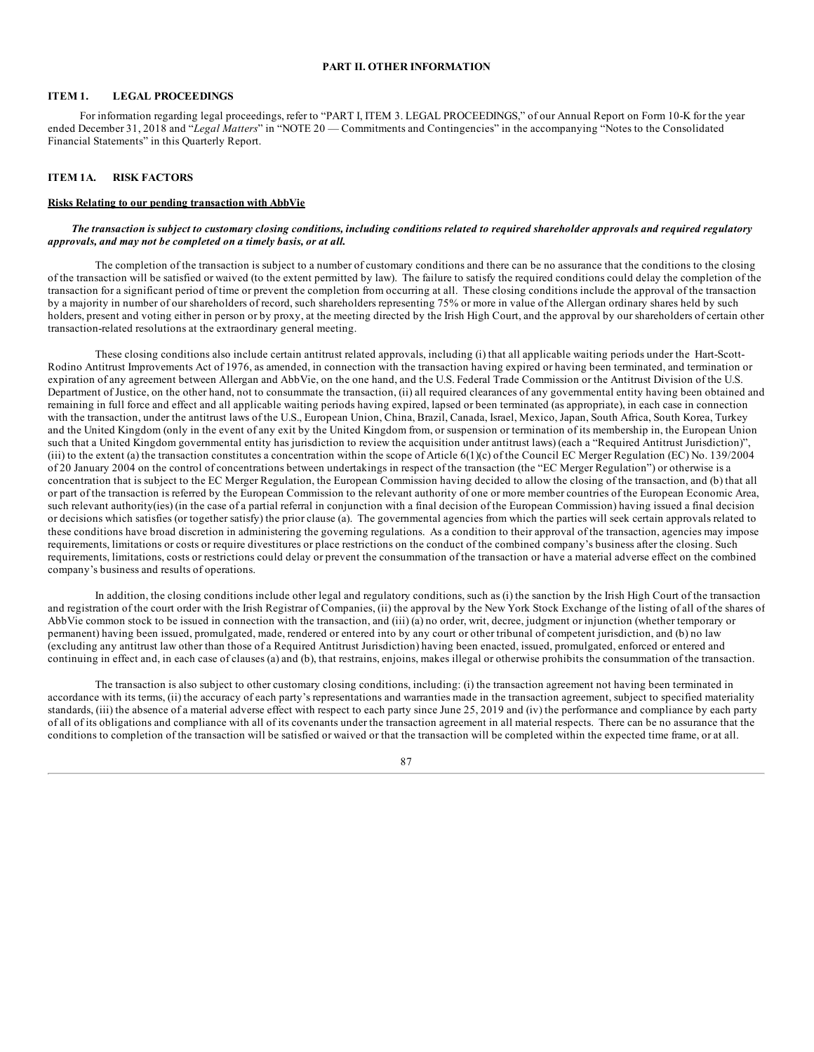# PART II. OTHER INFORMATION

## ITEM 1. LEGAL PROCEEDINGS

For information regarding legal proceedings, refer to "PART I, ITEM 3. LEGAL PROCEEDINGS," of our Annual Report on Form 10-K for the year ended December 31, 2018 and "*Legal Matters*" in "NOTE 20 — Commitments and Contingencies" in the accompanying "Notes to the Consolidated Financial Statements" in this Quarterly Report.

## ITEM 1A. RISK FACTORS

**Risks Relating to our pending transaction with AbbVie**

***The transaction is subject to customary closing conditions, including conditions related to required shareholder approvals and required regulatory approvals, and may not be completed on a timely basis, or at all.***

The completion of the transaction is subject to a number of customary conditions and there can be no assurance that the conditions to the closing of the transaction will be satisfied or waived (to the extent permitted by law). The failure to satisfy the required conditions could delay the completion of the transaction for a significant period of time or prevent the completion from occurring at all. These closing conditions include the approval of the transaction by a majority in number of our shareholders of record, such shareholders representing 75% or more in value of the Allergan ordinary shares held by such holders, present and voting either in person or by proxy, at the meeting directed by the Irish High Court, and the approval by our shareholders of certain other transaction-related resolutions at the extraordinary general meeting.

These closing conditions also include certain antitrust related approvals, including (i) that all applicable waiting periods under the Hart-Scott-Rodino Antitrust Improvements Act of 1976, as amended, in connection with the transaction having expired or having been terminated, and termination or expiration of any agreement between Allergan and AbbVie, on the one hand, and the U.S. Federal Trade Commission or the Antitrust Division of the U.S. Department of Justice, on the other hand, not to consummate the transaction, (ii) all required clearances of any governmental entity having been obtained and remaining in full force and effect and all applicable waiting periods having expired, lapsed or been terminated (as appropriate), in each case in connection with the transaction, under the antitrust laws of the U.S., European Union, China, Brazil, Canada, Israel, Mexico, Japan, South Africa, South Korea, Turkey and the United Kingdom (only in the event of any exit by the United Kingdom from, or suspension or termination of its membership in, the European Union such that a United Kingdom governmental entity has jurisdiction to review the acquisition under antitrust laws) (each a "Required Antitrust Jurisdiction)", (iii) to the extent (a) the transaction constitutes a concentration within the scope of Article 6(1)(c) of the Council EC Merger Regulation (EC) No. 139/2004 of 20 January 2004 on the control of concentrations between undertakings in respect of the transaction (the "EC Merger Regulation") or otherwise is a concentration that is subject to the EC Merger Regulation, the European Commission having decided to allow the closing of the transaction, and (b) that all or part of the transaction is referred by the European Commission to the relevant authority of one or more member countries of the European Economic Area, such relevant authority(ies) (in the case of a partial referral in conjunction with a final decision of the European Commission) having issued a final decision or decisions which satisfies (or together satisfy) the prior clause (a). The governmental agencies from which the parties will seek certain approvals related to these conditions have broad discretion in administering the governing regulations. As a condition to their approval of the transaction, agencies may impose requirements, limitations or costs or require divestitures or place restrictions on the conduct of the combined company's business after the closing. Such requirements, limitations, costs or restrictions could delay or prevent the consummation of the transaction or have a material adverse effect on the combined company's business and results of operations.

In addition, the closing conditions include other legal and regulatory conditions, such as (i) the sanction by the Irish High Court of the transaction and registration of the court order with the Irish Registrar of Companies, (ii) the approval by the New York Stock Exchange of the listing of all of the shares of AbbVie common stock to be issued in connection with the transaction, and (iii) (a) no order, writ, decree, judgment or injunction (whether temporary or permanent) having been issued, promulgated, made, rendered or entered into by any court or other tribunal of competent jurisdiction, and (b) no law (excluding any antitrust law other than those of a Required Antitrust Jurisdiction) having been enacted, issued, promulgated, enforced or entered and continuing in effect and, in each case of clauses (a) and (b), that restrains, enjoins, makes illegal or otherwise prohibits the consummation of the transaction.

The transaction is also subject to other customary closing conditions, including: (i) the transaction agreement not having been terminated in accordance with its terms, (ii) the accuracy of each party's representations and warranties made in the transaction agreement, subject to specified materiality standards, (iii) the absence of a material adverse effect with respect to each party since June 25, 2019 and (iv) the performance and compliance by each party of all of its obligations and compliance with all of its covenants under the transaction agreement in all material respects. There can be no assurance that the conditions to completion of the transaction will be satisfied or waived or that the transaction will be completed within the expected time frame, or at all.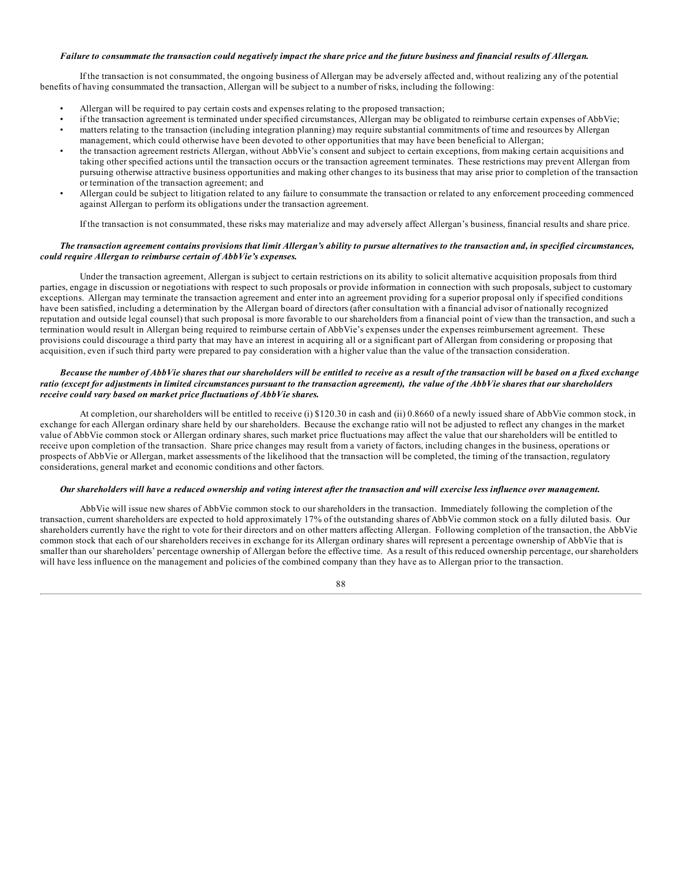***Failure to consummate the transaction could negatively impact the share price and the future business and financial results of Allergan.***

If the transaction is not consummated, the ongoing business of Allergan may be adversely affected and, without realizing any of the potential benefits of having consummated the transaction, Allergan will be subject to a number of risks, including the following:

- Allergan will be required to pay certain costs and expenses relating to the proposed transaction;
- if the transaction agreement is terminated under specified circumstances, Allergan may be obligated to reimburse certain expenses of AbbVie;
- matters relating to the transaction (including integration planning) may require substantial commitments of time and resources by Allergan management, which could otherwise have been devoted to other opportunities that may have been beneficial to Allergan;
- the transaction agreement restricts Allergan, without AbbVie's consent and subject to certain exceptions, from making certain acquisitions and taking other specified actions until the transaction occurs or the transaction agreement terminates. These restrictions may prevent Allergan from pursuing otherwise attractive business opportunities and making other changes to its business that may arise prior to completion of the transaction or termination of the transaction agreement; and
- Allergan could be subject to litigation related to any failure to consummate the transaction or related to any enforcement proceeding commenced against Allergan to perform its obligations under the transaction agreement.

If the transaction is not consummated, these risks may materialize and may adversely affect Allergan's business, financial results and share price.

***The transaction agreement contains provisions that limit Allergan's ability to pursue alternatives to the transaction and, in specified circumstances, could require Allergan to reimburse certain of AbbVie's expenses.***

Under the transaction agreement, Allergan is subject to certain restrictions on its ability to solicit alternative acquisition proposals from third parties, engage in discussion or negotiations with respect to such proposals or provide information in connection with such proposals, subject to customary exceptions. Allergan may terminate the transaction agreement and enter into an agreement providing for a superior proposal only if specified conditions have been satisfied, including a determination by the Allergan board of directors (after consultation with a financial advisor of nationally recognized reputation and outside legal counsel) that such proposal is more favorable to our shareholders from a financial point of view than the transaction, and such a termination would result in Allergan being required to reimburse certain of AbbVie's expenses under the expenses reimbursement agreement. These provisions could discourage a third party that may have an interest in acquiring all or a significant part of Allergan from considering or proposing that acquisition, even if such third party were prepared to pay consideration with a higher value than the value of the transaction consideration.

***Because the number of AbbVie shares that our shareholders will be entitled to receive as a result of the transaction will be based on a fixed exchange ratio (except for adjustments in limited circumstances pursuant to the transaction agreement), the value of the AbbVie shares that our shareholders receive could vary based on market price fluctuations of AbbVie shares.***

At completion, our shareholders will be entitled to receive (i) $120.30 in cash and (ii) 0.8660 of a newly issued share of AbbVie common stock, in exchange for each Allergan ordinary share held by our shareholders. Because the exchange ratio will not be adjusted to reflect any changes in the market value of AbbVie common stock or Allergan ordinary shares, such market price fluctuations may affect the value that our shareholders will be entitled to receive upon completion of the transaction. Share price changes may result from a variety of factors, including changes in the business, operations or prospects of AbbVie or Allergan, market assessments of the likelihood that the transaction will be completed, the timing of the transaction, regulatory considerations, general market and economic conditions and other factors.

***Our shareholders will have a reduced ownership and voting interest after the transaction and will exercise less influence over management.***

AbbVie will issue new shares of AbbVie common stock to our shareholders in the transaction. Immediately following the completion of the transaction, current shareholders are expected to hold approximately 17% of the outstanding shares of AbbVie common stock on a fully diluted basis. Our shareholders currently have the right to vote for their directors and on other matters affecting Allergan. Following completion of the transaction, the AbbVie common stock that each of our shareholders receives in exchange for its Allergan ordinary shares will represent a percentage ownership of AbbVie that is smaller than our shareholders' percentage ownership of Allergan before the effective time. As a result of this reduced ownership percentage, our shareholders will have less influence on the management and policies of the combined company than they have as to Allergan prior to the transaction.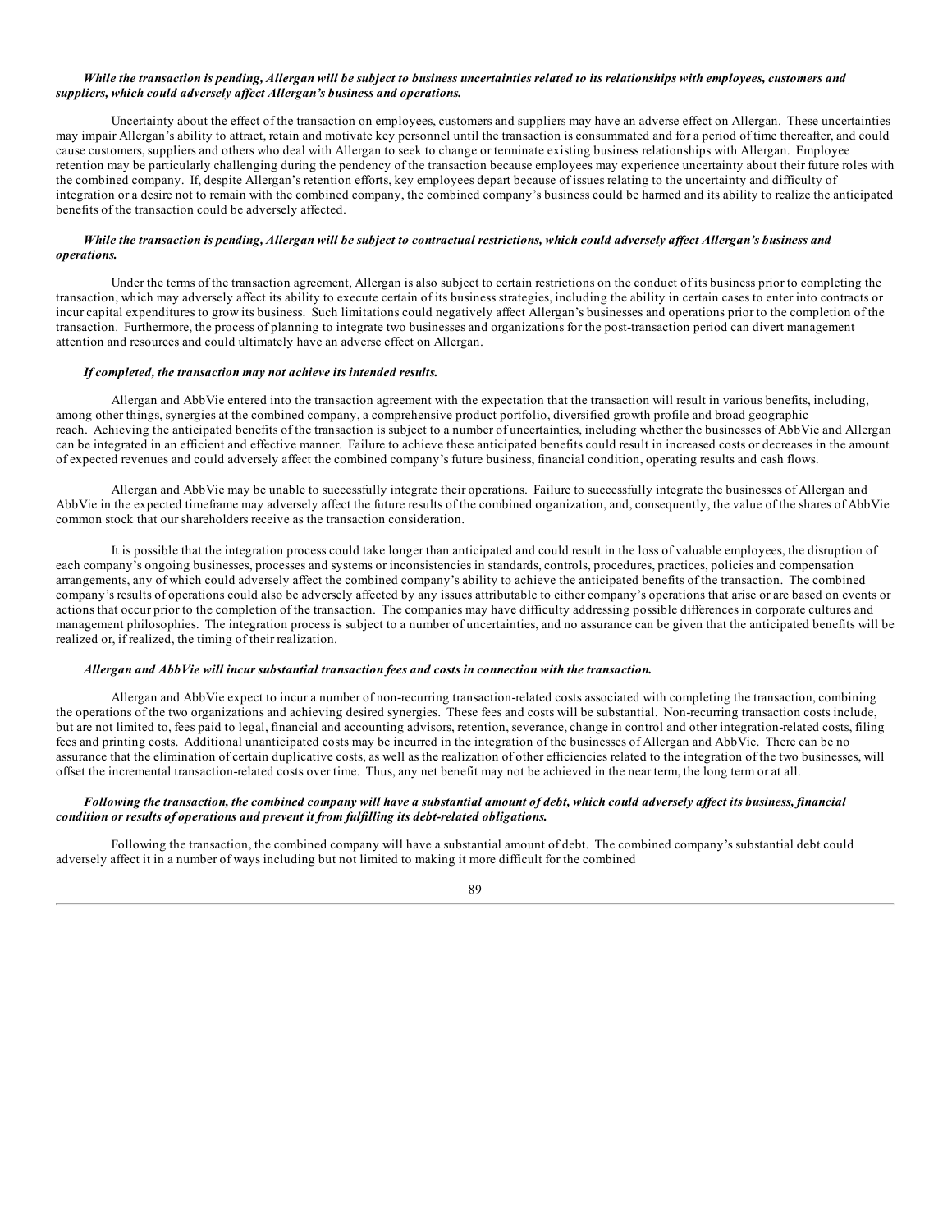***While the transaction is pending, Allergan will be subject to business uncertainties related to its relationships with employees, customers and suppliers, which could adversely affect Allergan's business and operations.***

Uncertainty about the effect of the transaction on employees, customers and suppliers may have an adverse effect on Allergan. These uncertainties may impair Allergan's ability to attract, retain and motivate key personnel until the transaction is consummated and for a period of time thereafter, and could cause customers, suppliers and others who deal with Allergan to seek to change or terminate existing business relationships with Allergan. Employee retention may be particularly challenging during the pendency of the transaction because employees may experience uncertainty about their future roles with the combined company. If, despite Allergan's retention efforts, key employees depart because of issues relating to the uncertainty and difficulty of integration or a desire not to remain with the combined company, the combined company's business could be harmed and its ability to realize the anticipated benefits of the transaction could be adversely affected.

***While the transaction is pending, Allergan will be subject to contractual restrictions, which could adversely affect Allergan's business and operations.***

Under the terms of the transaction agreement, Allergan is also subject to certain restrictions on the conduct of its business prior to completing the transaction, which may adversely affect its ability to execute certain of its business strategies, including the ability in certain cases to enter into contracts or incur capital expenditures to grow its business. Such limitations could negatively affect Allergan's businesses and operations prior to the completion of the transaction. Furthermore, the process of planning to integrate two businesses and organizations for the post-transaction period can divert management attention and resources and could ultimately have an adverse effect on Allergan.

***If completed, the transaction may not achieve its intended results.***

Allergan and AbbVie entered into the transaction agreement with the expectation that the transaction will result in various benefits, including, among other things, synergies at the combined company, a comprehensive product portfolio, diversified growth profile and broad geographic reach. Achieving the anticipated benefits of the transaction is subject to a number of uncertainties, including whether the businesses of AbbVie and Allergan can be integrated in an efficient and effective manner. Failure to achieve these anticipated benefits could result in increased costs or decreases in the amount of expected revenues and could adversely affect the combined company's future business, financial condition, operating results and cash flows.

Allergan and AbbVie may be unable to successfully integrate their operations. Failure to successfully integrate the businesses of Allergan and AbbVie in the expected timeframe may adversely affect the future results of the combined organization, and, consequently, the value of the shares of AbbVie common stock that our shareholders receive as the transaction consideration.

It is possible that the integration process could take longer than anticipated and could result in the loss of valuable employees, the disruption of each company's ongoing businesses, processes and systems or inconsistencies in standards, controls, procedures, practices, policies and compensation arrangements, any of which could adversely affect the combined company's ability to achieve the anticipated benefits of the transaction. The combined company's results of operations could also be adversely affected by any issues attributable to either company's operations that arise or are based on events or actions that occur prior to the completion of the transaction. The companies may have difficulty addressing possible differences in corporate cultures and management philosophies. The integration process is subject to a number of uncertainties, and no assurance can be given that the anticipated benefits will be realized or, if realized, the timing of their realization.

***Allergan and AbbVie will incur substantial transaction fees and costs in connection with the transaction.***

Allergan and AbbVie expect to incur a number of non-recurring transaction-related costs associated with completing the transaction, combining the operations of the two organizations and achieving desired synergies. These fees and costs will be substantial. Non-recurring transaction costs include, but are not limited to, fees paid to legal, financial and accounting advisors, retention, severance, change in control and other integration-related costs, filing fees and printing costs. Additional unanticipated costs may be incurred in the integration of the businesses of Allergan and AbbVie. There can be no assurance that the elimination of certain duplicative costs, as well as the realization of other efficiencies related to the integration of the two businesses, will offset the incremental transaction-related costs over time. Thus, any net benefit may not be achieved in the near term, the long term or at all.

***Following the transaction, the combined company will have a substantial amount of debt, which could adversely affect its business, financial condition or results of operations and prevent it from fulfilling its debt-related obligations.***

Following the transaction, the combined company will have a substantial amount of debt. The combined company's substantial debt could adversely affect it in a number of ways including but not limited to making it more difficult for the combined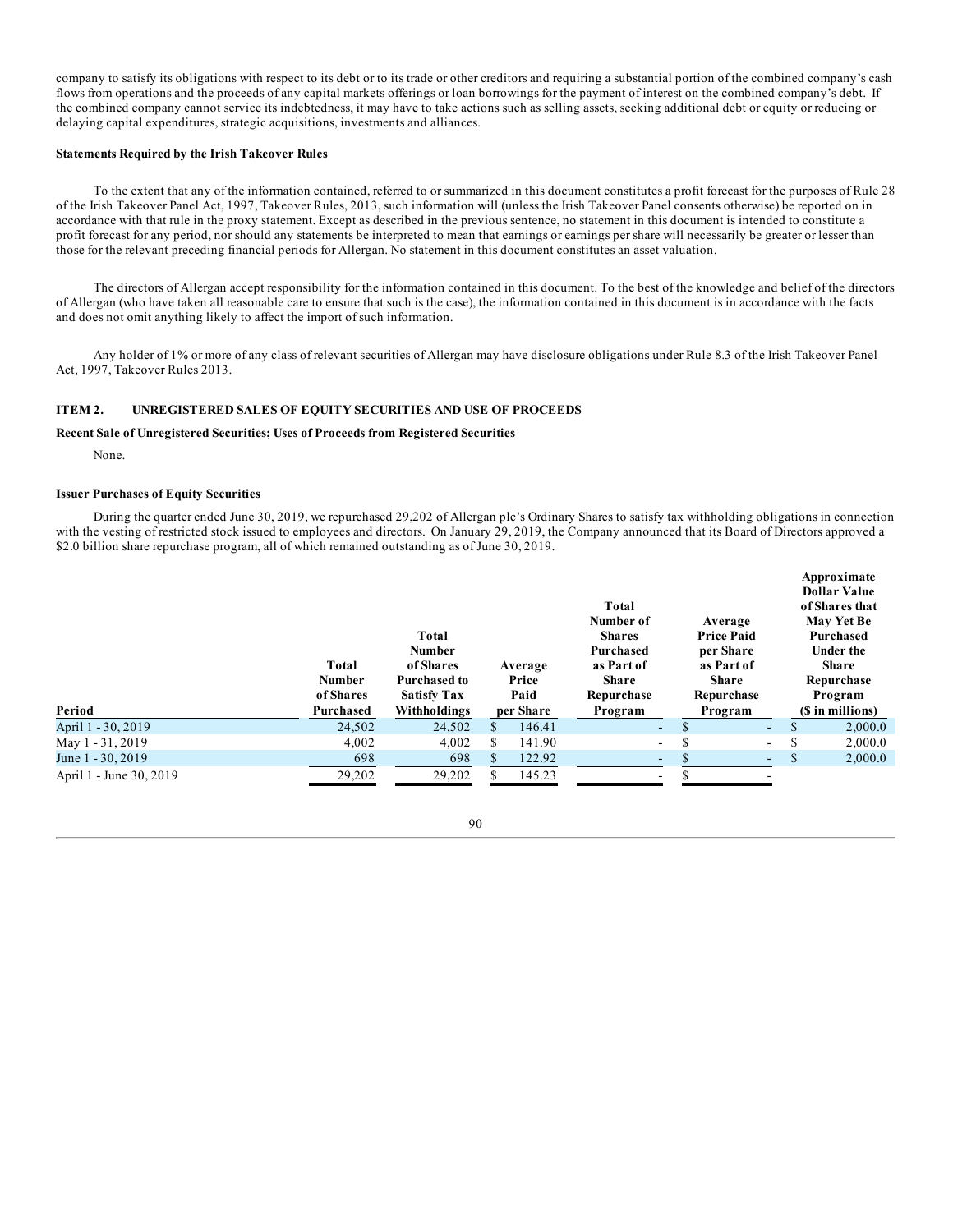company to satisfy its obligations with respect to its debt or to its trade or other creditors and requiring a substantial portion of the combined company's cash flows from operations and the proceeds of any capital markets offerings or loan borrowings for the payment of interest on the combined company's debt. If the combined company cannot service its indebtedness, it may have to take actions such as selling assets, seeking additional debt or equity or reducing or delaying capital expenditures, strategic acquisitions, investments and alliances.

**Statements Required by the Irish Takeover Rules**

To the extent that any of the information contained, referred to or summarized in this document constitutes a profit forecast for the purposes of Rule 28 of the Irish Takeover Panel Act, 1997, Takeover Rules, 2013, such information will (unless the Irish Takeover Panel consents otherwise) be reported on in accordance with that rule in the proxy statement. Except as described in the previous sentence, no statement in this document is intended to constitute a profit forecast for any period, nor should any statements be interpreted to mean that earnings or earnings per share will necessarily be greater or lesser than those for the relevant preceding financial periods for Allergan. No statement in this document constitutes an asset valuation.

The directors of Allergan accept responsibility for the information contained in this document. To the best of the knowledge and belief of the directors of Allergan (who have taken all reasonable care to ensure that such is the case), the information contained in this document is in accordance with the facts and does not omit anything likely to affect the import of such information.

Any holder of 1% or more of any class of relevant securities of Allergan may have disclosure obligations under Rule 8.3 of the Irish Takeover Panel Act, 1997, Takeover Rules 2013.

## ITEM 2. UNREGISTERED SALES OF EQUITY SECURITIES AND USE OF PROCEEDS

**Recent Sale of Unregistered Securities; Uses of Proceeds from Registered Securities**

None.

**Issuer Purchases of Equity Securities**

During the quarter ended June 30, 2019, we repurchased 29,202 of Allergan plc's Ordinary Shares to satisfy tax withholding obligations in connection with the vesting of restricted stock issued to employees and directors. On January 29, 2019, the Company announced that its Board of Directors approved a $2.0 billion share repurchase program, all of which remained outstanding as of June 30, 2019.

| Period | Total Number of Shares Purchased | Total Number of Shares Purchased to Satisfy Tax Withholdings | Average Price Paid per Share | Total Number of Shares Purchased as Part of Share Repurchase Program | Average Price Paid per Share as Part of Share Repurchase Program | Approximate Dollar Value of Shares that May Yet Be Purchased Under the Share Repurchase Program ($ in millions) |
|---|---|---|---|---|---|---|
| April 1 - 30, 2019 | 24,502 | 24,502 | $ 146.41 | - | $ - | $ 2,000.0 |
| May 1 - 31, 2019 | 4,002 | 4,002 | $ 141.90 | - | $ - | $ 2,000.0 |
| June 1 - 30, 2019 | 698 | 698 | $ 122.92 | - | $ - | $ 2,000.0 |
| April 1 - June 30, 2019 | 29,202 | 29,202 | $ 145.23 | - | $ - | |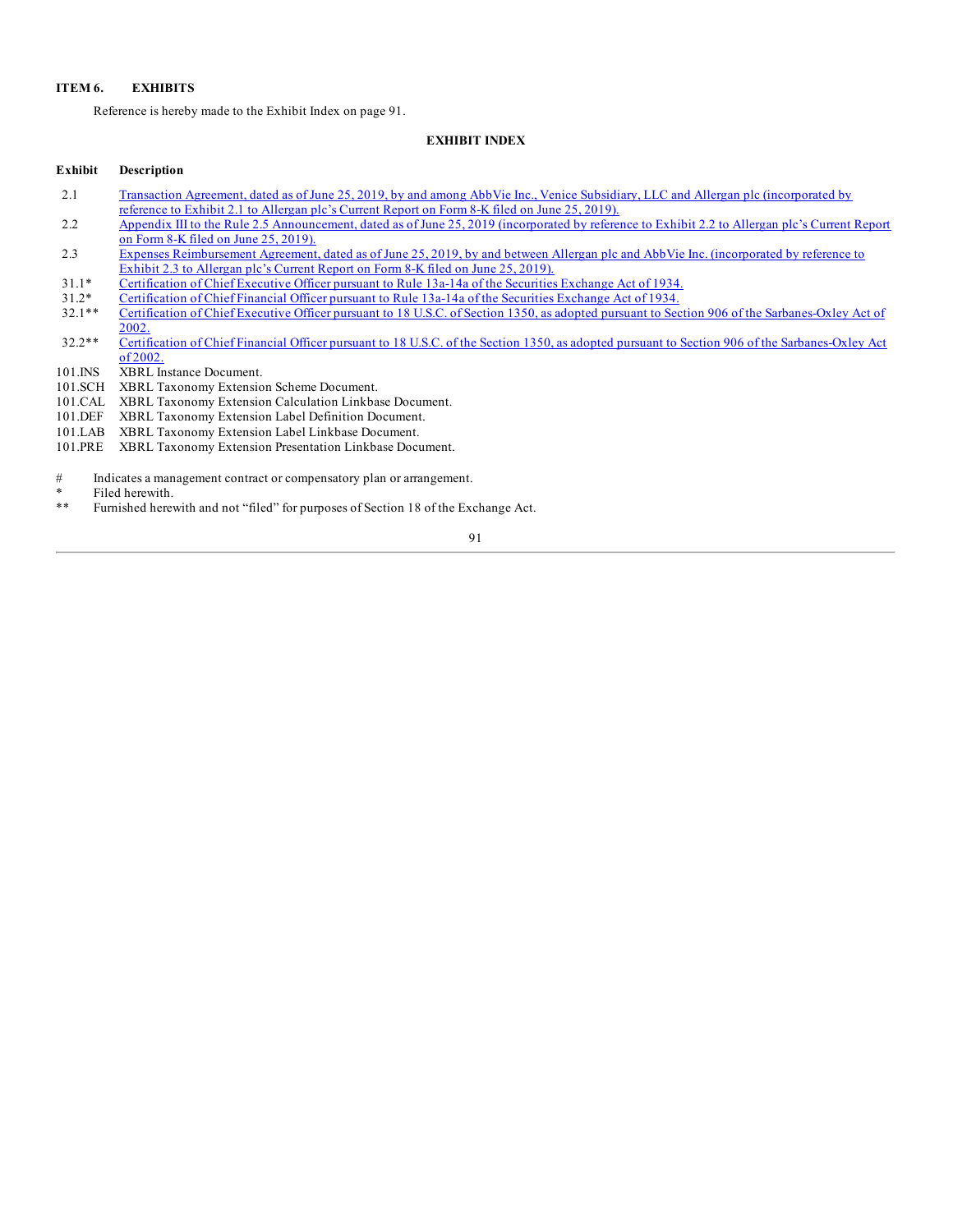## ITEM 6. EXHIBITS

Reference is hereby made to the Exhibit Index on page 91.

### EXHIBIT INDEX

| Exhibit | Description |
|---|---|
| 2.1 | Transaction Agreement, dated as of June 25, 2019, by and among AbbVie Inc., Venice Subsidiary, LLC and Allergan plc (incorporated by reference to Exhibit 2.1 to Allergan plc's Current Report on Form 8-K filed on June 25, 2019). |
| 2.2 | Appendix III to the Rule 2.5 Announcement, dated as of June 25, 2019 (incorporated by reference to Exhibit 2.2 to Allergan plc's Current Report on Form 8-K filed on June 25, 2019). |
| 2.3 | Expenses Reimbursement Agreement, dated as of June 25, 2019, by and between Allergan plc and AbbVie Inc. (incorporated by reference to Exhibit 2.3 to Allergan plc's Current Report on Form 8-K filed on June 25, 2019). |
| 31.1* | Certification of Chief Executive Officer pursuant to Rule 13a-14a of the Securities Exchange Act of 1934. |
| 31.2* | Certification of Chief Financial Officer pursuant to Rule 13a-14a of the Securities Exchange Act of 1934. |
| 32.1** | Certification of Chief Executive Officer pursuant to 18 U.S.C. of Section 1350, as adopted pursuant to Section 906 of the Sarbanes-Oxley Act of 2002. |
| 32.2** | Certification of Chief Financial Officer pursuant to 18 U.S.C. of the Section 1350, as adopted pursuant to Section 906 of the Sarbanes-Oxley Act of 2002. |
| 101.INS | XBRL Instance Document. |
| 101.SCH | XBRL Taxonomy Extension Scheme Document. |
| 101.CAL | XBRL Taxonomy Extension Calculation Linkbase Document. |
| 101.DEF | XBRL Taxonomy Extension Label Definition Document. |
| 101.LAB | XBRL Taxonomy Extension Label Linkbase Document. |
| 101.PRE | XBRL Taxonomy Extension Presentation Linkbase Document. |

# Indicates a management contract or compensatory plan or arrangement.

* Filed herewith.

** Furnished herewith and not "filed" for purposes of Section 18 of the Exchange Act.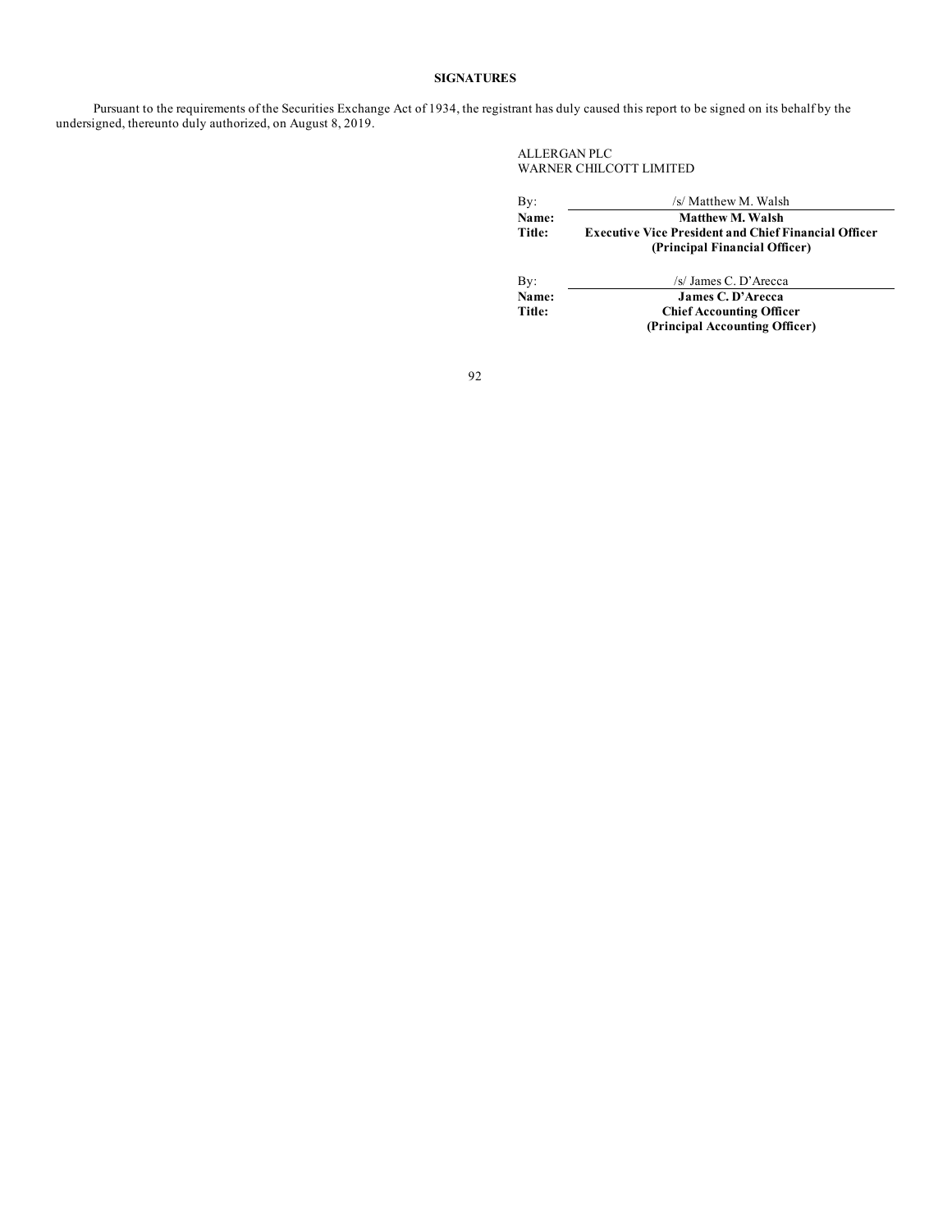**SIGNATURES**

Pursuant to the requirements of the Securities Exchange Act of 1934, the registrant has duly caused this report to be signed on its behalf by the undersigned, thereunto duly authorized, on August 8, 2019.

ALLERGAN PLC
WARNER CHILCOTT LIMITED

| | |
|---|---|
| By: | /s/ Matthew M. Walsh |
| **Name:** | **Matthew M. Walsh** |
| **Title:** | **Executive Vice President and Chief Financial Officer (Principal Financial Officer)** |
| | |
| By: | /s/ James C. D'Arecca |
| **Name:** | **James C. D'Arecca** |
| **Title:** | **Chief Accounting Officer (Principal Accounting Officer)** |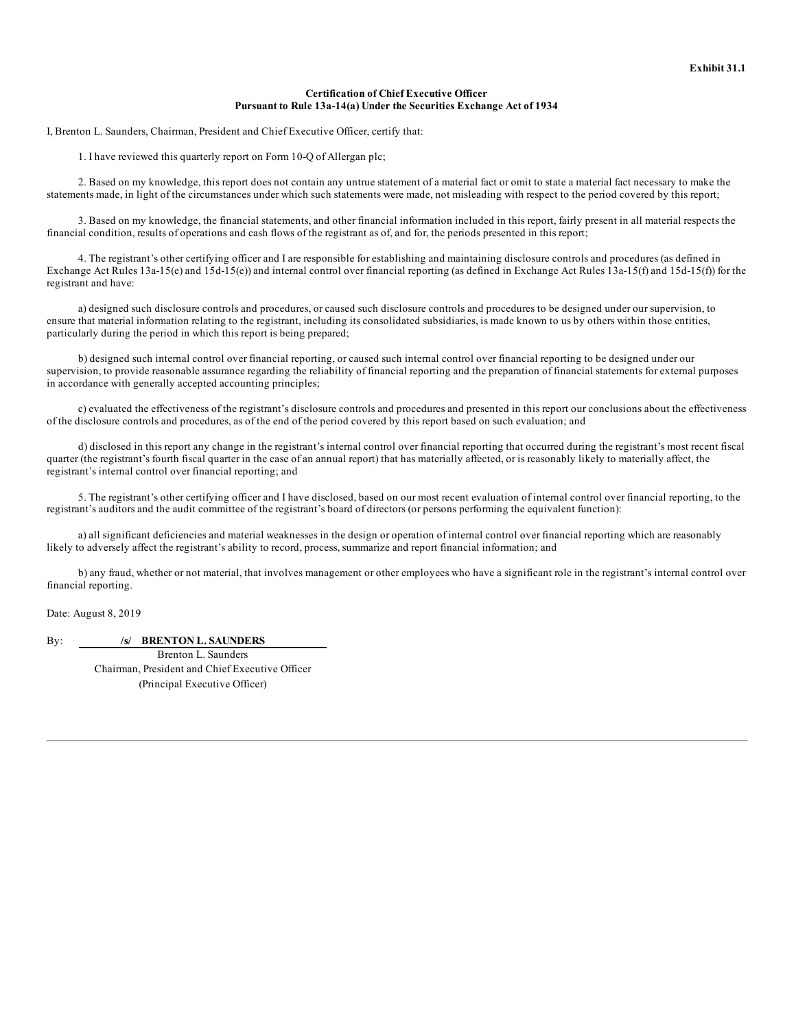**Exhibit 31.1**

**Certification of Chief Executive Officer**
**Pursuant to Rule 13a-14(a) Under the Securities Exchange Act of 1934**

I, Brenton L. Saunders, Chairman, President and Chief Executive Officer, certify that:

1. I have reviewed this quarterly report on Form 10-Q of Allergan plc;

2. Based on my knowledge, this report does not contain any untrue statement of a material fact or omit to state a material fact necessary to make the statements made, in light of the circumstances under which such statements were made, not misleading with respect to the period covered by this report;

3. Based on my knowledge, the financial statements, and other financial information included in this report, fairly present in all material respects the financial condition, results of operations and cash flows of the registrant as of, and for, the periods presented in this report;

4. The registrant's other certifying officer and I are responsible for establishing and maintaining disclosure controls and procedures (as defined in Exchange Act Rules 13a-15(e) and 15d-15(e)) and internal control over financial reporting (as defined in Exchange Act Rules 13a-15(f) and 15d-15(f)) for the registrant and have:

a) designed such disclosure controls and procedures, or caused such disclosure controls and procedures to be designed under our supervision, to ensure that material information relating to the registrant, including its consolidated subsidiaries, is made known to us by others within those entities, particularly during the period in which this report is being prepared;

b) designed such internal control over financial reporting, or caused such internal control over financial reporting to be designed under our supervision, to provide reasonable assurance regarding the reliability of financial reporting and the preparation of financial statements for external purposes in accordance with generally accepted accounting principles;

c) evaluated the effectiveness of the registrant's disclosure controls and procedures and presented in this report our conclusions about the effectiveness of the disclosure controls and procedures, as of the end of the period covered by this report based on such evaluation; and

d) disclosed in this report any change in the registrant's internal control over financial reporting that occurred during the registrant's most recent fiscal quarter (the registrant's fourth fiscal quarter in the case of an annual report) that has materially affected, or is reasonably likely to materially affect, the registrant's internal control over financial reporting; and

5. The registrant's other certifying officer and I have disclosed, based on our most recent evaluation of internal control over financial reporting, to the registrant's auditors and the audit committee of the registrant's board of directors (or persons performing the equivalent function):

a) all significant deficiencies and material weaknesses in the design or operation of internal control over financial reporting which are reasonably likely to adversely affect the registrant's ability to record, process, summarize and report financial information; and

b) any fraud, whether or not material, that involves management or other employees who have a significant role in the registrant's internal control over financial reporting.

Date: August 8, 2019

By: **/s/ BRENTON L. SAUNDERS**
Brenton L. Saunders
Chairman, President and Chief Executive Officer
(Principal Executive Officer)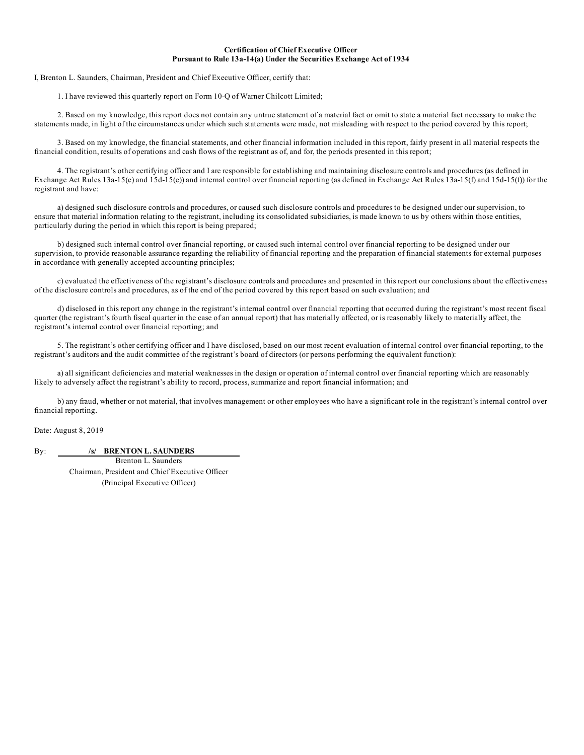**Certification of Chief Executive Officer**
**Pursuant to Rule 13a-14(a) Under the Securities Exchange Act of 1934**

I, Brenton L. Saunders, Chairman, President and Chief Executive Officer, certify that:

1. I have reviewed this quarterly report on Form 10-Q of Warner Chilcott Limited;

2. Based on my knowledge, this report does not contain any untrue statement of a material fact or omit to state a material fact necessary to make the statements made, in light of the circumstances under which such statements were made, not misleading with respect to the period covered by this report;

3. Based on my knowledge, the financial statements, and other financial information included in this report, fairly present in all material respects the financial condition, results of operations and cash flows of the registrant as of, and for, the periods presented in this report;

4. The registrant's other certifying officer and I are responsible for establishing and maintaining disclosure controls and procedures (as defined in Exchange Act Rules 13a-15(e) and 15d-15(e)) and internal control over financial reporting (as defined in Exchange Act Rules 13a-15(f) and 15d-15(f)) for the registrant and have:

a) designed such disclosure controls and procedures, or caused such disclosure controls and procedures to be designed under our supervision, to ensure that material information relating to the registrant, including its consolidated subsidiaries, is made known to us by others within those entities, particularly during the period in which this report is being prepared;

b) designed such internal control over financial reporting, or caused such internal control over financial reporting to be designed under our supervision, to provide reasonable assurance regarding the reliability of financial reporting and the preparation of financial statements for external purposes in accordance with generally accepted accounting principles;

c) evaluated the effectiveness of the registrant's disclosure controls and procedures and presented in this report our conclusions about the effectiveness of the disclosure controls and procedures, as of the end of the period covered by this report based on such evaluation; and

d) disclosed in this report any change in the registrant's internal control over financial reporting that occurred during the registrant's most recent fiscal quarter (the registrant's fourth fiscal quarter in the case of an annual report) that has materially affected, or is reasonably likely to materially affect, the registrant's internal control over financial reporting; and

5. The registrant's other certifying officer and I have disclosed, based on our most recent evaluation of internal control over financial reporting, to the registrant's auditors and the audit committee of the registrant's board of directors (or persons performing the equivalent function):

a) all significant deficiencies and material weaknesses in the design or operation of internal control over financial reporting which are reasonably likely to adversely affect the registrant's ability to record, process, summarize and report financial information; and

b) any fraud, whether or not material, that involves management or other employees who have a significant role in the registrant's internal control over financial reporting.

Date: August 8, 2019

By: **/s/ BRENTON L. SAUNDERS**
Brenton L. Saunders
Chairman, President and Chief Executive Officer
(Principal Executive Officer)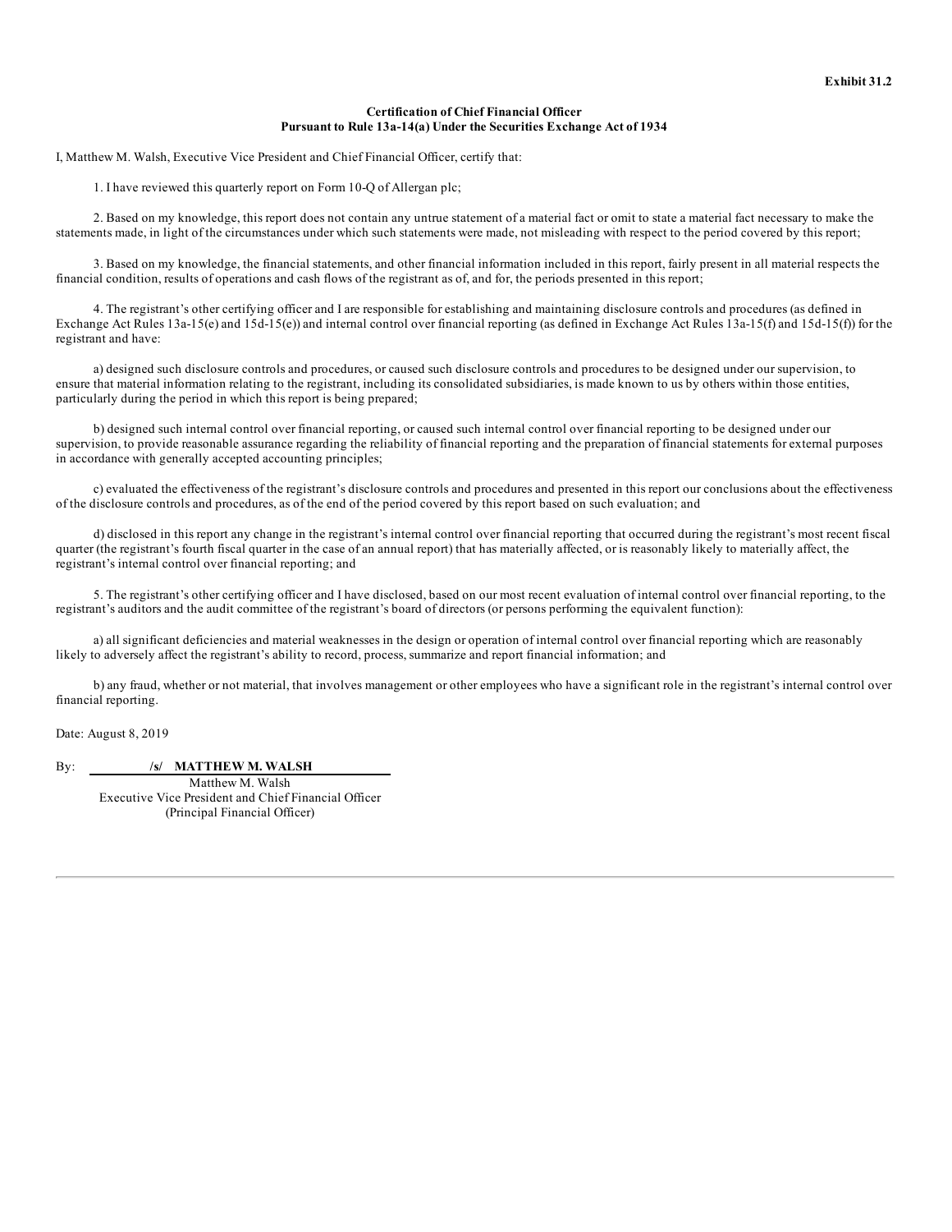**Exhibit 31.2**

**Certification of Chief Financial Officer**
**Pursuant to Rule 13a-14(a) Under the Securities Exchange Act of 1934**

I, Matthew M. Walsh, Executive Vice President and Chief Financial Officer, certify that:

1. I have reviewed this quarterly report on Form 10-Q of Allergan plc;

2. Based on my knowledge, this report does not contain any untrue statement of a material fact or omit to state a material fact necessary to make the statements made, in light of the circumstances under which such statements were made, not misleading with respect to the period covered by this report;

3. Based on my knowledge, the financial statements, and other financial information included in this report, fairly present in all material respects the financial condition, results of operations and cash flows of the registrant as of, and for, the periods presented in this report;

4. The registrant's other certifying officer and I are responsible for establishing and maintaining disclosure controls and procedures (as defined in Exchange Act Rules 13a-15(e) and 15d-15(e)) and internal control over financial reporting (as defined in Exchange Act Rules 13a-15(f) and 15d-15(f)) for the registrant and have:

a) designed such disclosure controls and procedures, or caused such disclosure controls and procedures to be designed under our supervision, to ensure that material information relating to the registrant, including its consolidated subsidiaries, is made known to us by others within those entities, particularly during the period in which this report is being prepared;

b) designed such internal control over financial reporting, or caused such internal control over financial reporting to be designed under our supervision, to provide reasonable assurance regarding the reliability of financial reporting and the preparation of financial statements for external purposes in accordance with generally accepted accounting principles;

c) evaluated the effectiveness of the registrant's disclosure controls and procedures and presented in this report our conclusions about the effectiveness of the disclosure controls and procedures, as of the end of the period covered by this report based on such evaluation; and

d) disclosed in this report any change in the registrant's internal control over financial reporting that occurred during the registrant's most recent fiscal quarter (the registrant's fourth fiscal quarter in the case of an annual report) that has materially affected, or is reasonably likely to materially affect, the registrant's internal control over financial reporting; and

5. The registrant's other certifying officer and I have disclosed, based on our most recent evaluation of internal control over financial reporting, to the registrant's auditors and the audit committee of the registrant's board of directors (or persons performing the equivalent function):

a) all significant deficiencies and material weaknesses in the design or operation of internal control over financial reporting which are reasonably likely to adversely affect the registrant's ability to record, process, summarize and report financial information; and

b) any fraud, whether or not material, that involves management or other employees who have a significant role in the registrant's internal control over financial reporting.

Date: August 8, 2019

By: **/s/ MATTHEW M. WALSH**

Matthew M. Walsh
Executive Vice President and Chief Financial Officer
(Principal Financial Officer)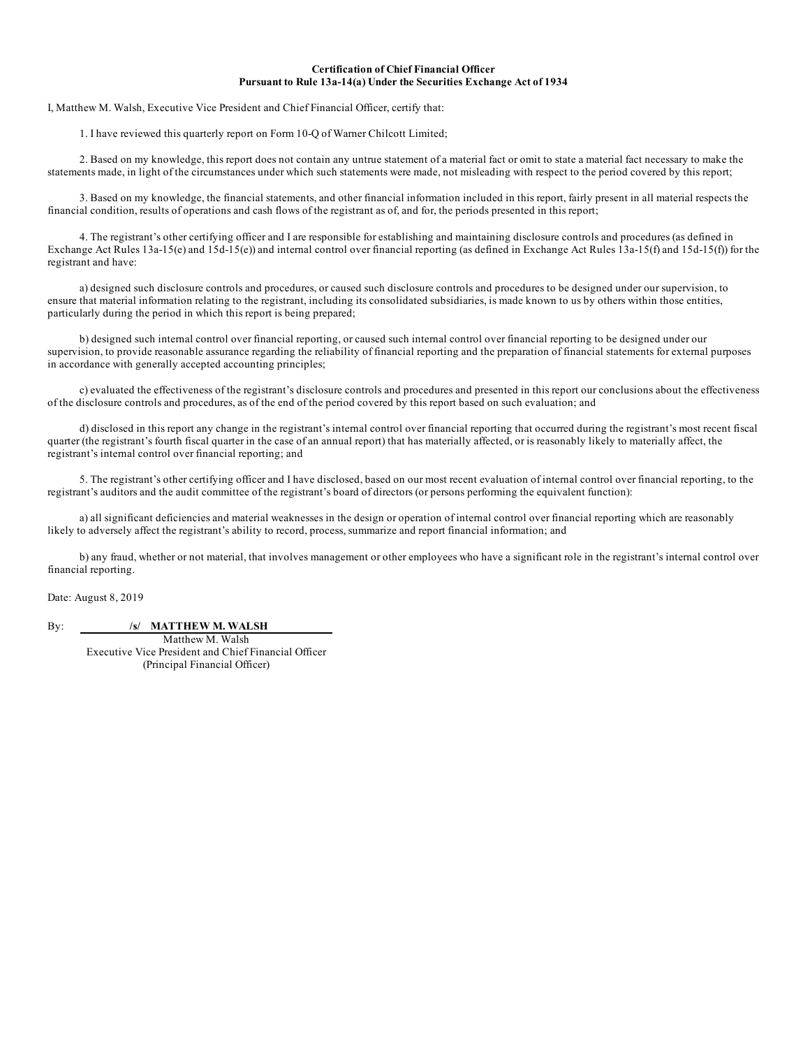**Certification of Chief Financial Officer**
**Pursuant to Rule 13a-14(a) Under the Securities Exchange Act of 1934**

I, Matthew M. Walsh, Executive Vice President and Chief Financial Officer, certify that:

1. I have reviewed this quarterly report on Form 10-Q of Warner Chilcott Limited;

2. Based on my knowledge, this report does not contain any untrue statement of a material fact or omit to state a material fact necessary to make the statements made, in light of the circumstances under which such statements were made, not misleading with respect to the period covered by this report;

3. Based on my knowledge, the financial statements, and other financial information included in this report, fairly present in all material respects the financial condition, results of operations and cash flows of the registrant as of, and for, the periods presented in this report;

4. The registrant's other certifying officer and I are responsible for establishing and maintaining disclosure controls and procedures (as defined in Exchange Act Rules 13a-15(e) and 15d-15(e)) and internal control over financial reporting (as defined in Exchange Act Rules 13a-15(f) and 15d-15(f)) for the registrant and have:

a) designed such disclosure controls and procedures, or caused such disclosure controls and procedures to be designed under our supervision, to ensure that material information relating to the registrant, including its consolidated subsidiaries, is made known to us by others within those entities, particularly during the period in which this report is being prepared;

b) designed such internal control over financial reporting, or caused such internal control over financial reporting to be designed under our supervision, to provide reasonable assurance regarding the reliability of financial reporting and the preparation of financial statements for external purposes in accordance with generally accepted accounting principles;

c) evaluated the effectiveness of the registrant's disclosure controls and procedures and presented in this report our conclusions about the effectiveness of the disclosure controls and procedures, as of the end of the period covered by this report based on such evaluation; and

d) disclosed in this report any change in the registrant's internal control over financial reporting that occurred during the registrant's most recent fiscal quarter (the registrant's fourth fiscal quarter in the case of an annual report) that has materially affected, or is reasonably likely to materially affect, the registrant's internal control over financial reporting; and

5. The registrant's other certifying officer and I have disclosed, based on our most recent evaluation of internal control over financial reporting, to the registrant's auditors and the audit committee of the registrant's board of directors (or persons performing the equivalent function):

a) all significant deficiencies and material weaknesses in the design or operation of internal control over financial reporting which are reasonably likely to adversely affect the registrant's ability to record, process, summarize and report financial information; and

b) any fraud, whether or not material, that involves management or other employees who have a significant role in the registrant's internal control over financial reporting.

Date: August 8, 2019

By: **/s/ MATTHEW M. WALSH**
Matthew M. Walsh
Executive Vice President and Chief Financial Officer
(Principal Financial Officer)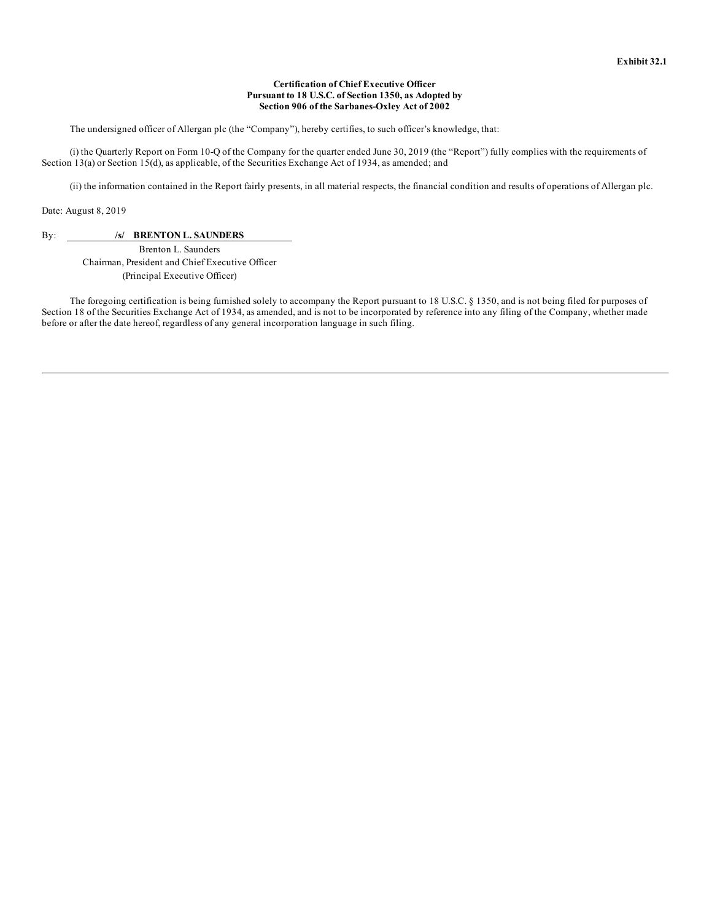**Exhibit 32.1**

**Certification of Chief Executive Officer**
**Pursuant to 18 U.S.C. of Section 1350, as Adopted by**
**Section 906 of the Sarbanes-Oxley Act of 2002**

The undersigned officer of Allergan plc (the "Company"), hereby certifies, to such officer's knowledge, that:

(i) the Quarterly Report on Form 10-Q of the Company for the quarter ended June 30, 2019 (the "Report") fully complies with the requirements of Section 13(a) or Section 15(d), as applicable, of the Securities Exchange Act of 1934, as amended; and

(ii) the information contained in the Report fairly presents, in all material respects, the financial condition and results of operations of Allergan plc.

Date: August 8, 2019

By: **/s/ BRENTON L. SAUNDERS**
Brenton L. Saunders
Chairman, President and Chief Executive Officer
(Principal Executive Officer)

The foregoing certification is being furnished solely to accompany the Report pursuant to 18 U.S.C. § 1350, and is not being filed for purposes of Section 18 of the Securities Exchange Act of 1934, as amended, and is not to be incorporated by reference into any filing of the Company, whether made before or after the date hereof, regardless of any general incorporation language in such filing.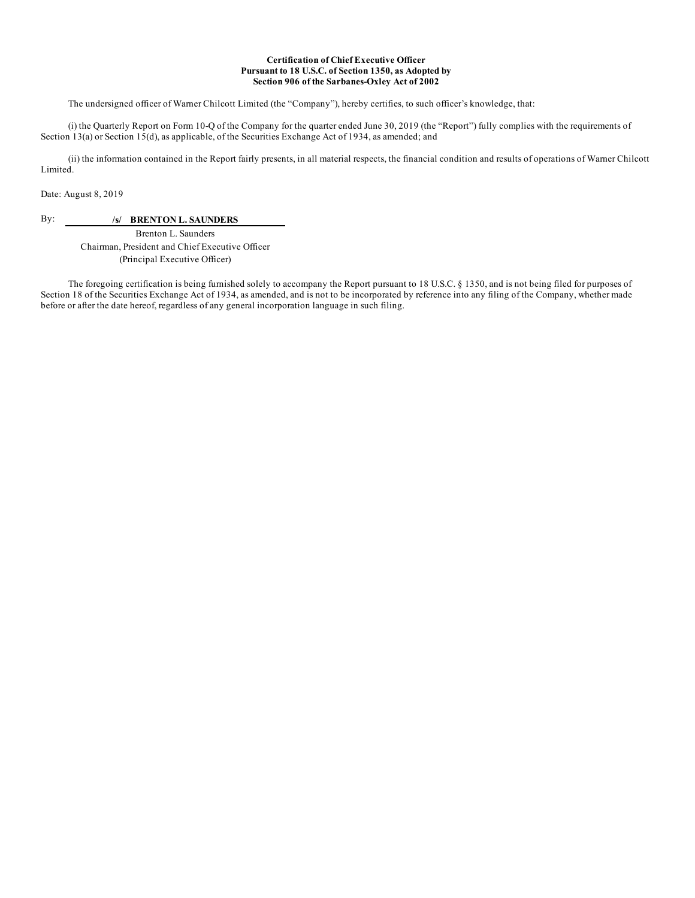**Certification of Chief Executive Officer**
**Pursuant to 18 U.S.C. of Section 1350, as Adopted by**
**Section 906 of the Sarbanes-Oxley Act of 2002**

The undersigned officer of Warner Chilcott Limited (the "Company"), hereby certifies, to such officer's knowledge, that:

(i) the Quarterly Report on Form 10-Q of the Company for the quarter ended June 30, 2019 (the "Report") fully complies with the requirements of Section 13(a) or Section 15(d), as applicable, of the Securities Exchange Act of 1934, as amended; and

(ii) the information contained in the Report fairly presents, in all material respects, the financial condition and results of operations of Warner Chilcott Limited.

Date: August 8, 2019

By: **/s/ BRENTON L. SAUNDERS**

Brenton L. Saunders
Chairman, President and Chief Executive Officer
(Principal Executive Officer)

The foregoing certification is being furnished solely to accompany the Report pursuant to 18 U.S.C. § 1350, and is not being filed for purposes of Section 18 of the Securities Exchange Act of 1934, as amended, and is not to be incorporated by reference into any filing of the Company, whether made before or after the date hereof, regardless of any general incorporation language in such filing.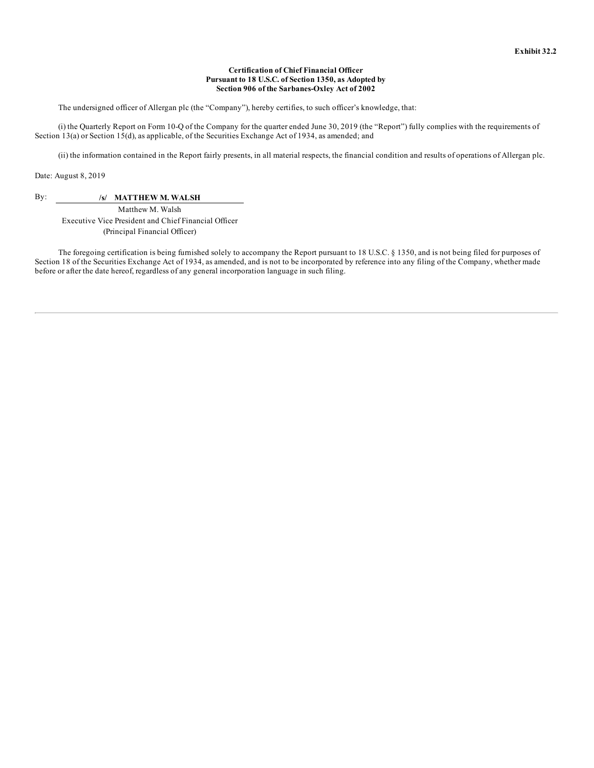**Exhibit 32.2**

**Certification of Chief Financial Officer**
**Pursuant to 18 U.S.C. of Section 1350, as Adopted by**
**Section 906 of the Sarbanes-Oxley Act of 2002**

The undersigned officer of Allergan plc (the "Company"), hereby certifies, to such officer's knowledge, that:

(i) the Quarterly Report on Form 10-Q of the Company for the quarter ended June 30, 2019 (the "Report") fully complies with the requirements of Section 13(a) or Section 15(d), as applicable, of the Securities Exchange Act of 1934, as amended; and

(ii) the information contained in the Report fairly presents, in all material respects, the financial condition and results of operations of Allergan plc.

Date: August 8, 2019

By: **/s/ MATTHEW M. WALSH**

Matthew M. Walsh
Executive Vice President and Chief Financial Officer
(Principal Financial Officer)

The foregoing certification is being furnished solely to accompany the Report pursuant to 18 U.S.C. § 1350, and is not being filed for purposes of Section 18 of the Securities Exchange Act of 1934, as amended, and is not to be incorporated by reference into any filing of the Company, whether made before or after the date hereof, regardless of any general incorporation language in such filing.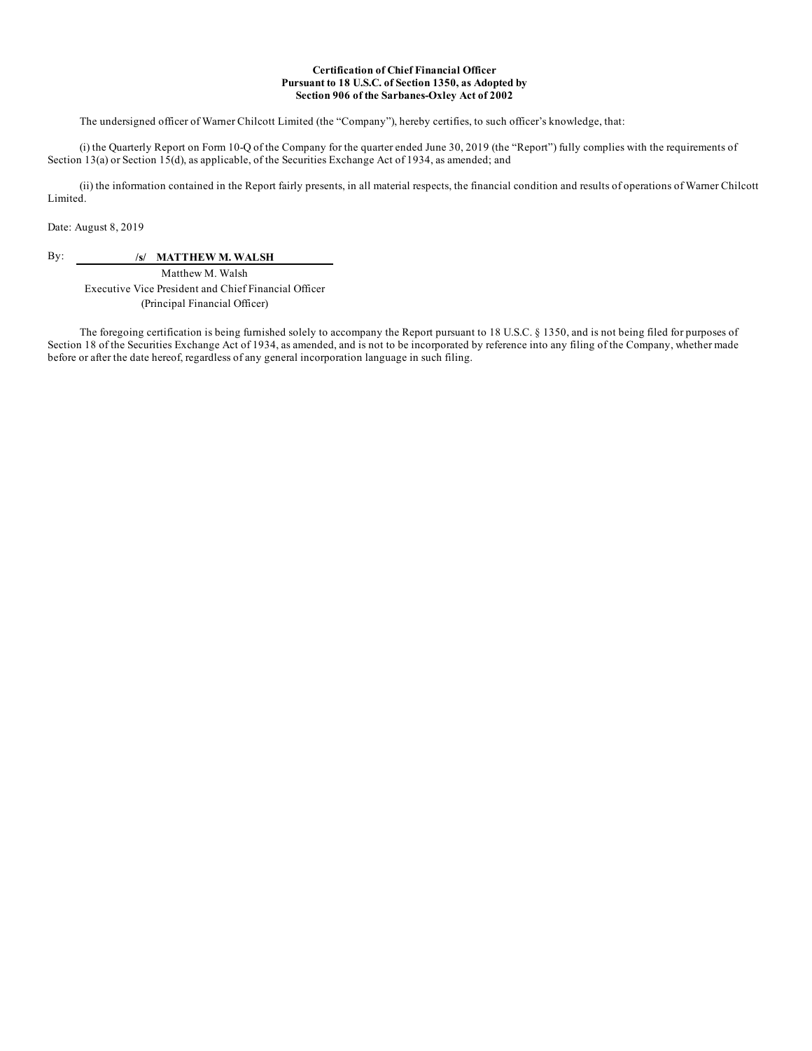**Certification of Chief Financial Officer**
**Pursuant to 18 U.S.C. of Section 1350, as Adopted by**
**Section 906 of the Sarbanes-Oxley Act of 2002**

The undersigned officer of Warner Chilcott Limited (the "Company"), hereby certifies, to such officer's knowledge, that:

(i) the Quarterly Report on Form 10-Q of the Company for the quarter ended June 30, 2019 (the "Report") fully complies with the requirements of Section 13(a) or Section 15(d), as applicable, of the Securities Exchange Act of 1934, as amended; and

(ii) the information contained in the Report fairly presents, in all material respects, the financial condition and results of operations of Warner Chilcott Limited.

Date: August 8, 2019

By: **/s/ MATTHEW M. WALSH**

Matthew M. Walsh
Executive Vice President and Chief Financial Officer
(Principal Financial Officer)

The foregoing certification is being furnished solely to accompany the Report pursuant to 18 U.S.C. § 1350, and is not being filed for purposes of Section 18 of the Securities Exchange Act of 1934, as amended, and is not to be incorporated by reference into any filing of the Company, whether made before or after the date hereof, regardless of any general incorporation language in such filing.